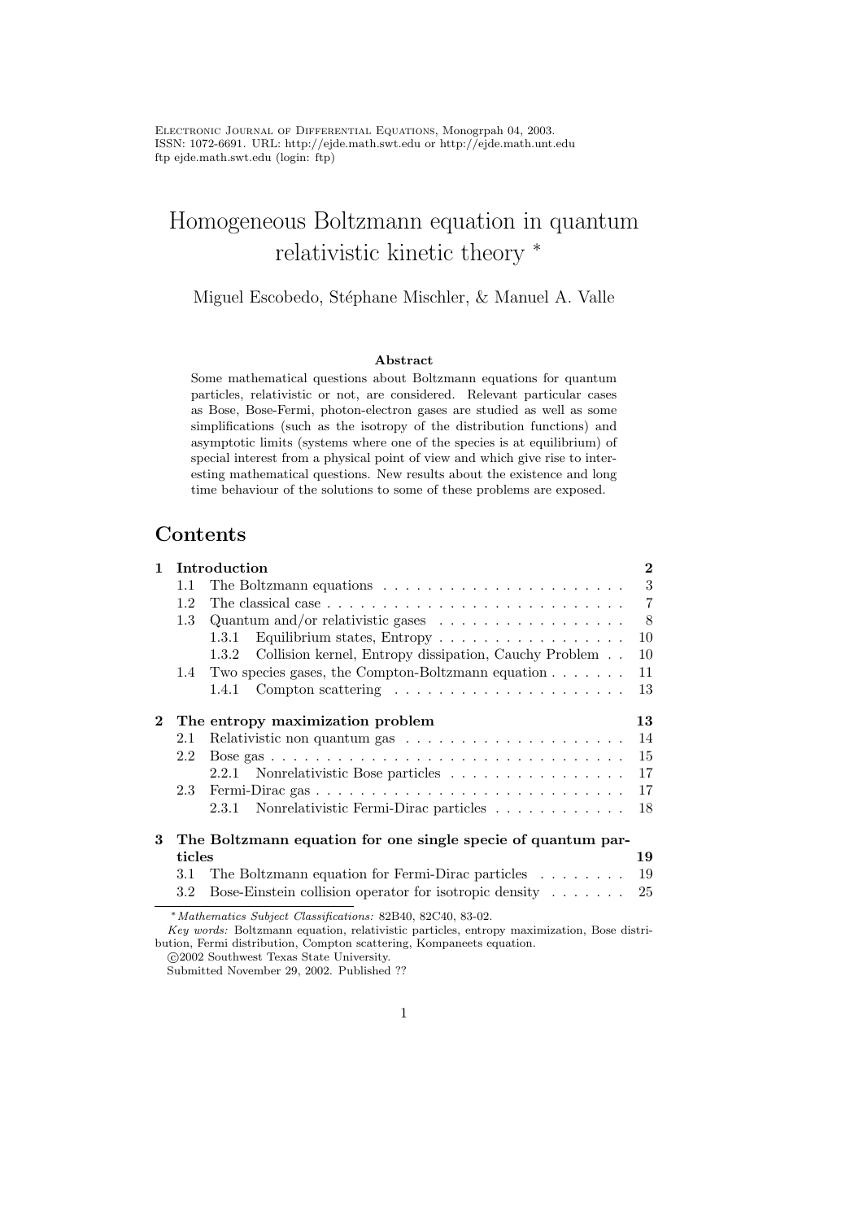Electronic Journal of Differential Equations, Monogrpah 04, 2003.
ISSN: 1072-6691. URL: http://ejde.math.swt.edu or http://ejde.math.unt.edu
ftp ejde.math.swt.edu (login: ftp)

# Homogeneous Boltzmann equation in quantum relativistic kinetic theory *

Miguel Escobedo, Stéphane Mischler, & Manuel A. Valle

**Abstract**

Some mathematical questions about Boltzmann equations for quantum particles, relativistic or not, are considered. Relevant particular cases as Bose, Bose-Fermi, photon-electron gases are studied as well as some simplifications (such as the isotropy of the distribution functions) and asymptotic limits (systems where one of the species is at equilibrium) of special interest from a physical point of view and which give rise to interesting mathematical questions. New results about the existence and long time behaviour of the solutions to some of these problems are exposed.

## Contents

- **1 Introduction** — **2**
  - 1.1 The Boltzmann equations — 3
  - 1.2 The classical case — 7
  - 1.3 Quantum and/or relativistic gases — 8
    - 1.3.1 Equilibrium states, Entropy — 10
    - 1.3.2 Collision kernel, Entropy dissipation, Cauchy Problem — 10
  - 1.4 Two species gases, the Compton-Boltzmann equation — 11
    - 1.4.1 Compton scattering — 13
- **2 The entropy maximization problem** — **13**
  - 2.1 Relativistic non quantum gas — 14
  - 2.2 Bose gas — 15
    - 2.2.1 Nonrelativistic Bose particles — 17
  - 2.3 Fermi-Dirac gas — 17
    - 2.3.1 Nonrelativistic Fermi-Dirac particles — 18
- **3 The Boltzmann equation for one single specie of quantum particles** — **19**
  - 3.1 The Boltzmann equation for Fermi-Dirac particles — 19
  - 3.2 Bose-Einstein collision operator for isotropic density — 25

---

*Mathematics Subject Classifications:* 82B40, 82C40, 83-02.
*Key words:* Boltzmann equation, relativistic particles, entropy maximization, Bose distribution, Fermi distribution, Compton scattering, Kompaneets equation.
©2002 Southwest Texas State University.
Submitted November 29, 2002. Published ??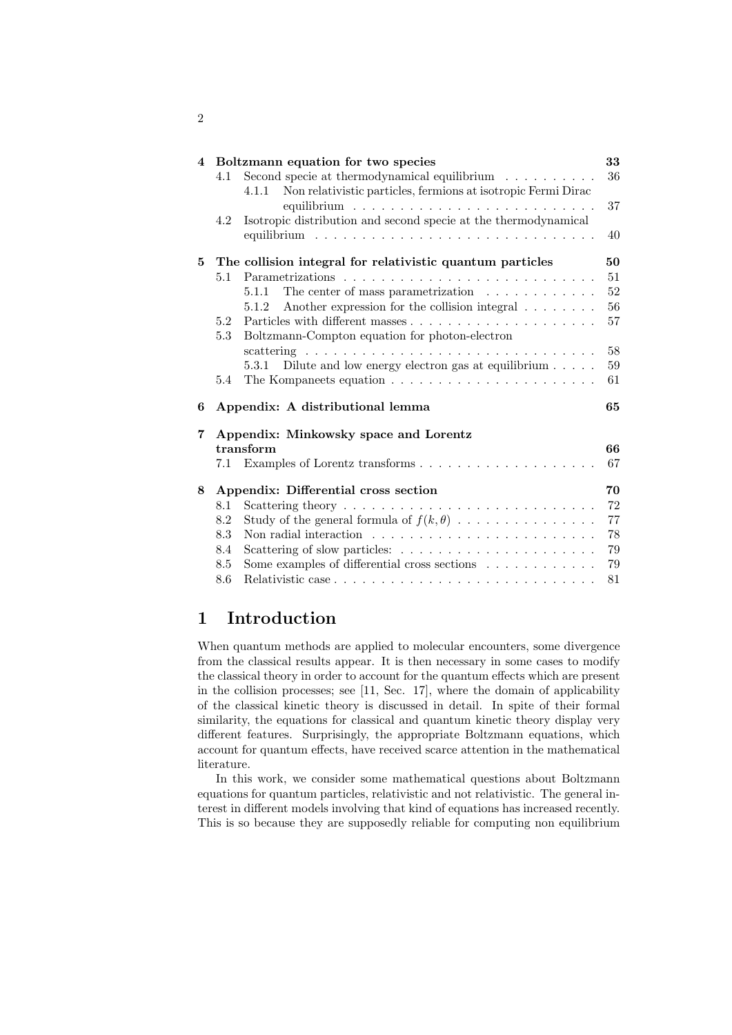| | | |
|---|---|---|
| **4** | **Boltzmann equation for two species** | **33** |
| 4.1 | Second specie at thermodynamical equilibrium | 36 |
| 4.1.1 | Non relativistic particles, fermions at isotropic Fermi Dirac equilibrium | 37 |
| 4.2 | Isotropic distribution and second specie at the thermodynamical equilibrium | 40 |
| **5** | **The collision integral for relativistic quantum particles** | **50** |
| 5.1 | Parametrizations | 51 |
| 5.1.1 | The center of mass parametrization | 52 |
| 5.1.2 | Another expression for the collision integral | 56 |
| 5.2 | Particles with different masses | 57 |
| 5.3 | Boltzmann-Compton equation for photon-electron scattering | 58 |
| 5.3.1 | Dilute and low energy electron gas at equilibrium | 59 |
| 5.4 | The Kompaneets equation | 61 |
| **6** | **Appendix: A distributional lemma** | **65** |
| **7** | **Appendix: Minkowsky space and Lorentz transform** | **66** |
| 7.1 | Examples of Lorentz transforms | 67 |
| **8** | **Appendix: Differential cross section** | **70** |
| 8.1 | Scattering theory | 72 |
| 8.2 | Study of the general formula of $f(k, \theta)$ | 77 |
| 8.3 | Non radial interaction | 78 |
| 8.4 | Scattering of slow particles: | 79 |
| 8.5 | Some examples of differential cross sections | 79 |
| 8.6 | Relativistic case | 81 |

# 1 Introduction

When quantum methods are applied to molecular encounters, some divergence from the classical results appear. It is then necessary in some cases to modify the classical theory in order to account for the quantum effects which are present in the collision processes; see [11, Sec. 17], where the domain of applicability of the classical kinetic theory is discussed in detail. In spite of their formal similarity, the equations for classical and quantum kinetic theory display very different features. Surprisingly, the appropriate Boltzmann equations, which account for quantum effects, have received scarce attention in the mathematical literature.

In this work, we consider some mathematical questions about Boltzmann equations for quantum particles, relativistic and not relativistic. The general interest in different models involving that kind of equations has increased recently. This is so because they are supposedly reliable for computing non equilibrium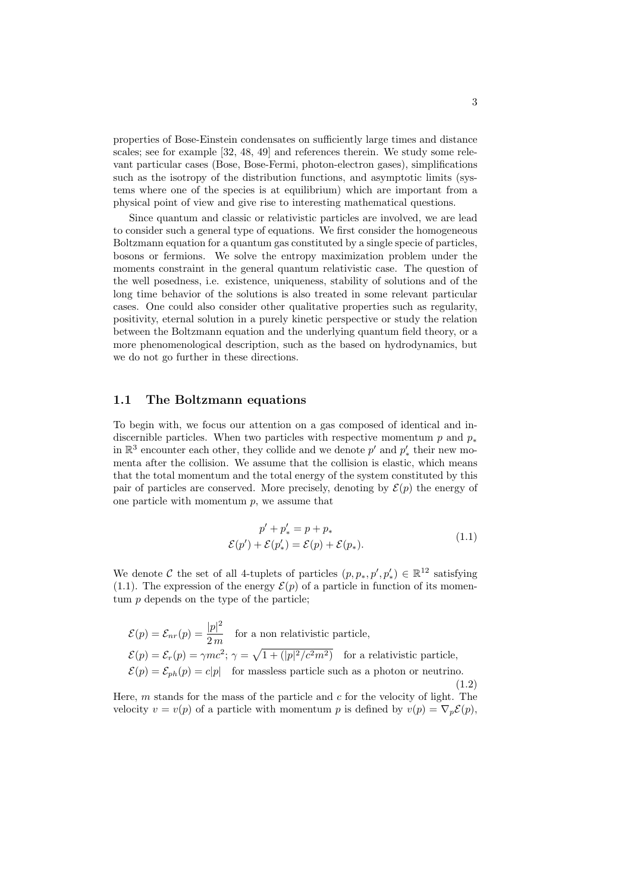properties of Bose-Einstein condensates on sufficiently large times and distance scales; see for example [32, 48, 49] and references therein. We study some relevant particular cases (Bose, Bose-Fermi, photon-electron gases), simplifications such as the isotropy of the distribution functions, and asymptotic limits (systems where one of the species is at equilibrium) which are important from a physical point of view and give rise to interesting mathematical questions.

Since quantum and classic or relativistic particles are involved, we are lead to consider such a general type of equations. We first consider the homogeneous Boltzmann equation for a quantum gas constituted by a single specie of particles, bosons or fermions. We solve the entropy maximization problem under the moments constraint in the general quantum relativistic case. The question of the well posedness, i.e. existence, uniqueness, stability of solutions and of the long time behavior of the solutions is also treated in some relevant particular cases. One could also consider other qualitative properties such as regularity, positivity, eternal solution in a purely kinetic perspective or study the relation between the Boltzmann equation and the underlying quantum field theory, or a more phenomenological description, such as the based on hydrodynamics, but we do not go further in these directions.

## 1.1 The Boltzmann equations

To begin with, we focus our attention on a gas composed of identical and indiscernible particles. When two particles with respective momentum $p$ and $p_*$ in $\mathbb{R}^3$ encounter each other, they collide and we denote $p'$ and $p'_*$ their new momenta after the collision. We assume that the collision is elastic, which means that the total momentum and the total energy of the system constituted by this pair of particles are conserved. More precisely, denoting by $\mathcal{E}(p)$ the energy of one particle with momentum $p$, we assume that

$$
\begin{aligned}
p' + p'_* &= p + p_* \\
\mathcal{E}(p') + \mathcal{E}(p'_*) &= \mathcal{E}(p) + \mathcal{E}(p_*).
\end{aligned}
\tag{1.1}
$$

We denote $\mathcal{C}$ the set of all 4-tuplets of particles $(p, p_*, p', p'_*) \in \mathbb{R}^{12}$ satisfying (1.1). The expression of the energy $\mathcal{E}(p)$ of a particle in function of its momentum $p$ depends on the type of the particle;

$$
\begin{aligned}
&\mathcal{E}(p) = \mathcal{E}_{nr}(p) = \frac{|p|^2}{2\,m} \quad \text{for a non relativistic particle,} \\
&\mathcal{E}(p) = \mathcal{E}_{r}(p) = \gamma m c^2;\ \gamma = \sqrt{1 + (|p|^2/c^2 m^2)} \quad \text{for a relativistic particle,} \\
&\mathcal{E}(p) = \mathcal{E}_{ph}(p) = c|p| \quad \text{for massless particle such as a photon or neutrino.}
\end{aligned}
\tag{1.2}
$$

Here, $m$ stands for the mass of the particle and $c$ for the velocity of light. The velocity $v = v(p)$ of a particle with momentum $p$ is defined by $v(p) = \nabla_p \mathcal{E}(p)$,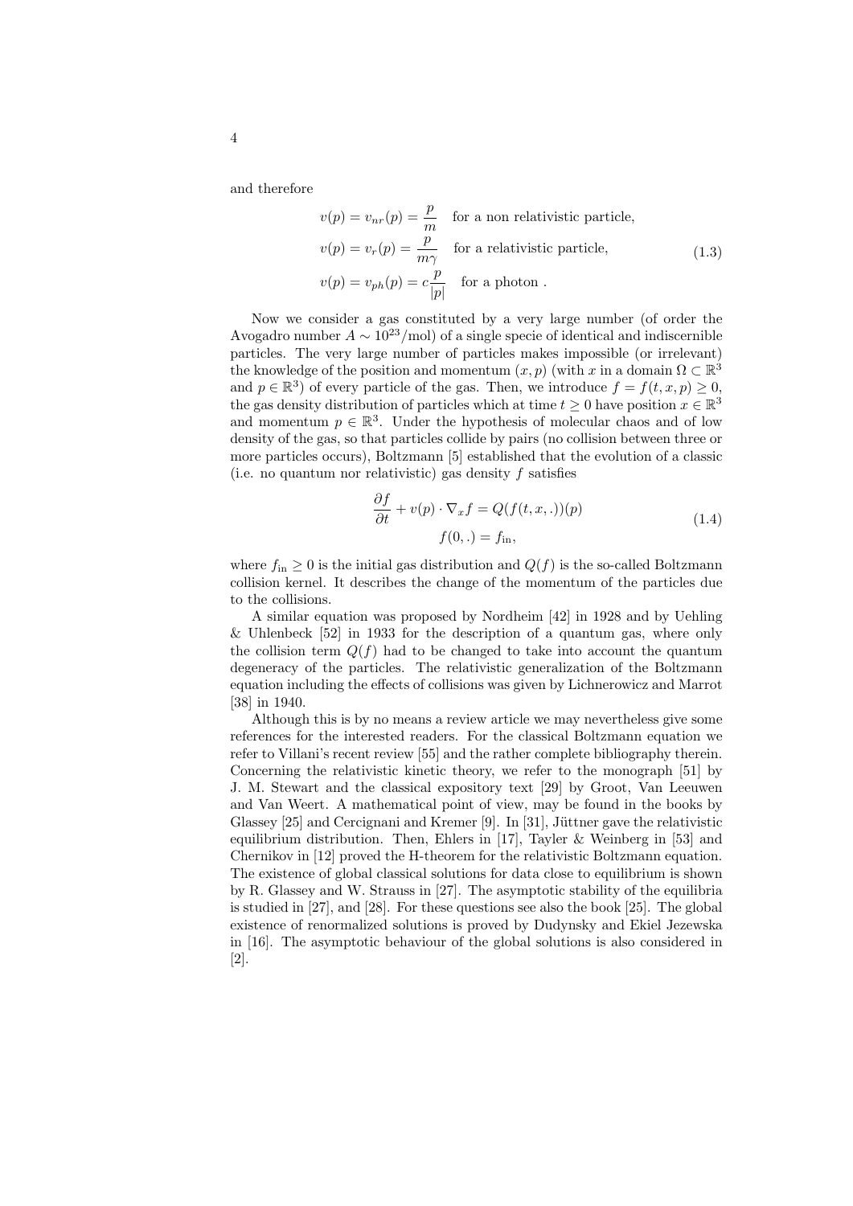and therefore

$$
\begin{aligned}
v(p) &= v_{nr}(p) = \frac{p}{m} \quad \text{for a non relativistic particle,} \\
v(p) &= v_{r}(p) = \frac{p}{m\gamma} \quad \text{for a relativistic particle,} \\
v(p) &= v_{ph}(p) = c\frac{p}{|p|} \quad \text{for a photon .}
\end{aligned}
\tag{1.3}
$$

Now we consider a gas constituted by a very large number (of order the Avogadro number $A \sim 10^{23}/\text{mol}$) of a single specie of identical and indiscernible particles. The very large number of particles makes impossible (or irrelevant) the knowledge of the position and momentum $(x, p)$ (with $x$ in a domain $\Omega \subset \mathbb{R}^3$ and $p \in \mathbb{R}^3$) of every particle of the gas. Then, we introduce $f = f(t, x, p) \geq 0$, the gas density distribution of particles which at time $t \geq 0$ have position $x \in \mathbb{R}^3$ and momentum $p \in \mathbb{R}^3$. Under the hypothesis of molecular chaos and of low density of the gas, so that particles collide by pairs (no collision between three or more particles occurs), Boltzmann [5] established that the evolution of a classic (i.e. no quantum nor relativistic) gas density $f$ satisfies

$$
\begin{aligned}
\frac{\partial f}{\partial t} + v(p) \cdot \nabla_x f &= Q(f(t, x, .))(p) \\
f(0, .) &= f_{\text{in}},
\end{aligned}
\tag{1.4}
$$

where $f_{\text{in}} \geq 0$ is the initial gas distribution and $Q(f)$ is the so-called Boltzmann collision kernel. It describes the change of the momentum of the particles due to the collisions.

A similar equation was proposed by Nordheim [42] in 1928 and by Uehling & Uhlenbeck [52] in 1933 for the description of a quantum gas, where only the collision term $Q(f)$ had to be changed to take into account the quantum degeneracy of the particles. The relativistic generalization of the Boltzmann equation including the effects of collisions was given by Lichnerowicz and Marrot [38] in 1940.

Although this is by no means a review article we may nevertheless give some references for the interested readers. For the classical Boltzmann equation we refer to Villani's recent review [55] and the rather complete bibliography therein. Concerning the relativistic kinetic theory, we refer to the monograph [51] by J. M. Stewart and the classical expository text [29] by Groot, Van Leeuwen and Van Weert. A mathematical point of view, may be found in the books by Glassey [25] and Cercignani and Kremer [9]. In [31], Jüttner gave the relativistic equilibrium distribution. Then, Ehlers in [17], Tayler & Weinberg in [53] and Chernikov in [12] proved the H-theorem for the relativistic Boltzmann equation. The existence of global classical solutions for data close to equilibrium is shown by R. Glassey and W. Strauss in [27]. The asymptotic stability of the equilibria is studied in [27], and [28]. For these questions see also the book [25]. The global existence of renormalized solutions is proved by Dudynsky and Ekiel Jezewska in [16]. The asymptotic behaviour of the global solutions is also considered in [2].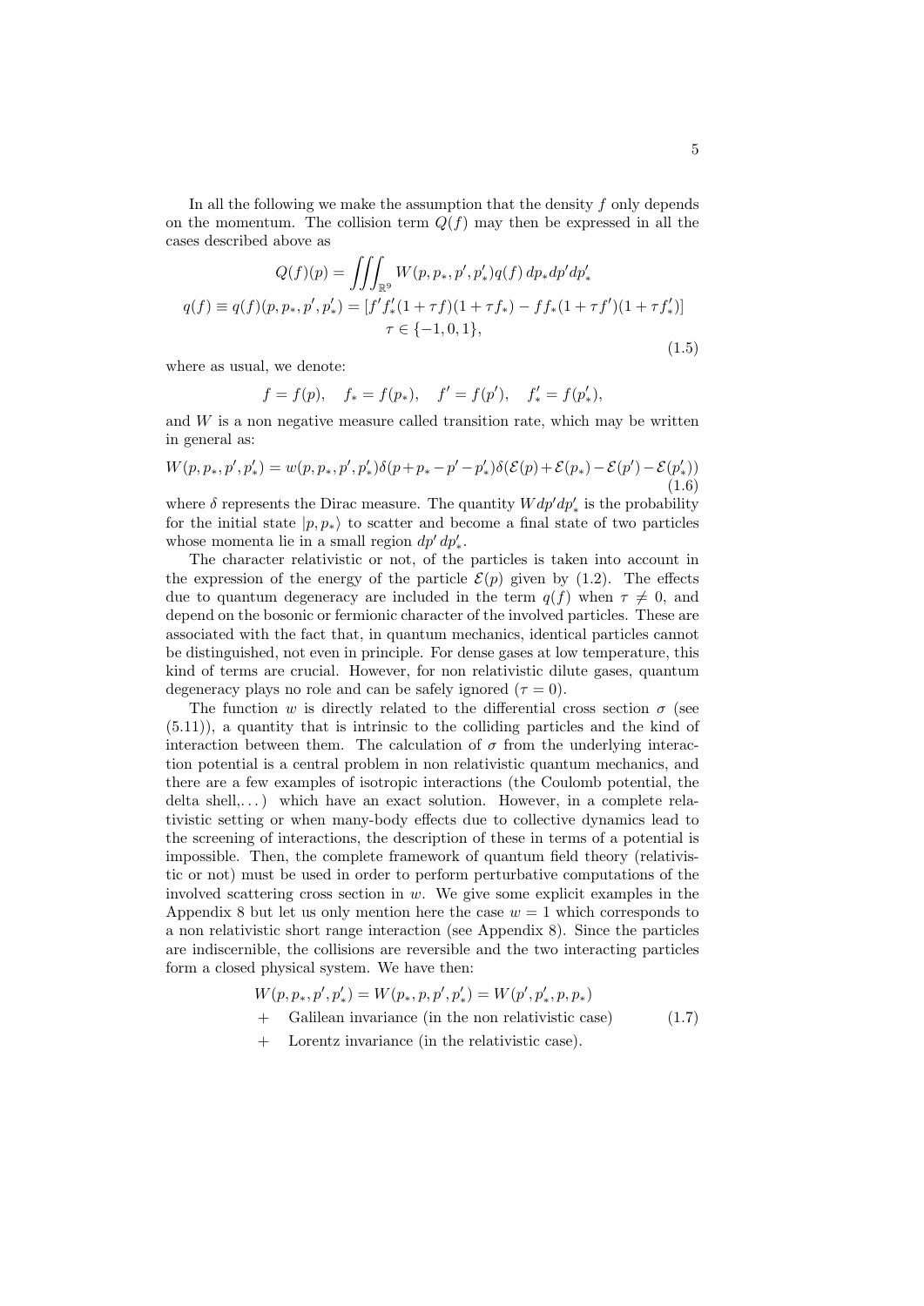In all the following we make the assumption that the density $f$ only depends on the momentum. The collision term $Q(f)$ may then be expressed in all the cases described above as

$$
\begin{gathered}
Q(f)(p) = \iiint_{\mathbb{R}^9} W(p, p_*, p', p'_*) q(f)\, dp_* dp' dp'_* \\
q(f) \equiv q(f)(p, p_*, p', p'_*) = [f' f'_* (1 + \tau f)(1 + \tau f_*) - f f_* (1 + \tau f')(1 + \tau f'_*)] \\
\tau \in \{-1, 0, 1\},
\end{gathered}
\tag{1.5}
$$

where as usual, we denote:

$$
f = f(p), \quad f_* = f(p_*), \quad f' = f(p'), \quad f'_* = f(p'_*),
$$

and $W$ is a non negative measure called transition rate, which may be written in general as:

$$
W(p, p_*, p', p'_*) = w(p, p_*, p', p'_*) \delta(p + p_* - p' - p'_*) \delta(\mathcal{E}(p) + \mathcal{E}(p_*) - \mathcal{E}(p') - \mathcal{E}(p'_*))
\tag{1.6}
$$

where $\delta$ represents the Dirac measure. The quantity $W dp' dp'_*$ is the probability for the initial state $|p, p_*\rangle$ to scatter and become a final state of two particles whose momenta lie in a small region $dp'\, dp'_*$.

The character relativistic or not, of the particles is taken into account in the expression of the energy of the particle $\mathcal{E}(p)$ given by (1.2). The effects due to quantum degeneracy are included in the term $q(f)$ when $\tau \neq 0$, and depend on the bosonic or fermionic character of the involved particles. These are associated with the fact that, in quantum mechanics, identical particles cannot be distinguished, not even in principle. For dense gases at low temperature, this kind of terms are crucial. However, for non relativistic dilute gases, quantum degeneracy plays no role and can be safely ignored ($\tau = 0$).

The function $w$ is directly related to the differential cross section $\sigma$ (see (5.11)), a quantity that is intrinsic to the colliding particles and the kind of interaction between them. The calculation of $\sigma$ from the underlying interaction potential is a central problem in non relativistic quantum mechanics, and there are a few examples of isotropic interactions (the Coulomb potential, the delta shell,...) which have an exact solution. However, in a complete relativistic setting or when many-body effects due to collective dynamics lead to the screening of interactions, the description of these in terms of a potential is impossible. Then, the complete framework of quantum field theory (relativistic or not) must be used in order to perform perturbative computations of the involved scattering cross section in $w$. We give some explicit examples in the Appendix 8 but let us only mention here the case $w = 1$ which corresponds to a non relativistic short range interaction (see Appendix 8). Since the particles are indiscernible, the collisions are reversible and the two interacting particles form a closed physical system. We have then:

$$
\begin{aligned}
& W(p, p_*, p', p'_*) = W(p_*, p, p', p'_*) = W(p', p'_*, p, p_*) \\
+ \quad & \text{Galilean invariance (in the non relativistic case)} \\
+ \quad & \text{Lorentz invariance (in the relativistic case).}
\end{aligned}
\tag{1.7}
$$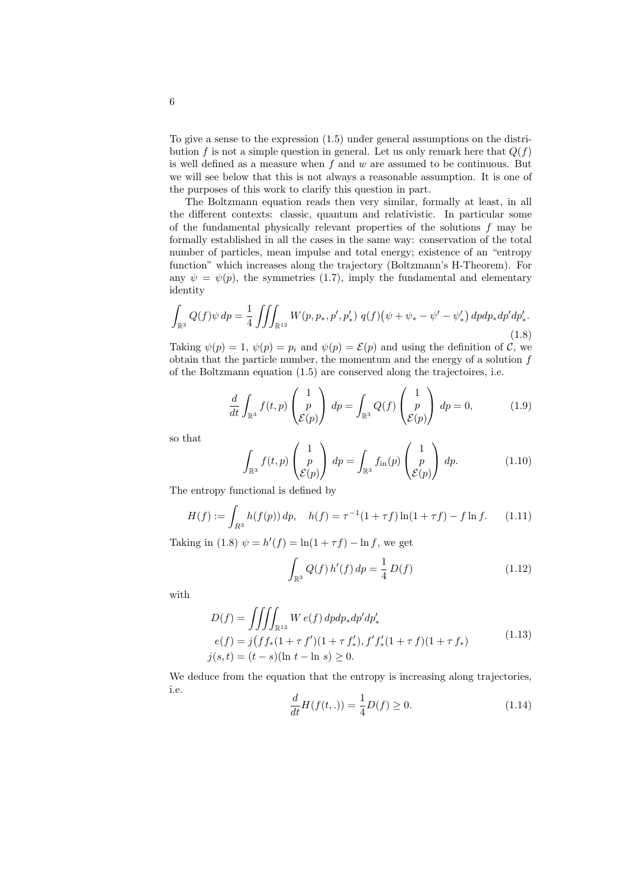To give a sense to the expression (1.5) under general assumptions on the distribution $f$ is not a simple question in general. Let us only remark here that $Q(f)$ is well defined as a measure when $f$ and $w$ are assumed to be continuous. But we will see below that this is not always a reasonable assumption. It is one of the purposes of this work to clarify this question in part.

The Boltzmann equation reads then very similar, formally at least, in all the different contexts: classic, quantum and relativistic. In particular some of the fundamental physically relevant properties of the solutions $f$ may be formally established in all the cases in the same way: conservation of the total number of particles, mean impulse and total energy; existence of an "entropy function" which increases along the trajectory (Boltzmann's H-Theorem). For any $\psi = \psi(p)$, the symmetries (1.7), imply the fundamental and elementary identity

$$\int_{\mathbb{R}^3} Q(f)\psi \, dp = \frac{1}{4} \iiint_{\mathbb{R}^{12}} W(p, p_*, p', p'_*) \; q(f)\big(\psi + \psi_* - \psi' - \psi'_*\big) \, dp dp_* dp' dp'_*. \tag{1.8}$$

Taking $\psi(p) = 1$, $\psi(p) = p_i$ and $\psi(p) = \mathcal{E}(p)$ and using the definition of $\mathcal{C}$, we obtain that the particle number, the momentum and the energy of a solution $f$ of the Boltzmann equation (1.5) are conserved along the trajectoires, i.e.

$$\frac{d}{dt} \int_{\mathbb{R}^3} f(t,p) \begin{pmatrix} 1 \\ p \\ \mathcal{E}(p) \end{pmatrix} \, dp = \int_{\mathbb{R}^3} Q(f) \begin{pmatrix} 1 \\ p \\ \mathcal{E}(p) \end{pmatrix} \, dp = 0, \tag{1.9}$$

so that

$$\int_{\mathbb{R}^3} f(t,p) \begin{pmatrix} 1 \\ p \\ \mathcal{E}(p) \end{pmatrix} \, dp = \int_{\mathbb{R}^3} f_{\text{in}}(p) \begin{pmatrix} 1 \\ p \\ \mathcal{E}(p) \end{pmatrix} \, dp. \tag{1.10}$$

The entropy functional is defined by

$$H(f) := \int_{R^3} h(f(p)) \, dp, \quad h(f) = \tau^{-1}(1 + \tau f) \ln(1 + \tau f) - f \ln f. \tag{1.11}$$

Taking in (1.8) $\psi = h'(f) = \ln(1 + \tau f) - \ln f$, we get

$$\int_{\mathbb{R}^3} Q(f) \, h'(f) \, dp = \frac{1}{4} \, D(f) \tag{1.12}$$

with

$$\begin{aligned} D(f) &= \iiiint_{\mathbb{R}^{12}} W \, e(f) \, dp dp_* dp' dp'_* \\ e(f) &= j\big(f f_*(1 + \tau \, f')(1 + \tau \, f'_*), f' f'_*(1 + \tau \, f)(1 + \tau \, f_*)\big) \\ j(s,t) &= (t - s)(\ln t - \ln s) \geq 0. \end{aligned} \tag{1.13}$$

We deduce from the equation that the entropy is increasing along trajectories, i.e.

$$\frac{d}{dt} H(f(t,.)) = \frac{1}{4} D(f) \geq 0. \tag{1.14}$$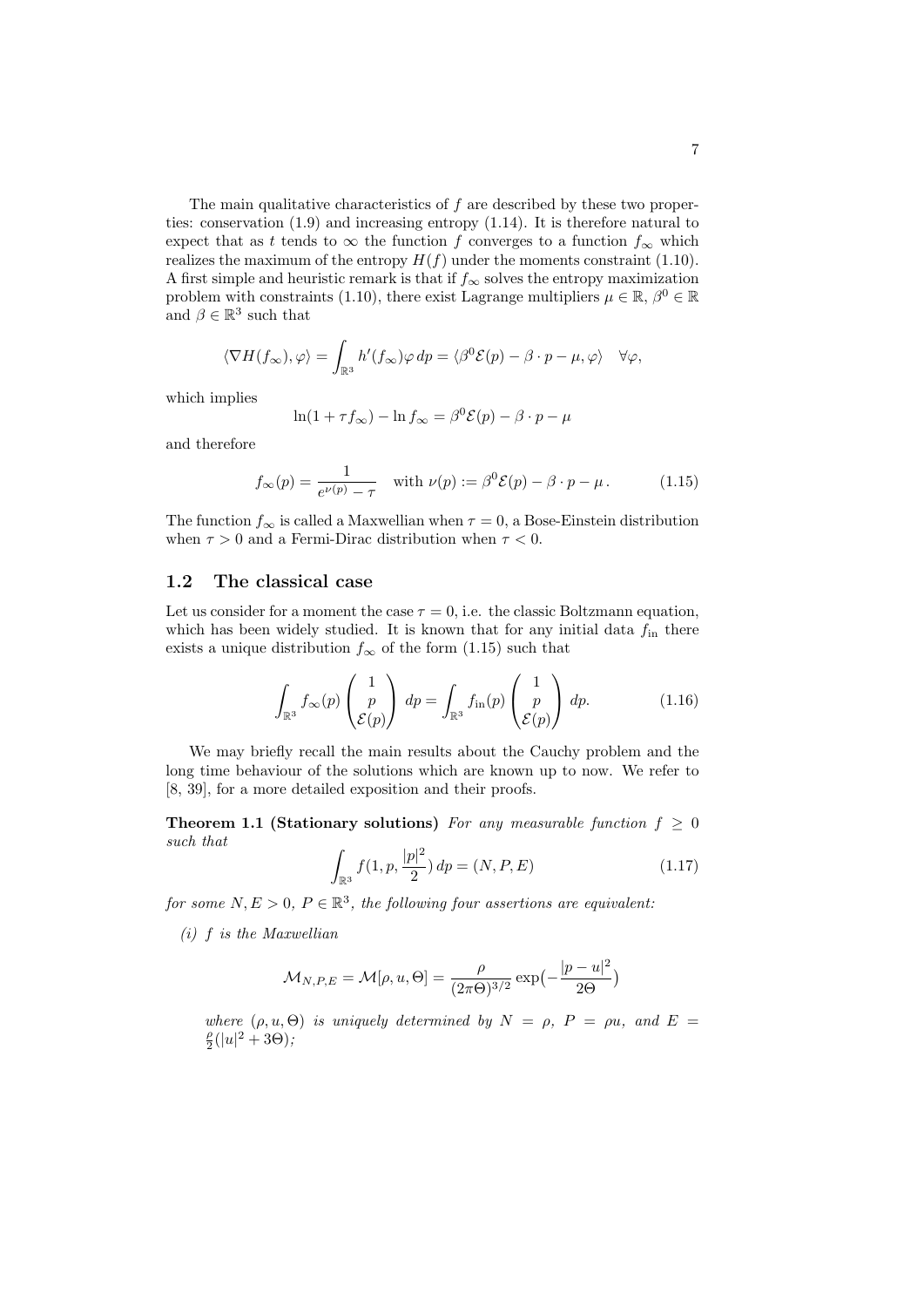The main qualitative characteristics of $f$ are described by these two properties: conservation (1.9) and increasing entropy (1.14). It is therefore natural to expect that as $t$ tends to $\infty$ the function $f$ converges to a function $f_\infty$ which realizes the maximum of the entropy $H(f)$ under the moments constraint (1.10). A first simple and heuristic remark is that if $f_\infty$ solves the entropy maximization problem with constraints (1.10), there exist Lagrange multipliers $\mu \in \mathbb{R}$, $\beta^0 \in \mathbb{R}$ and $\beta \in \mathbb{R}^3$ such that

$$\langle \nabla H(f_\infty), \varphi \rangle = \int_{\mathbb{R}^3} h'(f_\infty) \varphi \, dp = \langle \beta^0 \mathcal{E}(p) - \beta \cdot p - \mu, \varphi \rangle \quad \forall \varphi,$$

which implies

$$\ln(1 + \tau f_\infty) - \ln f_\infty = \beta^0 \mathcal{E}(p) - \beta \cdot p - \mu$$

and therefore

$$f_\infty(p) = \frac{1}{e^{\nu(p)} - \tau} \quad \text{with } \nu(p) := \beta^0 \mathcal{E}(p) - \beta \cdot p - \mu \,. \tag{1.15}$$

The function $f_\infty$ is called a Maxwellian when $\tau = 0$, a Bose-Einstein distribution when $\tau > 0$ and a Fermi-Dirac distribution when $\tau < 0$.

## 1.2 The classical case

Let us consider for a moment the case $\tau = 0$, i.e. the classic Boltzmann equation, which has been widely studied. It is known that for any initial data $f_{\rm in}$ there exists a unique distribution $f_\infty$ of the form (1.15) such that

$$\int_{\mathbb{R}^3} f_\infty(p) \begin{pmatrix} 1 \\ p \\ \mathcal{E}(p) \end{pmatrix} dp = \int_{\mathbb{R}^3} f_{\rm in}(p) \begin{pmatrix} 1 \\ p \\ \mathcal{E}(p) \end{pmatrix} dp. \tag{1.16}$$

We may briefly recall the main results about the Cauchy problem and the long time behaviour of the solutions which are known up to now. We refer to [8, 39], for a more detailed exposition and their proofs.

**Theorem 1.1 (Stationary solutions)** *For any measurable function $f \geq 0$ such that*

$$\int_{\mathbb{R}^3} f(1, p, \frac{|p|^2}{2}) \, dp = (N, P, E) \tag{1.17}$$

*for some $N, E > 0$, $P \in \mathbb{R}^3$, the following four assertions are equivalent:*

*(i) $f$ is the Maxwellian*

$$\mathcal{M}_{N,P,E} = \mathcal{M}[\rho, u, \Theta] = \frac{\rho}{(2\pi\Theta)^{3/2}} \exp\bigl(-\frac{|p-u|^2}{2\Theta}\bigr)$$

*where $(\rho, u, \Theta)$ is uniquely determined by $N = \rho$, $P = \rho u$, and $E = \frac{\rho}{2}(|u|^2 + 3\Theta)$;*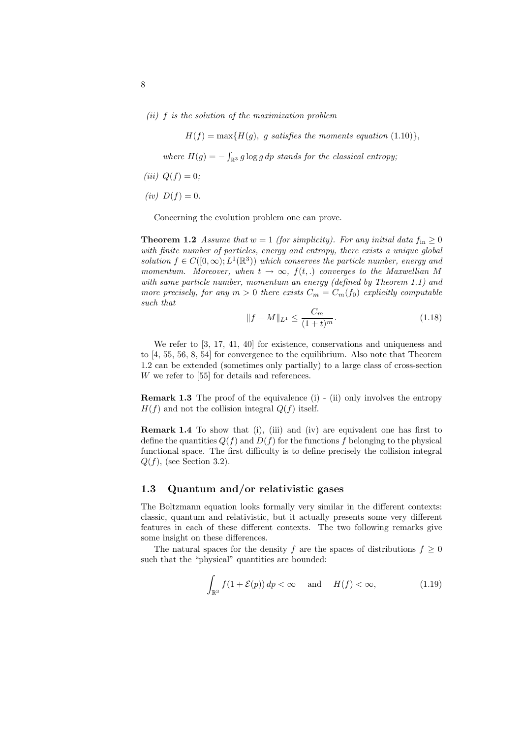*(ii) $f$ is the solution of the maximization problem*

$$H(f) = \max\{H(g),\ g \text{ satisfies the moments equation (1.10)}\},$$

*where $H(g) = -\int_{\mathbb{R}^3} g \log g \, dp$ stands for the classical entropy;*

*(iii) $Q(f) = 0$;*

*(iv) $D(f) = 0$.*

Concerning the evolution problem one can prove.

**Theorem 1.2** *Assume that $w = 1$ (for simplicity). For any initial data $f_{\rm in} \geq 0$ with finite number of particles, energy and entropy, there exists a unique global solution $f \in C([0,\infty); L^1(\mathbb{R}^3))$ which conserves the particle number, energy and momentum. Moreover, when $t \to \infty$, $f(t,.)$ converges to the Maxwellian $M$ with same particle number, momentum an energy (defined by Theorem 1.1) and more precisely, for any $m > 0$ there exists $C_m = C_m(f_0)$ explicitly computable such that*

$$\|f - M\|_{L^1} \leq \frac{C_m}{(1+t)^m}. \tag{1.18}$$

We refer to [3, 17, 41, 40] for existence, conservations and uniqueness and to [4, 55, 56, 8, 54] for convergence to the equilibrium. Also note that Theorem 1.2 can be extended (sometimes only partially) to a large class of cross-section $W$ we refer to [55] for details and references.

**Remark 1.3** The proof of the equivalence (i) - (ii) only involves the entropy $H(f)$ and not the collision integral $Q(f)$ itself.

**Remark 1.4** To show that (i), (iii) and (iv) are equivalent one has first to define the quantities $Q(f)$ and $D(f)$ for the functions $f$ belonging to the physical functional space. The first difficulty is to define precisely the collision integral $Q(f)$, (see Section 3.2).

## 1.3 Quantum and/or relativistic gases

The Boltzmann equation looks formally very similar in the different contexts: classic, quantum and relativistic, but it actually presents some very different features in each of these different contexts. The two following remarks give some insight on these differences.

The natural spaces for the density $f$ are the spaces of distributions $f \geq 0$ such that the "physical" quantities are bounded:

$$\int_{\mathbb{R}^3} f(1 + \mathcal{E}(p)) \, dp < \infty \quad \text{ and } \quad H(f) < \infty, \tag{1.19}$$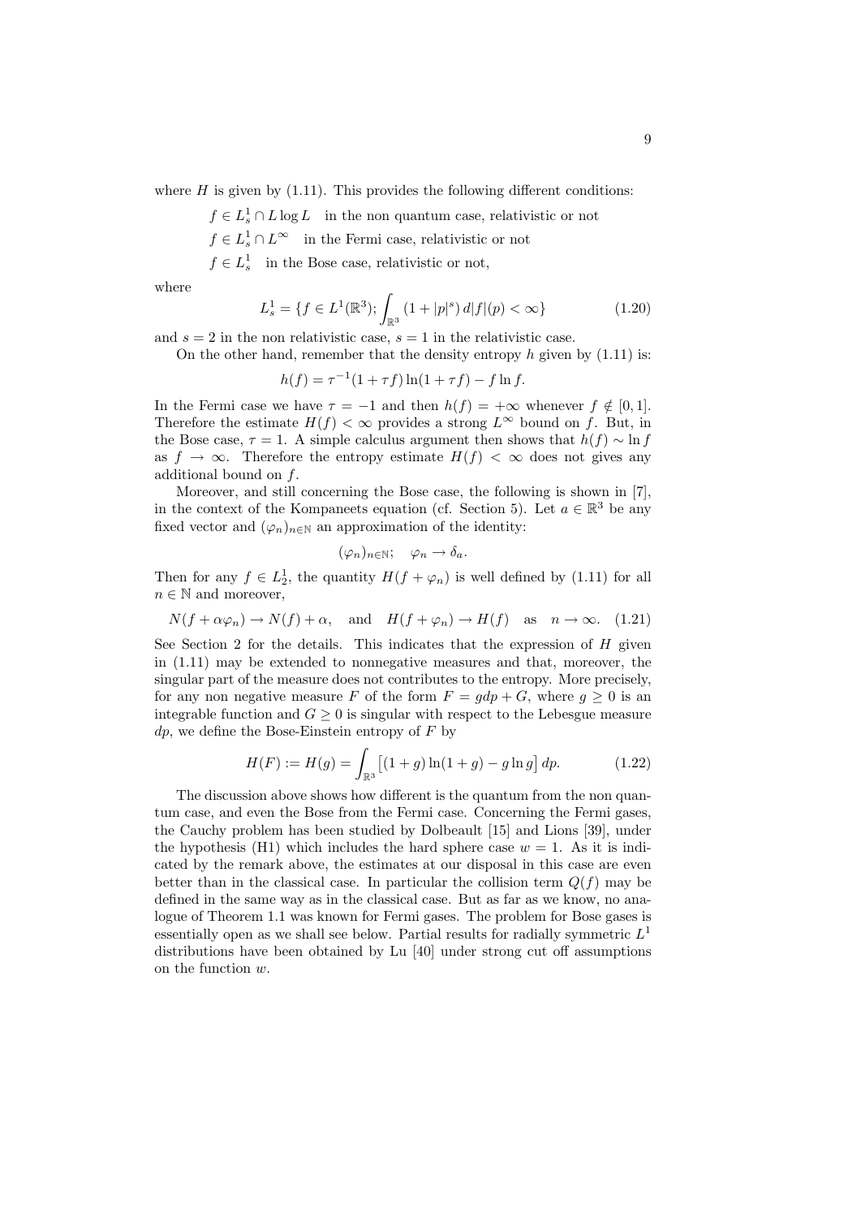where $H$ is given by (1.11). This provides the following different conditions:

$f \in L^1_s \cap L \log L$ in the non quantum case, relativistic or not

$f \in L^1_s \cap L^\infty$ in the Fermi case, relativistic or not

$f \in L^1_s$ in the Bose case, relativistic or not,

where

$$L^1_s = \{f \in L^1(\mathbb{R}^3); \int_{\mathbb{R}^3} (1 + |p|^s)\, d|f|(p) < \infty\} \tag{1.20}$$

and $s = 2$ in the non relativistic case, $s = 1$ in the relativistic case.

On the other hand, remember that the density entropy $h$ given by (1.11) is:

$$h(f) = \tau^{-1}(1 + \tau f)\ln(1 + \tau f) - f \ln f.$$

In the Fermi case we have $\tau = -1$ and then $h(f) = +\infty$ whenever $f \notin [0, 1]$. Therefore the estimate $H(f) < \infty$ provides a strong $L^\infty$ bound on $f$. But, in the Bose case, $\tau = 1$. A simple calculus argument then shows that $h(f) \sim \ln f$ as $f \to \infty$. Therefore the entropy estimate $H(f) < \infty$ does not gives any additional bound on $f$.

Moreover, and still concerning the Bose case, the following is shown in [7], in the context of the Kompaneets equation (cf. Section 5). Let $a \in \mathbb{R}^3$ be any fixed vector and $(\varphi_n)_{n\in\mathbb{N}}$ an approximation of the identity:

$$(\varphi_n)_{n\in\mathbb{N}}; \quad \varphi_n \to \delta_a.$$

Then for any $f \in L^1_2$, the quantity $H(f + \varphi_n)$ is well defined by (1.11) for all $n \in \mathbb{N}$ and moreover,

$$N(f + \alpha\varphi_n) \to N(f) + \alpha, \quad \text{and} \quad H(f + \varphi_n) \to H(f) \quad \text{as} \quad n \to \infty. \tag{1.21}$$

See Section 2 for the details. This indicates that the expression of $H$ given in (1.11) may be extended to nonnegative measures and that, moreover, the singular part of the measure does not contributes to the entropy. More precisely, for any non negative measure $F$ of the form $F = gdp + G$, where $g \geq 0$ is an integrable function and $G \geq 0$ is singular with respect to the Lebesgue measure $dp$, we define the Bose-Einstein entropy of $F$ by

$$H(F) := H(g) = \int_{\mathbb{R}^3} \left[(1 + g)\ln(1 + g) - g \ln g\right] dp. \tag{1.22}$$

The discussion above shows how different is the quantum from the non quantum case, and even the Bose from the Fermi case. Concerning the Fermi gases, the Cauchy problem has been studied by Dolbeault [15] and Lions [39], under the hypothesis (H1) which includes the hard sphere case $w = 1$. As it is indicated by the remark above, the estimates at our disposal in this case are even better than in the classical case. In particular the collision term $Q(f)$ may be defined in the same way as in the classical case. But as far as we know, no analogue of Theorem 1.1 was known for Fermi gases. The problem for Bose gases is essentially open as we shall see below. Partial results for radially symmetric $L^1$ distributions have been obtained by Lu [40] under strong cut off assumptions on the function $w$.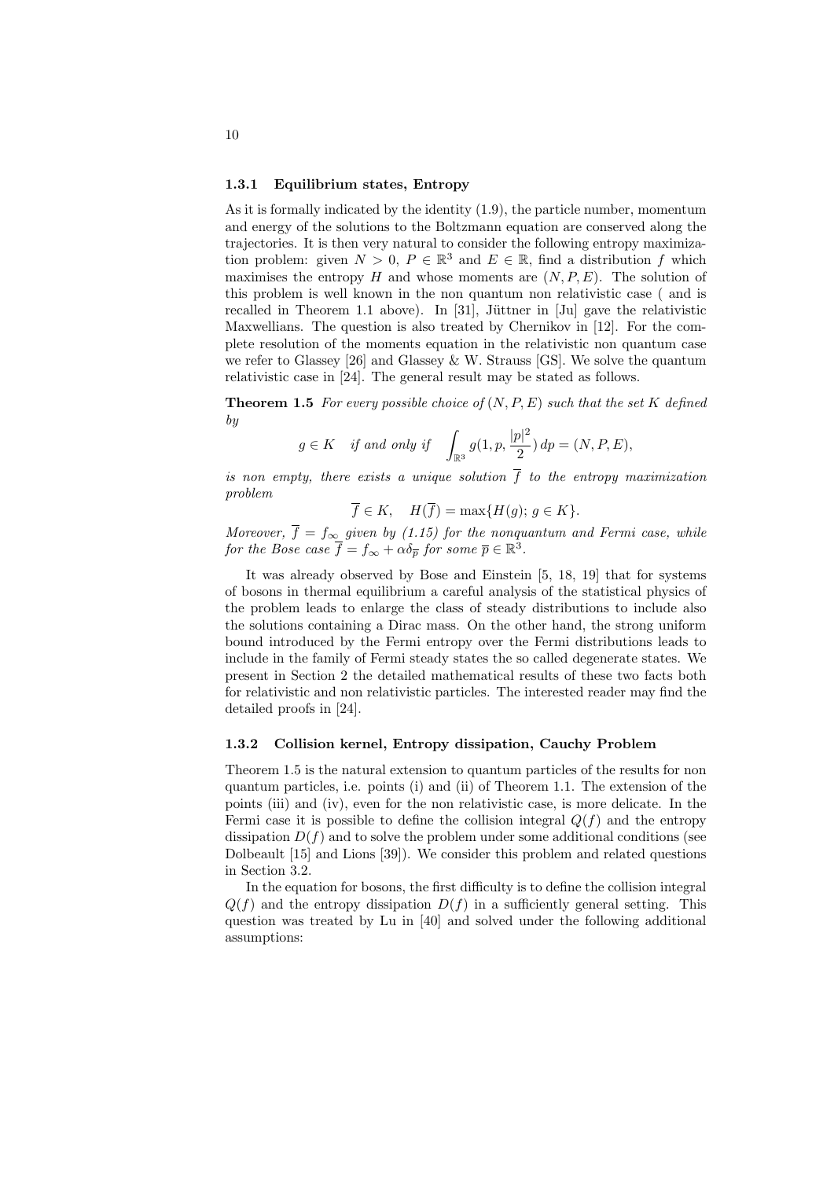### 1.3.1 Equilibrium states, Entropy

As it is formally indicated by the identity (1.9), the particle number, momentum and energy of the solutions to the Boltzmann equation are conserved along the trajectories. It is then very natural to consider the following entropy maximization problem: given $N > 0$, $P \in \mathbb{R}^3$ and $E \in \mathbb{R}$, find a distribution $f$ which maximises the entropy $H$ and whose moments are $(N, P, E)$. The solution of this problem is well known in the non quantum non relativistic case ( and is recalled in Theorem 1.1 above). In [31], Jüttner in [Ju] gave the relativistic Maxwellians. The question is also treated by Chernikov in [12]. For the complete resolution of the moments equation in the relativistic non quantum case we refer to Glassey [26] and Glassey & W. Strauss [GS]. We solve the quantum relativistic case in [24]. The general result may be stated as follows.

**Theorem 1.5** *For every possible choice of $(N, P, E)$ such that the set $K$ defined by*

$$g \in K \quad \textit{if and only if} \quad \int_{\mathbb{R}^3} g(1, p, \frac{|p|^2}{2})\, dp = (N, P, E),$$

*is non empty, there exists a unique solution $\overline{f}$ to the entropy maximization problem*

$$\overline{f} \in K, \quad H(\overline{f}) = \max\{H(g);\, g \in K\}.$$

*Moreover, $\overline{f} = f_\infty$ given by (1.15) for the nonquantum and Fermi case, while for the Bose case $\overline{f} = f_\infty + \alpha\delta_{\overline{p}}$ for some $\overline{p} \in \mathbb{R}^3$.*

It was already observed by Bose and Einstein [5, 18, 19] that for systems of bosons in thermal equilibrium a careful analysis of the statistical physics of the problem leads to enlarge the class of steady distributions to include also the solutions containing a Dirac mass. On the other hand, the strong uniform bound introduced by the Fermi entropy over the Fermi distributions leads to include in the family of Fermi steady states the so called degenerate states. We present in Section 2 the detailed mathematical results of these two facts both for relativistic and non relativistic particles. The interested reader may find the detailed proofs in [24].

### 1.3.2 Collision kernel, Entropy dissipation, Cauchy Problem

Theorem 1.5 is the natural extension to quantum particles of the results for non quantum particles, i.e. points (i) and (ii) of Theorem 1.1. The extension of the points (iii) and (iv), even for the non relativistic case, is more delicate. In the Fermi case it is possible to define the collision integral $Q(f)$ and the entropy dissipation $D(f)$ and to solve the problem under some additional conditions (see Dolbeault [15] and Lions [39]). We consider this problem and related questions in Section 3.2.

In the equation for bosons, the first difficulty is to define the collision integral $Q(f)$ and the entropy dissipation $D(f)$ in a sufficiently general setting. This question was treated by Lu in [40] and solved under the following additional assumptions: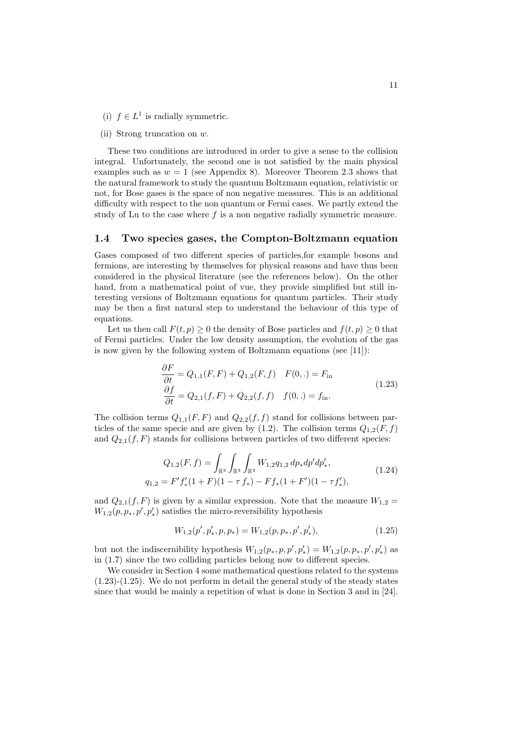(i) $f \in L^1$ is radially symmetric.

(ii) Strong truncation on $w$.

These two conditions are introduced in order to give a sense to the collision integral. Unfortunately, the second one is not satisfied by the main physical examples such as $w = 1$ (see Appendix 8). Moreover Theorem 2.3 shows that the natural framework to study the quantum Boltzmann equation, relativistic or not, for Bose gases is the space of non negative measures. This is an additional difficulty with respect to the non quantum or Fermi cases. We partly extend the study of Lu to the case where $f$ is a non negative radially symmetric measure.

### 1.4 Two species gases, the Compton-Boltzmann equation

Gases composed of two different species of particles,for example bosons and fermions, are interesting by themselves for physical reasons and have thus been considered in the physical literature (see the references below). On the other hand, from a mathematical point of vue, they provide simplified but still interesting versions of Boltzmann equations for quantum particles. Their study may be then a first natural step to understand the behaviour of this type of equations.

Let us then call $F(t,p) \geq 0$ the density of Bose particles and $f(t,p) \geq 0$ that of Fermi particles. Under the low density assumption, the evolution of the gas is now given by the following system of Boltzmann equations (see [11]):

$$
\begin{aligned}
\frac{\partial F}{\partial t} &= Q_{1,1}(F,F) + Q_{1,2}(F,f) \quad F(0,.) = F_{\text{in}} \\
\frac{\partial f}{\partial t} &= Q_{2,1}(f,F) + Q_{2,2}(f,f) \quad f(0,.) = f_{\text{in}}.
\end{aligned}
\tag{1.23}
$$

The collision terms $Q_{1,1}(F,F)$ and $Q_{2,2}(f,f)$ stand for collisions between particles of the same specie and are given by (1.2). The collision terms $Q_{1,2}(F,f)$ and $Q_{2,1}(f,F)$ stands for collisions between particles of two different species:

$$
\begin{aligned}
Q_{1,2}(F,f) &= \int_{\mathbb{R}^3}\int_{\mathbb{R}^3}\int_{\mathbb{R}^3} W_{1,2} q_{1,2}\, dp_* dp' dp'_*, \\
q_{1,2} &= F' f'_* (1+F)(1-\tau\, f_*) - F f_* (1+F')(1-\tau f'_*),
\end{aligned}
\tag{1.24}
$$

and $Q_{2,1}(f,F)$ is given by a similar expression. Note that the measure $W_{1,2} = W_{1,2}(p,p_*,p',p'_*)$ satisfies the micro-reversibility hypothesis

$$
W_{1,2}(p',p'_*,p,p_*) = W_{1,2}(p,p_*,p',p'_*), \tag{1.25}
$$

but not the indiscernibility hypothesis $W_{1,2}(p_*,p,p',p'_*) = W_{1,2}(p,p_*,p',p'_*)$ as in (1.7) since the two colliding particles belong now to different species.

We consider in Section 4 some mathematical questions related to the systems (1.23)-(1.25). We do not perform in detail the general study of the steady states since that would be mainly a repetition of what is done in Section 3 and in [24].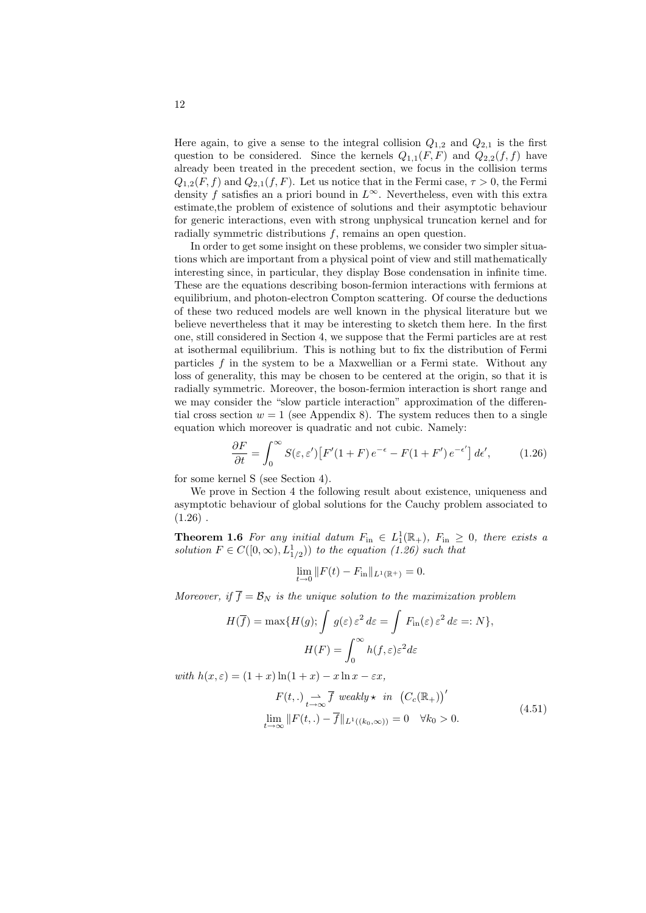Here again, to give a sense to the integral collision $Q_{1,2}$ and $Q_{2,1}$ is the first question to be considered. Since the kernels $Q_{1,1}(F,F)$ and $Q_{2,2}(f,f)$ have already been treated in the precedent section, we focus in the collision terms $Q_{1,2}(F,f)$ and $Q_{2,1}(f,F)$. Let us notice that in the Fermi case, $\tau > 0$, the Fermi density $f$ satisfies an a priori bound in $L^\infty$. Nevertheless, even with this extra estimate,the problem of existence of solutions and their asymptotic behaviour for generic interactions, even with strong unphysical truncation kernel and for radially symmetric distributions $f$, remains an open question.

In order to get some insight on these problems, we consider two simpler situations which are important from a physical point of view and still mathematically interesting since, in particular, they display Bose condensation in infinite time. These are the equations describing boson-fermion interactions with fermions at equilibrium, and photon-electron Compton scattering. Of course the deductions of these two reduced models are well known in the physical literature but we believe nevertheless that it may be interesting to sketch them here. In the first one, still considered in Section 4, we suppose that the Fermi particles are at rest at isothermal equilibrium. This is nothing but to fix the distribution of Fermi particles $f$ in the system to be a Maxwellian or a Fermi state. Without any loss of generality, this may be chosen to be centered at the origin, so that it is radially symmetric. Moreover, the boson-fermion interaction is short range and we may consider the "slow particle interaction" approximation of the differential cross section $w = 1$ (see Appendix 8). The system reduces then to a single equation which moreover is quadratic and not cubic. Namely:

$$\frac{\partial F}{\partial t} = \int_0^\infty S(\varepsilon, \varepsilon')\big[F'(1+F)\,e^{-\epsilon} - F(1+F')\,e^{-\epsilon'}\big]\,d\epsilon', \tag{1.26}$$

for some kernel S (see Section 4).

We prove in Section 4 the following result about existence, uniqueness and asymptotic behaviour of global solutions for the Cauchy problem associated to (1.26) .

**Theorem 1.6** *For any initial datum $F_{\rm in} \in L^1_1(\mathbb{R}_+)$, $F_{\rm in} \geq 0$, there exists a solution $F \in C([0,\infty), L^1_{1/2}))$ to the equation (1.26) such that*

$$\lim_{t\to 0} \|F(t) - F_{\rm in}\|_{L^1(\mathbb{R}^+)} = 0.$$

*Moreover, if $\overline{f} = \mathcal{B}_N$ is the unique solution to the maximization problem*

$$H(\overline{f}) = \max\{H(g);\, \int g(\varepsilon)\,\varepsilon^2\,d\varepsilon = \int F_{\rm in}(\varepsilon)\,\varepsilon^2\,d\varepsilon =: N\},$$
$$H(F) = \int_0^\infty h(f,\varepsilon)\varepsilon^2 d\varepsilon$$

*with $h(x,\varepsilon) = (1+x)\ln(1+x) - x\ln x - \varepsilon x$,*

$$\begin{aligned} &F(t,.) \underset{t\to\infty}{\rightharpoonup} \overline{f} \text{ weakly}\star \text{ in } \big(C_c(\mathbb{R}_+)\big)' \\ &\lim_{t\to\infty} \|F(t,.) - \overline{f}\|_{L^1((k_0,\infty))} = 0 \quad \forall k_0 > 0. \end{aligned} \tag{4.51}$$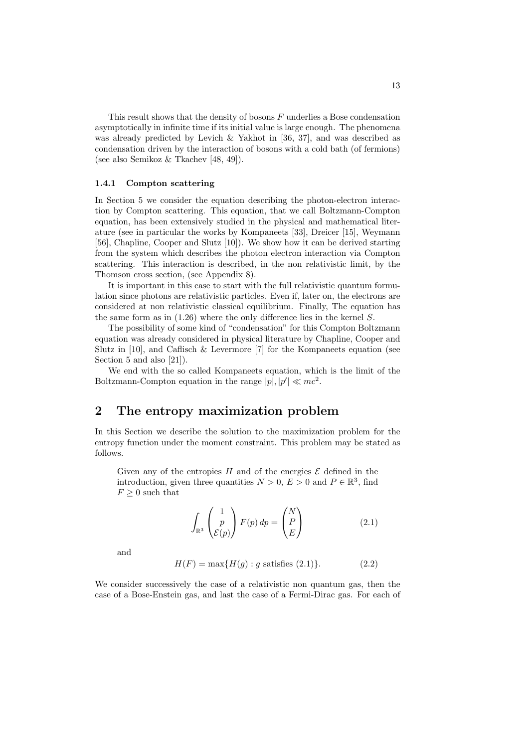This result shows that the density of bosons $F$ underlies a Bose condensation asymptotically in infinite time if its initial value is large enough. The phenomena was already predicted by Levich & Yakhot in [36, 37], and was described as condensation driven by the interaction of bosons with a cold bath (of fermions) (see also Semikoz & Tkachev [48, 49]).

#### 1.4.1 Compton scattering

In Section 5 we consider the equation describing the photon-electron interaction by Compton scattering. This equation, that we call Boltzmann-Compton equation, has been extensively studied in the physical and mathematical literature (see in particular the works by Kompaneets [33], Dreicer [15], Weymann [56], Chapline, Cooper and Slutz [10]). We show how it can be derived starting from the system which describes the photon electron interaction via Compton scattering. This interaction is described, in the non relativistic limit, by the Thomson cross section, (see Appendix 8).

It is important in this case to start with the full relativistic quantum formulation since photons are relativistic particles. Even if, later on, the electrons are considered at non relativistic classical equilibrium. Finally, The equation has the same form as in (1.26) where the only difference lies in the kernel $S$.

The possibility of some kind of "condensation" for this Compton Boltzmann equation was already considered in physical literature by Chapline, Cooper and Slutz in [10], and Caflisch & Levermore [7] for the Kompaneets equation (see Section 5 and also [21]).

We end with the so called Kompaneets equation, which is the limit of the Boltzmann-Compton equation in the range $|p|, |p'| \ll mc^2$.

## 2 The entropy maximization problem

In this Section we describe the solution to the maximization problem for the entropy function under the moment constraint. This problem may be stated as follows.

> Given any of the entropies $H$ and of the energies $\mathcal{E}$ defined in the introduction, given three quantities $N > 0$, $E > 0$ and $P \in \mathbb{R}^3$, find $F \geq 0$ such that
>
> $$\int_{\mathbb{R}^3} \begin{pmatrix} 1 \\ p \\ \mathcal{E}(p) \end{pmatrix} F(p)\, dp = \begin{pmatrix} N \\ P \\ E \end{pmatrix} \tag{2.1}$$
>
> and
>
> $$H(F) = \max\{H(g) : g \text{ satisfies (2.1)}\}. \tag{2.2}$$

We consider successively the case of a relativistic non quantum gas, then the case of a Bose-Enstein gas, and last the case of a Fermi-Dirac gas. For each of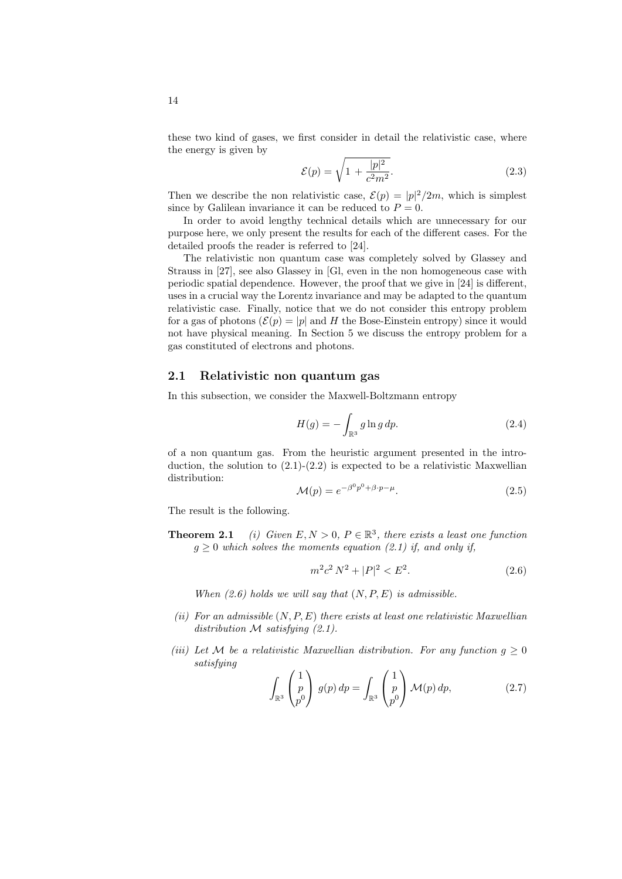these two kind of gases, we first consider in detail the relativistic case, where the energy is given by

$$\mathcal{E}(p) = \sqrt{1 + \frac{|p|^2}{c^2 m^2}}. \tag{2.3}$$

Then we describe the non relativistic case, $\mathcal{E}(p) = |p|^2/2m$, which is simplest since by Galilean invariance it can be reduced to $P = 0$.

In order to avoid lengthy technical details which are unnecessary for our purpose here, we only present the results for each of the different cases. For the detailed proofs the reader is referred to [24].

The relativistic non quantum case was completely solved by Glassey and Strauss in [27], see also Glassey in [Gl, even in the non homogeneous case with periodic spatial dependence. However, the proof that we give in [24] is different, uses in a crucial way the Lorentz invariance and may be adapted to the quantum relativistic case. Finally, notice that we do not consider this entropy problem for a gas of photons ($\mathcal{E}(p) = |p|$ and $H$ the Bose-Einstein entropy) since it would not have physical meaning. In Section 5 we discuss the entropy problem for a gas constituted of electrons and photons.

## 2.1 Relativistic non quantum gas

In this subsection, we consider the Maxwell-Boltzmann entropy

$$H(g) = -\int_{\mathbb{R}^3} g \ln g \, dp. \tag{2.4}$$

of a non quantum gas. From the heuristic argument presented in the introduction, the solution to (2.1)-(2.2) is expected to be a relativistic Maxwellian distribution:

$$\mathcal{M}(p) = e^{-\beta^0 p^0 + \beta \cdot p - \mu}. \tag{2.5}$$

The result is the following.

**Theorem 2.1** *(i) Given $E, N > 0$, $P \in \mathbb{R}^3$, there exists a least one function $g \geq 0$ which solves the moments equation (2.1) if, and only if,*

$$m^2 c^2 N^2 + |P|^2 < E^2. \tag{2.6}$$

*When (2.6) holds we will say that $(N, P, E)$ is admissible.*

*(ii) For an admissible $(N, P, E)$ there exists at least one relativistic Maxwellian distribution $\mathcal{M}$ satisfying (2.1).*

*(iii) Let $\mathcal{M}$ be a relativistic Maxwellian distribution. For any function $g \geq 0$ satisfying*

$$\int_{\mathbb{R}^3} \begin{pmatrix} 1 \\ p \\ p^0 \end{pmatrix} g(p) \, dp = \int_{\mathbb{R}^3} \begin{pmatrix} 1 \\ p \\ p^0 \end{pmatrix} \mathcal{M}(p) \, dp, \tag{2.7}$$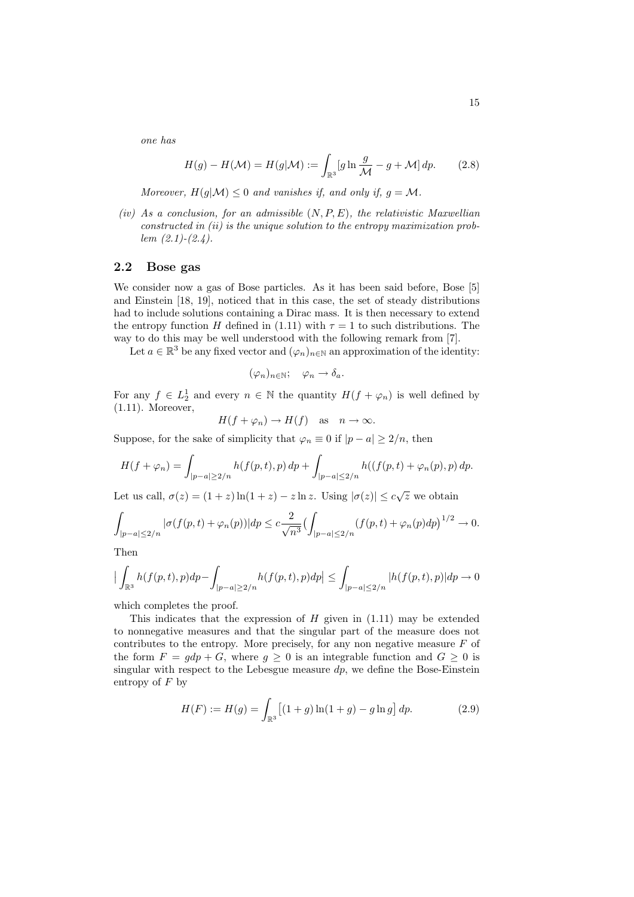*one has*

$$H(g) - H(\mathcal{M}) = H(g|\mathcal{M}) := \int_{\mathbb{R}^3} [g \ln \frac{g}{\mathcal{M}} - g + \mathcal{M}]\, dp. \qquad (2.8)$$

*Moreover, $H(g|\mathcal{M}) \le 0$ and vanishes if, and only if, $g = \mathcal{M}$.*

*(iv) As a conclusion, for an admissible $(N, P, E)$, the relativistic Maxwellian constructed in (ii) is the unique solution to the entropy maximization problem (2.1)-(2.4).*

## 2.2 Bose gas

We consider now a gas of Bose particles. As it has been said before, Bose [5] and Einstein [18, 19], noticed that in this case, the set of steady distributions had to include solutions containing a Dirac mass. It is then necessary to extend the entropy function $H$ defined in (1.11) with $\tau = 1$ to such distributions. The way to do this may be well understood with the following remark from [7].

Let $a \in \mathbb{R}^3$ be any fixed vector and $(\varphi_n)_{n\in\mathbb{N}}$ an approximation of the identity:

$$(\varphi_n)_{n\in\mathbb{N}}; \quad \varphi_n \to \delta_a.$$

For any $f \in L^1_2$ and every $n \in \mathbb{N}$ the quantity $H(f + \varphi_n)$ is well defined by (1.11). Moreover,

$$H(f + \varphi_n) \to H(f) \quad \text{as} \quad n \to \infty.$$

Suppose, for the sake of simplicity that $\varphi_n \equiv 0$ if $|p - a| \ge 2/n$, then

$$H(f + \varphi_n) = \int_{|p-a|\ge 2/n} h(f(p,t), p)\, dp + \int_{|p-a|\le 2/n} h((f(p,t) + \varphi_n(p), p)\, dp.$$

Let us call, $\sigma(z) = (1 + z)\ln(1 + z) - z \ln z$. Using $|\sigma(z)| \le c\sqrt{z}$ we obtain

$$\int_{|p-a|\le 2/n} |\sigma(f(p,t) + \varphi_n(p))| dp \le c \frac{2}{\sqrt{n^3}} \big( \int_{|p-a|\le 2/n} (f(p,t) + \varphi_n(p) dp\big)^{1/2} \to 0.$$

Then

$$\big| \int_{\mathbb{R}^3} h(f(p,t), p) dp - \int_{|p-a|\ge 2/n} h(f(p,t), p) dp \big| \le \int_{|p-a|\le 2/n} |h(f(p,t), p)| dp \to 0$$

which completes the proof.

This indicates that the expression of $H$ given in (1.11) may be extended to nonnegative measures and that the singular part of the measure does not contributes to the entropy. More precisely, for any non negative measure $F$ of the form $F = g dp + G$, where $g \ge 0$ is an integrable function and $G \ge 0$ is singular with respect to the Lebesgue measure $dp$, we define the Bose-Einstein entropy of $F$ by

$$H(F) := H(g) = \int_{\mathbb{R}^3} \big[(1 + g)\ln(1 + g) - g \ln g\big]\, dp. \qquad (2.9)$$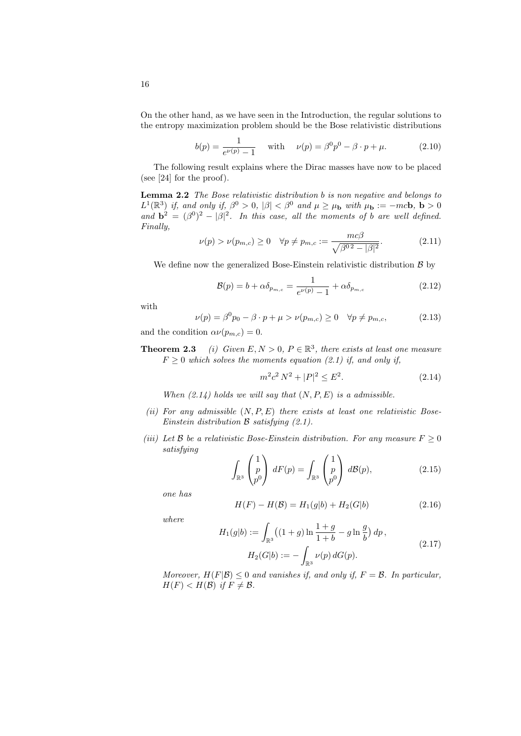On the other hand, as we have seen in the Introduction, the regular solutions to the entropy maximization problem should be the Bose relativistic distributions

$$b(p) = \frac{1}{e^{\nu(p)} - 1} \quad \text{with} \quad \nu(p) = \beta^0 p^0 - \beta \cdot p + \mu. \tag{2.10}$$

The following result explains where the Dirac masses have now to be placed (see [24] for the proof).

**Lemma 2.2** *The Bose relativistic distribution $b$ is non negative and belongs to $L^1(\mathbb{R}^3)$ if, and only if, $\beta^0 > 0$, $|\beta| < \beta^0$ and $\mu \geq \mu_{\mathbf{b}}$ with $\mu_{\mathbf{b}} := -mc\mathbf{b}$, $\mathbf{b} > 0$ and $\mathbf{b}^2 = (\beta^0)^2 - |\beta|^2$. In this case, all the moments of $b$ are well defined. Finally,*

$$\nu(p) > \nu(p_{m,c}) \geq 0 \quad \forall p \neq p_{m,c} := \frac{mc\beta}{\sqrt{\beta^{0\,2} - |\beta|^2}}. \tag{2.11}$$

We define now the generalized Bose-Einstein relativistic distribution $\mathcal{B}$ by

$$\mathcal{B}(p) = b + \alpha \delta_{p_{m,c}} = \frac{1}{e^{\nu(p)} - 1} + \alpha \delta_{p_{m,c}} \tag{2.12}$$

with

$$\nu(p) = \beta^0 p_0 - \beta \cdot p + \mu > \nu(p_{m,c}) \geq 0 \quad \forall p \neq p_{m,c}, \tag{2.13}$$

and the condition $\alpha \nu(p_{m,c}) = 0$.

**Theorem 2.3** *(i) Given $E, N > 0$, $P \in \mathbb{R}^3$, there exists at least one measure $F \geq 0$ which solves the moments equation (2.1) if, and only if,*

$$m^2 c^2 N^2 + |P|^2 \leq E^2. \tag{2.14}$$

*When (2.14) holds we will say that $(N, P, E)$ is a admissible.*

*(ii) For any admissible $(N, P, E)$ there exists at least one relativistic Bose-Einstein distribution $\mathcal{B}$ satisfying (2.1).*

*(iii) Let $\mathcal{B}$ be a relativistic Bose-Einstein distribution. For any measure $F \geq 0$ satisfying*

$$\int_{\mathbb{R}^3} \begin{pmatrix} 1 \\ p \\ p^0 \end{pmatrix} dF(p) = \int_{\mathbb{R}^3} \begin{pmatrix} 1 \\ p \\ p^0 \end{pmatrix} d\mathcal{B}(p), \tag{2.15}$$

*one has*

$$H(F) - H(\mathcal{B}) = H_1(g|b) + H_2(G|b) \tag{2.16}$$

*where*

$$\begin{aligned} H_1(g|b) &:= \int_{\mathbb{R}^3} \left( (1+g) \ln \frac{1+g}{1+b} - g \ln \frac{g}{b} \right) dp\,, \\ H_2(G|b) &:= - \int_{\mathbb{R}^3} \nu(p)\, dG(p). \end{aligned} \tag{2.17}$$

*Moreover, $H(F|\mathcal{B}) \leq 0$ and vanishes if, and only if, $F = \mathcal{B}$. In particular, $H(F) < H(\mathcal{B})$ if $F \neq \mathcal{B}$.*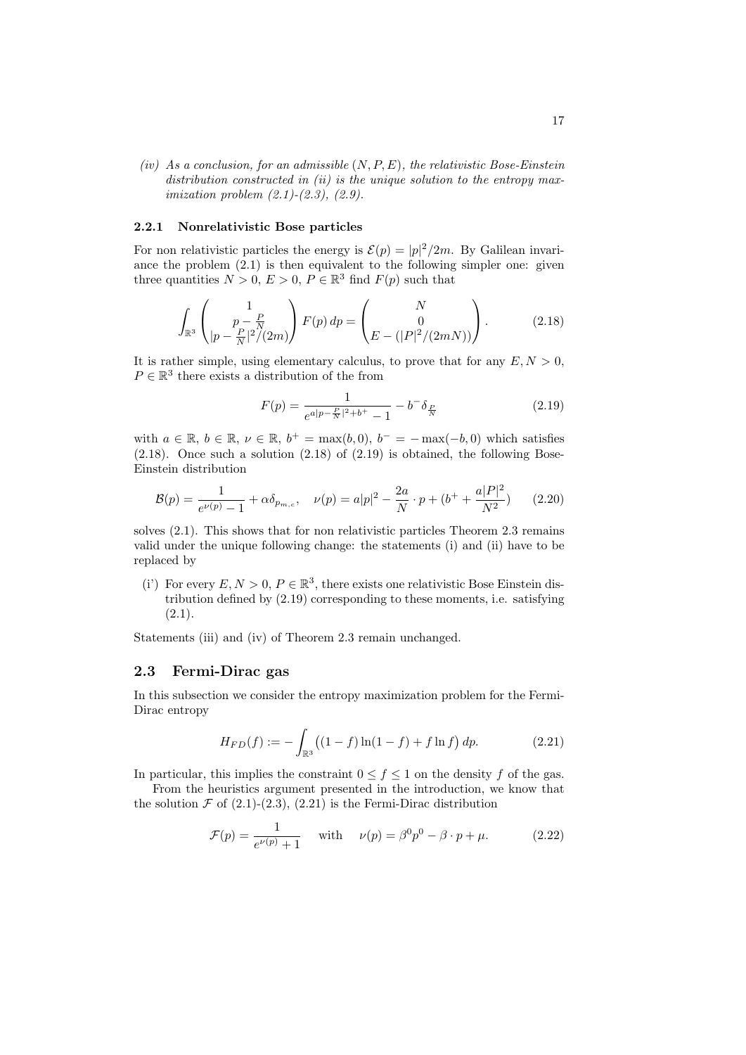*(iv) As a conclusion, for an admissible $(N, P, E)$, the relativistic Bose-Einstein distribution constructed in (ii) is the unique solution to the entropy maximization problem (2.1)-(2.3), (2.9).*

### 2.2.1 Nonrelativistic Bose particles

For non relativistic particles the energy is $\mathcal{E}(p) = |p|^2/2m$. By Galilean invariance the problem (2.1) is then equivalent to the following simpler one: given three quantities $N > 0$, $E > 0$, $P \in \mathbb{R}^3$ find $F(p)$ such that

$$\int_{\mathbb{R}^3} \begin{pmatrix} 1 \\ p - \frac{P}{N} \\ |p - \frac{P}{N}|^2/(2m) \end{pmatrix} F(p)\, dp = \begin{pmatrix} N \\ 0 \\ E - (|P|^2/(2mN)) \end{pmatrix}. \tag{2.18}$$

It is rather simple, using elementary calculus, to prove that for any $E, N > 0$, $P \in \mathbb{R}^3$ there exists a distribution of the from

$$F(p) = \frac{1}{e^{a|p - \frac{P}{N}|^2 + b^+} - 1} - b^- \delta_{\frac{P}{N}} \tag{2.19}$$

with $a \in \mathbb{R}$, $b \in \mathbb{R}$, $\nu \in \mathbb{R}$, $b^+ = \max(b, 0)$, $b^- = -\max(-b, 0)$ which satisfies (2.18). Once such a solution (2.18) of (2.19) is obtained, the following Bose-Einstein distribution

$$\mathcal{B}(p) = \frac{1}{e^{\nu(p)} - 1} + \alpha \delta_{p_{m,c}}, \quad \nu(p) = a|p|^2 - \frac{2a}{N} \cdot p + (b^+ + \frac{a|P|^2}{N^2}) \tag{2.20}$$

solves (2.1). This shows that for non relativistic particles Theorem 2.3 remains valid under the unique following change: the statements (i) and (ii) have to be replaced by

(i') For every $E, N > 0$, $P \in \mathbb{R}^3$, there exists one relativistic Bose Einstein distribution defined by (2.19) corresponding to these moments, i.e. satisfying (2.1).

Statements (iii) and (iv) of Theorem 2.3 remain unchanged.

## 2.3 Fermi-Dirac gas

In this subsection we consider the entropy maximization problem for the Fermi-Dirac entropy

$$H_{FD}(f) := -\int_{\mathbb{R}^3} \big((1-f)\ln(1-f) + f \ln f\big)\, dp. \tag{2.21}$$

In particular, this implies the constraint $0 \leq f \leq 1$ on the density $f$ of the gas.

From the heuristics argument presented in the introduction, we know that the solution $\mathcal{F}$ of (2.1)-(2.3), (2.21) is the Fermi-Dirac distribution

$$\mathcal{F}(p) = \frac{1}{e^{\nu(p)} + 1} \quad \text{with} \quad \nu(p) = \beta^0 p^0 - \beta \cdot p + \mu. \tag{2.22}$$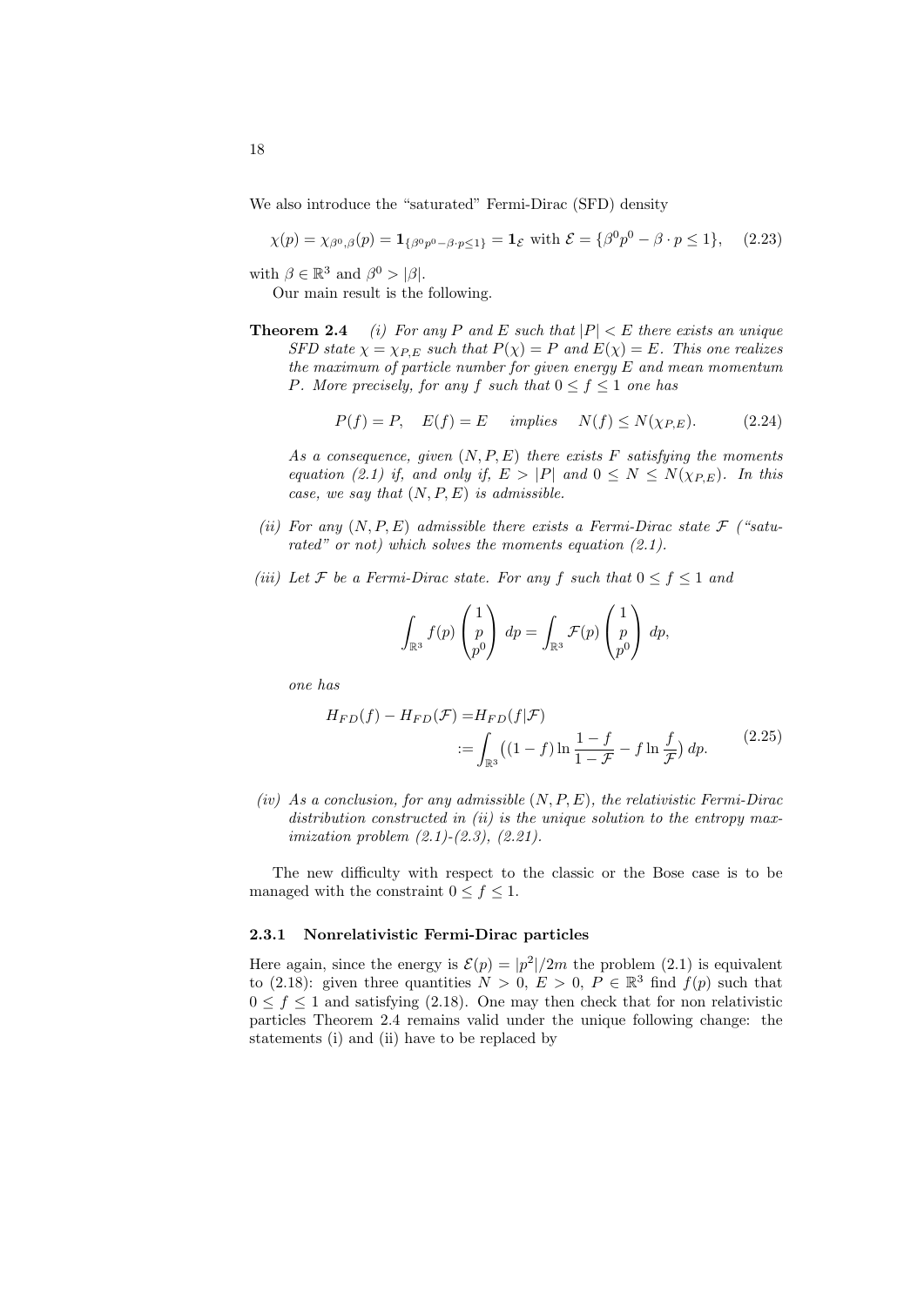We also introduce the "saturated" Fermi-Dirac (SFD) density

$$\chi(p) = \chi_{\beta^0,\beta}(p) = \mathbf{1}_{\{\beta^0 p^0 - \beta\cdot p \leq 1\}} = \mathbf{1}_{\mathcal{E}} \text{ with } \mathcal{E} = \{\beta^0 p^0 - \beta \cdot p \leq 1\}, \quad (2.23)$$

with $\beta \in \mathbb{R}^3$ and $\beta^0 > |\beta|$.

Our main result is the following.

**Theorem 2.4** *(i) For any $P$ and $E$ such that $|P| < E$ there exists an unique SFD state $\chi = \chi_{P,E}$ such that $P(\chi) = P$ and $E(\chi) = E$. This one realizes the maximum of particle number for given energy $E$ and mean momentum $P$. More precisely, for any $f$ such that $0 \leq f \leq 1$ one has*

$$P(f) = P, \quad E(f) = E \quad \text{implies} \quad N(f) \leq N(\chi_{P,E}). \quad (2.24)$$

*As a consequence, given $(N, P, E)$ there exists $F$ satisfying the moments equation (2.1) if, and only if, $E > |P|$ and $0 \leq N \leq N(\chi_{P,E})$. In this case, we say that $(N, P, E)$ is admissible.*

*(ii) For any $(N, P, E)$ admissible there exists a Fermi-Dirac state $\mathcal{F}$ ("saturated" or not) which solves the moments equation (2.1).*

*(iii) Let $\mathcal{F}$ be a Fermi-Dirac state. For any $f$ such that $0 \leq f \leq 1$ and*

$$\int_{\mathbb{R}^3} f(p) \begin{pmatrix} 1 \\ p \\ p^0 \end{pmatrix} dp = \int_{\mathbb{R}^3} \mathcal{F}(p) \begin{pmatrix} 1 \\ p \\ p^0 \end{pmatrix} dp,$$

*one has*

$$\begin{aligned} H_{FD}(f) - H_{FD}(\mathcal{F}) =& H_{FD}(f|\mathcal{F}) \\ &:= \int_{\mathbb{R}^3} \big((1-f)\ln\frac{1-f}{1-\mathcal{F}} - f \ln\frac{f}{\mathcal{F}}\big)\, dp. \end{aligned} \quad (2.25)$$

*(iv) As a conclusion, for any admissible $(N, P, E)$, the relativistic Fermi-Dirac distribution constructed in (ii) is the unique solution to the entropy maximization problem (2.1)-(2.3), (2.21).*

The new difficulty with respect to the classic or the Bose case is to be managed with the constraint $0 \leq f \leq 1$.

### 2.3.1 Nonrelativistic Fermi-Dirac particles

Here again, since the energy is $\mathcal{E}(p) = |p^2|/2m$ the problem (2.1) is equivalent to (2.18): given three quantities $N > 0$, $E > 0$, $P \in \mathbb{R}^3$ find $f(p)$ such that $0 \leq f \leq 1$ and satisfying (2.18). One may then check that for non relativistic particles Theorem 2.4 remains valid under the unique following change: the statements (i) and (ii) have to be replaced by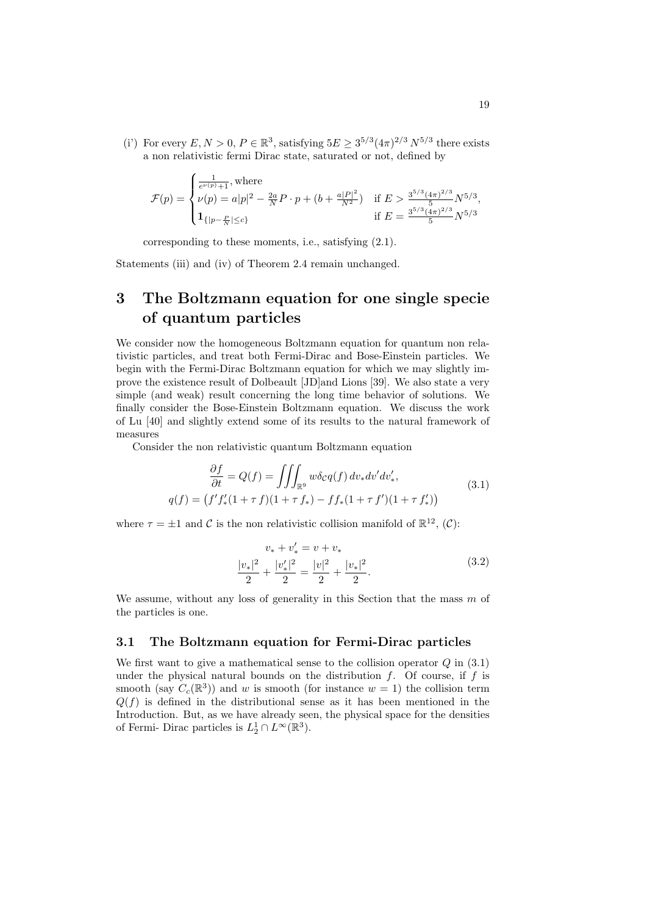(i') For every $E, N > 0$, $P \in \mathbb{R}^3$, satisfying $5E \geq 3^{5/3}(4\pi)^{2/3}\, N^{5/3}$ there exists a non relativistic fermi Dirac state, saturated or not, defined by

$$
\mathcal{F}(p) = \begin{cases} \frac{1}{e^{\nu(p)}+1}, \text{where} & \\ \nu(p) = a|p|^2 - \frac{2a}{N} P \cdot p + (b + \frac{a|P|^2}{N^2}) & \text{if } E > \frac{3^{5/3}(4\pi)^{2/3}}{5} N^{5/3}, \\ \mathbf{1}_{\{|p - \frac{P}{N}| \leq c\}} & \text{if } E = \frac{3^{5/3}(4\pi)^{2/3}}{5} N^{5/3} \end{cases}
$$

corresponding to these moments, i.e., satisfying (2.1).

Statements (iii) and (iv) of Theorem 2.4 remain unchanged.

# 3 The Boltzmann equation for one single specie of quantum particles

We consider now the homogeneous Boltzmann equation for quantum non relativistic particles, and treat both Fermi-Dirac and Bose-Einstein particles. We begin with the Fermi-Dirac Boltzmann equation for which we may slightly improve the existence result of Dolbeault [JD]and Lions [39]. We also state a very simple (and weak) result concerning the long time behavior of solutions. We finally consider the Bose-Einstein Boltzmann equation. We discuss the work of Lu [40] and slightly extend some of its results to the natural framework of measures

Consider the non relativistic quantum Boltzmann equation

$$
\begin{aligned}
\frac{\partial f}{\partial t} = Q(f) = \iiint_{\mathbb{R}^9} w \delta_{\mathcal{C}} q(f)\, dv_* dv' dv'_*, \\
q(f) = \left( f' f'_* (1 + \tau\, f)(1 + \tau\, f_*) - f f_* (1 + \tau\, f')(1 + \tau\, f'_*) \right)
\end{aligned}
\tag{3.1}
$$

where $\tau = \pm 1$ and $\mathcal{C}$ is the non relativistic collision manifold of $\mathbb{R}^{12}$, $(\mathcal{C})$:

$$
\begin{aligned}
v_* + v'_* = v + v_* \\
\frac{|v_*|^2}{2} + \frac{|v'_*|^2}{2} = \frac{|v|^2}{2} + \frac{|v_*|^2}{2}.
\end{aligned}
\tag{3.2}
$$

We assume, without any loss of generality in this Section that the mass $m$ of the particles is one.

## 3.1 The Boltzmann equation for Fermi-Dirac particles

We first want to give a mathematical sense to the collision operator $Q$ in (3.1) under the physical natural bounds on the distribution $f$. Of course, if $f$ is smooth (say $C_c(\mathbb{R}^3)$) and $w$ is smooth (for instance $w = 1$) the collision term $Q(f)$ is defined in the distributional sense as it has been mentioned in the Introduction. But, as we have already seen, the physical space for the densities of Fermi- Dirac particles is $L^1_2 \cap L^\infty(\mathbb{R}^3)$.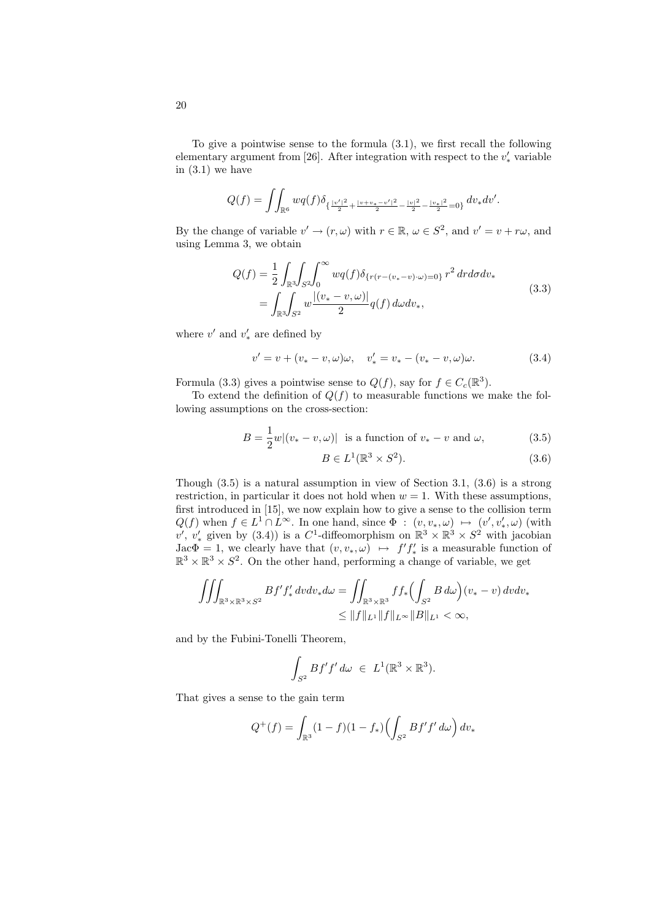To give a pointwise sense to the formula (3.1), we first recall the following elementary argument from [26]. After integration with respect to the $v'_*$ variable in (3.1) we have

$$Q(f) = \iint_{\mathbb{R}^6} wq(f)\delta_{\{\frac{|v'|^2}{2} + \frac{|v+v_*-v'|^2}{2} - \frac{|v|^2}{2} - \frac{|v_*|^2}{2} = 0\}}\, dv_* dv'.$$

By the change of variable $v' \to (r, \omega)$ with $r \in \mathbb{R}$, $\omega \in S^2$, and $v' = v + r\omega$, and using Lemma 3, we obtain

$$\begin{aligned} Q(f) &= \frac{1}{2}\int_{\mathbb{R}^3}\int_{S^2}\int_0^\infty wq(f)\delta_{\{r(r-(v_*-v)\cdot\omega)=0\}}\, r^2\, dr d\sigma dv_* \\ &= \int_{\mathbb{R}^3}\int_{S^2} w\frac{|(v_*-v,\omega)|}{2} q(f)\, d\omega dv_*, \end{aligned} \tag{3.3}$$

where $v'$ and $v'_*$ are defined by

$$v' = v + (v_* - v, \omega)\omega, \quad v'_* = v_* - (v_* - v, \omega)\omega. \tag{3.4}$$

Formula (3.3) gives a pointwise sense to $Q(f)$, say for $f \in C_c(\mathbb{R}^3)$.

To extend the definition of $Q(f)$ to measurable functions we make the following assumptions on the cross-section:

$$B = \frac{1}{2}w|(v_* - v, \omega)| \text{ is a function of } v_* - v \text{ and } \omega, \tag{3.5}$$

$$B \in L^1(\mathbb{R}^3 \times S^2). \tag{3.6}$$

Though (3.5) is a natural assumption in view of Section 3.1, (3.6) is a strong restriction, in particular it does not hold when $w = 1$. With these assumptions, first introduced in [15], we now explain how to give a sense to the collision term $Q(f)$ when $f \in L^1 \cap L^\infty$. In one hand, since $\Phi : (v, v_*, \omega) \mapsto (v', v'_*, \omega)$ (with $v'$, $v'_*$ given by (3.4)) is a $C^1$-diffeomorphism on $\mathbb{R}^3 \times \mathbb{R}^3 \times S^2$ with jacobian $\mathrm{Jac}\Phi = 1$, we clearly have that $(v, v_*, \omega) \mapsto f' f'_*$ is a measurable function of $\mathbb{R}^3 \times \mathbb{R}^3 \times S^2$. On the other hand, performing a change of variable, we get

$$\begin{aligned} \iiint_{\mathbb{R}^3\times\mathbb{R}^3\times S^2} Bf'f'_*\, dv dv_* d\omega &= \iint_{\mathbb{R}^3\times\mathbb{R}^3} ff_*\Big(\int_{S^2} B\, d\omega\Big)(v_* - v)\, dv dv_* \\ &\le \|f\|_{L^1}\|f\|_{L^\infty}\|B\|_{L^1} < \infty, \end{aligned}$$

and by the Fubini-Tonelli Theorem,

$$\int_{S^2} Bf'f'\, d\omega \ \in \ L^1(\mathbb{R}^3 \times \mathbb{R}^3).$$

That gives a sense to the gain term

$$Q^+(f) = \int_{\mathbb{R}^3} (1-f)(1-f_*)\Big(\int_{S^2} Bf'f'\, d\omega\Big)\, dv_*$$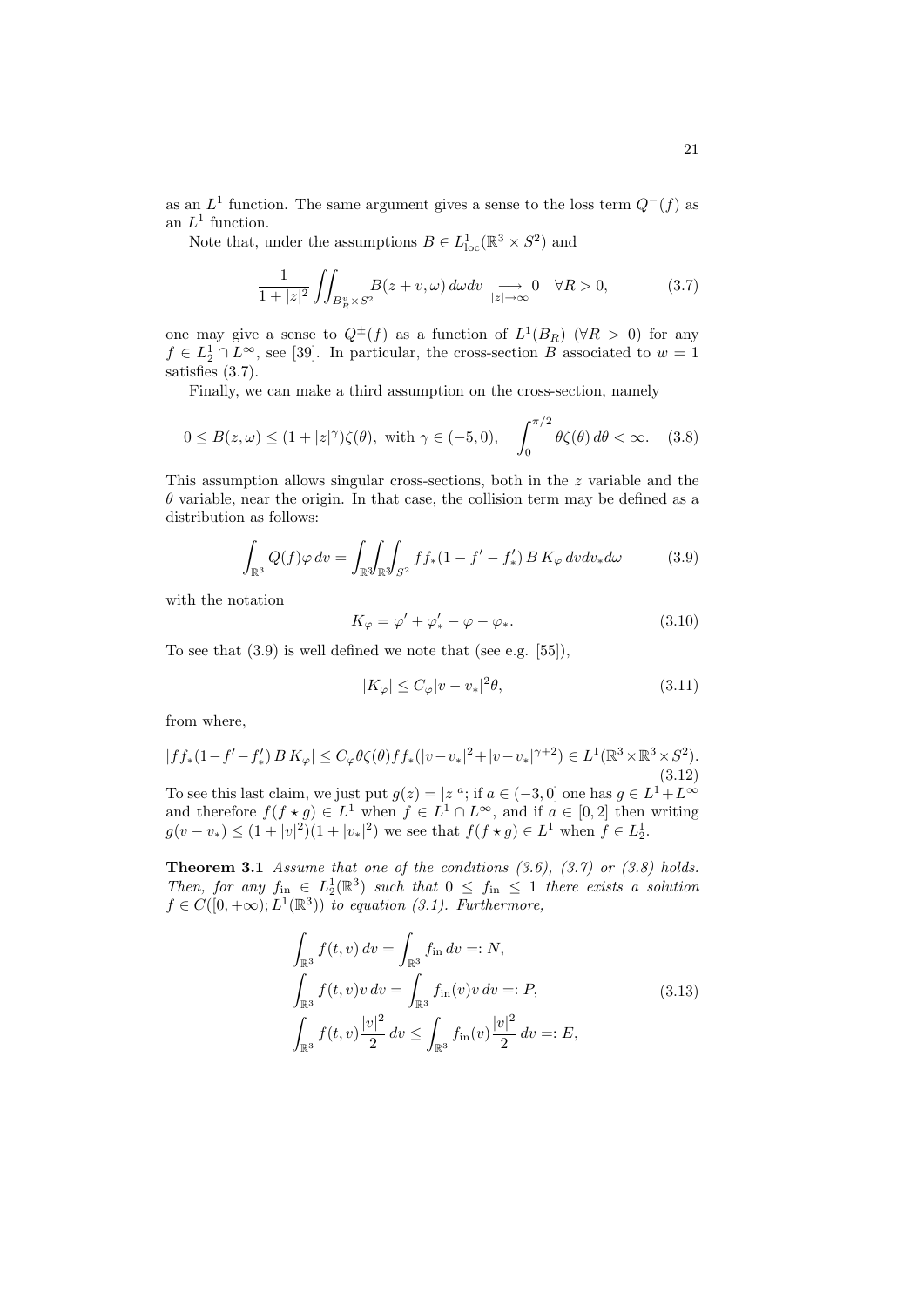as an $L^1$ function. The same argument gives a sense to the loss term $Q^-(f)$ as an $L^1$ function.

Note that, under the assumptions $B \in L^1_{\text{loc}}(\mathbb{R}^3 \times S^2)$ and

$$\frac{1}{1+|z|^2} \iint_{B^v_R \times S^2} B(z+v,\omega)\, d\omega dv \underset{|z|\to\infty}{\longrightarrow} 0 \quad \forall R > 0, \tag{3.7}$$

one may give a sense to $Q^\pm(f)$ as a function of $L^1(B_R)$ ($\forall R > 0$) for any $f \in L^1_2 \cap L^\infty$, see [39]. In particular, the cross-section $B$ associated to $w = 1$ satisfies (3.7).

Finally, we can make a third assumption on the cross-section, namely

$$0 \le B(z,\omega) \le (1 + |z|^\gamma)\zeta(\theta), \text{ with } \gamma \in (-5,0), \quad \int_0^{\pi/2} \theta\zeta(\theta)\, d\theta < \infty. \tag{3.8}$$

This assumption allows singular cross-sections, both in the $z$ variable and the $\theta$ variable, near the origin. In that case, the collision term may be defined as a distribution as follows:

$$\int_{\mathbb{R}^3} Q(f)\varphi\, dv = \int_{\mathbb{R}^3}\int_{\mathbb{R}^3}\int_{S^2} ff_*(1 - f' - f'_*)\, B\, K_\varphi\, dv dv_* d\omega \tag{3.9}$$

with the notation

$$K_\varphi = \varphi' + \varphi'_* - \varphi - \varphi_*. \tag{3.10}$$

To see that (3.9) is well defined we note that (see e.g. [55]),

$$|K_\varphi| \le C_\varphi |v - v_*|^2 \theta, \tag{3.11}$$

from where,

$$|ff_*(1-f'-f'_*)\, B\, K_\varphi| \le C_\varphi \theta\zeta(\theta) ff_*(|v-v_*|^2 + |v-v_*|^{\gamma+2}) \in L^1(\mathbb{R}^3 \times \mathbb{R}^3 \times S^2). \tag{3.12}$$

To see this last claim, we just put $g(z) = |z|^a$; if $a \in (-3,0]$ one has $g \in L^1 + L^\infty$ and therefore $f(f \star g) \in L^1$ when $f \in L^1 \cap L^\infty$, and if $a \in [0,2]$ then writing $g(v - v_*) \le (1 + |v|^2)(1 + |v_*|^2)$ we see that $f(f \star g) \in L^1$ when $f \in L^1_2$.

**Theorem 3.1** *Assume that one of the conditions (3.6), (3.7) or (3.8) holds. Then, for any $f_{\text{in}} \in L^1_2(\mathbb{R}^3)$ such that $0 \le f_{\text{in}} \le 1$ there exists a solution $f \in C([0,+\infty); L^1(\mathbb{R}^3))$ to equation (3.1). Furthermore,*

$$\begin{aligned}
&\int_{\mathbb{R}^3} f(t,v)\, dv = \int_{\mathbb{R}^3} f_{\text{in}}\, dv =: N, \\
&\int_{\mathbb{R}^3} f(t,v) v\, dv = \int_{\mathbb{R}^3} f_{\text{in}}(v) v\, dv =: P, \\
&\int_{\mathbb{R}^3} f(t,v)\frac{|v|^2}{2}\, dv \le \int_{\mathbb{R}^3} f_{\text{in}}(v)\frac{|v|^2}{2}\, dv =: E,
\end{aligned} \tag{3.13}$$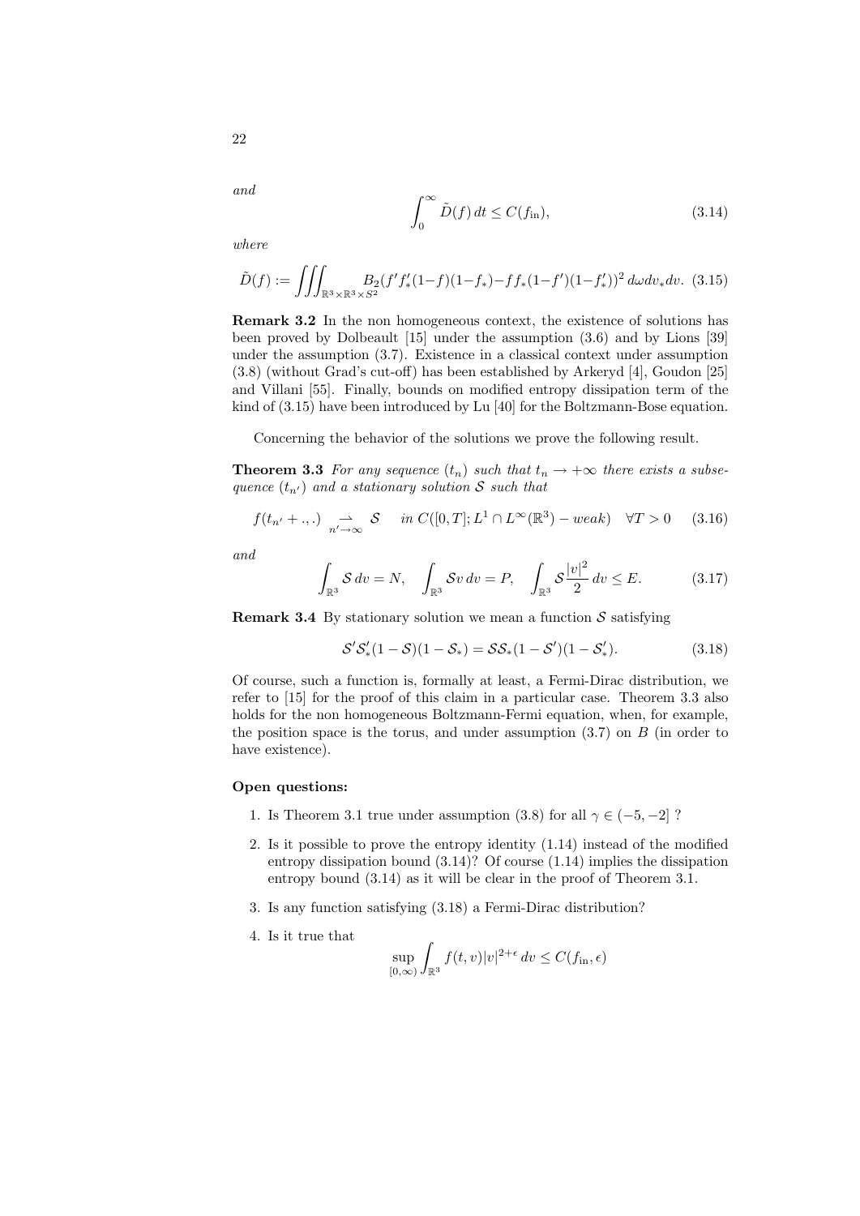*and*

$$\int_0^\infty \tilde{D}(f)\,dt \leq C(f_{\rm in}), \tag{3.14}$$

*where*

$$\tilde{D}(f) := \iiint_{\mathbb{R}^3\times\mathbb{R}^3\times S^2} B_2(f'f'_*(1-f)(1-f_*)-ff_*(1-f')(1-f'_*))^2\,d\omega dv_* dv. \tag{3.15}$$

**Remark 3.2** In the non homogeneous context, the existence of solutions has been proved by Dolbeault [15] under the assumption (3.6) and by Lions [39] under the assumption (3.7). Existence in a classical context under assumption (3.8) (without Grad's cut-off) has been established by Arkeryd [4], Goudon [25] and Villani [55]. Finally, bounds on modified entropy dissipation term of the kind of (3.15) have been introduced by Lu [40] for the Boltzmann-Bose equation.

Concerning the behavior of the solutions we prove the following result.

**Theorem 3.3** *For any sequence $(t_n)$ such that $t_n \to +\infty$ there exists a subsequence $(t_{n'})$ and a stationary solution $\mathcal{S}$ such that*

$$f(t_{n'}+.,.) \underset{n'\to\infty}{\rightharpoonup} \mathcal{S} \quad \text{in } C([0,T];L^1\cap L^\infty(\mathbb{R}^3)-weak) \quad \forall T>0 \tag{3.16}$$

*and*

$$\int_{\mathbb{R}^3}\mathcal{S}\,dv = N, \quad \int_{\mathbb{R}^3}\mathcal{S}v\,dv = P, \quad \int_{\mathbb{R}^3}\mathcal{S}\frac{|v|^2}{2}\,dv \leq E. \tag{3.17}$$

**Remark 3.4** By stationary solution we mean a function $\mathcal{S}$ satisfying

$$\mathcal{S}'\mathcal{S}'_*(1-\mathcal{S})(1-\mathcal{S}_*) = \mathcal{S}\mathcal{S}_*(1-\mathcal{S}')(1-\mathcal{S}'_*). \tag{3.18}$$

Of course, such a function is, formally at least, a Fermi-Dirac distribution, we refer to [15] for the proof of this claim in a particular case. Theorem 3.3 also holds for the non homogeneous Boltzmann-Fermi equation, when, for example, the position space is the torus, and under assumption (3.7) on $B$ (in order to have existence).

**Open questions:**

1. Is Theorem 3.1 true under assumption (3.8) for all $\gamma \in (-5,-2]$ ?
2. Is it possible to prove the entropy identity (1.14) instead of the modified entropy dissipation bound (3.14)? Of course (1.14) implies the dissipation entropy bound (3.14) as it will be clear in the proof of Theorem 3.1.
3. Is any function satisfying (3.18) a Fermi-Dirac distribution?
4. Is it true that
$$\sup_{[0,\infty)}\int_{\mathbb{R}^3} f(t,v)|v|^{2+\epsilon}\,dv \leq C(f_{\rm in},\epsilon)$$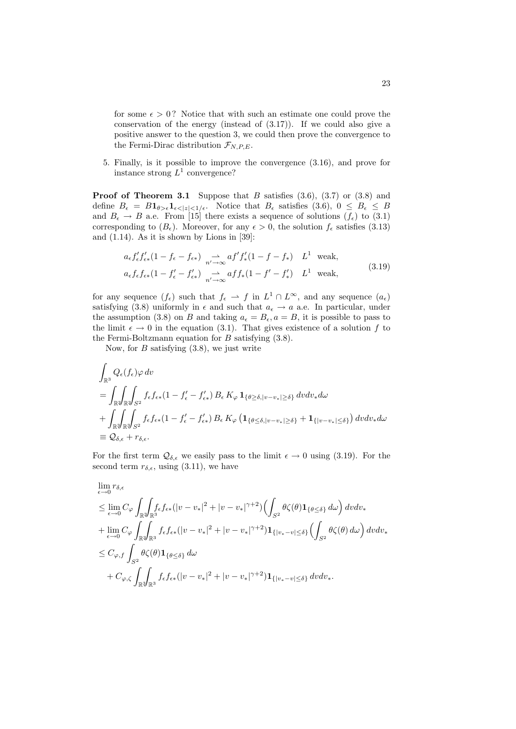for some $\epsilon > 0$? Notice that with such an estimate one could prove the conservation of the energy (instead of (3.17)). If we could also give a positive answer to the question 3, we could then prove the convergence to the Fermi-Dirac distribution $\mathcal{F}_{N,P,E}$.

5. Finally, is it possible to improve the convergence (3.16), and prove for instance strong $L^1$ convergence?

**Proof of Theorem 3.1** Suppose that $B$ satisfies (3.6), (3.7) or (3.8) and define $B_\epsilon = B\mathbf{1}_{\theta>\epsilon}\mathbf{1}_{\epsilon<|z|<1/\epsilon}$. Notice that $B_\epsilon$ satisfies (3.6), $0 \le B_\epsilon \le B$ and $B_\epsilon \to B$ a.e. From [15] there exists a sequence of solutions $(f_\epsilon)$ to (3.1) corresponding to $(B_\epsilon)$. Moreover, for any $\epsilon > 0$, the solution $f_\epsilon$ satisfies (3.13) and (1.14). As it is shown by Lions in [39]:

$$
\begin{aligned}
&a_\epsilon f'_\epsilon f'_{\epsilon *}(1 - f_\epsilon - f_{\epsilon *}) \underset{n' \to \infty}{\rightharpoonup} a f' f'_*(1 - f - f_*) \quad L^1 \text{ weak}, \\
&a_\epsilon f_\epsilon f_{\epsilon *}(1 - f'_\epsilon - f'_{\epsilon *}) \underset{n' \to \infty}{\rightharpoonup} a f f_*(1 - f' - f'_*) \quad L^1 \text{ weak},
\end{aligned}
\tag{3.19}
$$

for any sequence $(f_\epsilon)$ such that $f_\epsilon \rightharpoonup f$ in $L^1 \cap L^\infty$, and any sequence $(a_\epsilon)$ satisfying (3.8) uniformly in $\epsilon$ and such that $a_\epsilon \to a$ a.e. In particular, under the assumption (3.8) on $B$ and taking $a_\epsilon = B_\epsilon, a = B$, it is possible to pass to the limit $\epsilon \to 0$ in the equation (3.1). That gives existence of a solution $f$ to the Fermi-Boltzmann equation for $B$ satisfying (3.8).

Now, for $B$ satisfying (3.8), we just write

$$
\begin{aligned}
&\int_{\mathbb{R}^3} Q_\epsilon(f_\epsilon)\varphi \, dv \\
&= \int_{\mathbb{R}^3}\int_{\mathbb{R}^3}\int_{S^2} f_\epsilon f_{\epsilon *}(1 - f'_\epsilon - f'_{\epsilon *}) \, B_\epsilon \, K_\varphi \, \mathbf{1}_{\{\theta \ge \delta, |v - v_*| \ge \delta\}} \, dv dv_* d\omega \\
&+ \int_{\mathbb{R}^3}\int_{\mathbb{R}^3}\int_{S^2} f_\epsilon f_{\epsilon *}(1 - f'_\epsilon - f'_{\epsilon *}) \, B_\epsilon \, K_\varphi \left( \mathbf{1}_{\{\theta \le \delta, |v - v_*| \ge \delta\}} + \mathbf{1}_{\{|v - v_*| \le \delta\}} \right) dv dv_* d\omega \\
&\equiv \mathcal{Q}_{\delta,\epsilon} + r_{\delta,\epsilon}.
\end{aligned}
$$

For the first term $\mathcal{Q}_{\delta,\epsilon}$ we easily pass to the limit $\epsilon \to 0$ using (3.19). For the second term $r_{\delta,\epsilon}$, using (3.11), we have

$$
\begin{aligned}
&\lim_{\epsilon \to 0} r_{\delta,\epsilon} \\
&\le \lim_{\epsilon \to 0} C_\varphi \int_{\mathbb{R}^3}\int_{\mathbb{R}^3} f_\epsilon f_{\epsilon *}(|v - v_*|^2 + |v - v_*|^{\gamma+2}) \Big( \int_{S^2} \theta \zeta(\theta) \mathbf{1}_{\{\theta \le \delta\}} \, d\omega \Big) \, dv dv_* \\
&+ \lim_{\epsilon \to 0} C_\varphi \int_{\mathbb{R}^3}\int_{\mathbb{R}^3} f_\epsilon f_{\epsilon *}(|v - v_*|^2 + |v - v_*|^{\gamma+2}) \mathbf{1}_{\{|v_* - v| \le \delta\}} \Big( \int_{S^2} \theta \zeta(\theta) \, d\omega \Big) \, dv dv_* \\
&\le C_{\varphi,f} \int_{S^2} \theta \zeta(\theta) \mathbf{1}_{\{\theta \le \delta\}} \, d\omega \\
&\quad + C_{\varphi,\zeta} \int_{\mathbb{R}^3}\int_{\mathbb{R}^3} f_\epsilon f_{\epsilon *}(|v - v_*|^2 + |v - v_*|^{\gamma+2}) \mathbf{1}_{\{|v_* - v| \le \delta\}} \, dv dv_*.
\end{aligned}
$$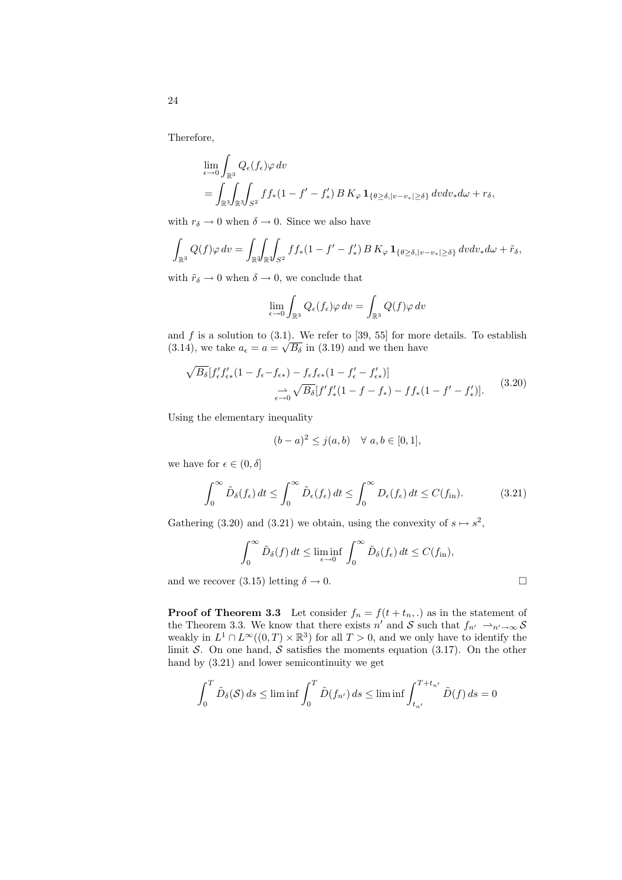Therefore,

$$
\begin{aligned}
&\lim_{\epsilon\to 0}\int_{\mathbb{R}^3} Q_\epsilon(f_\epsilon)\varphi\,dv \\
&= \int_{\mathbb{R}^3}\!\!\int_{\mathbb{R}^3}\!\!\int_{S^2} ff_*(1-f'-f'_*)\,B\,K_\varphi\,\mathbf{1}_{\{\theta\geq\delta,|v-v_*|\geq\delta\}}\,dvdv_*d\omega + r_\delta,
\end{aligned}
$$

with $r_\delta \to 0$ when $\delta \to 0$. Since we also have

$$
\int_{\mathbb{R}^3} Q(f)\varphi\,dv = \int_{\mathbb{R}^3}\!\!\int_{\mathbb{R}^3}\!\!\int_{S^2} ff_*(1-f'-f'_*)\,B\,K_\varphi\,\mathbf{1}_{\{\theta\geq\delta,|v-v_*|\geq\delta\}}\,dvdv_*d\omega + \tilde{r}_\delta,
$$

with $\tilde{r}_\delta \to 0$ when $\delta \to 0$, we conclude that

$$
\lim_{\epsilon\to 0}\int_{\mathbb{R}^3} Q_\epsilon(f_\epsilon)\varphi\,dv = \int_{\mathbb{R}^3} Q(f)\varphi\,dv
$$

and $f$ is a solution to (3.1). We refer to [39, 55] for more details. To establish (3.14), we take $a_\epsilon = a = \sqrt{B_\delta}$ in (3.19) and we then have

$$
\begin{aligned}
\sqrt{B_\delta}[f'_\epsilon f'_{\epsilon *}(1-f_\epsilon - f_{\epsilon *}) - f_\epsilon f_{\epsilon *}(1-f'_\epsilon - f'_{\epsilon *})]& \\
\underset{\epsilon\to 0}{\rightharpoonup} \sqrt{B_\delta}[f'f'_*(1-f-f_*) - ff_*(1-f'-f'_*)].&
\end{aligned}
\tag{3.20}
$$

Using the elementary inequality

$$
(b-a)^2 \leq j(a,b) \quad \forall\, a,b \in [0,1],
$$

we have for $\epsilon \in (0,\delta]$

$$
\int_0^\infty \tilde{D}_\delta(f_\epsilon)\,dt \leq \int_0^\infty \tilde{D}_\epsilon(f_\epsilon)\,dt \leq \int_0^\infty D_\epsilon(f_\epsilon)\,dt \leq C(f_{\rm in}). \tag{3.21}
$$

Gathering (3.20) and (3.21) we obtain, using the convexity of $s \mapsto s^2$,

$$
\int_0^\infty \tilde{D}_\delta(f)\,dt \leq \liminf_{\epsilon\to 0}\int_0^\infty \tilde{D}_\delta(f_\epsilon)\,dt \leq C(f_{\rm in}),
$$

and we recover (3.15) letting $\delta \to 0$. □

**Proof of Theorem 3.3** Let consider $f_n = f(t+t_n,.)$ as in the statement of the Theorem 3.3. We know that there exists $n'$ and $\mathcal{S}$ such that $f_{n'} \rightharpoonup_{n'\to\infty} \mathcal{S}$ weakly in $L^1 \cap L^\infty((0,T)\times\mathbb{R}^3)$ for all $T > 0$, and we only have to identify the limit $\mathcal{S}$. On one hand, $\mathcal{S}$ satisfies the moments equation (3.17). On the other hand by (3.21) and lower semicontinuity we get

$$
\int_0^T \tilde{D}_\delta(\mathcal{S})\,ds \leq \liminf \int_0^T \tilde{D}(f_{n'})\,ds \leq \liminf \int_{t_{n'}}^{T+t_{n'}} \tilde{D}(f)\,ds = 0
$$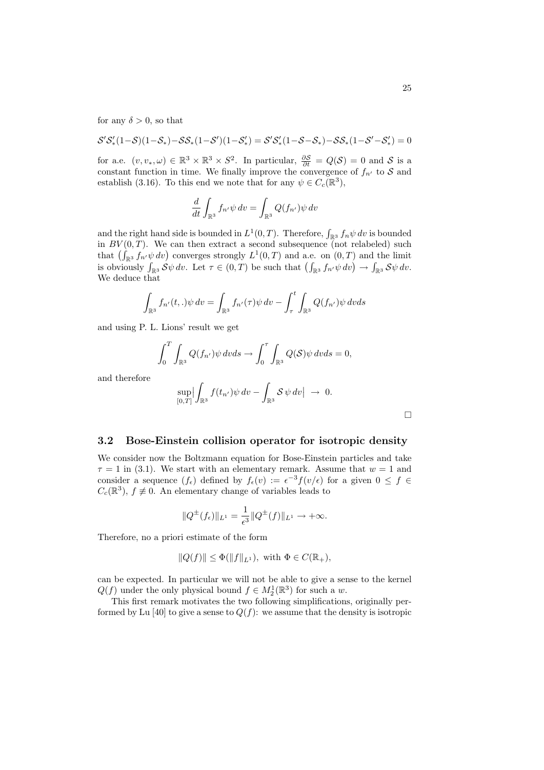for any $\delta > 0$, so that

$$\mathcal{S}'\mathcal{S}'_*(1-\mathcal{S})(1-\mathcal{S}_*)-\mathcal{S}\mathcal{S}_*(1-\mathcal{S}')(1-\mathcal{S}'_*) = \mathcal{S}'\mathcal{S}'_*(1-\mathcal{S}-\mathcal{S}_*)-\mathcal{S}\mathcal{S}_*(1-\mathcal{S}'-\mathcal{S}'_*) = 0$$

for a.e. $(v, v_*, \omega) \in \mathbb{R}^3 \times \mathbb{R}^3 \times S^2$. In particular, $\frac{\partial \mathcal{S}}{\partial t} = Q(\mathcal{S}) = 0$ and $\mathcal{S}$ is a constant function in time. We finally improve the convergence of $f_{n'}$ to $\mathcal{S}$ and establish (3.16). To this end we note that for any $\psi \in C_c(\mathbb{R}^3)$,

$$\frac{d}{dt}\int_{\mathbb{R}^3} f_{n'}\psi \, dv = \int_{\mathbb{R}^3} Q(f_{n'})\psi \, dv$$

and the right hand side is bounded in $L^1(0,T)$. Therefore, $\int_{\mathbb{R}^3} f_n \psi \, dv$ is bounded in $BV(0,T)$. We can then extract a second subsequence (not relabeled) such that $\left(\int_{\mathbb{R}^3} f_{n'}\psi \, dv\right)$ converges strongly $L^1(0,T)$ and a.e. on $(0,T)$ and the limit is obviously $\int_{\mathbb{R}^3} \mathcal{S}\psi \, dv$. Let $\tau \in (0,T)$ be such that $\left(\int_{\mathbb{R}^3} f_{n'}\psi \, dv\right) \to \int_{\mathbb{R}^3} \mathcal{S}\psi \, dv$. We deduce that

$$\int_{\mathbb{R}^3} f_{n'}(t,.)\psi \, dv = \int_{\mathbb{R}^3} f_{n'}(\tau)\psi \, dv - \int_\tau^t \int_{\mathbb{R}^3} Q(f_{n'})\psi \, dvds$$

and using P. L. Lions' result we get

$$\int_0^T \int_{\mathbb{R}^3} Q(f_{n'})\psi \, dvds \to \int_0^\tau \int_{\mathbb{R}^3} Q(\mathcal{S})\psi \, dvds = 0,$$

and therefore

$$\sup_{[0,T]} \Big| \int_{\mathbb{R}^3} f(t_{n'})\psi \, dv - \int_{\mathbb{R}^3} \mathcal{S}\, \psi \, dv \Big| \; \to \; 0.$$

□

### 3.2 Bose-Einstein collision operator for isotropic density

We consider now the Boltzmann equation for Bose-Einstein particles and take $\tau = 1$ in (3.1). We start with an elementary remark. Assume that $w = 1$ and consider a sequence $(f_\epsilon)$ defined by $f_\epsilon(v) := \epsilon^{-3} f(v/\epsilon)$ for a given $0 \le f \in C_c(\mathbb{R}^3)$, $f \not\equiv 0$. An elementary change of variables leads to

$$\|Q^\pm(f_\epsilon)\|_{L^1} = \frac{1}{\epsilon^3}\|Q^\pm(f)\|_{L^1} \to +\infty.$$

Therefore, no a priori estimate of the form

$$\|Q(f)\| \le \Phi(\|f\|_{L^1}), \text{ with } \Phi \in C(\mathbb{R}_+),$$

can be expected. In particular we will not be able to give a sense to the kernel $Q(f)$ under the only physical bound $f \in M^1_2(\mathbb{R}^3)$ for such a $w$.

This first remark motivates the two following simplifications, originally performed by Lu [40] to give a sense to $Q(f)$: we assume that the density is isotropic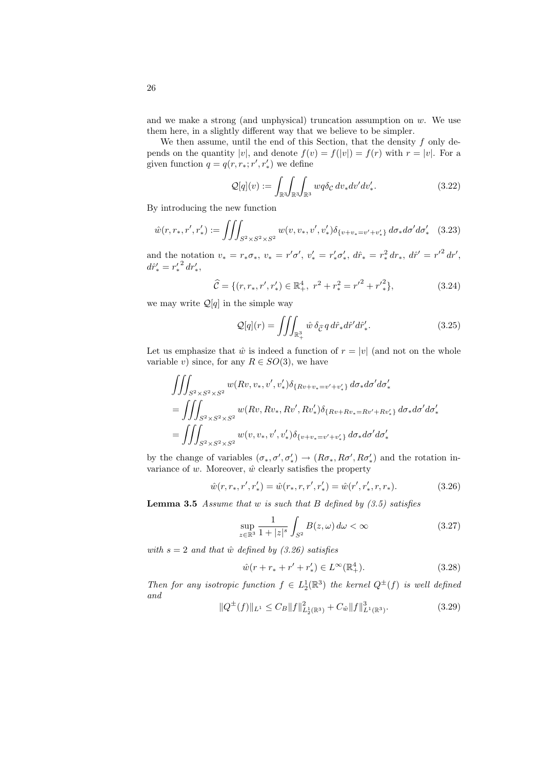and we make a strong (and unphysical) truncation assumption on $w$. We use them here, in a slightly different way that we believe to be simpler.

We then assume, until the end of this Section, that the density $f$ only depends on the quantity $|v|$, and denote $f(v) = f(|v|) = f(r)$ with $r = |v|$. For a given function $q = q(r, r_*; r', r'_*)$ we define

$$\mathcal{Q}[q](v) := \int_{\mathbb{R}^3}\int_{\mathbb{R}^3}\int_{\mathbb{R}^3} wq\delta_{\mathcal{C}}\, dv_* dv' dv'_*. \tag{3.22}$$

By introducing the new function

$$\hat{w}(r, r_*, r', r'_*) := \iiint_{S^2\times S^2\times S^2} w(v, v_*, v', v'_*)\delta_{\{v+v_*=v'+v'_*\}}\, d\sigma_* d\sigma' d\sigma'_* \tag{3.23}$$

and the notation $v_* = r_*\sigma_*$, $v_* = r'\sigma'$, $v'_* = r'_*\sigma'_*$, $d\hat{r}_* = r_*^2\, dr_*$, $d\hat{r}' = {r'}^2\, dr'$, $d\hat{r}'_* = {r'_*}^2\, dr'_*$,

$$\widehat{\mathcal{C}} = \{(r, r_*, r', r'_*) \in \mathbb{R}^4_+,\ r^2 + r_*^2 = {r'}^2 + {r'}^2_*\}, \tag{3.24}$$

we may write $\mathcal{Q}[q]$ in the simple way

$$\mathcal{Q}[q](r) = \iiint_{\mathbb{R}^3_+} \hat{w}\, \delta_{\widehat{\mathcal{C}}}\, q\, d\hat{r}_* d\hat{r}' d\hat{r}'_*. \tag{3.25}$$

Let us emphasize that $\hat{w}$ is indeed a function of $r = |v|$ (and not on the whole variable $v$) since, for any $R \in SO(3)$, we have

$$\begin{aligned}
&\iiint_{S^2\times S^2\times S^2} w(Rv, v_*, v', v'_*)\delta_{\{Rv+v_*=v'+v'_*\}}\, d\sigma_* d\sigma' d\sigma'_* \\
&= \iiint_{S^2\times S^2\times S^2} w(Rv, Rv_*, Rv', Rv'_*)\delta_{\{Rv+Rv_*=Rv'+Rv'_*\}}\, d\sigma_* d\sigma' d\sigma'_* \\
&= \iiint_{S^2\times S^2\times S^2} w(v, v_*, v', v'_*)\delta_{\{v+v_*=v'+v'_*\}}\, d\sigma_* d\sigma' d\sigma'_*
\end{aligned}$$

by the change of variables $(\sigma_*, \sigma', \sigma'_*) \to (R\sigma_*, R\sigma', R\sigma'_*)$ and the rotation invariance of $w$. Moreover, $\hat{w}$ clearly satisfies the property

$$\hat{w}(r, r_*, r', r'_*) = \hat{w}(r_*, r, r', r'_*) = \hat{w}(r', r'_*, r, r_*). \tag{3.26}$$

**Lemma 3.5** *Assume that $w$ is such that $B$ defined by (3.5) satisfies*

$$\sup_{z\in\mathbb{R}^3} \frac{1}{1+|z|^s} \int_{S^2} B(z, \omega)\, d\omega < \infty \tag{3.27}$$

*with $s = 2$ and that $\hat{w}$ defined by (3.26) satisfies*

$$\hat{w}(r + r_* + r' + r'_*) \in L^\infty(\mathbb{R}^4_+). \tag{3.28}$$

*Then for any isotropic function $f \in L^1_2(\mathbb{R}^3)$ the kernel $Q^\pm(f)$ is well defined and*

$$\|Q^\pm(f)\|_{L^1} \le C_B \|f\|^2_{L^1_2(\mathbb{R}^3)} + C_{\hat{w}} \|f\|^3_{L^1(\mathbb{R}^3)}. \tag{3.29}$$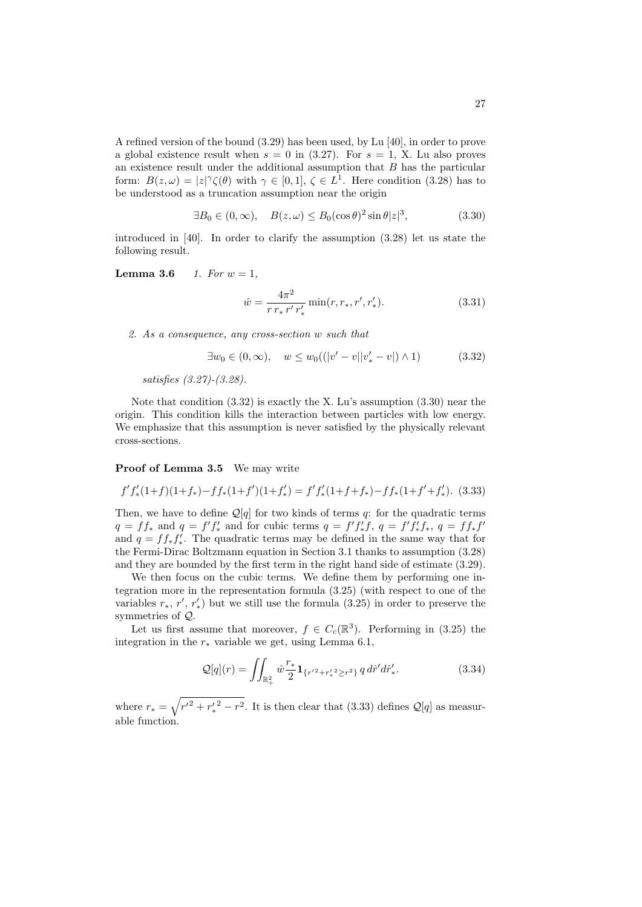A refined version of the bound (3.29) has been used, by Lu [40], in order to prove a global existence result when $s = 0$ in (3.27). For $s = 1$, X. Lu also proves an existence result under the additional assumption that $B$ has the particular form: $B(z, \omega) = |z|^\gamma \zeta(\theta)$ with $\gamma \in [0, 1]$, $\zeta \in L^1$. Here condition (3.28) has to be understood as a truncation assumption near the origin

$$\exists B_0 \in (0, \infty), \quad B(z, \omega) \leq B_0 (\cos\theta)^2 \sin\theta |z|^3, \tag{3.30}$$

introduced in [40]. In order to clarify the assumption (3.28) let us state the following result.

**Lemma 3.6** *1. For $w = 1$,*

$$\hat{w} = \frac{4\pi^2}{r\, r_*\, r'\, r'_*} \min(r, r_*, r', r'_*). \tag{3.31}$$

*2. As a consequence, any cross-section $w$ such that*

$$\exists w_0 \in (0, \infty), \quad w \leq w_0 ((|v' - v||v'_* - v|) \wedge 1) \tag{3.32}$$

*satisfies (3.27)-(3.28).*

Note that condition (3.32) is exactly the X. Lu's assumption (3.30) near the origin. This condition kills the interaction between particles with low energy. We emphasize that this assumption is never satisfied by the physically relevant cross-sections.

**Proof of Lemma 3.5** We may write

$$f' f'_* (1+f)(1+f_*) - f f_* (1+f')(1+f'_*) = f' f'_* (1+f+f_*) - f f_* (1+f'+f'_*). \tag{3.33}$$

Then, we have to define $\mathcal{Q}[q]$ for two kinds of terms $q$: for the quadratic terms $q = f f_*$ and $q = f' f'_*$ and for cubic terms $q = f' f'_* f$, $q = f' f'_* f_*$, $q = f f_* f'$ and $q = f f_* f'_*$. The quadratic terms may be defined in the same way that for the Fermi-Dirac Boltzmann equation in Section 3.1 thanks to assumption (3.28) and they are bounded by the first term in the right hand side of estimate (3.29).

We then focus on the cubic terms. We define them by performing one integration more in the representation formula (3.25) (with respect to one of the variables $r_*$, $r'$, $r'_*$) but we still use the formula (3.25) in order to preserve the symmetries of $\mathcal{Q}$.

Let us first assume that moreover, $f \in C_c(\mathbb{R}^3)$. Performing in (3.25) the integration in the $r_*$ variable we get, using Lemma 6.1,

$$\mathcal{Q}[q](r) = \iint_{\mathbb{R}_+^2} \hat{w} \frac{r_*}{2} \mathbf{1}_{\{r'^2 + r'^2_* \geq r^2\}}\, q\, d\hat{r}' d\hat{r}'_*. \tag{3.34}$$

where $r_* = \sqrt{r'^2 + r'^2_* - r^2}$. It is then clear that (3.33) defines $\mathcal{Q}[q]$ as measurable function.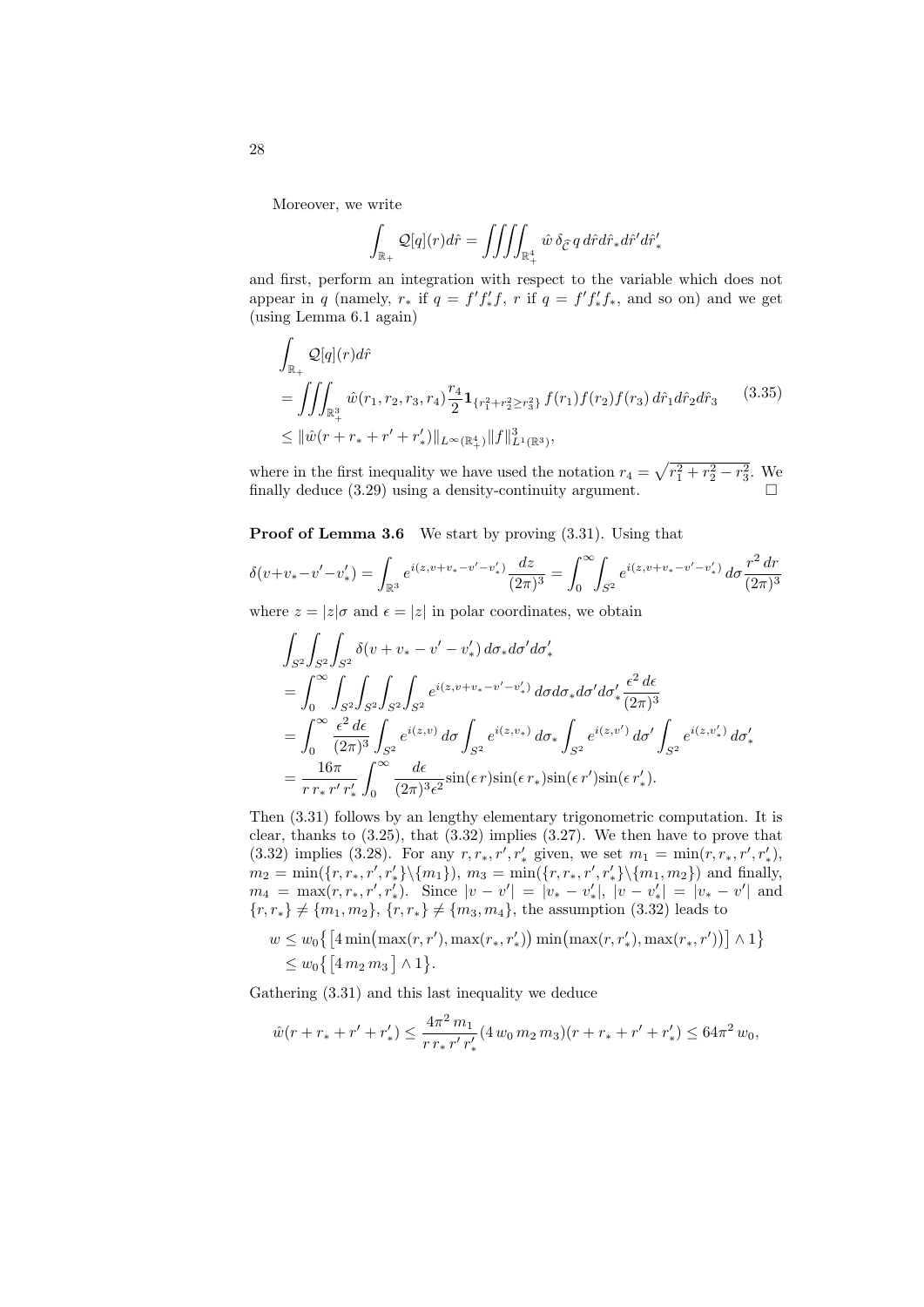Moreover, we write

$$\int_{\mathbb{R}_+} \mathcal{Q}[q](r)d\hat{r} = \iiiint_{\mathbb{R}_+^4} \hat{w}\, \delta_{\widehat{\mathcal{C}}}\, q\, d\hat{r} d\hat{r}_* d\hat{r}' d\hat{r}'_*$$

and first, perform an integration with respect to the variable which does not appear in $q$ (namely, $r_*$ if $q = f' f'_* f$, $r$ if $q = f' f'_* f_*$, and so on) and we get (using Lemma 6.1 again)

$$\begin{aligned}
&\int_{\mathbb{R}_+} \mathcal{Q}[q](r)d\hat{r} \\
&= \iiint_{\mathbb{R}_+^3} \hat{w}(r_1, r_2, r_3, r_4) \frac{r_4}{2} \mathbf{1}_{\{r_1^2 + r_2^2 \geq r_3^2\}} f(r_1) f(r_2) f(r_3)\, d\hat{r}_1 d\hat{r}_2 d\hat{r}_3 \\
&\leq \|\hat{w}(r + r_* + r' + r'_*)\|_{L^\infty(\mathbb{R}_+^4)} \|f\|^3_{L^1(\mathbb{R}^3)},
\end{aligned} \tag{3.35}$$

where in the first inequality we have used the notation $r_4 = \sqrt{r_1^2 + r_2^2 - r_3^2}$. We finally deduce (3.29) using a density-continuity argument. $\square$

**Proof of Lemma 3.6** We start by proving (3.31). Using that

$$\delta(v + v_* - v' - v'_*) = \int_{\mathbb{R}^3} e^{i(z, v + v_* - v' - v'_*)} \frac{dz}{(2\pi)^3} = \int_0^\infty \int_{S^2} e^{i(z, v + v_* - v' - v'_*)}\, d\sigma \frac{r^2\, dr}{(2\pi)^3}$$

where $z = |z|\sigma$ and $\epsilon = |z|$ in polar coordinates, we obtain

$$\begin{aligned}
&\int_{S^2}\int_{S^2}\int_{S^2} \delta(v + v_* - v' - v'_*)\, d\sigma_* d\sigma' d\sigma'_* \\
&= \int_0^\infty \int_{S^2}\int_{S^2}\int_{S^2}\int_{S^2} e^{i(z, v + v_* - v' - v'_*)}\, d\sigma d\sigma_* d\sigma' d\sigma'_* \frac{\epsilon^2\, d\epsilon}{(2\pi)^3} \\
&= \int_0^\infty \frac{\epsilon^2\, d\epsilon}{(2\pi)^3} \int_{S^2} e^{i(z,v)}\, d\sigma \int_{S^2} e^{i(z,v_*)}\, d\sigma_* \int_{S^2} e^{i(z,v')}\, d\sigma' \int_{S^2} e^{i(z,v'_*)}\, d\sigma'_* \\
&= \frac{16\pi}{r\, r_*\, r'\, r'_*} \int_0^\infty \frac{d\epsilon}{(2\pi)^3 \epsilon^2} \sin(\epsilon\, r) \sin(\epsilon\, r_*) \sin(\epsilon\, r') \sin(\epsilon\, r'_*).
\end{aligned}$$

Then (3.31) follows by an lengthy elementary trigonometric computation. It is clear, thanks to (3.25), that (3.32) implies (3.27). We then have to prove that (3.32) implies (3.28). For any $r, r_*, r', r'_*$ given, we set $m_1 = \min(r, r_*, r', r'_*)$, $m_2 = \min(\{r, r_*, r', r'_*\} \backslash \{m_1\})$, $m_3 = \min(\{r, r_*, r', r'_*\} \backslash \{m_1, m_2\})$ and finally, $m_4 = \max(r, r_*, r', r'_*)$. Since $|v - v'| = |v_* - v'_*|$, $|v - v'_*| = |v_* - v'|$ and $\{r, r_*\} \neq \{m_1, m_2\}$, $\{r, r_*\} \neq \{m_3, m_4\}$, the assumption (3.32) leads to

$$\begin{aligned}
w &\leq w_0 \big\{ \big[ 4 \min\big(\max(r, r'), \max(r_*, r'_*)\big) \min\big(\max(r, r'_*), \max(r_*, r')\big) \big] \wedge 1 \big\} \\
&\leq w_0 \big\{ \big[ 4\, m_2\, m_3 \big] \wedge 1 \big\}.
\end{aligned}$$

Gathering (3.31) and this last inequality we deduce

$$\hat{w}(r + r_* + r' + r'_*) \leq \frac{4\pi^2\, m_1}{r\, r_*\, r'\, r'_*} (4\, w_0\, m_2\, m_3)(r + r_* + r' + r'_*) \leq 64\pi^2\, w_0,$$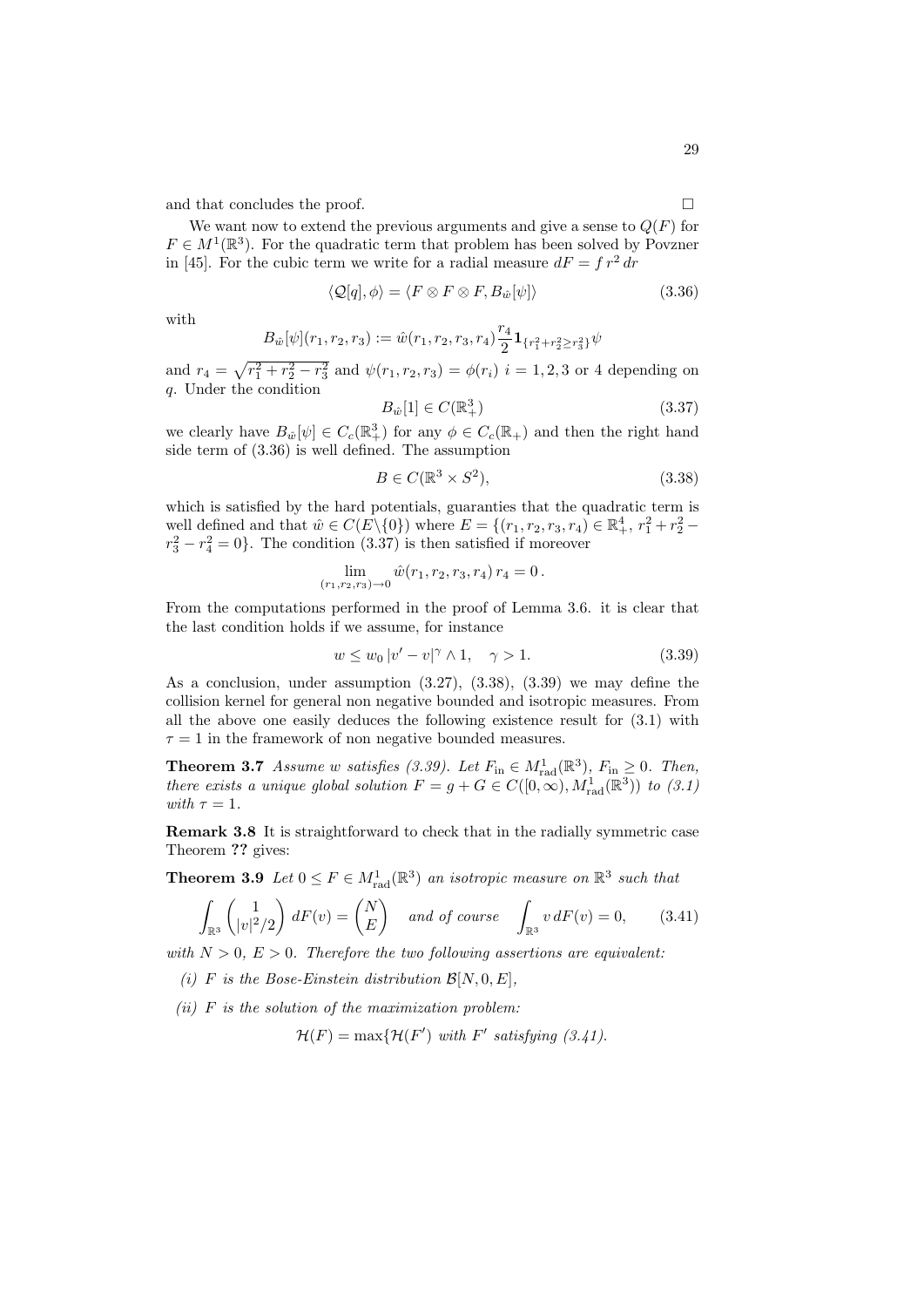and that concludes the proof. □

We want now to extend the previous arguments and give a sense to $Q(F)$ for $F \in M^1(\mathbb{R}^3)$. For the quadratic term that problem has been solved by Povzner in [45]. For the cubic term we write for a radial measure $dF = f\, r^2\, dr$

$$\langle \mathcal{Q}[q], \phi \rangle = \langle F \otimes F \otimes F, B_{\hat{w}}[\psi] \rangle \tag{3.36}$$

with

$$B_{\hat{w}}[\psi](r_1, r_2, r_3) := \hat{w}(r_1, r_2, r_3, r_4) \frac{r_4}{2} \mathbf{1}_{\{r_1^2 + r_2^2 \geq r_3^2\}} \psi$$

and $r_4 = \sqrt{r_1^2 + r_2^2 - r_3^2}$ and $\psi(r_1, r_2, r_3) = \phi(r_i)$ $i = 1, 2, 3$ or $4$ depending on $q$. Under the condition

$$B_{\hat{w}}[1] \in C(\mathbb{R}_+^3) \tag{3.37}$$

we clearly have $B_{\hat{w}}[\psi] \in C_c(\mathbb{R}_+^3)$ for any $\phi \in C_c(\mathbb{R}_+)$ and then the right hand side term of (3.36) is well defined. The assumption

$$B \in C(\mathbb{R}^3 \times S^2), \tag{3.38}$$

which is satisfied by the hard potentials, guaranties that the quadratic term is well defined and that $\hat{w} \in C(E \backslash \{0\})$ where $E = \{(r_1, r_2, r_3, r_4) \in \mathbb{R}_+^4,\ r_1^2 + r_2^2 - r_3^2 - r_4^2 = 0\}$. The condition (3.37) is then satisfied if moreover

$$\lim_{(r_1, r_2, r_3) \to 0} \hat{w}(r_1, r_2, r_3, r_4)\, r_4 = 0\,.$$

From the computations performed in the proof of Lemma 3.6. it is clear that the last condition holds if we assume, for instance

$$w \leq w_0\, |v' - v|^\gamma \wedge 1, \quad \gamma > 1. \tag{3.39}$$

As a conclusion, under assumption (3.27), (3.38), (3.39) we may define the collision kernel for general non negative bounded and isotropic measures. From all the above one easily deduces the following existence result for (3.1) with $\tau = 1$ in the framework of non negative bounded measures.

**Theorem 3.7** *Assume $w$ satisfies (3.39). Let $F_{\text{in}} \in M^1_{\text{rad}}(\mathbb{R}^3)$, $F_{\text{in}} \geq 0$. Then, there exists a unique global solution $F = g + G \in C([0, \infty), M^1_{\text{rad}}(\mathbb{R}^3))$ to (3.1) with $\tau = 1$.*

**Remark 3.8** It is straightforward to check that in the radially symmetric case Theorem **??** gives:

**Theorem 3.9** *Let $0 \leq F \in M^1_{\text{rad}}(\mathbb{R}^3)$ an isotropic measure on $\mathbb{R}^3$ such that*

$$\int_{\mathbb{R}^3} \begin{pmatrix} 1 \\ |v|^2/2 \end{pmatrix} dF(v) = \begin{pmatrix} N \\ E \end{pmatrix} \quad \text{and of course} \quad \int_{\mathbb{R}^3} v\, dF(v) = 0, \tag{3.41}$$

*with $N > 0$, $E > 0$. Therefore the two following assertions are equivalent:*

*(i) $F$ is the Bose-Einstein distribution $\mathcal{B}[N, 0, E]$,*

*(ii) $F$ is the solution of the maximization problem:*

$$\mathcal{H}(F) = \max\{\mathcal{H}(F') \text{ with } F' \text{ satisfying (3.41)}.$$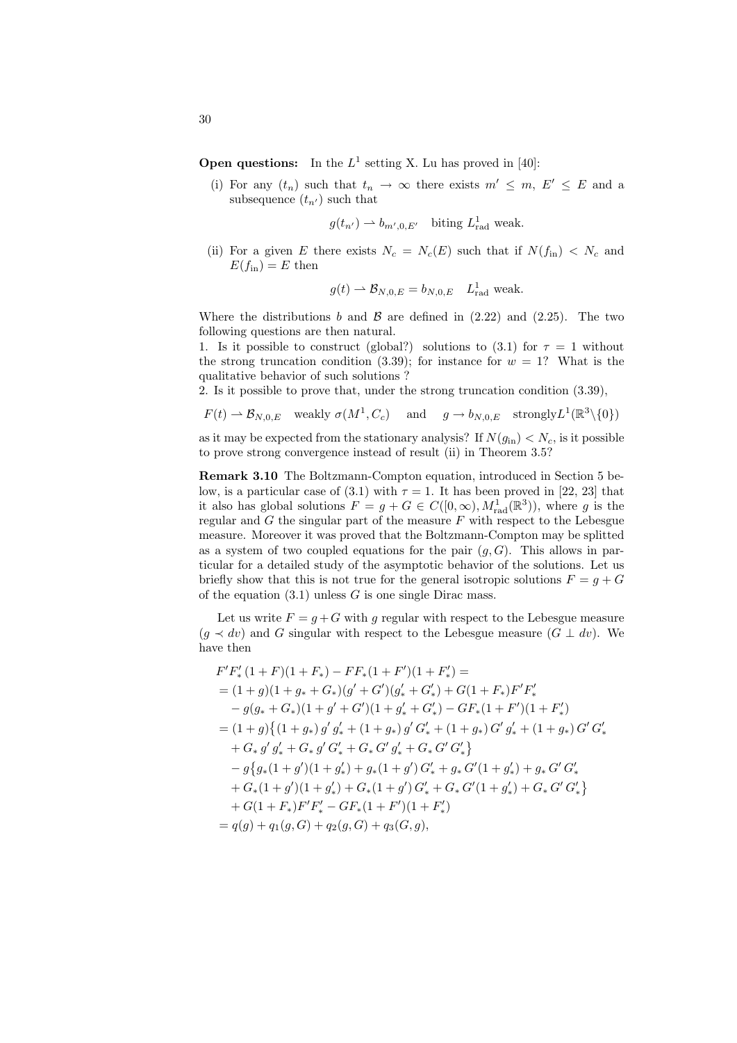**Open questions:** In the $L^1$ setting X. Lu has proved in [40]:

(i) For any $(t_n)$ such that $t_n \to \infty$ there exists $m' \le m$, $E' \le E$ and a subsequence $(t_{n'})$ such that

$$g(t_{n'}) \rightharpoonup b_{m',0,E'} \quad \text{biting } L^1_{\text{rad}} \text{ weak.}$$

(ii) For a given $E$ there exists $N_c = N_c(E)$ such that if $N(f_{\text{in}}) < N_c$ and $E(f_{\text{in}}) = E$ then

$$g(t) \rightharpoonup \mathcal{B}_{N,0,E} = b_{N,0,E} \quad L^1_{\text{rad}} \text{ weak.}$$

Where the distributions $b$ and $\mathcal{B}$ are defined in (2.22) and (2.25). The two following questions are then natural.

1. Is it possible to construct (global?) solutions to (3.1) for $\tau = 1$ without the strong truncation condition (3.39); for instance for $w = 1$? What is the qualitative behavior of such solutions ?

2. Is it possible to prove that, under the strong truncation condition (3.39),

$$F(t) \rightharpoonup \mathcal{B}_{N,0,E} \quad \text{weakly } \sigma(M^1, C_c) \quad \text{ and } \quad g \to b_{N,0,E} \quad \text{strongly} L^1(\mathbb{R}^3 \backslash \{0\})$$

as it may be expected from the stationary analysis? If $N(g_{\text{in}}) < N_c$, is it possible to prove strong convergence instead of result (ii) in Theorem 3.5?

**Remark 3.10** The Boltzmann-Compton equation, introduced in Section 5 below, is a particular case of (3.1) with $\tau = 1$. It has been proved in [22, 23] that it also has global solutions $F = g + G \in C([0,\infty), M^1_{\text{rad}}(\mathbb{R}^3))$, where $g$ is the regular and $G$ the singular part of the measure $F$ with respect to the Lebesgue measure. Moreover it was proved that the Boltzmann-Compton may be splitted as a system of two coupled equations for the pair $(g, G)$. This allows in particular for a detailed study of the asymptotic behavior of the solutions. Let us briefly show that this is not true for the general isotropic solutions $F = g + G$ of the equation (3.1) unless $G$ is one single Dirac mass.

Let us write $F = g + G$ with $g$ regular with respect to the Lebesgue measure ($g \prec dv$) and $G$ singular with respect to the Lebesgue measure ($G \perp dv$). We have then

$$
\begin{aligned}
&F' F'_* (1+F)(1+F_*) - F F_* (1+F')(1+F'_*) = \\
&= (1+g)(1+g_*+G_*)(g'+G')(g'_*+G'_*) + G(1+F_*)F'F'_* \\
&\quad - g(g_*+G_*)(1+g'+G')(1+g'_*+G'_*) - GF_*(1+F')(1+F'_*) \\
&= (1+g)\big\{(1+g_*)\, g'\, g'_* + (1+g_*)\, g'\, G'_* + (1+g_*)\, G'\, g'_* + (1+g_*)\, G'\, G'_* \\
&\quad + G_*\, g'\, g'_* + G_*\, g'\, G'_* + G_*\, G'\, g'_* + G_*\, G'\, G'_*\big\} \\
&\quad - g\big\{g_*(1+g')(1+g'_*) + g_*(1+g')\, G'_* + g_*\, G'(1+g'_*) + g_*\, G'\, G'_* \\
&\quad + G_*(1+g')(1+g'_*) + G_*(1+g')\, G'_* + G_*\, G'(1+g'_*) + G_*\, G'\, G'_*\big\} \\
&\quad + G(1+F_*)F'F'_* - GF_*(1+F')(1+F'_*) \\
&= q(g) + q_1(g,G) + q_2(g,G) + q_3(G,g),
\end{aligned}
$$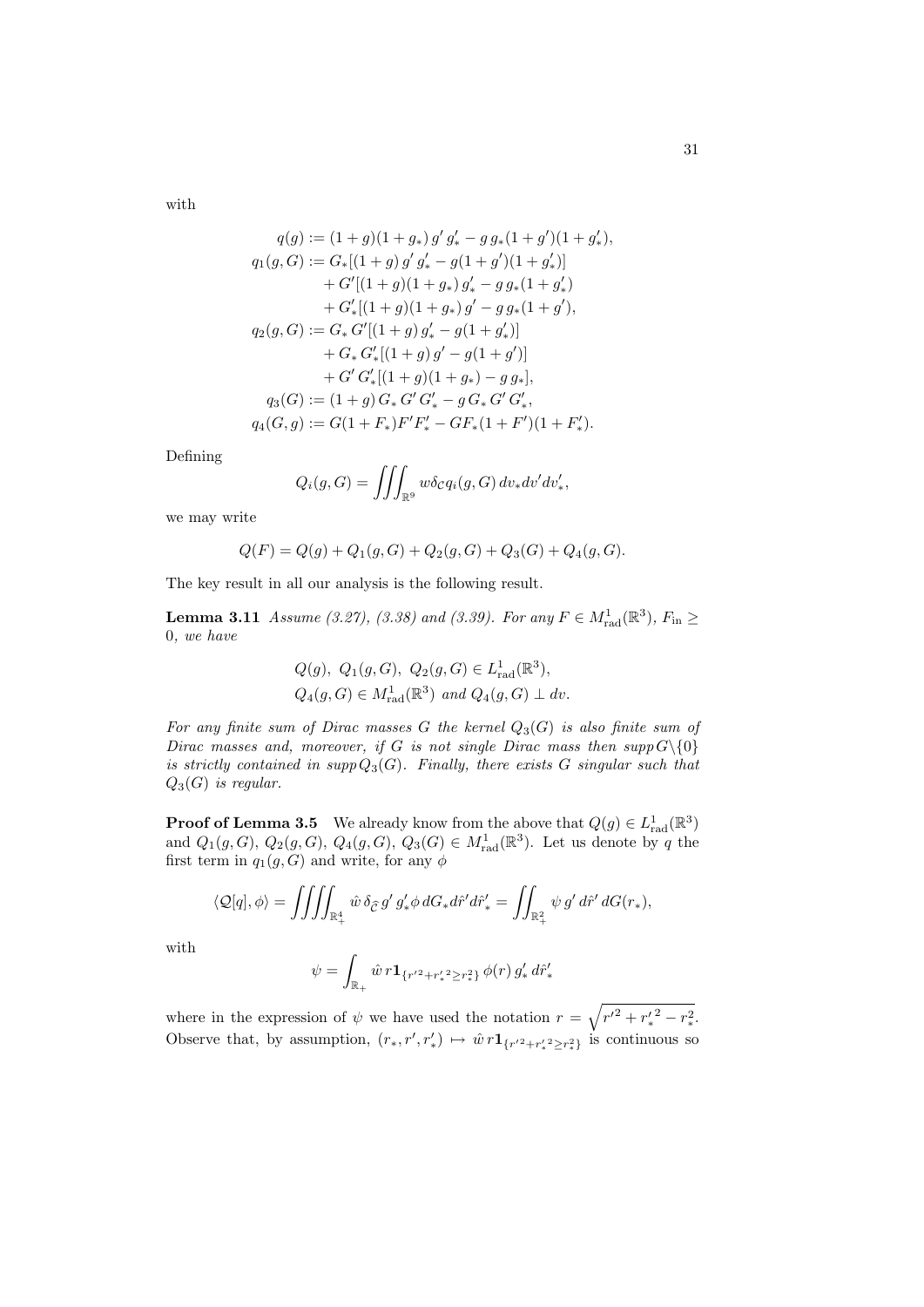with

$$
\begin{aligned}
q(g) &:= (1+g)(1+g_*)\, g'\, g'_* - g\, g_*(1+g')(1+g'_*),\\
q_1(g,G) &:= G_*[(1+g)\, g'\, g'_* - g(1+g')(1+g'_*)]\\
&\quad + G'[(1+g)(1+g_*)\, g'_* - g\, g_*(1+g'_*)]\\
&\quad + G'_*[(1+g)(1+g_*)\, g' - g\, g_*(1+g'),\\
q_2(g,G) &:= G_*\, G'[(1+g)\, g'_* - g(1+g'_*)]\\
&\quad + G_*\, G'_*[(1+g)\, g' - g(1+g')]\\
&\quad + G'\, G'_*[(1+g)(1+g_*) - g\, g_*],\\
q_3(G) &:= (1+g)\, G_*\, G'\, G'_* - g\, G_*\, G'\, G'_*,\\
q_4(G,g) &:= G(1+F_*)F'F'_* - GF_*(1+F')(1+F'_*).
\end{aligned}
$$

Defining

$$
Q_i(g,G) = \iiint_{\mathbb{R}^9} w\delta_{\mathcal{C}}\, q_i(g,G)\, dv_* dv' dv'_*,
$$

we may write

$$
Q(F) = Q(g) + Q_1(g,G) + Q_2(g,G) + Q_3(G) + Q_4(g,G).
$$

The key result in all our analysis is the following result.

**Lemma 3.11** *Assume (3.27), (3.38) and (3.39). For any $F \in M^1_{\rm rad}(\mathbb{R}^3)$, $F_{\rm in} \geq 0$, we have*

$$
\begin{aligned}
&Q(g),\ Q_1(g,G),\ Q_2(g,G) \in L^1_{\rm rad}(\mathbb{R}^3),\\
&Q_4(g,G) \in M^1_{\rm rad}(\mathbb{R}^3) \text{ and } Q_4(g,G) \perp dv.
\end{aligned}
$$

*For any finite sum of Dirac masses $G$ the kernel $Q_3(G)$ is also finite sum of Dirac masses and, moreover, if $G$ is not single Dirac mass then $supp\, G\backslash\{0\}$ is strictly contained in $supp\, Q_3(G)$. Finally, there exists $G$ singular such that $Q_3(G)$ is regular.*

**Proof of Lemma 3.5** We already know from the above that $Q(g) \in L^1_{\rm rad}(\mathbb{R}^3)$ and $Q_1(g,G)$, $Q_2(g,G)$, $Q_4(g,G)$, $Q_3(G) \in M^1_{\rm rad}(\mathbb{R}^3)$. Let us denote by $q$ the first term in $q_1(g,G)$ and write, for any $\phi$

$$
\langle \mathcal{Q}[q], \phi\rangle = \iiiint_{\mathbb{R}^4_+} \hat{w}\, \delta_{\hat{\mathcal{C}}}\, g'\, g'_* \phi\, dG_* d\hat{r}' d\hat{r}'_* = \iint_{\mathbb{R}^2_+} \psi\, g'\, d\hat{r}'\, dG(r_*),
$$

with

$$
\psi = \int_{\mathbb{R}_+} \hat{w}\, r \mathbf{1}_{\{r'^2 + r'^2_* \geq r^2_*\}}\, \phi(r)\, g'_*\, d\hat{r}'_*
$$

where in the expression of $\psi$ we have used the notation $r = \sqrt{r'^2 + {r'_*}^2 - r_*^2}$. Observe that, by assumption, $(r_*, r', r'_*) \mapsto \hat{w}\, r \mathbf{1}_{\{r'^2 + {r'_*}^2 \geq r^2_*\}}$ is continuous so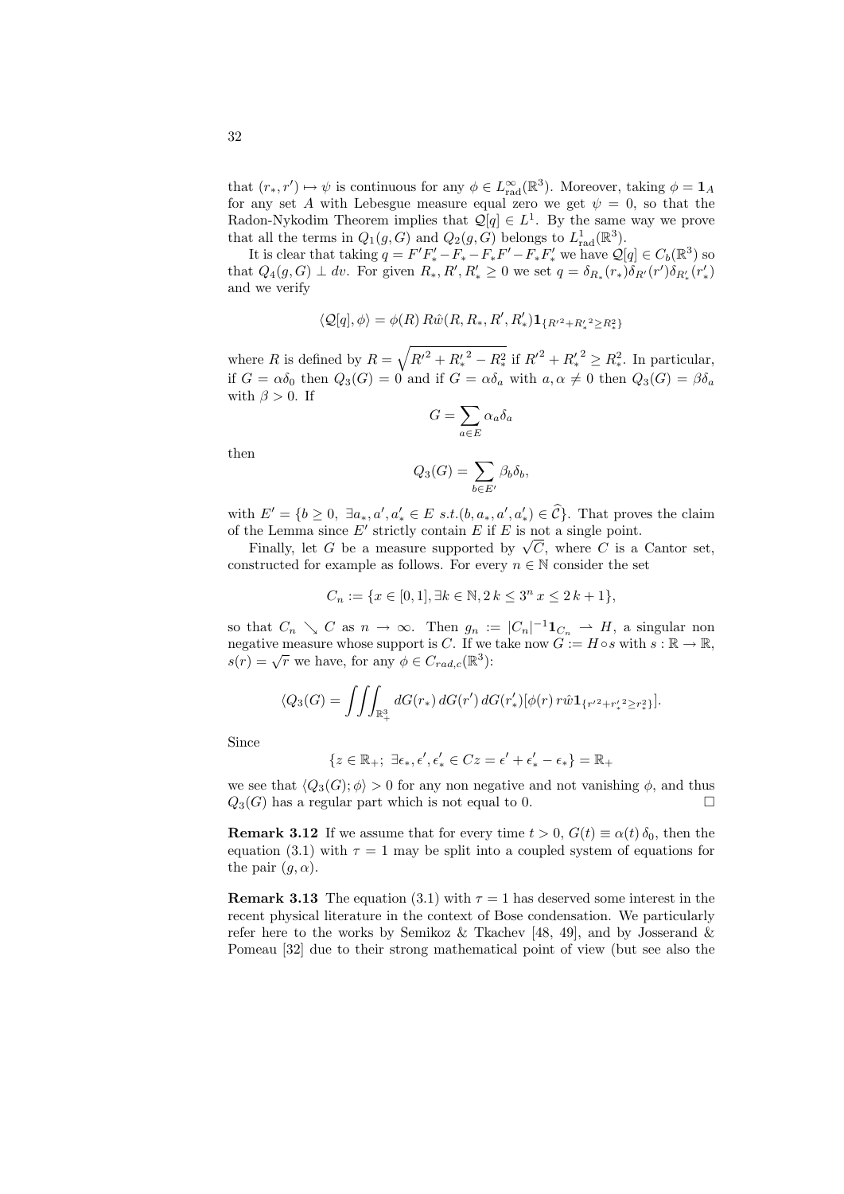that $(r_*, r') \mapsto \psi$ is continuous for any $\phi \in L^\infty_{\rm rad}(\mathbb{R}^3)$. Moreover, taking $\phi = \mathbf{1}_A$ for any set $A$ with Lebesgue measure equal zero we get $\psi = 0$, so that the Radon-Nykodim Theorem implies that $\mathcal{Q}[q] \in L^1$. By the same way we prove that all the terms in $Q_1(g, G)$ and $Q_2(g, G)$ belongs to $L^1_{\rm rad}(\mathbb{R}^3)$.

It is clear that taking $q = F'F'_* - F_* - F_* F' - F_* F'_*$ we have $\mathcal{Q}[q] \in C_b(\mathbb{R}^3)$ so that $Q_4(g, G) \perp dv$. For given $R_*, R', R'_* \geq 0$ we set $q = \delta_{R_*}(r_*)\delta_{R'}(r')\delta_{R'_*}(r'_*)$ and we verify

$$\langle \mathcal{Q}[q], \phi \rangle = \phi(R)\, R\hat{w}(R, R_*, R', R'_*)\mathbf{1}_{\{R'^2 + R'^2_* \geq R^2_*\}}$$

where $R$ is defined by $R = \sqrt{R'^2 + {R'_*}^2 - R_*^2}$ if ${R'}^2 + {R'_*}^2 \geq R_*^2$. In particular, if $G = \alpha\delta_0$ then $Q_3(G) = 0$ and if $G = \alpha\delta_a$ with $a, \alpha \neq 0$ then $Q_3(G) = \beta\delta_a$ with $\beta > 0$. If

$$G = \sum_{a \in E} \alpha_a \delta_a$$

then

$$Q_3(G) = \sum_{b \in E'} \beta_b \delta_b,$$

with $E' = \{b \geq 0,\ \exists a_*, a', a'_* \in E \ s.t. (b, a_*, a', a'_*) \in \widehat{\mathcal{C}}\}$. That proves the claim of the Lemma since $E'$ strictly contain $E$ if $E$ is not a single point.

Finally, let $G$ be a measure supported by $\sqrt{C}$, where $C$ is a Cantor set, constructed for example as follows. For every $n \in \mathbb{N}$ consider the set

$$C_n := \{x \in [0, 1], \exists k \in \mathbb{N}, 2\,k \leq 3^n\, x \leq 2\,k + 1\},$$

so that $C_n \searrow C$ as $n \to \infty$. Then $g_n := |C_n|^{-1}\mathbf{1}_{C_n} \rightharpoonup H$, a singular non negative measure whose support is $C$. If we take now $G := H \circ s$ with $s : \mathbb{R} \to \mathbb{R}$, $s(r) = \sqrt{r}$ we have, for any $\phi \in C_{rad,c}(\mathbb{R}^3)$:

$$\langle Q_3(G) = \iiint_{\mathbb{R}^3_+} dG(r_*)\, dG(r')\, dG(r'_*)[\phi(r)\, r\hat{w}\mathbf{1}_{\{r'^2 + {r'_*}^2 \geq r_*^2\}}].$$

Since

$$\{z \in \mathbb{R}_+;\ \exists \epsilon_*, \epsilon', \epsilon'_* \in C z = \epsilon' + \epsilon'_* - \epsilon_*\} = \mathbb{R}_+$$

we see that $\langle Q_3(G); \phi\rangle > 0$ for any non negative and not vanishing $\phi$, and thus $Q_3(G)$ has a regular part which is not equal to 0. $\square$

**Remark 3.12** If we assume that for every time $t > 0$, $G(t) \equiv \alpha(t)\,\delta_0$, then the equation (3.1) with $\tau = 1$ may be split into a coupled system of equations for the pair $(g, \alpha)$.

**Remark 3.13** The equation (3.1) with $\tau = 1$ has deserved some interest in the recent physical literature in the context of Bose condensation. We particularly refer here to the works by Semikoz & Tkachev [48, 49], and by Josserand & Pomeau [32] due to their strong mathematical point of view (but see also the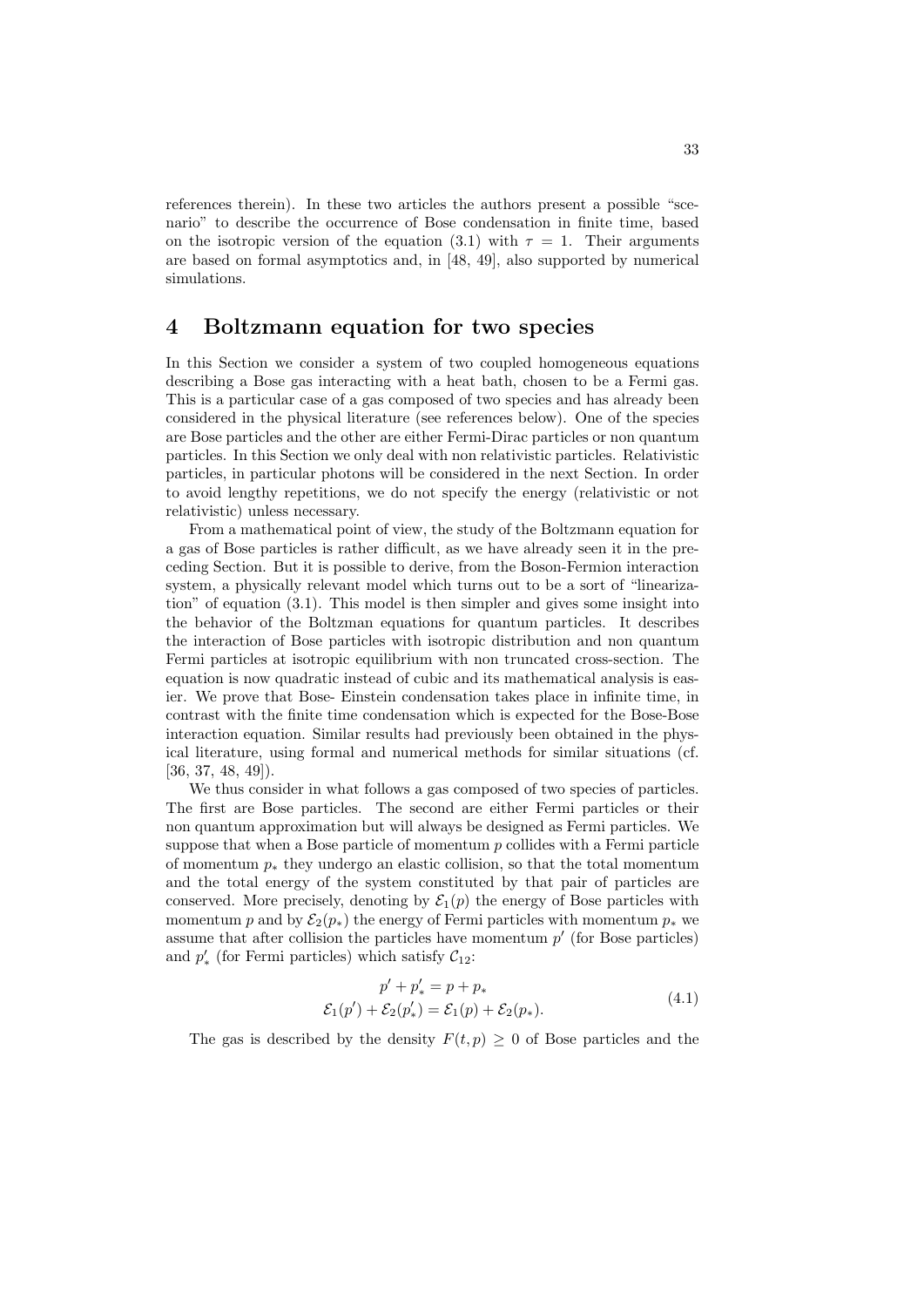references therein). In these two articles the authors present a possible "scenario" to describe the occurrence of Bose condensation in finite time, based on the isotropic version of the equation (3.1) with $\tau = 1$. Their arguments are based on formal asymptotics and, in [48, 49], also supported by numerical simulations.

# 4 Boltzmann equation for two species

In this Section we consider a system of two coupled homogeneous equations describing a Bose gas interacting with a heat bath, chosen to be a Fermi gas. This is a particular case of a gas composed of two species and has already been considered in the physical literature (see references below). One of the species are Bose particles and the other are either Fermi-Dirac particles or non quantum particles. In this Section we only deal with non relativistic particles. Relativistic particles, in particular photons will be considered in the next Section. In order to avoid lengthy repetitions, we do not specify the energy (relativistic or not relativistic) unless necessary.

From a mathematical point of view, the study of the Boltzmann equation for a gas of Bose particles is rather difficult, as we have already seen it in the preceding Section. But it is possible to derive, from the Boson-Fermion interaction system, a physically relevant model which turns out to be a sort of "linearization" of equation (3.1). This model is then simpler and gives some insight into the behavior of the Boltzman equations for quantum particles. It describes the interaction of Bose particles with isotropic distribution and non quantum Fermi particles at isotropic equilibrium with non truncated cross-section. The equation is now quadratic instead of cubic and its mathematical analysis is easier. We prove that Bose- Einstein condensation takes place in infinite time, in contrast with the finite time condensation which is expected for the Bose-Bose interaction equation. Similar results had previously been obtained in the physical literature, using formal and numerical methods for similar situations (cf. [36, 37, 48, 49]).

We thus consider in what follows a gas composed of two species of particles. The first are Bose particles. The second are either Fermi particles or their non quantum approximation but will always be designed as Fermi particles. We suppose that when a Bose particle of momentum $p$ collides with a Fermi particle of momentum $p_*$ they undergo an elastic collision, so that the total momentum and the total energy of the system constituted by that pair of particles are conserved. More precisely, denoting by $\mathcal{E}_1(p)$ the energy of Bose particles with momentum $p$ and by $\mathcal{E}_2(p_*)$ the energy of Fermi particles with momentum $p_*$ we assume that after collision the particles have momentum $p'$ (for Bose particles) and $p'_*$ (for Fermi particles) which satisfy $\mathcal{C}_{12}$:

$$
\begin{aligned}
p' + p'_* &= p + p_* \\
\mathcal{E}_1(p') + \mathcal{E}_2(p'_*) &= \mathcal{E}_1(p) + \mathcal{E}_2(p_*).
\end{aligned}
\tag{4.1}
$$

The gas is described by the density $F(t,p) \geq 0$ of Bose particles and the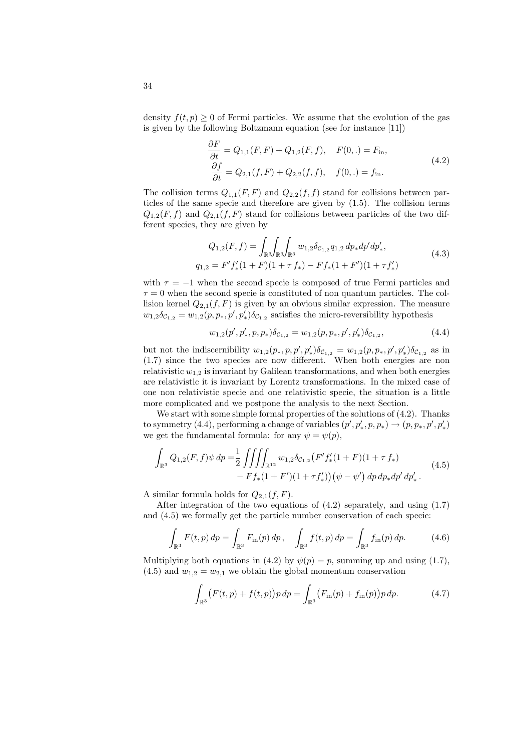density $f(t,p) \geq 0$ of Fermi particles. We assume that the evolution of the gas is given by the following Boltzmann equation (see for instance [11])

$$
\begin{aligned}
\frac{\partial F}{\partial t} &= Q_{1,1}(F,F) + Q_{1,2}(F,f), \quad F(0,.) = F_{\text{in}}, \\
\frac{\partial f}{\partial t} &= Q_{2,1}(f,F) + Q_{2,2}(f,f), \quad f(0,.) = f_{\text{in}}.
\end{aligned}
\tag{4.2}
$$

The collision terms $Q_{1,1}(F,F)$ and $Q_{2,2}(f,f)$ stand for collisions between particles of the same specie and therefore are given by (1.5). The collision terms $Q_{1,2}(F,f)$ and $Q_{2,1}(f,F)$ stand for collisions between particles of the two different species, they are given by

$$
\begin{aligned}
Q_{1,2}(F,f) &= \int_{\mathbb{R}^3}\int_{\mathbb{R}^3}\int_{\mathbb{R}^3} w_{1,2}\delta_{\mathcal{C}_{1,2}} q_{1,2}\, dp_* dp' dp'_*, \\
q_{1,2} &= F' f'_*(1+F)(1+\tau f_*) - F f_*(1+F')(1+\tau f'_*)
\end{aligned}
\tag{4.3}
$$

with $\tau = -1$ when the second specie is composed of true Fermi particles and $\tau = 0$ when the second specie is constituted of non quantum particles. The collision kernel $Q_{2,1}(f,F)$ is given by an obvious similar expression. The measure $w_{1,2}\delta_{\mathcal{C}_{1,2}} = w_{1,2}(p,p_*,p',p'_*)\delta_{\mathcal{C}_{1,2}}$ satisfies the micro-reversibility hypothesis

$$
w_{1,2}(p',p'_*,p,p_*)\delta_{\mathcal{C}_{1,2}} = w_{1,2}(p,p_*,p',p'_*)\delta_{\mathcal{C}_{1,2}},
\tag{4.4}
$$

but not the indiscernibility $w_{1,2}(p_*,p,p',p'_*)\delta_{\mathcal{C}_{1,2}} = w_{1,2}(p,p_*,p',p'_*)\delta_{\mathcal{C}_{1,2}}$ as in (1.7) since the two species are now different. When both energies are non relativistic $w_{1,2}$ is invariant by Galilean transformations, and when both energies are relativistic it is invariant by Lorentz transformations. In the mixed case of one non relativistic specie and one relativistic specie, the situation is a little more complicated and we postpone the analysis to the next Section.

We start with some simple formal properties of the solutions of (4.2). Thanks to symmetry (4.4), performing a change of variables $(p',p'_*,p,p_*) \to (p,p_*,p',p'_*)$ we get the fundamental formula: for any $\psi = \psi(p)$,

$$
\begin{aligned}
\int_{\mathbb{R}^3} Q_{1,2}(F,f)\psi\, dp = &\frac{1}{2}\iiiint_{\mathbb{R}^{12}} w_{1,2}\delta_{\mathcal{C}_{1,2}}\big(F'f'_*(1+F)(1+\tau f_*) \\
&- Ff_*(1+F')(1+\tau f'_*)\big)\big(\psi - \psi'\big)\, dp\, dp_* dp'\, dp'_*.
\end{aligned}
\tag{4.5}
$$

A similar formula holds for $Q_{2,1}(f,F)$.

After integration of the two equations of (4.2) separately, and using (1.7) and (4.5) we formally get the particle number conservation of each specie:

$$
\int_{\mathbb{R}^3} F(t,p)\, dp = \int_{\mathbb{R}^3} F_{\text{in}}(p)\, dp\,, \quad \int_{\mathbb{R}^3} f(t,p)\, dp = \int_{\mathbb{R}^3} f_{\text{in}}(p)\, dp.
\tag{4.6}
$$

Multiplying both equations in (4.2) by $\psi(p) = p$, summing up and using (1.7), (4.5) and $w_{1,2} = w_{2,1}$ we obtain the global momentum conservation

$$
\int_{\mathbb{R}^3} \big(F(t,p) + f(t,p)\big)p\, dp = \int_{\mathbb{R}^3} \big(F_{\text{in}}(p) + f_{\text{in}}(p)\big)p\, dp.
\tag{4.7}
$$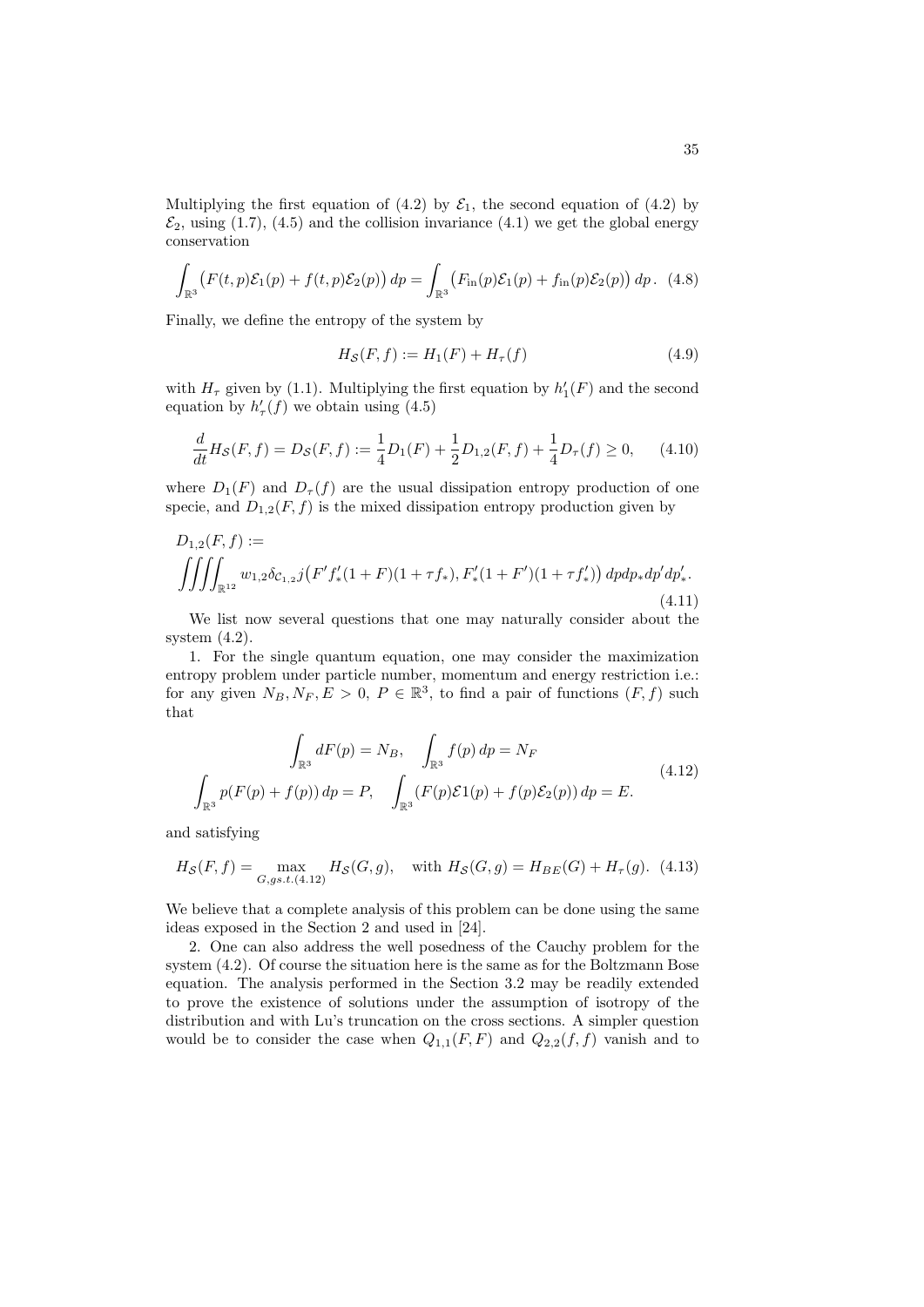Multiplying the first equation of (4.2) by $\mathcal{E}_1$, the second equation of (4.2) by $\mathcal{E}_2$, using (1.7), (4.5) and the collision invariance (4.1) we get the global energy conservation

$$
\int_{\mathbb{R}^3} \big(F(t,p)\mathcal{E}_1(p) + f(t,p)\mathcal{E}_2(p)\big)\, dp = \int_{\mathbb{R}^3} \big(F_{\rm in}(p)\mathcal{E}_1(p) + f_{\rm in}(p)\mathcal{E}_2(p)\big)\, dp\,. \quad (4.8)
$$

Finally, we define the entropy of the system by

$$
H_{\mathcal{S}}(F,f) := H_1(F) + H_\tau(f) \quad (4.9)
$$

with $H_\tau$ given by (1.1). Multiplying the first equation by $h_1'(F)$ and the second equation by $h_\tau'(f)$ we obtain using (4.5)

$$
\frac{d}{dt} H_{\mathcal{S}}(F,f) = D_{\mathcal{S}}(F,f) := \frac{1}{4} D_1(F) + \frac{1}{2} D_{1,2}(F,f) + \frac{1}{4} D_\tau(f) \geq 0, \quad (4.10)
$$

where $D_1(F)$ and $D_\tau(f)$ are the usual dissipation entropy production of one specie, and $D_{1,2}(F,f)$ is the mixed dissipation entropy production given by

$$
D_{1,2}(F,f) := \iiiint_{\mathbb{R}^{12}} w_{1,2} \delta_{\mathcal{C}_{1,2}} j\big(F' f'_*(1+F)(1+\tau f_*), F'_*(1+F')(1+\tau f'_*)\big)\, dp dp_* dp' dp'_*. \quad (4.11)
$$

We list now several questions that one may naturally consider about the system (4.2).

1. For the single quantum equation, one may consider the maximization entropy problem under particle number, momentum and energy restriction i.e.: for any given $N_B, N_F, E > 0$, $P \in \mathbb{R}^3$, to find a pair of functions $(F,f)$ such that

$$
\begin{gathered}
\int_{\mathbb{R}^3} dF(p) = N_B, \quad \int_{\mathbb{R}^3} f(p)\, dp = N_F \\
\int_{\mathbb{R}^3} p(F(p) + f(p))\, dp = P, \quad \int_{\mathbb{R}^3} (F(p)\mathcal{E}1(p) + f(p)\mathcal{E}_2(p))\, dp = E.
\end{gathered} \quad (4.12)
$$

and satisfying

$$
H_{\mathcal{S}}(F,f) = \max_{G, gs.t.(4.12)} H_{\mathcal{S}}(G,g), \quad \text{with } H_{\mathcal{S}}(G,g) = H_{BE}(G) + H_\tau(g). \quad (4.13)
$$

We believe that a complete analysis of this problem can be done using the same ideas exposed in the Section 2 and used in [24].

2. One can also address the well posedness of the Cauchy problem for the system (4.2). Of course the situation here is the same as for the Boltzmann Bose equation. The analysis performed in the Section 3.2 may be readily extended to prove the existence of solutions under the assumption of isotropy of the distribution and with Lu's truncation on the cross sections. A simpler question would be to consider the case when $Q_{1,1}(F,F)$ and $Q_{2,2}(f,f)$ vanish and to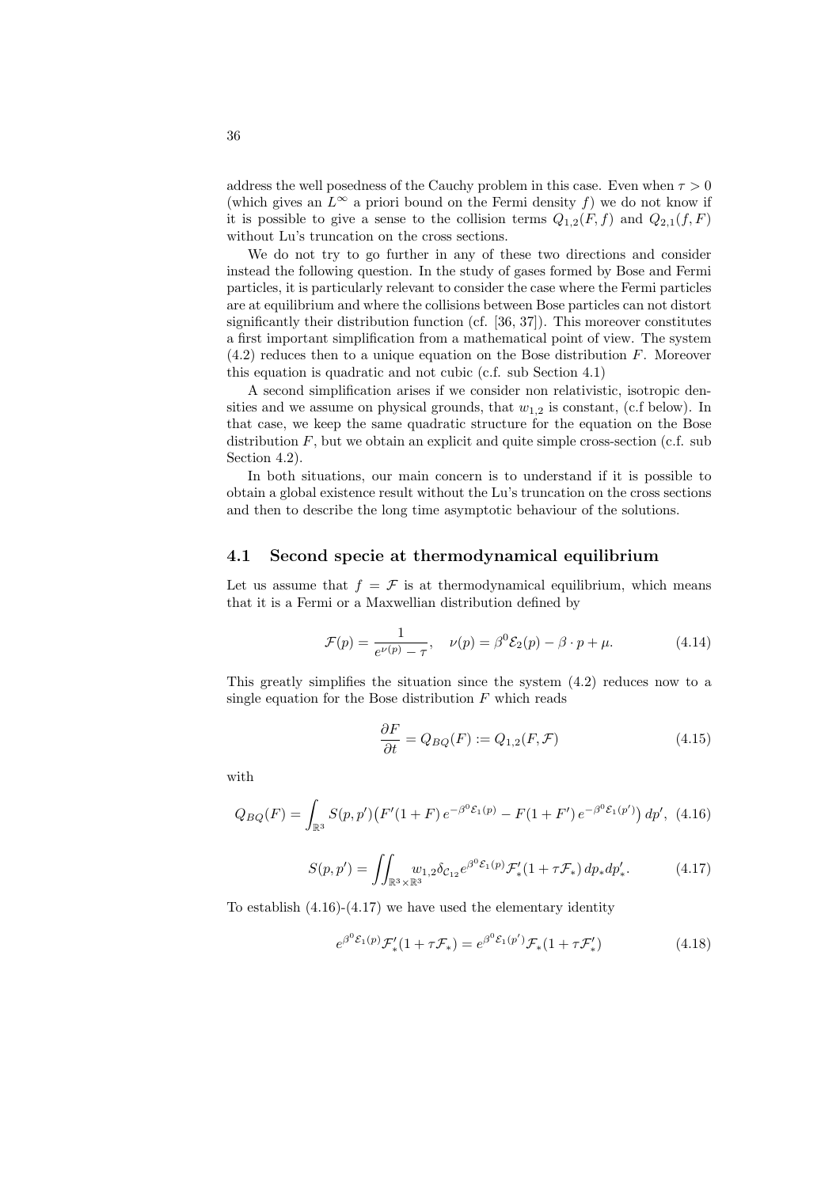address the well posedness of the Cauchy problem in this case. Even when $\tau > 0$ (which gives an $L^\infty$ a priori bound on the Fermi density $f$) we do not know if it is possible to give a sense to the collision terms $Q_{1,2}(F, f)$ and $Q_{2,1}(f, F)$ without Lu's truncation on the cross sections.

We do not try to go further in any of these two directions and consider instead the following question. In the study of gases formed by Bose and Fermi particles, it is particularly relevant to consider the case where the Fermi particles are at equilibrium and where the collisions between Bose particles can not distort significantly their distribution function (cf. [36, 37]). This moreover constitutes a first important simplification from a mathematical point of view. The system (4.2) reduces then to a unique equation on the Bose distribution $F$. Moreover this equation is quadratic and not cubic (c.f. sub Section 4.1)

A second simplification arises if we consider non relativistic, isotropic densities and we assume on physical grounds, that $w_{1,2}$ is constant, (c.f below). In that case, we keep the same quadratic structure for the equation on the Bose distribution $F$, but we obtain an explicit and quite simple cross-section (c.f. sub Section 4.2).

In both situations, our main concern is to understand if it is possible to obtain a global existence result without the Lu's truncation on the cross sections and then to describe the long time asymptotic behaviour of the solutions.

## 4.1 Second specie at thermodynamical equilibrium

Let us assume that $f = \mathcal{F}$ is at thermodynamical equilibrium, which means that it is a Fermi or a Maxwellian distribution defined by

$$\mathcal{F}(p) = \frac{1}{e^{\nu(p)} - \tau}, \quad \nu(p) = \beta^0 \mathcal{E}_2(p) - \beta \cdot p + \mu. \tag{4.14}$$

This greatly simplifies the situation since the system (4.2) reduces now to a single equation for the Bose distribution $F$ which reads

$$\frac{\partial F}{\partial t} = Q_{BQ}(F) := Q_{1,2}(F, \mathcal{F}) \tag{4.15}$$

with

$$Q_{BQ}(F) = \int_{\mathbb{R}^3} S(p, p')\big(F'(1+F)\, e^{-\beta^0 \mathcal{E}_1(p)} - F(1+F')\, e^{-\beta^0 \mathcal{E}_1(p')}\big)\, dp', \tag{4.16}$$

$$S(p, p') = \iint_{\mathbb{R}^3 \times \mathbb{R}^3} w_{1,2} \delta_{\mathcal{C}_{12}} e^{\beta^0 \mathcal{E}_1(p)} \mathcal{F}'_*(1 + \tau \mathcal{F}_*)\, dp_* dp'_*. \tag{4.17}$$

To establish (4.16)-(4.17) we have used the elementary identity

$$e^{\beta^0 \mathcal{E}_1(p)} \mathcal{F}'_*(1 + \tau \mathcal{F}_*) = e^{\beta^0 \mathcal{E}_1(p')} \mathcal{F}_*(1 + \tau \mathcal{F}'_*) \tag{4.18}$$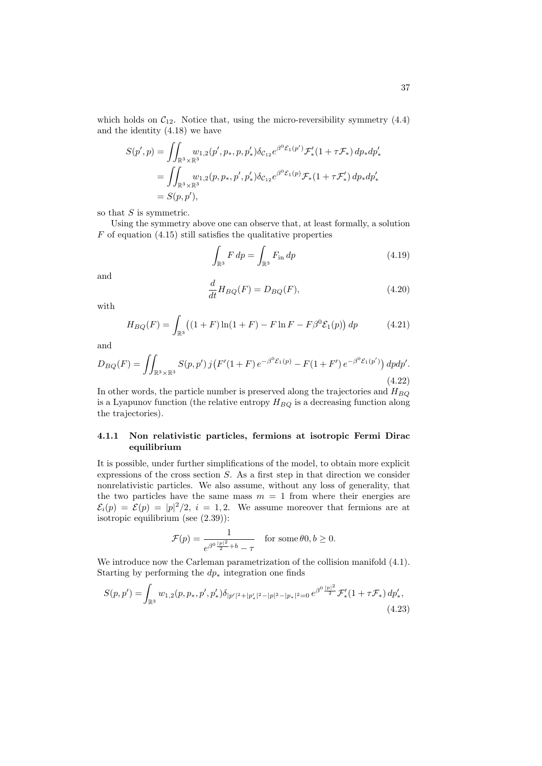which holds on $\mathcal{C}_{12}$. Notice that, using the micro-reversibility symmetry (4.4) and the identity (4.18) we have

$$
\begin{aligned}
S(p',p) &= \iint_{\mathbb{R}^3\times\mathbb{R}^3} w_{1,2}(p',p_*,p,p'_*)\delta_{\mathcal{C}_{12}} e^{\beta^0\mathcal{E}_1(p')}\mathcal{F}'_*(1+\tau\mathcal{F}_*)\,dp_*dp'_* \\
&= \iint_{\mathbb{R}^3\times\mathbb{R}^3} w_{1,2}(p,p_*,p',p'_*)\delta_{\mathcal{C}_{12}} e^{\beta^0\mathcal{E}_1(p)}\mathcal{F}_*(1+\tau\mathcal{F}'_*)\,dp_*dp'_* \\
&= S(p,p'),
\end{aligned}
$$

so that $S$ is symmetric.

Using the symmetry above one can observe that, at least formally, a solution $F$ of equation (4.15) still satisfies the qualitative properties

$$
\int_{\mathbb{R}^3} F\,dp = \int_{\mathbb{R}^3} F_{\text{in}}\,dp \tag{4.19}
$$

and

$$
\frac{d}{dt}H_{BQ}(F) = D_{BQ}(F), \tag{4.20}
$$

with

$$
H_{BQ}(F) = \int_{\mathbb{R}^3}\big((1+F)\ln(1+F) - F\ln F - F\beta^0\mathcal{E}_1(p)\big)\,dp \tag{4.21}
$$

and

$$
D_{BQ}(F) = \iint_{\mathbb{R}^3\times\mathbb{R}^3} S(p,p')\,j\big(F'(1+F)\,e^{-\beta^0\mathcal{E}_1(p)} - F(1+F')\,e^{-\beta^0\mathcal{E}_1(p')}\big)\,dpdp'. \tag{4.22}
$$

In other words, the particle number is preserved along the trajectories and $H_{BQ}$ is a Lyapunov function (the relative entropy $H_{BQ}$ is a decreasing function along the trajectories).

### 4.1.1 Non relativistic particles, fermions at isotropic Fermi Dirac equilibrium

It is possible, under further simplifications of the model, to obtain more explicit expressions of the cross section $S$. As a first step in that direction we consider nonrelativistic particles. We also assume, without any loss of generality, that the two particles have the same mass $m = 1$ from where their energies are $\mathcal{E}_i(p) = \mathcal{E}(p) = |p|^2/2,\ i = 1,2$. We assume moreover that fermions are at isotropic equilibrium (see (2.39)):

$$
\mathcal{F}(p) = \frac{1}{e^{\beta^0\frac{|p|^2}{2}+b} - \tau} \quad \text{for some}\ \theta 0, b \geq 0.
$$

We introduce now the Carleman parametrization of the collision manifold (4.1). Starting by performing the $dp_*$ integration one finds

$$
S(p,p') = \int_{\mathbb{R}^3} w_{1,2}(p,p_*,p',p'_*)\delta_{|p'|^2+|p'_*|^2-|p|^2-|p_*|^2=0}\, e^{\beta^0\frac{|p|^2}{2}}\mathcal{F}'_*(1+\tau\mathcal{F}_*)\,dp'_*, \tag{4.23}
$$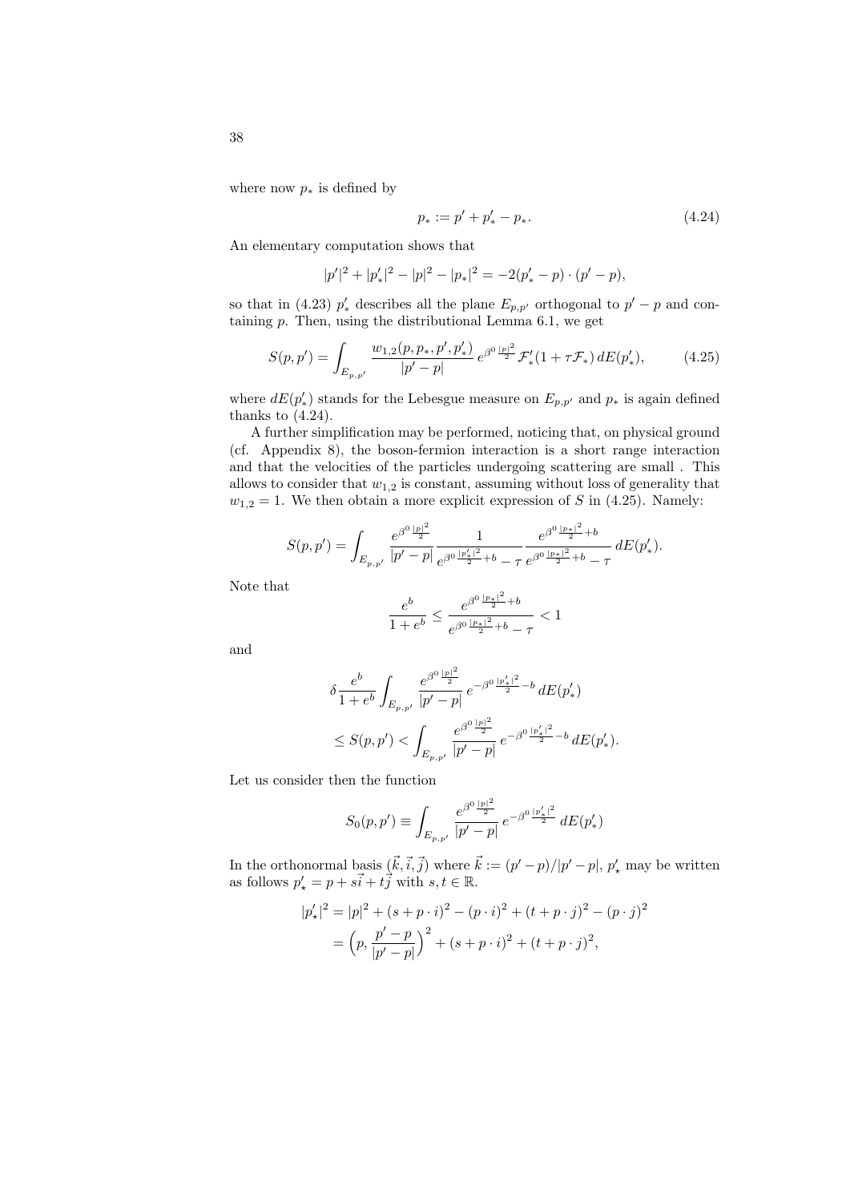where now $p_*$ is defined by

$$p_* := p' + p'_* - p_*. \tag{4.24}$$

An elementary computation shows that

$$|p'|^2 + |p'_*|^2 - |p|^2 - |p_*|^2 = -2(p'_* - p) \cdot (p' - p),$$

so that in (4.23) $p'_*$ describes all the plane $E_{p,p'}$ orthogonal to $p' - p$ and containing $p$. Then, using the distributional Lemma 6.1, we get

$$S(p,p') = \int_{E_{p,p'}} \frac{w_{1,2}(p, p_*, p', p'_*)}{|p' - p|} \, e^{\beta^0 \frac{|p|^2}{2}} \, \mathcal{F}'_*(1 + \tau \mathcal{F}_*) \, dE(p'_*), \tag{4.25}$$

where $dE(p'_*)$ stands for the Lebesgue measure on $E_{p,p'}$ and $p_*$ is again defined thanks to (4.24).

A further simplification may be performed, noticing that, on physical ground (cf. Appendix 8), the boson-fermion interaction is a short range interaction and that the velocities of the particles undergoing scattering are small . This allows to consider that $w_{1,2}$ is constant, assuming without loss of generality that $w_{1,2} = 1$. We then obtain a more explicit expression of $S$ in (4.25). Namely:

$$S(p,p') = \int_{E_{p,p'}} \frac{e^{\beta^0 \frac{|p|^2}{2}}}{|p' - p|} \frac{1}{e^{\beta^0 \frac{|p'_*|^2}{2} + b} - \tau} \frac{e^{\beta^0 \frac{|p_*|^2}{2} + b}}{e^{\beta^0 \frac{|p_*|^2}{2} + b} - \tau} \, dE(p'_*).$$

Note that

$$\frac{e^b}{1 + e^b} \leq \frac{e^{\beta^0 \frac{|p_*|^2}{2} + b}}{e^{\beta^0 \frac{|p_*|^2}{2} + b} - \tau} < 1$$

and

$$\delta \frac{e^b}{1 + e^b} \int_{E_{p,p'}} \frac{e^{\beta^0 \frac{|p|^2}{2}}}{|p' - p|} \, e^{-\beta^0 \frac{|p'_*|^2}{2} - b} \, dE(p'_*)$$

$$\leq S(p,p') < \int_{E_{p,p'}} \frac{e^{\beta^0 \frac{|p|^2}{2}}}{|p' - p|} \, e^{-\beta^0 \frac{|p'_*|^2}{2} - b} \, dE(p'_*).$$

Let us consider then the function

$$S_0(p,p') \equiv \int_{E_{p,p'}} \frac{e^{\beta^0 \frac{|p|^2}{2}}}{|p' - p|} \, e^{-\beta^0 \frac{|p'_*|^2}{2}} \, dE(p'_*)$$

In the orthonormal basis $(\vec{k}, \vec{i}, \vec{j})$ where $\vec{k} := (p' - p)/|p' - p|$, $p'_\star$ may be written as follows $p'_\star = p + s\vec{i} + t\vec{j}$ with $s, t \in \mathbb{R}$.

$$\begin{aligned}
|p'_\star|^2 &= |p|^2 + (s + p \cdot i)^2 - (p \cdot i)^2 + (t + p \cdot j)^2 - (p \cdot j)^2 \\
&= \Big(p, \frac{p' - p}{|p' - p|}\Big)^2 + (s + p \cdot i)^2 + (t + p \cdot j)^2,
\end{aligned}$$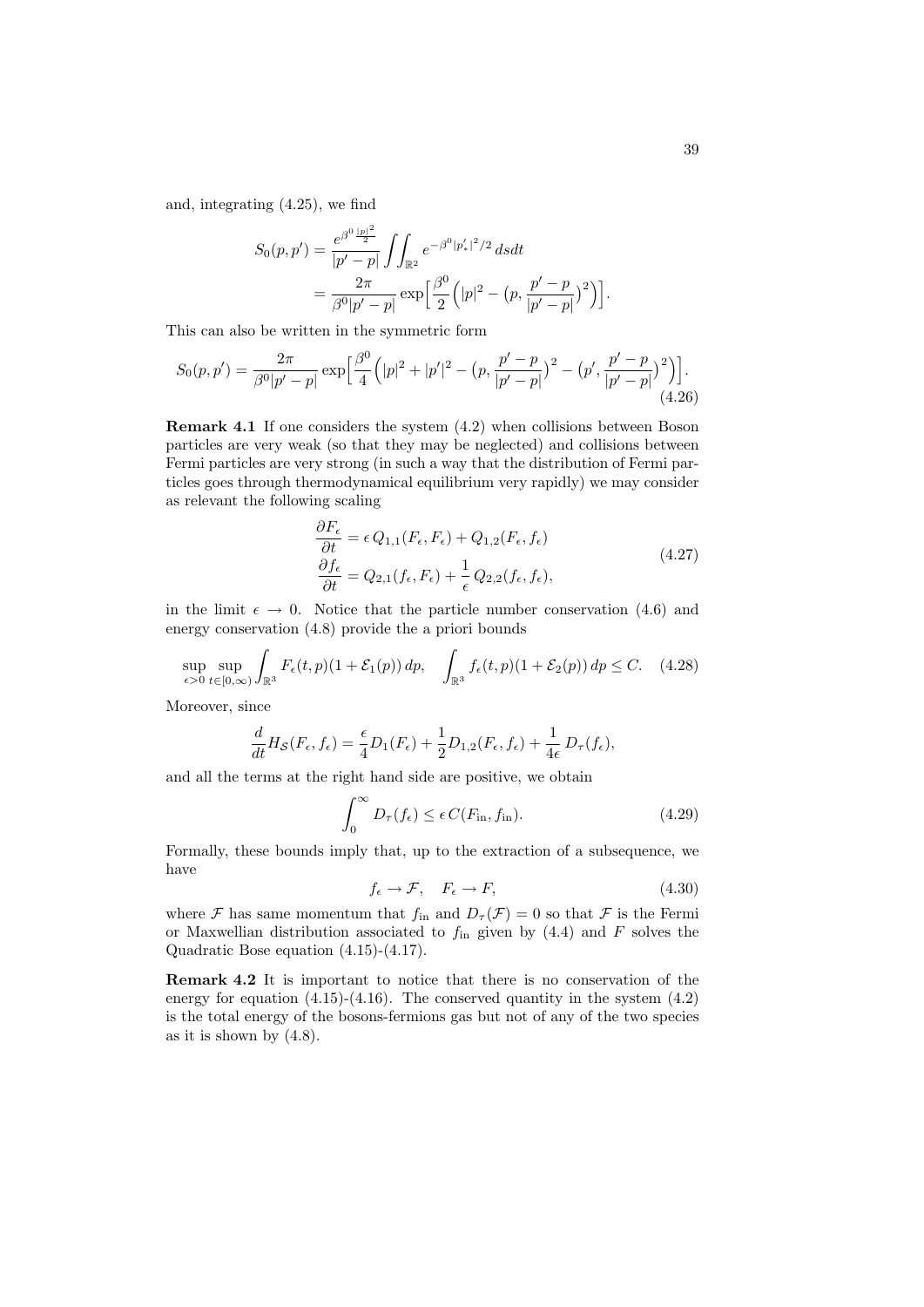and, integrating (4.25), we find

$$S_0(p,p') = \frac{e^{\beta^0 \frac{|p|^2}{2}}}{|p'-p|} \iint_{\mathbb{R}^2} e^{-\beta^0 |p'_*|^2/2}\, ds dt$$
$$= \frac{2\pi}{\beta^0 |p'-p|} \exp\Big[\frac{\beta^0}{2}\Big(|p|^2 - \big(p, \frac{p'-p}{|p'-p|}\big)^2\Big)\Big].$$

This can also be written in the symmetric form

$$S_0(p,p') = \frac{2\pi}{\beta^0 |p'-p|} \exp\Big[\frac{\beta^0}{4}\Big(|p|^2 + |p'|^2 - \big(p, \frac{p'-p}{|p'-p|}\big)^2 - \big(p', \frac{p'-p}{|p'-p|}\big)^2\Big)\Big]. \tag{4.26}$$

**Remark 4.1** If one considers the system (4.2) when collisions between Boson particles are very weak (so that they may be neglected) and collisions between Fermi particles are very strong (in such a way that the distribution of Fermi particles goes through thermodynamical equilibrium very rapidly) we may consider as relevant the following scaling

$$\begin{aligned} \frac{\partial F_\epsilon}{\partial t} &= \epsilon\, Q_{1,1}(F_\epsilon, F_\epsilon) + Q_{1,2}(F_\epsilon, f_\epsilon) \\ \frac{\partial f_\epsilon}{\partial t} &= Q_{2,1}(f_\epsilon, F_\epsilon) + \frac{1}{\epsilon}\, Q_{2,2}(f_\epsilon, f_\epsilon), \end{aligned} \tag{4.27}$$

in the limit $\epsilon \to 0$. Notice that the particle number conservation (4.6) and energy conservation (4.8) provide the a priori bounds

$$\sup_{\epsilon>0} \sup_{t\in[0,\infty)} \int_{\mathbb{R}^3} F_\epsilon(t,p)(1+\mathcal{E}_1(p))\, dp, \quad \int_{\mathbb{R}^3} f_\epsilon(t,p)(1+\mathcal{E}_2(p))\, dp \le C. \tag{4.28}$$

Moreover, since

$$\frac{d}{dt} H_{\mathcal{S}}(F_\epsilon, f_\epsilon) = \frac{\epsilon}{4} D_1(F_\epsilon) + \frac{1}{2} D_{1,2}(F_\epsilon, f_\epsilon) + \frac{1}{4\epsilon}\, D_\tau(f_\epsilon),$$

and all the terms at the right hand side are positive, we obtain

$$\int_0^\infty D_\tau(f_\epsilon) \le \epsilon\, C(F_{\rm in}, f_{\rm in}). \tag{4.29}$$

Formally, these bounds imply that, up to the extraction of a subsequence, we have

$$f_\epsilon \to \mathcal{F}, \quad F_\epsilon \to F, \tag{4.30}$$

where $\mathcal{F}$ has same momentum that $f_{\rm in}$ and $D_\tau(\mathcal{F}) = 0$ so that $\mathcal{F}$ is the Fermi or Maxwellian distribution associated to $f_{\rm in}$ given by (4.4) and $F$ solves the Quadratic Bose equation (4.15)-(4.17).

**Remark 4.2** It is important to notice that there is no conservation of the energy for equation (4.15)-(4.16). The conserved quantity in the system (4.2) is the total energy of the bosons-fermions gas but not of any of the two species as it is shown by (4.8).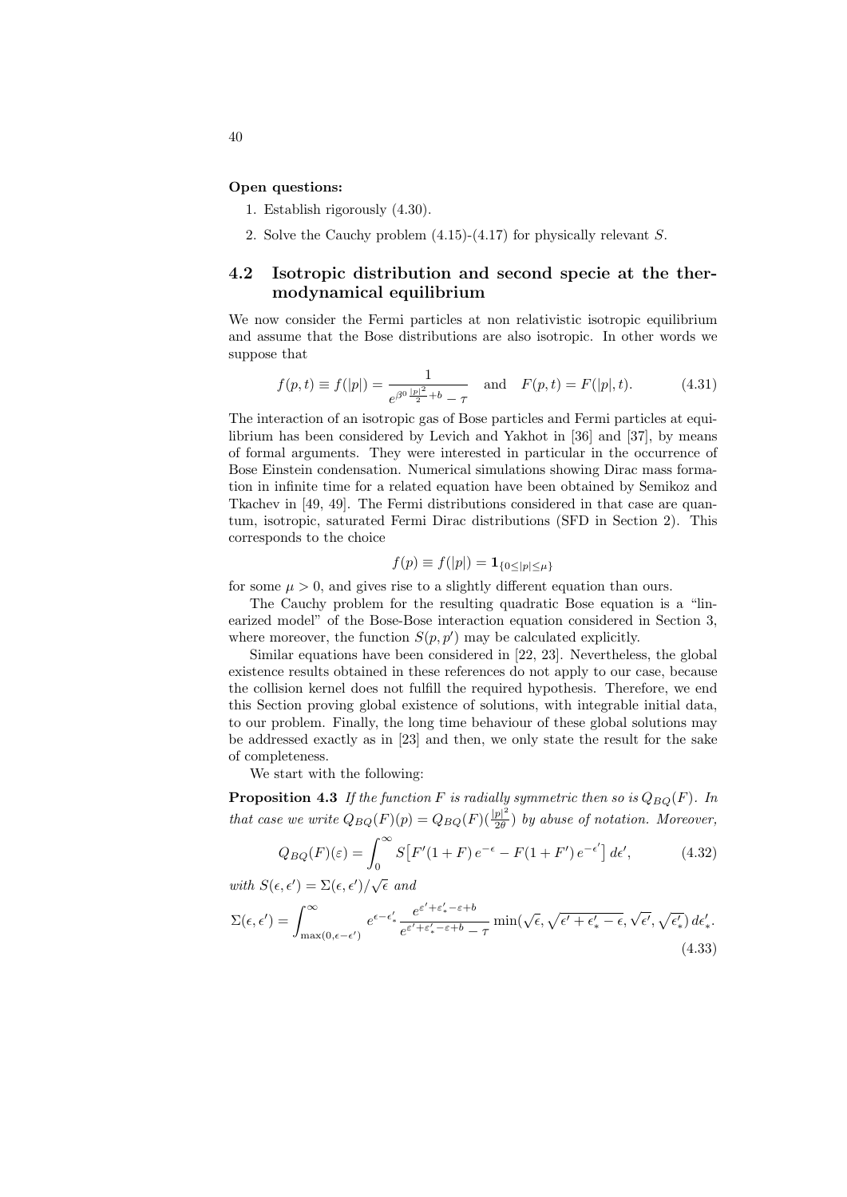**Open questions:**

1. Establish rigorously (4.30).
2. Solve the Cauchy problem (4.15)-(4.17) for physically relevant $S$.

## 4.2 Isotropic distribution and second specie at the thermodynamical equilibrium

We now consider the Fermi particles at non relativistic isotropic equilibrium and assume that the Bose distributions are also isotropic. In other words we suppose that

$$f(p,t) \equiv f(|p|) = \frac{1}{e^{\beta^0 \frac{|p|^2}{2} + b} - \tau} \quad \text{and} \quad F(p,t) = F(|p|,t). \tag{4.31}$$

The interaction of an isotropic gas of Bose particles and Fermi particles at equilibrium has been considered by Levich and Yakhot in [36] and [37], by means of formal arguments. They were interested in particular in the occurrence of Bose Einstein condensation. Numerical simulations showing Dirac mass formation in infinite time for a related equation have been obtained by Semikoz and Tkachev in [49, 49]. The Fermi distributions considered in that case are quantum, isotropic, saturated Fermi Dirac distributions (SFD in Section 2). This corresponds to the choice

$$f(p) \equiv f(|p|) = \mathbf{1}_{\{0 \le |p| \le \mu\}}$$

for some $\mu > 0$, and gives rise to a slightly different equation than ours.

The Cauchy problem for the resulting quadratic Bose equation is a "linearized model" of the Bose-Bose interaction equation considered in Section 3, where moreover, the function $S(p,p')$ may be calculated explicitly.

Similar equations have been considered in [22, 23]. Nevertheless, the global existence results obtained in these references do not apply to our case, because the collision kernel does not fulfill the required hypothesis. Therefore, we end this Section proving global existence of solutions, with integrable initial data, to our problem. Finally, the long time behaviour of these global solutions may be addressed exactly as in [23] and then, we only state the result for the sake of completeness.

We start with the following:

**Proposition 4.3** *If the function $F$ is radially symmetric then so is $Q_{BQ}(F)$. In that case we write $Q_{BQ}(F)(p) = Q_{BQ}(F)(\frac{|p|^2}{2\theta})$ by abuse of notation. Moreover,*

$$Q_{BQ}(F)(\varepsilon) = \int_0^\infty S\big[F'(1+F)\,e^{-\epsilon} - F(1+F')\,e^{-\epsilon'}\big]\,d\epsilon', \tag{4.32}$$

*with $S(\epsilon,\epsilon') = \Sigma(\epsilon,\epsilon')/\sqrt{\epsilon}$ and*

$$\Sigma(\epsilon,\epsilon') = \int_{\max(0,\epsilon-\epsilon')}^\infty e^{\epsilon-\epsilon'_*}\frac{e^{\varepsilon'+\varepsilon'_*-\varepsilon+b}}{e^{\varepsilon'+\varepsilon'_*-\varepsilon+b}-\tau}\min(\sqrt{\epsilon},\sqrt{\epsilon'+\epsilon'_*-\epsilon},\sqrt{\epsilon'},\sqrt{\epsilon'_*})\,d\epsilon'_*. \tag{4.33}$$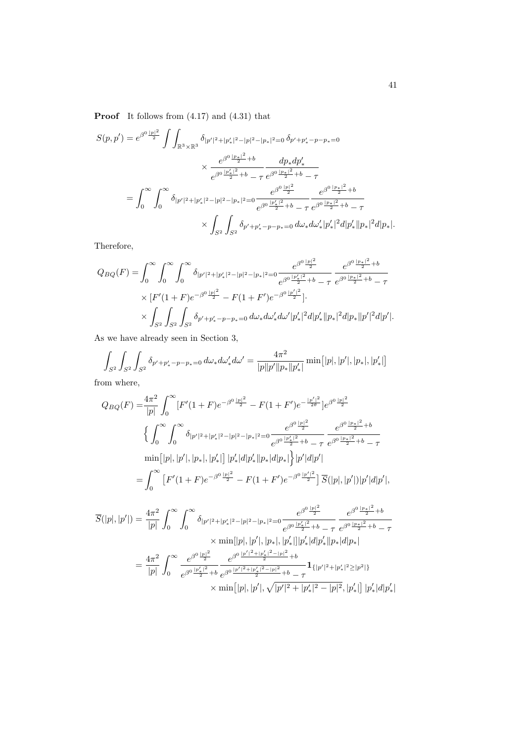**Proof** It follows from (4.17) and (4.31) that

$$
\begin{aligned}
S(p,p') &= e^{\beta^0 \frac{|p|^2}{2}} \int\int_{\mathbb{R}^3\times\mathbb{R}^3} \delta_{|p'|^2+|p'_*|^2-|p|^2-|p_*|^2=0}\, \delta_{p'+p'_*-p-p_*=0} \\
&\qquad\times \frac{e^{\beta^0 \frac{|p_*|^2}{2}+b}}{e^{\beta^0 \frac{|p'_*|^2}{2}+b}-\tau} \frac{dp_* dp'_*}{e^{\beta^0 \frac{|p_*|^2}{2}+b}-\tau} \\
&= \int_0^\infty \int_0^\infty \delta_{|p'|^2+|p'_*|^2-|p|^2-|p_*|^2=0} \frac{e^{\beta^0 \frac{|p|^2}{2}}}{e^{\beta^0 \frac{|p'_*|^2}{2}+b}-\tau} \frac{e^{\beta^0 \frac{|p_*|^2}{2}+b}}{e^{\beta^0 \frac{|p_*|^2}{2}+b}-\tau} \\
&\qquad\times \int_{S^2}\int_{S^2} \delta_{p'+p'_*-p-p_*=0}\, d\omega_* d\omega'_* |p'_*|^2 d|p'_*| |p_*|^2 d|p_*|.
\end{aligned}
$$

Therefore,

$$
\begin{aligned}
Q_{BQ}(F) &= \int_0^\infty \int_0^\infty \int_0^\infty \delta_{|p'|^2+|p'_*|^2-|p|^2-|p_*|^2=0} \frac{e^{\beta^0 \frac{|p|^2}{2}}}{e^{\beta^0 \frac{|p'_*|^2}{2}+b}-\tau} \frac{e^{\beta^0 \frac{|p_*|^2}{2}+b}}{e^{\beta^0 \frac{|p_*|^2}{2}+b}-\tau} \\
&\quad\times [F'(1+F)e^{-\beta^0 \frac{|p|^2}{2}} - F(1+F')e^{-\beta^0 \frac{|p'|^2}{2}}]\cdot \\
&\quad\times \int_{S^2}\int_{S^2}\int_{S^2} \delta_{p'+p'_*-p-p_*=0}\, d\omega_* d\omega'_* d\omega' |p'_*|^2 d|p'_*| |p_*|^2 d|p_*| |p'|^2 d|p'|.
\end{aligned}
$$

As we have already seen in Section 3,

$$
\int_{S^2}\int_{S^2}\int_{S^2} \delta_{p'+p'_*-p-p_*=0}\, d\omega_* d\omega'_* d\omega' = \frac{4\pi^2}{|p||p'||p_*||p'_*|} \min\big[|p|,|p'|,|p_*|,|p'_*|\big]
$$

from where,

$$
\begin{aligned}
Q_{BQ}(F) =& \frac{4\pi^2}{|p|} \int_0^\infty [F'(1+F)e^{-\beta^0 \frac{|p|^2}{2}} - F(1+F')e^{-\frac{|p'|^2}{2\theta}}] e^{\beta^0 \frac{|p|^2}{2}} \\
&\Big\{ \int_0^\infty \int_0^\infty \delta_{|p'|^2+|p'_*|^2-|p|^2-|p_*|^2=0} \frac{e^{\beta^0 \frac{|p|^2}{2}}}{e^{\beta^0 \frac{|p'_*|^2}{2}+b}-\tau} \frac{e^{\beta^0 \frac{|p_*|^2}{2}+b}}{e^{\beta^0 \frac{|p_*|^2}{2}+b}-\tau} \\
&\min\big[|p|,|p'|,|p_*|,|p'_*|\big]\, |p'_*| d|p'_*| |p_*| d|p_*| \Big\} |p'| d|p'| \\
=& \int_0^\infty \big[F'(1+F)e^{-\beta^0 \frac{|p|^2}{2}} - F(1+F')e^{-\beta^0 \frac{|p'|^2}{2}}\big]\, \overline{S}(|p|,|p'|) |p'| d|p'|,
\end{aligned}
$$

$$
\begin{aligned}
\overline{S}(|p|,|p'|) &= \frac{4\pi^2}{|p|} \int_0^\infty \int_0^\infty \delta_{|p'|^2+|p'_*|^2-|p|^2-|p_*|^2=0} \frac{e^{\beta^0 \frac{|p|^2}{2}}}{e^{\beta^0 \frac{|p'_*|^2}{2}+b}-\tau} \frac{e^{\beta^0 \frac{|p_*|^2}{2}+b}}{e^{\beta^0 \frac{|p_*|^2}{2}+b}-\tau} \\
&\qquad\times \min[|p|,|p'|,|p_*|,|p'_*|] |p'_*| d|p'_*| |p_*| d|p_*| \\
&= \frac{4\pi^2}{|p|} \int_0^\infty \frac{e^{\beta^0 \frac{|p|^2}{2}}}{e^{\beta^0 \frac{|p'_*|^2}{2}+b}} \frac{e^{\beta^0 \frac{|p'|^2+|p'_*|^2-|p|^2}{2}+b}}{e^{\beta^0 \frac{|p'|^2+|p'_*|^2-|p|^2}{2}+b}-\tau} \mathbf{1}_{\{|p'|^2+|p'_*|^2\geq |p^2|\}} \\
&\qquad\times \min\big[|p|,|p'|,\sqrt{|p'|^2+|p'_*|^2-|p|^2},|p'_*|\big]\, |p'_*| d|p'_*|
\end{aligned}
$$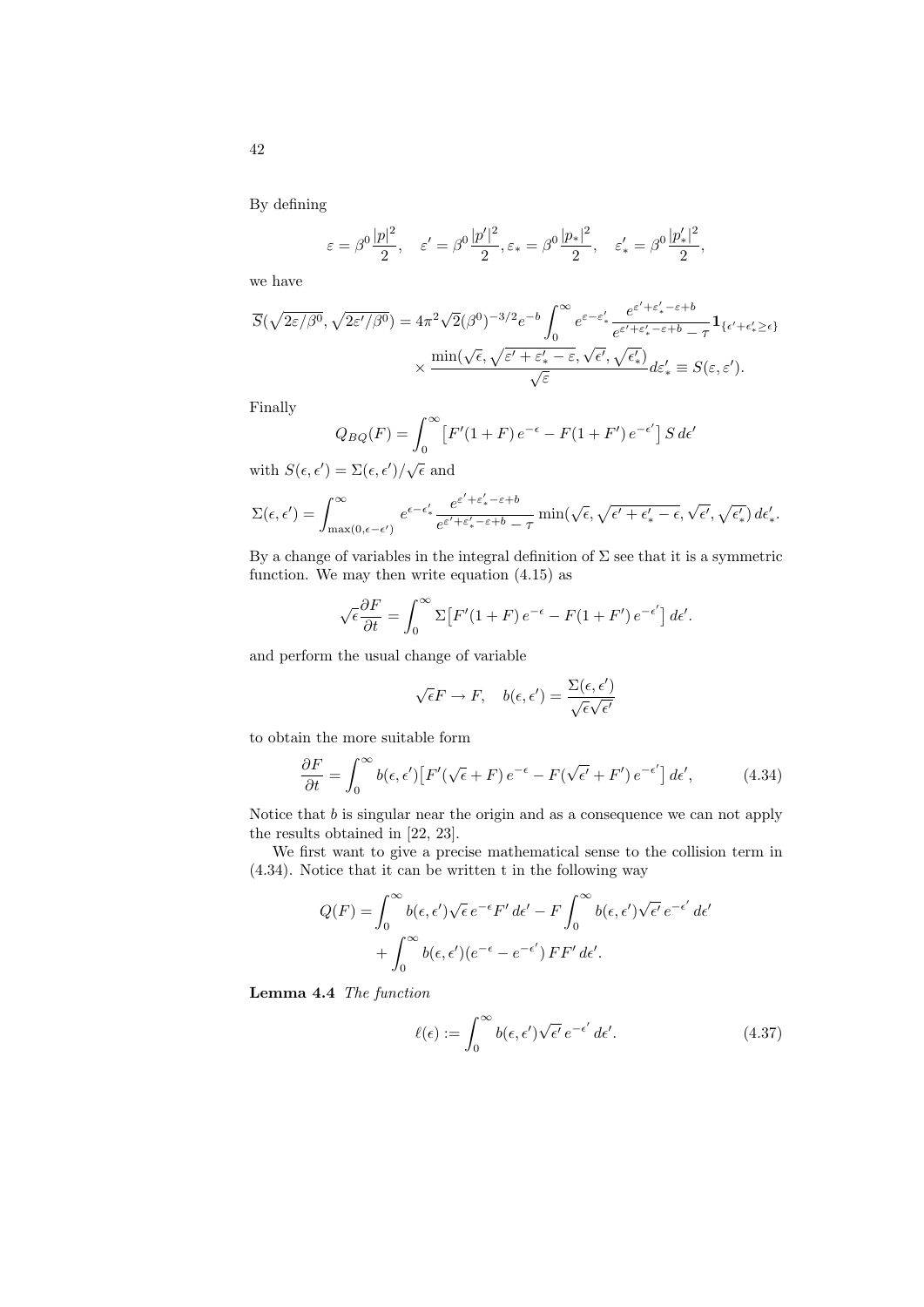By defining

$$\varepsilon = \beta^0 \frac{|p|^2}{2}, \quad \varepsilon' = \beta^0 \frac{|p'|^2}{2}, \varepsilon_* = \beta^0 \frac{|p_*|^2}{2}, \quad \varepsilon'_* = \beta^0 \frac{|p'_*|^2}{2},$$

we have

$$\overline{S}(\sqrt{2\varepsilon/\beta^0}, \sqrt{2\varepsilon'/\beta^0}) = 4\pi^2\sqrt{2}(\beta^0)^{-3/2}e^{-b}\int_0^\infty e^{\varepsilon-\varepsilon'_*}\frac{e^{\varepsilon'+\varepsilon'_*-\varepsilon+b}}{e^{\varepsilon'+\varepsilon'_*-\varepsilon+b}-\tau}\mathbf{1}_{\{\epsilon'+\epsilon'_*\geq\epsilon\}}$$
$$\times \frac{\min(\sqrt{\epsilon}, \sqrt{\varepsilon'+\varepsilon'_*-\varepsilon}, \sqrt{\epsilon'}, \sqrt{\epsilon'_*})}{\sqrt{\varepsilon}}d\varepsilon'_* \equiv S(\varepsilon, \varepsilon').$$

Finally

$$Q_{BQ}(F) = \int_0^\infty \left[F'(1+F)\,e^{-\epsilon} - F(1+F')\,e^{-\epsilon'}\right] S\,d\epsilon'$$

with $S(\epsilon, \epsilon') = \Sigma(\epsilon, \epsilon')/\sqrt{\epsilon}$ and

$$\Sigma(\epsilon, \epsilon') = \int_{\max(0,\epsilon-\epsilon')}^\infty e^{\epsilon-\epsilon'_*}\frac{e^{\varepsilon'+\varepsilon'_*-\varepsilon+b}}{e^{\varepsilon'+\varepsilon'_*-\varepsilon+b}-\tau}\min(\sqrt{\epsilon}, \sqrt{\epsilon'+\epsilon'_*-\epsilon}, \sqrt{\epsilon'}, \sqrt{\epsilon'_*})\,d\epsilon'_*.$$

By a change of variables in the integral definition of $\Sigma$ see that it is a symmetric function. We may then write equation (4.15) as

$$\sqrt{\epsilon}\frac{\partial F}{\partial t} = \int_0^\infty \Sigma\left[F'(1+F)\,e^{-\epsilon} - F(1+F')\,e^{-\epsilon'}\right]d\epsilon'.$$

and perform the usual change of variable

$$\sqrt{\epsilon}F \to F, \quad b(\epsilon, \epsilon') = \frac{\Sigma(\epsilon, \epsilon')}{\sqrt{\epsilon}\sqrt{\epsilon'}}$$

to obtain the more suitable form

$$\frac{\partial F}{\partial t} = \int_0^\infty b(\epsilon, \epsilon')\left[F'(\sqrt{\epsilon}+F)\,e^{-\epsilon} - F(\sqrt{\epsilon'}+F')\,e^{-\epsilon'}\right]d\epsilon', \tag{4.34}$$

Notice that $b$ is singular near the origin and as a consequence we can not apply the results obtained in [22, 23].

We first want to give a precise mathematical sense to the collision term in (4.34). Notice that it can be written t in the following way

$$Q(F) = \int_0^\infty b(\epsilon, \epsilon')\sqrt{\epsilon}\,e^{-\epsilon}F'\,d\epsilon' - F\int_0^\infty b(\epsilon, \epsilon')\sqrt{\epsilon'}\,e^{-\epsilon'}\,d\epsilon'$$
$$+ \int_0^\infty b(\epsilon, \epsilon')(e^{-\epsilon} - e^{-\epsilon'})\,FF'\,d\epsilon'.$$

**Lemma 4.4** *The function*

$$\ell(\epsilon) := \int_0^\infty b(\epsilon, \epsilon')\sqrt{\epsilon'}\,e^{-\epsilon'}\,d\epsilon'. \tag{4.37}$$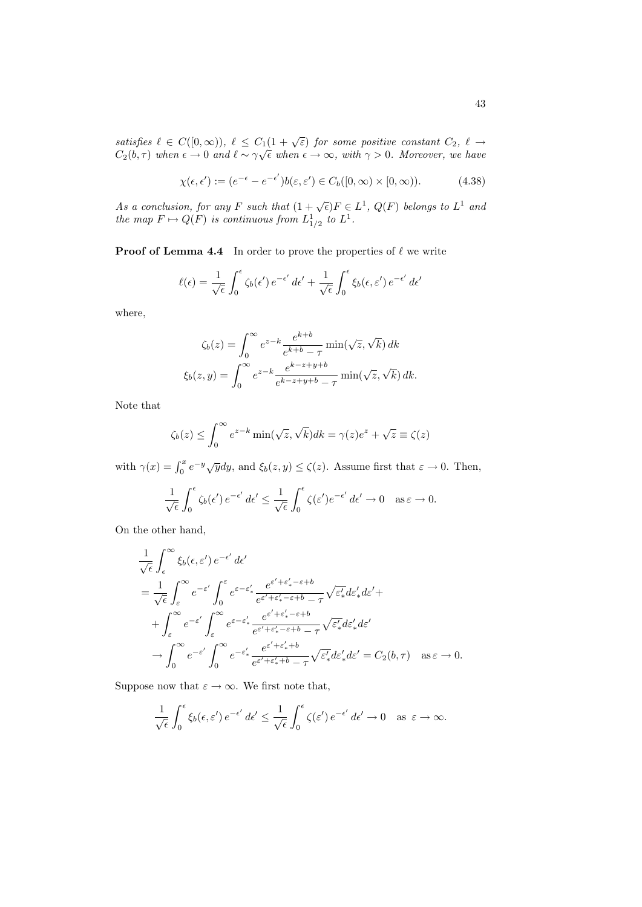*satisfies $\ell \in C([0,\infty))$, $\ell \leq C_1(1+\sqrt{\varepsilon})$ for some positive constant $C_2$, $\ell \to C_2(b,\tau)$ when $\epsilon \to 0$ and $\ell \sim \gamma\sqrt{\epsilon}$ when $\epsilon \to \infty$, with $\gamma > 0$. Moreover, we have*

$$
\chi(\epsilon,\epsilon') := (e^{-\epsilon} - e^{-\epsilon'})b(\varepsilon,\varepsilon') \in C_b([0,\infty)\times[0,\infty)). \tag{4.38}
$$

*As a conclusion, for any $F$ such that $(1+\sqrt{\epsilon})F \in L^1$, $Q(F)$ belongs to $L^1$ and the map $F \mapsto Q(F)$ is continuous from $L^1_{1/2}$ to $L^1$.*

**Proof of Lemma 4.4** In order to prove the properties of $\ell$ we write

$$
\ell(\epsilon) = \frac{1}{\sqrt{\epsilon}}\int_0^\epsilon \zeta_b(\epsilon')\, e^{-\epsilon'}\, d\epsilon' + \frac{1}{\sqrt{\epsilon}}\int_0^\epsilon \xi_b(\epsilon,\varepsilon')\, e^{-\epsilon'}\, d\epsilon'
$$

where,

$$
\zeta_b(z) = \int_0^\infty e^{z-k}\frac{e^{k+b}}{e^{k+b}-\tau}\min(\sqrt{z},\sqrt{k})\, dk
$$
$$
\xi_b(z,y) = \int_0^\infty e^{z-k}\frac{e^{k-z+y+b}}{e^{k-z+y+b}-\tau}\min(\sqrt{z},\sqrt{k})\, dk.
$$

Note that

$$
\zeta_b(z) \leq \int_0^\infty e^{z-k}\min(\sqrt{z},\sqrt{k})dk = \gamma(z)e^z + \sqrt{z} \equiv \zeta(z)
$$

with $\gamma(x) = \int_0^x e^{-y}\sqrt{y}dy$, and $\xi_b(z,y) \leq \zeta(z)$. Assume first that $\varepsilon \to 0$. Then,

$$
\frac{1}{\sqrt{\epsilon}}\int_0^\epsilon \zeta_b(\epsilon')\, e^{-\epsilon'}\, d\epsilon' \leq \frac{1}{\sqrt{\epsilon}}\int_0^\epsilon \zeta(\varepsilon')e^{-\epsilon'}\, d\epsilon' \to 0 \quad \text{as}\, \varepsilon \to 0.
$$

On the other hand,

$$
\begin{aligned}
&\frac{1}{\sqrt{\epsilon}}\int_\epsilon^\infty \xi_b(\epsilon,\varepsilon')\, e^{-\epsilon'}\, d\epsilon' \\
&= \frac{1}{\sqrt{\epsilon}}\int_\varepsilon^\infty e^{-\varepsilon'}\int_0^\varepsilon e^{\varepsilon-\varepsilon'_*}\frac{e^{\varepsilon'+\varepsilon'_*-\varepsilon+b}}{e^{\varepsilon'+\varepsilon'_*-\varepsilon+b}-\tau}\sqrt{\varepsilon'_*}d\varepsilon'_*d\varepsilon' + \\
&+ \int_\varepsilon^\infty e^{-\varepsilon'}\int_\varepsilon^\infty e^{\varepsilon-\varepsilon'_*}\frac{e^{\varepsilon'+\varepsilon'_*-\varepsilon+b}}{e^{\varepsilon'+\varepsilon'_*-\varepsilon+b}-\tau}\sqrt{\varepsilon'_*}d\varepsilon'_*d\varepsilon' \\
&\to \int_0^\infty e^{-\varepsilon'}\int_0^\infty e^{-\varepsilon'_*}\frac{e^{\varepsilon'+\varepsilon'_*+b}}{e^{\varepsilon'+\varepsilon'_*+b}-\tau}\sqrt{\varepsilon'_*}d\varepsilon'_*d\varepsilon' = C_2(b,\tau) \quad \text{as}\, \varepsilon \to 0.
\end{aligned}
$$

Suppose now that $\varepsilon \to \infty$. We first note that,

$$
\frac{1}{\sqrt{\epsilon}}\int_0^\epsilon \xi_b(\epsilon,\varepsilon')\, e^{-\epsilon'}\, d\epsilon' \leq \frac{1}{\sqrt{\epsilon}}\int_0^\epsilon \zeta(\varepsilon')\, e^{-\epsilon'}\, d\epsilon' \to 0 \quad \text{as } \varepsilon \to \infty.
$$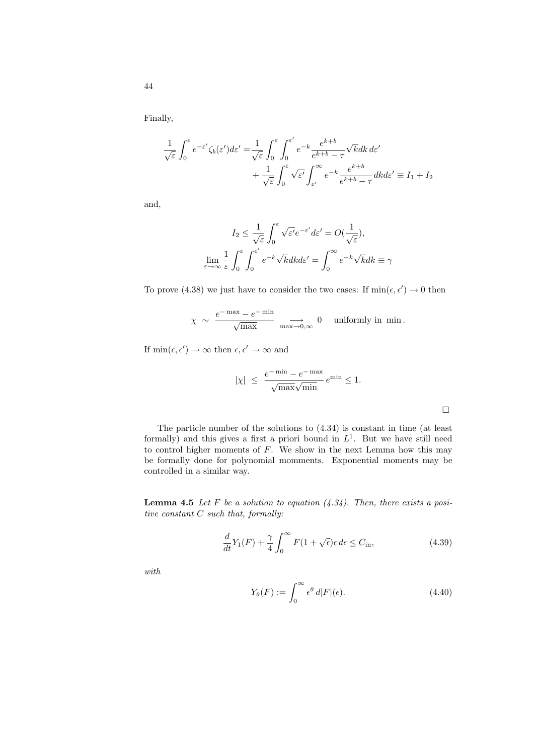Finally,

$$\frac{1}{\sqrt{\varepsilon}}\int_0^{\varepsilon} e^{-\varepsilon'}\zeta_b(\varepsilon')d\varepsilon' = \frac{1}{\sqrt{\varepsilon}}\int_0^{\varepsilon}\int_0^{\varepsilon'} e^{-k}\frac{e^{k+b}}{e^{k+b}-\tau}\sqrt{k}dk\, d\varepsilon' + \frac{1}{\sqrt{\varepsilon}}\int_0^{\varepsilon}\sqrt{\varepsilon'}\int_{\varepsilon'}^{\infty} e^{-k}\frac{e^{k+b}}{e^{k+b}-\tau}dk d\varepsilon' \equiv I_1 + I_2$$

and,

$$I_2 \le \frac{1}{\sqrt{\varepsilon}}\int_0^{\varepsilon}\sqrt{\varepsilon'}e^{-\varepsilon'}d\varepsilon' = O(\frac{1}{\sqrt{\varepsilon}}),$$

$$\lim_{\varepsilon\to\infty}\frac{1}{\varepsilon}\int_0^{\varepsilon}\int_0^{\varepsilon'} e^{-k}\sqrt{k}dkd\varepsilon' = \int_0^{\infty} e^{-k}\sqrt{k}dk \equiv \gamma$$

To prove (4.38) we just have to consider the two cases: If $\min(\epsilon,\epsilon')\to 0$ then

$$\chi \;\sim\; \frac{e^{-\max}-e^{-\min}}{\sqrt{\max}} \underset{\max\to 0,\infty}{\longrightarrow} 0 \quad \text{uniformly in } \min .$$

If $\min(\epsilon,\epsilon')\to\infty$ then $\epsilon,\epsilon'\to\infty$ and

$$|\chi| \;\le\; \frac{e^{-\min}-e^{-\max}}{\sqrt{\max}\sqrt{\min}}\, e^{\min} \le 1.$$

□

The particle number of the solutions to (4.34) is constant in time (at least formally) and this gives a first a priori bound in $L^1$. But we have still need to control higher moments of $F$. We show in the next Lemma how this may be formally done for polynomial momments. Exponential moments may be controlled in a similar way.

**Lemma 4.5** *Let $F$ be a solution to equation (4.34). Then, there exists a positive constant $C$ such that, formally:*

$$\frac{d}{dt}Y_1(F) + \frac{\gamma}{4}\int_0^{\infty} F(1+\sqrt{\epsilon})\epsilon\, d\epsilon \le C_{\rm in}, \tag{4.39}$$

*with*

$$Y_\theta(F) := \int_0^{\infty}\epsilon^{\theta}\, d|F|(\epsilon). \tag{4.40}$$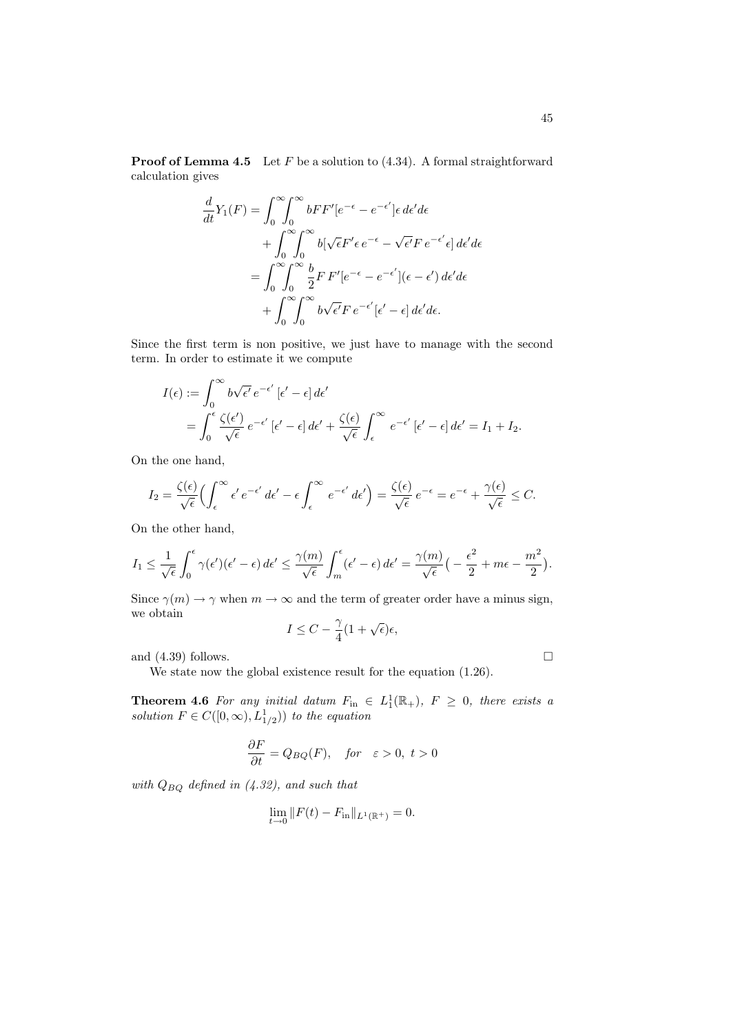**Proof of Lemma 4.5** Let $F$ be a solution to (4.34). A formal straightforward calculation gives

$$
\begin{aligned}
\frac{d}{dt}Y_1(F) &= \int_0^\infty\!\!\int_0^\infty bFF'[e^{-\epsilon} - e^{-\epsilon'}]\epsilon\, d\epsilon' d\epsilon \\
&\quad + \int_0^\infty\!\!\int_0^\infty b[\sqrt{\epsilon}F'\epsilon\, e^{-\epsilon} - \sqrt{\epsilon'}F\, e^{-\epsilon'}\epsilon]\, d\epsilon' d\epsilon \\
&= \int_0^\infty\!\!\int_0^\infty \frac{b}{2}F\, F'[e^{-\epsilon} - e^{-\epsilon'}](\epsilon - \epsilon')\, d\epsilon' d\epsilon \\
&\quad + \int_0^\infty\!\!\int_0^\infty b\sqrt{\epsilon'}F\, e^{-\epsilon'}[\epsilon' - \epsilon]\, d\epsilon' d\epsilon.
\end{aligned}
$$

Since the first term is non positive, we just have to manage with the second term. In order to estimate it we compute

$$
\begin{aligned}
I(\epsilon) &:= \int_0^\infty b\sqrt{\epsilon'}\, e^{-\epsilon'}\, [\epsilon' - \epsilon]\, d\epsilon' \\
&= \int_0^\epsilon \frac{\zeta(\epsilon')}{\sqrt{\epsilon}}\, e^{-\epsilon'}\, [\epsilon' - \epsilon]\, d\epsilon' + \frac{\zeta(\epsilon)}{\sqrt{\epsilon}} \int_\epsilon^\infty e^{-\epsilon'}\, [\epsilon' - \epsilon]\, d\epsilon' = I_1 + I_2.
\end{aligned}
$$

On the one hand,

$$
I_2 = \frac{\zeta(\epsilon)}{\sqrt{\epsilon}}\Big(\int_\epsilon^\infty \epsilon'\, e^{-\epsilon'}\, d\epsilon' - \epsilon\int_\epsilon^\infty e^{-\epsilon'}\, d\epsilon'\Big) = \frac{\zeta(\epsilon)}{\sqrt{\epsilon}}\, e^{-\epsilon} = e^{-\epsilon} + \frac{\gamma(\epsilon)}{\sqrt{\epsilon}} \le C.
$$

On the other hand,

$$
I_1 \le \frac{1}{\sqrt{\epsilon}}\int_0^\epsilon \gamma(\epsilon')(\epsilon' - \epsilon)\, d\epsilon' \le \frac{\gamma(m)}{\sqrt{\epsilon}}\int_m^\epsilon (\epsilon' - \epsilon)\, d\epsilon' = \frac{\gamma(m)}{\sqrt{\epsilon}}\big( - \frac{\epsilon^2}{2} + m\epsilon - \frac{m^2}{2}\big).
$$

Since $\gamma(m) \to \gamma$ when $m \to \infty$ and the term of greater order have a minus sign, we obtain

$$
I \le C - \frac{\gamma}{4}(1 + \sqrt{\epsilon})\epsilon,
$$

and (4.39) follows. $\square$

We state now the global existence result for the equation (1.26).

**Theorem 4.6** *For any initial datum $F_{\rm in} \in L^1_1(\mathbb{R}_+)$, $F \ge 0$, there exists a solution $F \in C([0,\infty), L^1_{1/2}))$ to the equation*

$$
\frac{\partial F}{\partial t} = Q_{BQ}(F), \quad \textit{for} \quad \varepsilon > 0,\ t > 0
$$

*with $Q_{BQ}$ defined in (4.32), and such that*

$$
\lim_{t\to 0} \|F(t) - F_{\rm in}\|_{L^1(\mathbb{R}^+)} = 0.
$$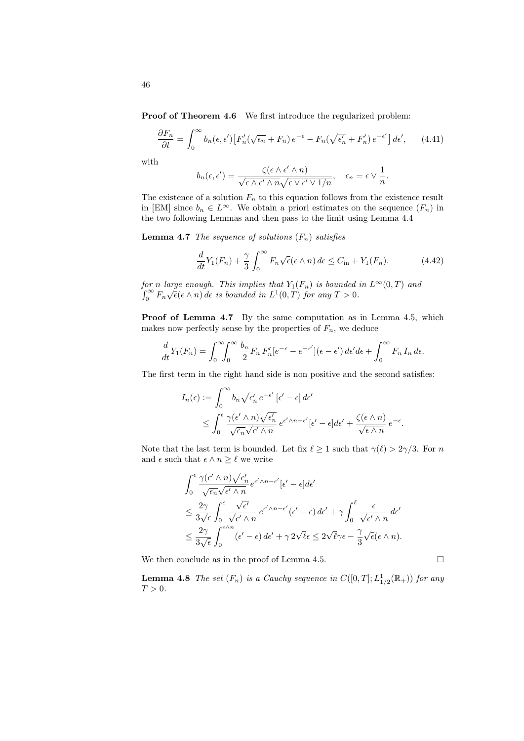**Proof of Theorem 4.6** We first introduce the regularized problem:

$$\frac{\partial F_n}{\partial t} = \int_0^\infty b_n(\epsilon,\epsilon')\big[F_n'(\sqrt{\epsilon_n}+F_n)\,e^{-\epsilon} - F_n(\sqrt{\epsilon_n'}+F_n')\,e^{-\epsilon'}\big]\,d\epsilon', \qquad (4.41)$$

with

$$b_n(\epsilon,\epsilon') = \frac{\zeta(\epsilon\wedge\epsilon'\wedge n)}{\sqrt{\epsilon\wedge\epsilon'\wedge n}\sqrt{\epsilon\vee\epsilon'\vee 1/n}}, \quad \epsilon_n = \epsilon\vee\frac{1}{n}.$$

The existence of a solution $F_n$ to this equation follows from the existence result in [EM] since $b_n \in L^\infty$. We obtain a priori estimates on the sequence $(F_n)$ in the two following Lemmas and then pass to the limit using Lemma 4.4

**Lemma 4.7** *The sequence of solutions $(F_n)$ satisfies*

$$\frac{d}{dt}Y_1(F_n) + \frac{\gamma}{3}\int_0^\infty F_n\sqrt{\epsilon}(\epsilon\wedge n)\,d\epsilon \le C_{\rm in} + Y_1(F_n). \qquad (4.42)$$

*for $n$ large enough. This implies that $Y_1(F_n)$ is bounded in $L^\infty(0,T)$ and $\int_0^\infty F_n\sqrt{\epsilon}(\epsilon\wedge n)\,d\epsilon$ is bounded in $L^1(0,T)$ for any $T>0$.*

**Proof of Lemma 4.7** By the same computation as in Lemma 4.5, which makes now perfectly sense by the properties of $F_n$, we deduce

$$\frac{d}{dt}Y_1(F_n) = \int_0^\infty\!\!\int_0^\infty \frac{b_n}{2}F_n\,F_n'[e^{-\epsilon}-e^{-\epsilon'}](\epsilon-\epsilon')\,d\epsilon' d\epsilon + \int_0^\infty F_n\,I_n\,d\epsilon.$$

The first term in the right hand side is non positive and the second satisfies:

$$\begin{aligned} I_n(\epsilon) &:= \int_0^\infty b_n\sqrt{\epsilon_n'}\,e^{-\epsilon'}\,[\epsilon'-\epsilon]\,d\epsilon' \\ &\le \int_0^\epsilon \frac{\gamma(\epsilon'\wedge n)\sqrt{\epsilon_n'}}{\sqrt{\epsilon_n}\sqrt{\epsilon'\wedge n}}\,e^{\epsilon'\wedge n-\epsilon'}[\epsilon'-\epsilon]d\epsilon' + \frac{\zeta(\epsilon\wedge n)}{\sqrt{\epsilon\wedge n}}\,e^{-\epsilon}. \end{aligned}$$

Note that the last term is bounded. Let fix $\ell\ge 1$ such that $\gamma(\ell) > 2\gamma/3$. For $n$ and $\epsilon$ such that $\epsilon\wedge n\ge\ell$ we write

$$\begin{aligned} &\int_0^\epsilon \frac{\gamma(\epsilon'\wedge n)\sqrt{\epsilon_n'}}{\sqrt{\epsilon_n}\sqrt{\epsilon'\wedge n}}e^{\epsilon'\wedge n-\epsilon'}[\epsilon'-\epsilon]d\epsilon' \\ &\le \frac{2\gamma}{3\sqrt{\epsilon}}\int_0^\epsilon \frac{\sqrt{\epsilon'}}{\sqrt{\epsilon'\wedge n}}\,e^{\epsilon'\wedge n-\epsilon'}(\epsilon'-\epsilon)\,d\epsilon' + \gamma\int_0^\ell \frac{\epsilon}{\sqrt{\epsilon'\wedge n}}\,d\epsilon' \\ &\le \frac{2\gamma}{3\sqrt{\epsilon}}\int_0^{\epsilon\wedge n}(\epsilon'-\epsilon)\,d\epsilon' + \gamma\,2\sqrt{\ell}\epsilon \le 2\sqrt{\ell}\gamma\epsilon - \frac{\gamma}{3}\sqrt{\epsilon}(\epsilon\wedge n). \end{aligned}$$

We then conclude as in the proof of Lemma 4.5. □

**Lemma 4.8** *The set $(F_n)$ is a Cauchy sequence in $C([0,T];L^1_{1/2}(\mathbb{R}_+))$ for any $T>0$.*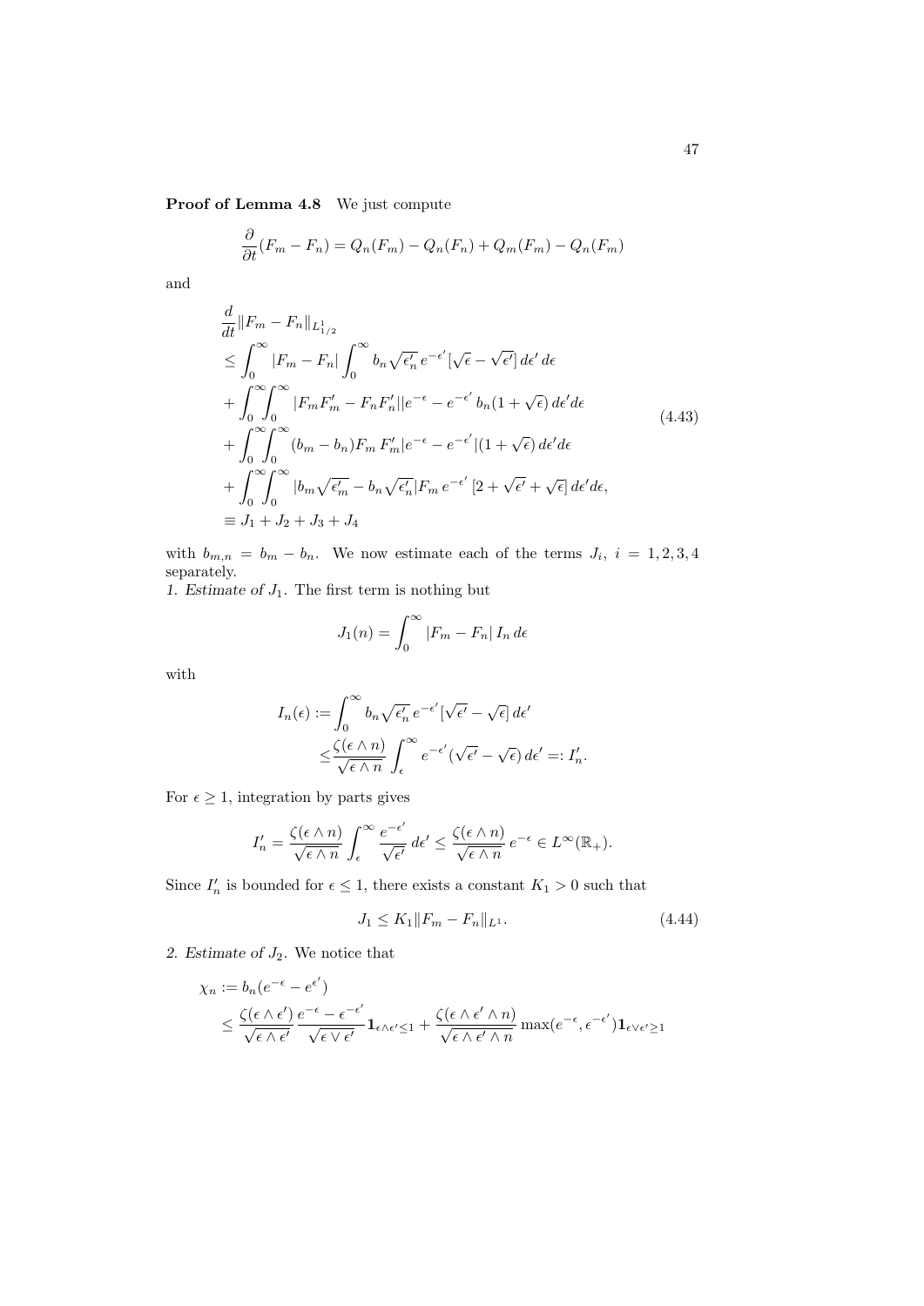**Proof of Lemma 4.8** We just compute

$$
\frac{\partial}{\partial t}(F_m - F_n) = Q_n(F_m) - Q_n(F_n) + Q_m(F_m) - Q_n(F_m)
$$

and

$$
\begin{aligned}
&\frac{d}{dt}\|F_m - F_n\|_{L^1_{1/2}} \\
&\le \int_0^\infty |F_m - F_n| \int_0^\infty b_n \sqrt{\epsilon'_n}\, e^{-\epsilon'} [\sqrt{\epsilon} - \sqrt{\epsilon'}]\, d\epsilon'\, d\epsilon \\
&+ \int_0^\infty \!\! \int_0^\infty |F_m F'_m - F_n F'_n| |e^{-\epsilon} - e^{-\epsilon'}\, b_n (1 + \sqrt{\epsilon})\, d\epsilon' d\epsilon \\
&+ \int_0^\infty \!\! \int_0^\infty (b_m - b_n) F_m\, F'_m |e^{-\epsilon} - e^{-\epsilon'}| (1 + \sqrt{\epsilon})\, d\epsilon' d\epsilon \\
&+ \int_0^\infty \!\! \int_0^\infty |b_m \sqrt{\epsilon'_m} - b_n \sqrt{\epsilon'_n}| F_m\, e^{-\epsilon'}\, [2 + \sqrt{\epsilon'} + \sqrt{\epsilon}]\, d\epsilon' d\epsilon, \\
&\equiv J_1 + J_2 + J_3 + J_4
\end{aligned}
\tag{4.43}
$$

with $b_{m,n} = b_m - b_n$. We now estimate each of the terms $J_i$, $i = 1, 2, 3, 4$ separately.

*1. Estimate of* $J_1$. The first term is nothing but

$$
J_1(n) = \int_0^\infty |F_m - F_n|\, I_n\, d\epsilon
$$

with

$$
\begin{aligned}
I_n(\epsilon) &:= \int_0^\infty b_n \sqrt{\epsilon'_n}\, e^{-\epsilon'} [\sqrt{\epsilon'} - \sqrt{\epsilon}]\, d\epsilon' \\
&\le \frac{\zeta(\epsilon \wedge n)}{\sqrt{\epsilon \wedge n}} \int_\epsilon^\infty e^{-\epsilon'} (\sqrt{\epsilon'} - \sqrt{\epsilon})\, d\epsilon' =: I'_n.
\end{aligned}
$$

For $\epsilon \ge 1$, integration by parts gives

$$
I'_n = \frac{\zeta(\epsilon \wedge n)}{\sqrt{\epsilon \wedge n}} \int_\epsilon^\infty \frac{e^{-\epsilon'}}{\sqrt{\epsilon'}}\, d\epsilon' \le \frac{\zeta(\epsilon \wedge n)}{\sqrt{\epsilon \wedge n}}\, e^{-\epsilon} \in L^\infty(\mathbb{R}_+).
$$

Since $I'_n$ is bounded for $\epsilon \le 1$, there exists a constant $K_1 > 0$ such that

$$
J_1 \le K_1 \|F_m - F_n\|_{L^1}. \tag{4.44}
$$

*2. Estimate of* $J_2$. We notice that

$$
\begin{aligned}
\chi_n &:= b_n (e^{-\epsilon} - e^{\epsilon'}) \\
&\le \frac{\zeta(\epsilon \wedge \epsilon')}{\sqrt{\epsilon \wedge \epsilon'}} \frac{e^{-\epsilon} - \epsilon^{-\epsilon'}}{\sqrt{\epsilon \vee \epsilon'}} \mathbf{1}_{\epsilon \wedge \epsilon' \le 1} + \frac{\zeta(\epsilon \wedge \epsilon' \wedge n)}{\sqrt{\epsilon \wedge \epsilon' \wedge n}} \max(e^{-\epsilon}, \epsilon^{-\epsilon'}) \mathbf{1}_{\epsilon \vee \epsilon' \ge 1}
\end{aligned}
$$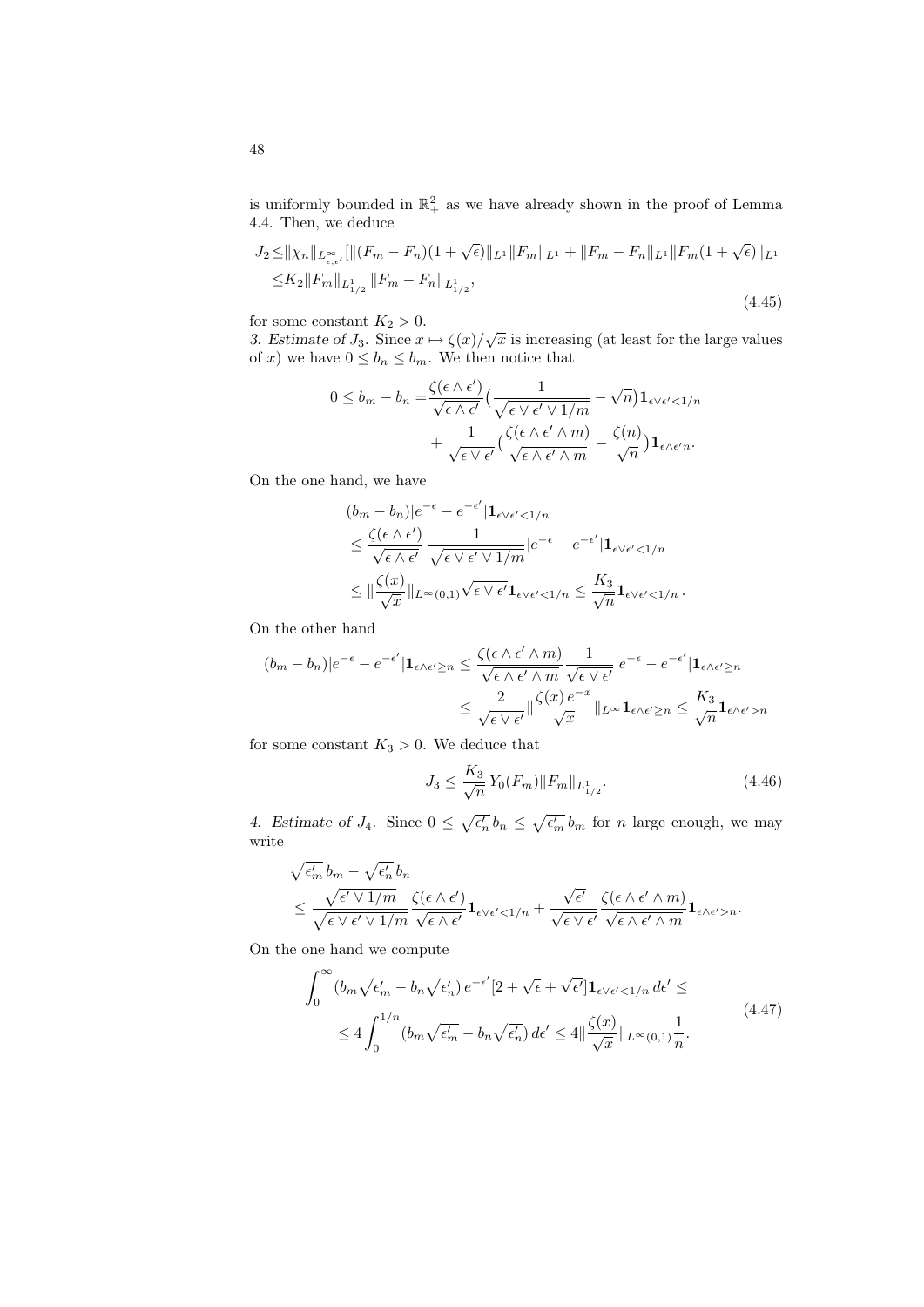is uniformly bounded in $\mathbb{R}^2_+$ as we have already shown in the proof of Lemma 4.4. Then, we deduce

$$
\begin{aligned}
J_2 \leq & \|\chi_n\|_{L^\infty_{\epsilon,\epsilon'}} [\|(F_m - F_n)(1+\sqrt{\epsilon})\|_{L^1} \|F_m\|_{L^1} + \|F_m - F_n\|_{L^1} \|F_m(1+\sqrt{\epsilon})\|_{L^1} \\
\leq & K_2 \|F_m\|_{L^1_{1/2}} \|F_m - F_n\|_{L^1_{1/2}},
\end{aligned}
\tag{4.45}
$$

for some constant $K_2 > 0$.

*3. Estimate of $J_3$.* Since $x \mapsto \zeta(x)/\sqrt{x}$ is increasing (at least for the large values of $x$) we have $0 \leq b_n \leq b_m$. We then notice that

$$
\begin{aligned}
0 \leq b_m - b_n = & \frac{\zeta(\epsilon \wedge \epsilon')}{\sqrt{\epsilon \wedge \epsilon'}} \Big( \frac{1}{\sqrt{\epsilon \vee \epsilon' \vee 1/m}} - \sqrt{n} \Big) \mathbf{1}_{\epsilon \vee \epsilon' < 1/n} \\
& + \frac{1}{\sqrt{\epsilon \vee \epsilon'}} \Big( \frac{\zeta(\epsilon \wedge \epsilon' \wedge m)}{\sqrt{\epsilon \wedge \epsilon' \wedge m}} - \frac{\zeta(n)}{\sqrt{n}} \Big) \mathbf{1}_{\epsilon \wedge \epsilon' n}.
\end{aligned}
$$

On the one hand, we have

$$
\begin{aligned}
& (b_m - b_n)|e^{-\epsilon} - e^{-\epsilon'}| \mathbf{1}_{\epsilon \vee \epsilon' < 1/n} \\
& \leq \frac{\zeta(\epsilon \wedge \epsilon')}{\sqrt{\epsilon \wedge \epsilon'}} \frac{1}{\sqrt{\epsilon \vee \epsilon' \vee 1/m}} |e^{-\epsilon} - e^{-\epsilon'}| \mathbf{1}_{\epsilon \vee \epsilon' < 1/n} \\
& \leq \| \frac{\zeta(x)}{\sqrt{x}} \|_{L^\infty(0,1)} \sqrt{\epsilon \vee \epsilon'} \mathbf{1}_{\epsilon \vee \epsilon' < 1/n} \leq \frac{K_3}{\sqrt{n}} \mathbf{1}_{\epsilon \vee \epsilon' < 1/n}.
\end{aligned}
$$

On the other hand

$$
\begin{aligned}
(b_m - b_n)|e^{-\epsilon} - e^{-\epsilon'}| \mathbf{1}_{\epsilon \wedge \epsilon' \geq n} & \leq \frac{\zeta(\epsilon \wedge \epsilon' \wedge m)}{\sqrt{\epsilon \wedge \epsilon' \wedge m}} \frac{1}{\sqrt{\epsilon \vee \epsilon'}} |e^{-\epsilon} - e^{-\epsilon'}| \mathbf{1}_{\epsilon \wedge \epsilon' \geq n} \\
& \leq \frac{2}{\sqrt{\epsilon \vee \epsilon'}} \| \frac{\zeta(x)\, e^{-x}}{\sqrt{x}} \|_{L^\infty} \mathbf{1}_{\epsilon \wedge \epsilon' \geq n} \leq \frac{K_3}{\sqrt{n}} \mathbf{1}_{\epsilon \wedge \epsilon' > n}
\end{aligned}
$$

for some constant $K_3 > 0$. We deduce that

$$
J_3 \leq \frac{K_3}{\sqrt{n}} \, Y_0(F_m) \|F_m\|_{L^1_{1/2}}. \tag{4.46}
$$

*4. Estimate of $J_4$.* Since $0 \leq \sqrt{\epsilon'_n}\, b_n \leq \sqrt{\epsilon'_m}\, b_m$ for $n$ large enough, we may write

$$
\begin{aligned}
& \sqrt{\epsilon'_m}\, b_m - \sqrt{\epsilon'_n}\, b_n \\
& \leq \frac{\sqrt{\epsilon' \vee 1/m}}{\sqrt{\epsilon \vee \epsilon' \vee 1/m}} \frac{\zeta(\epsilon \wedge \epsilon')}{\sqrt{\epsilon \wedge \epsilon'}} \mathbf{1}_{\epsilon \vee \epsilon' < 1/n} + \frac{\sqrt{\epsilon'}}{\sqrt{\epsilon \vee \epsilon'}} \frac{\zeta(\epsilon \wedge \epsilon' \wedge m)}{\sqrt{\epsilon \wedge \epsilon' \wedge m}} \mathbf{1}_{\epsilon \wedge \epsilon' > n}.
\end{aligned}
$$

On the one hand we compute

$$
\begin{aligned}
& \int_0^\infty (b_m \sqrt{\epsilon'_m} - b_n \sqrt{\epsilon'_n})\, e^{-\epsilon'} [2 + \sqrt{\epsilon} + \sqrt{\epsilon'}] \mathbf{1}_{\epsilon \vee \epsilon' < 1/n}\, d\epsilon' \leq \\
& \leq 4 \int_0^{1/n} (b_m \sqrt{\epsilon'_m} - b_n \sqrt{\epsilon'_n})\, d\epsilon' \leq 4 \| \frac{\zeta(x)}{\sqrt{x}} \|_{L^\infty(0,1)} \frac{1}{n}.
\end{aligned}
\tag{4.47}
$$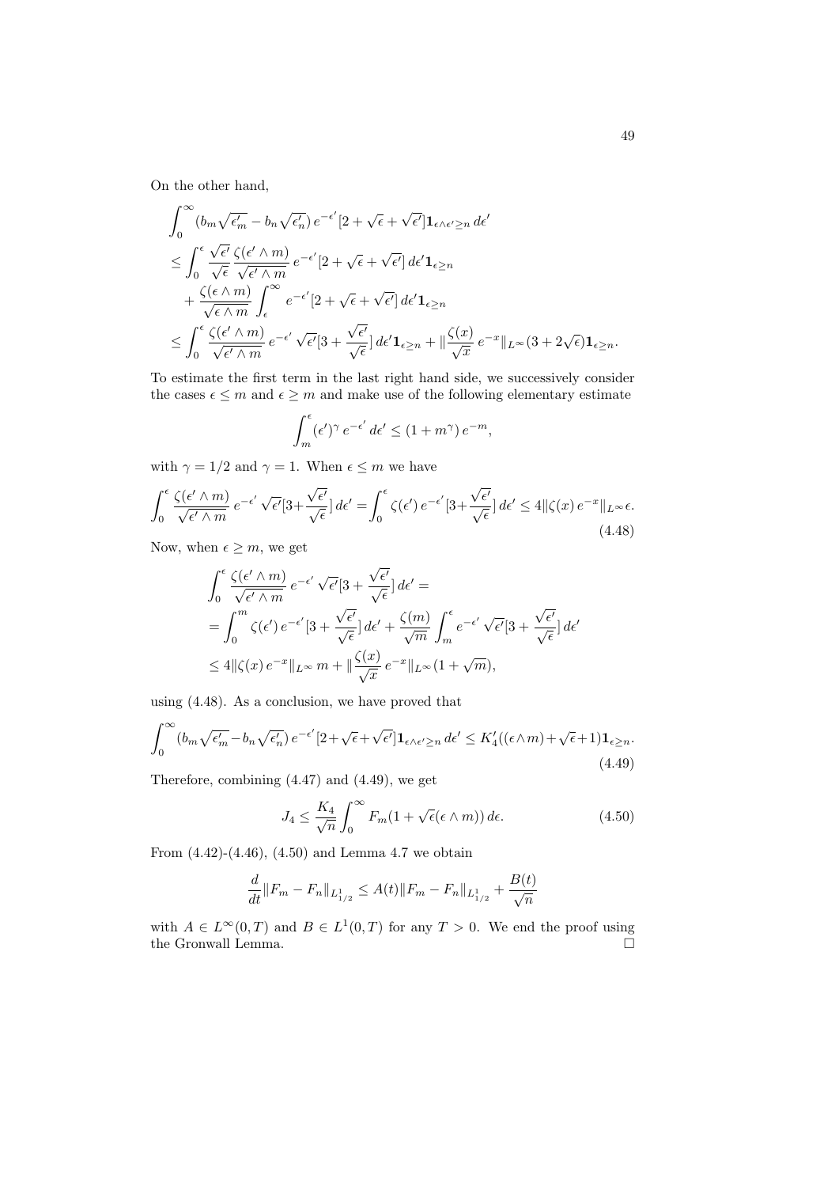On the other hand,

$$
\begin{aligned}
&\int_0^\infty (b_m \sqrt{\epsilon'_m} - b_n \sqrt{\epsilon'_n})\, e^{-\epsilon'} [2 + \sqrt{\epsilon} + \sqrt{\epsilon'}] \mathbf{1}_{\epsilon \wedge \epsilon' \geq n}\, d\epsilon' \\
&\leq \int_0^\epsilon \frac{\sqrt{\epsilon'}}{\sqrt{\epsilon}} \frac{\zeta(\epsilon' \wedge m)}{\sqrt{\epsilon' \wedge m}}\, e^{-\epsilon'} [2 + \sqrt{\epsilon} + \sqrt{\epsilon'}]\, d\epsilon' \mathbf{1}_{\epsilon \geq n} \\
&\quad + \frac{\zeta(\epsilon \wedge m)}{\sqrt{\epsilon \wedge m}} \int_\epsilon^\infty e^{-\epsilon'} [2 + \sqrt{\epsilon} + \sqrt{\epsilon'}]\, d\epsilon' \mathbf{1}_{\epsilon \geq n} \\
&\leq \int_0^\epsilon \frac{\zeta(\epsilon' \wedge m)}{\sqrt{\epsilon' \wedge m}}\, e^{-\epsilon'} \sqrt{\epsilon'} [3 + \frac{\sqrt{\epsilon'}}{\sqrt{\epsilon}}]\, d\epsilon' \mathbf{1}_{\epsilon \geq n} + \| \frac{\zeta(x)}{\sqrt{x}}\, e^{-x} \|_{L^\infty} (3 + 2\sqrt{\epsilon}) \mathbf{1}_{\epsilon \geq n}.
\end{aligned}
$$

To estimate the first term in the last right hand side, we successively consider the cases $\epsilon \leq m$ and $\epsilon \geq m$ and make use of the following elementary estimate

$$
\int_m^\epsilon (\epsilon')^\gamma\, e^{-\epsilon'}\, d\epsilon' \leq (1 + m^\gamma)\, e^{-m},
$$

with $\gamma = 1/2$ and $\gamma = 1$. When $\epsilon \leq m$ we have

$$
\int_0^\epsilon \frac{\zeta(\epsilon' \wedge m)}{\sqrt{\epsilon' \wedge m}}\, e^{-\epsilon'} \sqrt{\epsilon'} [3 + \frac{\sqrt{\epsilon'}}{\sqrt{\epsilon}}]\, d\epsilon' = \int_0^\epsilon \zeta(\epsilon')\, e^{-\epsilon'} [3 + \frac{\sqrt{\epsilon'}}{\sqrt{\epsilon}}]\, d\epsilon' \leq 4 \|\zeta(x)\, e^{-x}\|_{L^\infty} \epsilon. \tag{4.48}
$$

Now, when $\epsilon \geq m$, we get

$$
\begin{aligned}
&\int_0^\epsilon \frac{\zeta(\epsilon' \wedge m)}{\sqrt{\epsilon' \wedge m}}\, e^{-\epsilon'} \sqrt{\epsilon'} [3 + \frac{\sqrt{\epsilon'}}{\sqrt{\epsilon}}]\, d\epsilon' = \\
&= \int_0^m \zeta(\epsilon')\, e^{-\epsilon'} [3 + \frac{\sqrt{\epsilon'}}{\sqrt{\epsilon}}]\, d\epsilon' + \frac{\zeta(m)}{\sqrt{m}} \int_m^\epsilon e^{-\epsilon'} \sqrt{\epsilon'} [3 + \frac{\sqrt{\epsilon'}}{\sqrt{\epsilon}}]\, d\epsilon' \\
&\leq 4 \|\zeta(x)\, e^{-x}\|_{L^\infty}\, m + \| \frac{\zeta(x)}{\sqrt{x}}\, e^{-x} \|_{L^\infty} (1 + \sqrt{m}),
\end{aligned}
$$

using (4.48). As a conclusion, we have proved that

$$
\int_0^\infty (b_m \sqrt{\epsilon'_m} - b_n \sqrt{\epsilon'_n})\, e^{-\epsilon'} [2 + \sqrt{\epsilon} + \sqrt{\epsilon'}] \mathbf{1}_{\epsilon \wedge \epsilon' \geq n}\, d\epsilon' \leq K'_4 ((\epsilon \wedge m) + \sqrt{\epsilon} + 1) \mathbf{1}_{\epsilon \geq n}. \tag{4.49}
$$

Therefore, combining (4.47) and (4.49), we get

$$
J_4 \leq \frac{K_4}{\sqrt{n}} \int_0^\infty F_m (1 + \sqrt{\epsilon} (\epsilon \wedge m))\, d\epsilon. \tag{4.50}
$$

From (4.42)-(4.46), (4.50) and Lemma 4.7 we obtain

$$
\frac{d}{dt} \|F_m - F_n\|_{L^1_{1/2}} \leq A(t) \|F_m - F_n\|_{L^1_{1/2}} + \frac{B(t)}{\sqrt{n}}
$$

with $A \in L^\infty(0, T)$ and $B \in L^1(0, T)$ for any $T > 0$. We end the proof using the Gronwall Lemma. $\square$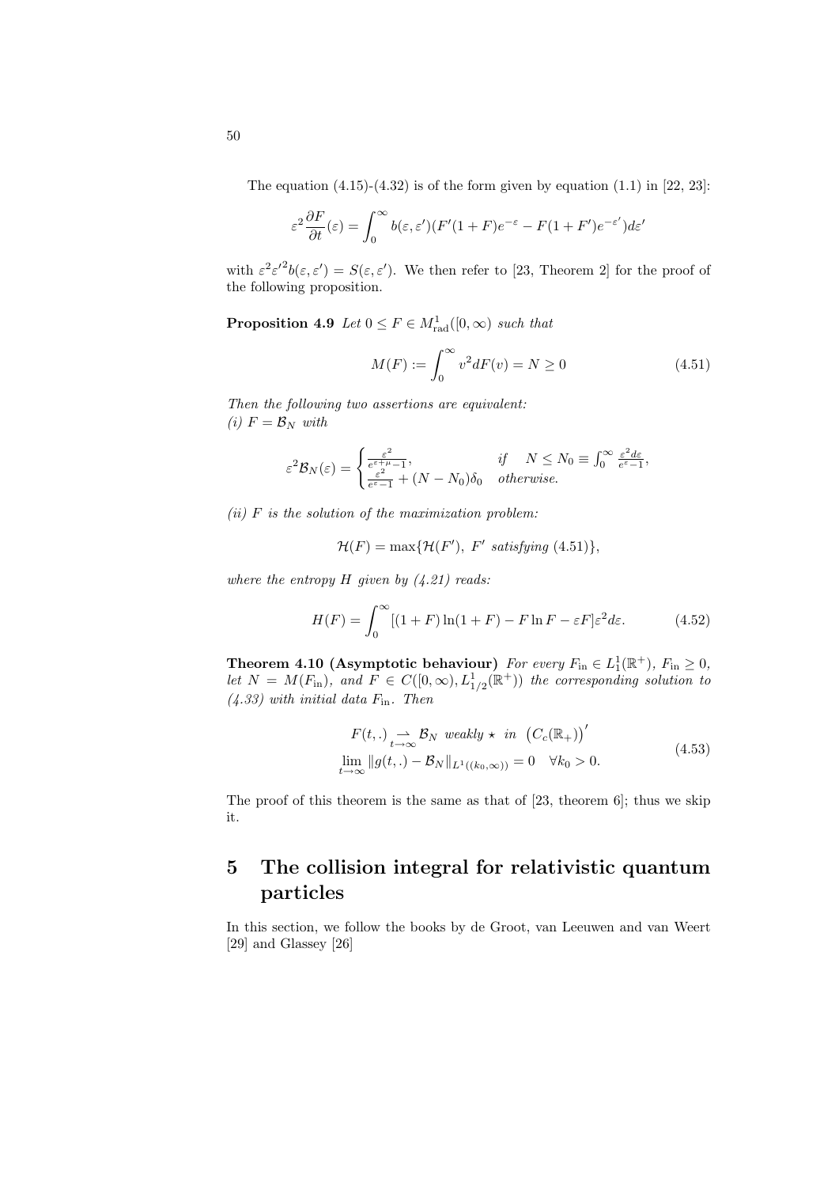The equation (4.15)-(4.32) is of the form given by equation (1.1) in [22, 23]:

$$\varepsilon^2 \frac{\partial F}{\partial t}(\varepsilon) = \int_0^\infty b(\varepsilon, \varepsilon')(F'(1+F)e^{-\varepsilon} - F(1+F')e^{-\varepsilon'})d\varepsilon'$$

with $\varepsilon^2 {\varepsilon'}^2 b(\varepsilon, \varepsilon') = S(\varepsilon, \varepsilon')$. We then refer to [23, Theorem 2] for the proof of the following proposition.

**Proposition 4.9** *Let* $0 \leq F \in M^1_{\text{rad}}([0,\infty)$ *such that*

$$M(F) := \int_0^\infty v^2 dF(v) = N \geq 0 \tag{4.51}$$

*Then the following two assertions are equivalent:*
*(i)* $F = \mathcal{B}_N$ *with*

$$\varepsilon^2 \mathcal{B}_N(\varepsilon) = \begin{cases} \frac{\varepsilon^2}{e^{\varepsilon+\mu}-1}, & \text{if} \quad N \leq N_0 \equiv \int_0^\infty \frac{\varepsilon^2 d\varepsilon}{e^\varepsilon - 1}, \\ \frac{\varepsilon^2}{e^\varepsilon - 1} + (N - N_0)\delta_0 & \text{otherwise.} \end{cases}$$

*(ii)* $F$ *is the solution of the maximization problem:*

$$\mathcal{H}(F) = \max\{\mathcal{H}(F'),\ F' \text{ satisfying (4.51)}\},$$

*where the entropy* $H$ *given by (4.21) reads:*

$$H(F) = \int_0^\infty [(1+F)\ln(1+F) - F\ln F - \varepsilon F]\varepsilon^2 d\varepsilon. \tag{4.52}$$

**Theorem 4.10 (Asymptotic behaviour)** *For every* $F_{\text{in}} \in L^1_1(\mathbb{R}^+)$*,* $F_{\text{in}} \geq 0$*, let* $N = M(F_{\text{in}})$*, and* $F \in C([0,\infty), L^1_{1/2}(\mathbb{R}^+))$ *the corresponding solution to (4.33) with initial data* $F_{\text{in}}$*. Then*

$$\begin{aligned} &F(t,.) \underset{t\to\infty}{\rightharpoonup} \mathcal{B}_N \text{ weakly} \star \text{ in } \left(C_c(\mathbb{R}_+)\right)' \\ &\lim_{t\to\infty} \|g(t,.) - \mathcal{B}_N\|_{L^1((k_0,\infty))} = 0 \quad \forall k_0 > 0. \end{aligned} \tag{4.53}$$

The proof of this theorem is the same as that of [23, theorem 6]; thus we skip it.

# 5 The collision integral for relativistic quantum particles

In this section, we follow the books by de Groot, van Leeuwen and van Weert [29] and Glassey [26]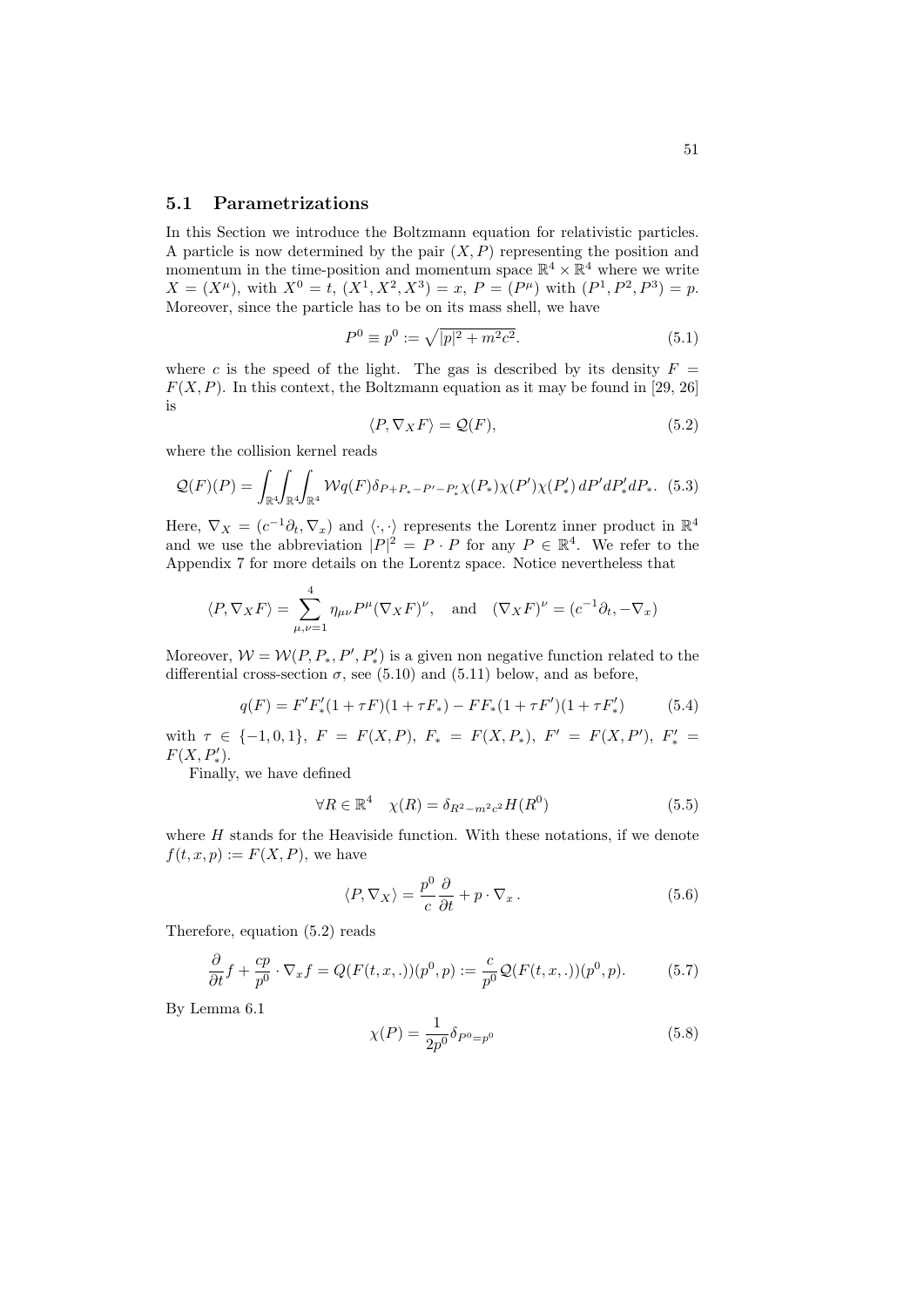## 5.1 Parametrizations

In this Section we introduce the Boltzmann equation for relativistic particles. A particle is now determined by the pair $(X, P)$ representing the position and momentum in the time-position and momentum space $\mathbb{R}^4 \times \mathbb{R}^4$ where we write $X = (X^\mu)$, with $X^0 = t$, $(X^1, X^2, X^3) = x$, $P = (P^\mu)$ with $(P^1, P^2, P^3) = p$. Moreover, since the particle has to be on its mass shell, we have

$$P^0 \equiv p^0 := \sqrt{|p|^2 + m^2c^2}. \tag{5.1}$$

where $c$ is the speed of the light. The gas is described by its density $F = F(X, P)$. In this context, the Boltzmann equation as it may be found in [29, 26] is

$$\langle P, \nabla_X F \rangle = \mathcal{Q}(F), \tag{5.2}$$

where the collision kernel reads

$$\mathcal{Q}(F)(P) = \int_{\mathbb{R}^4}\int_{\mathbb{R}^4}\int_{\mathbb{R}^4} \mathcal{W} q(F) \delta_{P+P_*-P'-P'_*} \chi(P_*)\chi(P')\chi(P'_*)\, dP' dP'_* dP_*. \tag{5.3}$$

Here, $\nabla_X = (c^{-1}\partial_t, \nabla_x)$ and $\langle \cdot, \cdot \rangle$ represents the Lorentz inner product in $\mathbb{R}^4$ and we use the abbreviation $|P|^2 = P \cdot P$ for any $P \in \mathbb{R}^4$. We refer to the Appendix 7 for more details on the Lorentz space. Notice nevertheless that

$$\langle P, \nabla_X F \rangle = \sum_{\mu,\nu=1}^{4} \eta_{\mu\nu} P^\mu (\nabla_X F)^\nu, \quad \text{and} \quad (\nabla_X F)^\nu = (c^{-1}\partial_t, -\nabla_x)$$

Moreover, $\mathcal{W} = \mathcal{W}(P, P_*, P', P'_*)$ is a given non negative function related to the differential cross-section $\sigma$, see (5.10) and (5.11) below, and as before,

$$q(F) = F' F'_* (1 + \tau F)(1 + \tau F_*) - F F_* (1 + \tau F')(1 + \tau F'_*) \tag{5.4}$$

with $\tau \in \{-1, 0, 1\}$, $F = F(X, P)$, $F_* = F(X, P_*)$, $F' = F(X, P')$, $F'_* = F(X, P'_*)$.

Finally, we have defined

$$\forall R \in \mathbb{R}^4 \quad \chi(R) = \delta_{R^2 - m^2c^2} H(R^0) \tag{5.5}$$

where $H$ stands for the Heaviside function. With these notations, if we denote $f(t, x, p) := F(X, P)$, we have

$$\langle P, \nabla_X \rangle = \frac{p^0}{c}\frac{\partial}{\partial t} + p \cdot \nabla_x\,. \tag{5.6}$$

Therefore, equation (5.2) reads

$$\frac{\partial}{\partial t} f + \frac{cp}{p^0} \cdot \nabla_x f = Q(F(t, x, .))(p^0, p) := \frac{c}{p^0} \mathcal{Q}(F(t, x, .))(p^0, p). \tag{5.7}$$

By Lemma 6.1

$$\chi(P) = \frac{1}{2p^0} \delta_{P^0 = p^0} \tag{5.8}$$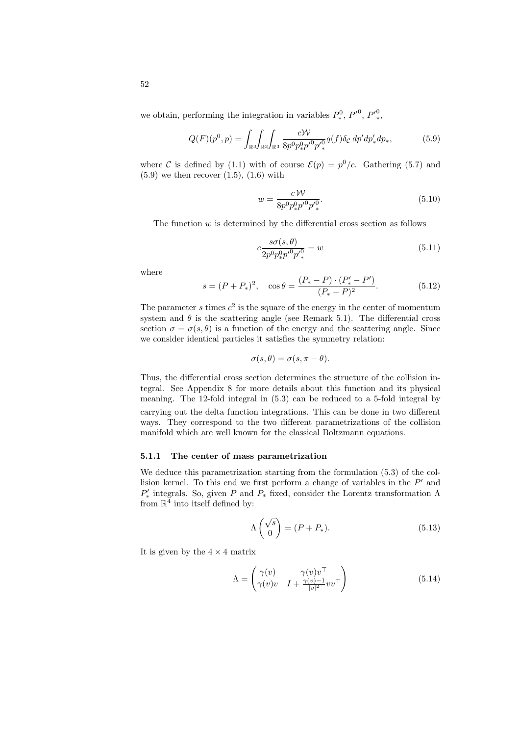we obtain, performing the integration in variables $P^0_*$, $P'^0$, $P'^0_*$,

$$Q(F)(p^0, p) = \int_{\mathbb{R}^3}\int_{\mathbb{R}^3}\int_{\mathbb{R}^3} \frac{c\mathcal{W}}{8p^0 p^0_* p'^0 p'^0_*} q(f) \delta_{\mathcal{C}} \, dp' dp'_* dp_*, \tag{5.9}$$

where $\mathcal{C}$ is defined by (1.1) with of course $\mathcal{E}(p) = p^0/c$. Gathering (5.7) and (5.9) we then recover (1.5), (1.6) with

$$w = \frac{c\,\mathcal{W}}{8p^0 p^0_* p'^0 p'^0_*}. \tag{5.10}$$

The function $w$ is determined by the differential cross section as follows

$$c\frac{s\sigma(s,\theta)}{2p^0 p^0_* p'^0 p'^0_*} = w \tag{5.11}$$

where

$$s = (P + P_*)^2, \quad \cos\theta = \frac{(P_* - P)\cdot(P'_* - P')}{(P_* - P)^2}. \tag{5.12}$$

The parameter $s$ times $c^2$ is the square of the energy in the center of momentum system and $\theta$ is the scattering angle (see Remark 5.1). The differential cross section $\sigma = \sigma(s, \theta)$ is a function of the energy and the scattering angle. Since we consider identical particles it satisfies the symmetry relation:

$$\sigma(s, \theta) = \sigma(s, \pi - \theta).$$

Thus, the differential cross section determines the structure of the collision integral. See Appendix 8 for more details about this function and its physical meaning. The 12-fold integral in (5.3) can be reduced to a 5-fold integral by carrying out the delta function integrations. This can be done in two different ways. They correspond to the two different parametrizations of the collision manifold which are well known for the classical Boltzmann equations.

### 5.1.1 The center of mass parametrization

We deduce this parametrization starting from the formulation (5.3) of the collision kernel. To this end we first perform a change of variables in the $P'$ and $P'_*$ integrals. So, given $P$ and $P_*$ fixed, consider the Lorentz transformation $\Lambda$ from $\mathbb{R}^4$ into itself defined by:

$$\Lambda \begin{pmatrix} \sqrt{s} \\ 0 \end{pmatrix} = (P + P_*). \tag{5.13}$$

It is given by the $4 \times 4$ matrix

$$\Lambda = \begin{pmatrix} \gamma(v) & \gamma(v)v^\top \\ \gamma(v)v & I + \frac{\gamma(v)-1}{|v|^2}vv^\top \end{pmatrix} \tag{5.14}$$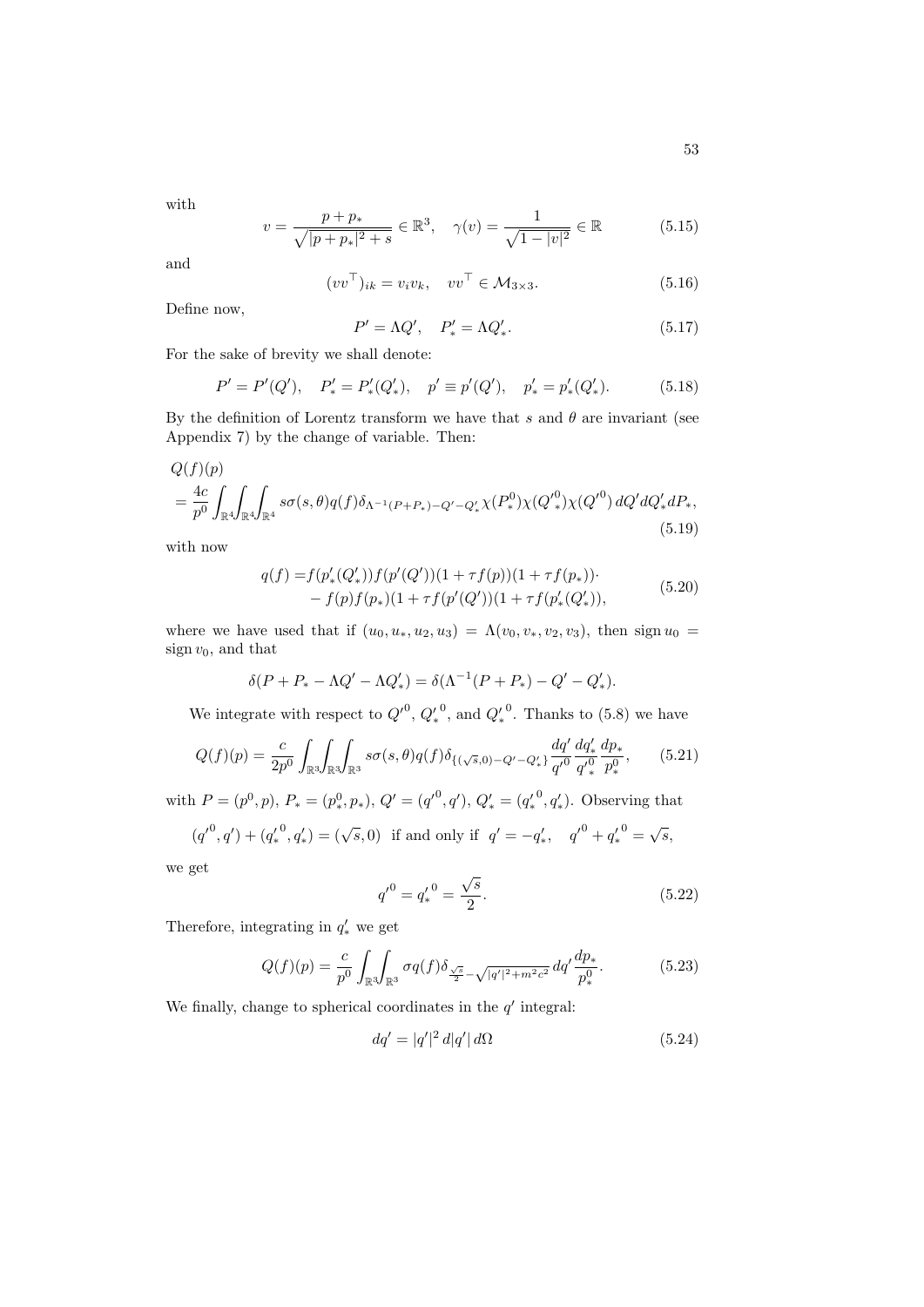with

$$v = \frac{p + p_*}{\sqrt{|p + p_*|^2 + s}} \in \mathbb{R}^3, \quad \gamma(v) = \frac{1}{\sqrt{1 - |v|^2}} \in \mathbb{R} \tag{5.15}$$

and

$$(vv^\top)_{ik} = v_i v_k, \quad vv^\top \in \mathcal{M}_{3\times 3}. \tag{5.16}$$

Define now,

$$P' = \Lambda Q', \quad P'_* = \Lambda Q'_*. \tag{5.17}$$

For the sake of brevity we shall denote:

$$P' = P'(Q'), \quad P'_* = P'_*(Q'_*), \quad p' \equiv p'(Q'), \quad p'_* = p'_*(Q'_*). \tag{5.18}$$

By the definition of Lorentz transform we have that $s$ and $\theta$ are invariant (see Appendix 7) by the change of variable. Then:

$$\begin{aligned} &Q(f)(p) \\ &= \frac{4c}{p^0} \int_{\mathbb{R}^4}\!\int_{\mathbb{R}^4}\!\int_{\mathbb{R}^4} s\sigma(s,\theta) q(f) \delta_{\Lambda^{-1}(P+P_*)-Q'-Q'_*} \chi(P^0_*)\chi(Q'^0_*)\chi(Q'^0)\, dQ' dQ'_* dP_*, \end{aligned} \tag{5.19}$$

with now

$$\begin{aligned} q(f) =& f(p'_*(Q'_*)) f(p'(Q'))(1 + \tau f(p))(1 + \tau f(p_*))\cdot \\ &- f(p) f(p_*)(1 + \tau f(p'(Q')))(1 + \tau f(p'_*(Q'_*)), \end{aligned} \tag{5.20}$$

where we have used that if $(u_0, u_*, u_2, u_3) = \Lambda(v_0, v_*, v_2, v_3)$, then $\operatorname{sign} u_0 = \operatorname{sign} v_0$, and that

$$\delta(P + P_* - \Lambda Q' - \Lambda Q'_*) = \delta(\Lambda^{-1}(P + P_*) - Q' - Q'_*).$$

We integrate with respect to $Q'^0$, ${Q'_*}^0$, and ${Q'_*}^0$. Thanks to (5.8) we have

$$Q(f)(p) = \frac{c}{2p^0} \int_{\mathbb{R}^3}\!\int_{\mathbb{R}^3}\!\int_{\mathbb{R}^3} s\sigma(s,\theta) q(f) \delta_{\{(\sqrt{s},0)-Q'-Q'_*\}} \frac{dq'}{q'^0} \frac{dq'_*}{{q'_*}^0} \frac{dp_*}{p^0_*}, \tag{5.21}$$

with $P = (p^0, p)$, $P_* = (p^0_*, p_*)$, $Q' = ({q'}^0, q')$, $Q'_* = ({q'_*}^0, q'_*)$. Observing that

$$({q'}^0, q') + ({q'_*}^0, q'_*) = (\sqrt{s}, 0) \ \text{ if and only if } \ q' = -q'_*, \quad {q'}^0 + {q'_*}^0 = \sqrt{s},$$

we get

$$q'^0 = {q'_*}^0 = \frac{\sqrt{s}}{2}. \tag{5.22}$$

Therefore, integrating in $q'_*$ we get

$$Q(f)(p) = \frac{c}{p^0} \int_{\mathbb{R}^3}\!\int_{\mathbb{R}^3} \sigma q(f) \delta_{\frac{\sqrt{s}}{2} - \sqrt{|q'|^2 + m^2c^2}}\, dq' \frac{dp_*}{p^0_*}. \tag{5.23}$$

We finally, change to spherical coordinates in the $q'$ integral:

$$dq' = |q'|^2\, d|q'|\, d\Omega \tag{5.24}$$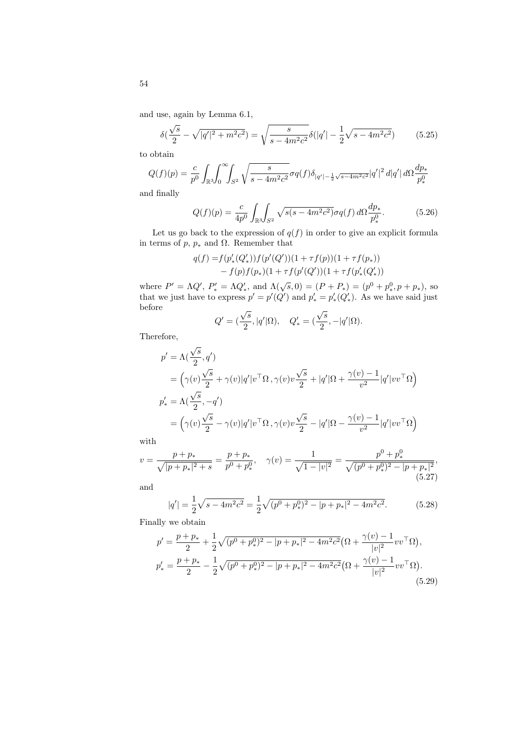and use, again by Lemma 6.1,

$$
\delta(\frac{\sqrt{s}}{2} - \sqrt{|q'|^2 + m^2c^2}) = \sqrt{\frac{s}{s - 4m^2c^2}}\delta(|q'| - \frac{1}{2}\sqrt{s - 4m^2c^2}) \tag{5.25}
$$

to obtain

$$
Q(f)(p) = \frac{c}{p^0}\int_{\mathbb{R}^3}\int_0^\infty\int_{S^2}\sqrt{\frac{s}{s-4m^2c^2}}\sigma q(f)\delta_{|q'|-\frac{1}{2}\sqrt{s-4m^2c^2}}|q'|^2\,d|q'|\,d\Omega\frac{dp_*}{p_*^0}
$$

and finally

$$
Q(f)(p) = \frac{c}{4p^0}\int_{\mathbb{R}^3}\int_{S^2}\sqrt{s(s-4m^2c^2)}\sigma q(f)\,d\Omega\frac{dp_*}{p_*^0}. \tag{5.26}
$$

Let us go back to the expression of $q(f)$ in order to give an explicit formula in terms of $p$, $p_*$ and $\Omega$. Remember that

$$
\begin{aligned}
q(f) =& f(p'_*(Q'_*))f(p'(Q'))(1+\tau f(p))(1+\tau f(p_*)) \\
&- f(p)f(p_*)(1+\tau f(p'(Q'))(1+\tau f(p'_*(Q'_*))
\end{aligned}
$$

where $P' = \Lambda Q'$, $P'_* = \Lambda Q'_*$, and $\Lambda(\sqrt{s}, 0) = (P + P_*) = (p^0 + p_*^0, p + p_*)$, so that we just have to express $p' = p'(Q')$ and $p'_* = p'_*(Q'_*)$. As we have said just before

$$
Q' = (\frac{\sqrt{s}}{2}, |q'|\Omega), \quad Q'_* = (\frac{\sqrt{s}}{2}, -|q'|\Omega).
$$

Therefore,

$$
\begin{aligned}
p' &= \Lambda(\frac{\sqrt{s}}{2}, q') \\
&= \Big(\gamma(v)\frac{\sqrt{s}}{2} + \gamma(v)|q'|v^\top\Omega\,, \gamma(v)v\frac{\sqrt{s}}{2} + |q'|\Omega + \frac{\gamma(v)-1}{v^2}|q'|vv^\top\Omega\Big) \\
p'_* &= \Lambda(\frac{\sqrt{s}}{2}, -q') \\
&= \Big(\gamma(v)\frac{\sqrt{s}}{2} - \gamma(v)|q'|v^\top\Omega\,, \gamma(v)v\frac{\sqrt{s}}{2} - |q'|\Omega - \frac{\gamma(v)-1}{v^2}|q'|vv^\top\Omega\Big)
\end{aligned}
$$

with

$$
v = \frac{p+p_*}{\sqrt{|p+p_*|^2+s}} = \frac{p+p_*}{p^0+p_*^0}, \quad \gamma(v) = \frac{1}{\sqrt{1-|v|^2}} = \frac{p^0+p_*^0}{\sqrt{(p^0+p_*^0)^2 - |p+p_*|^2}}, \tag{5.27}
$$

and

$$
|q'| = \frac{1}{2}\sqrt{s-4m^2c^2} = \frac{1}{2}\sqrt{(p^0+p_*^0)^2 - |p+p_*|^2 - 4m^2c^2}. \tag{5.28}
$$

Finally we obtain

$$
\begin{aligned}
p' &= \frac{p+p_*}{2} + \frac{1}{2}\sqrt{(p^0+p_*^0)^2 - |p+p_*|^2 - 4m^2c^2}\big(\Omega + \frac{\gamma(v)-1}{|v|^2}vv^\top\Omega\big), \\
p'_* &= \frac{p+p_*}{2} - \frac{1}{2}\sqrt{(p^0+p_*^0)^2 - |p+p_*|^2 - 4m^2c^2}\big(\Omega + \frac{\gamma(v)-1}{|v|^2}vv^\top\Omega\big).
\end{aligned} \tag{5.29}
$$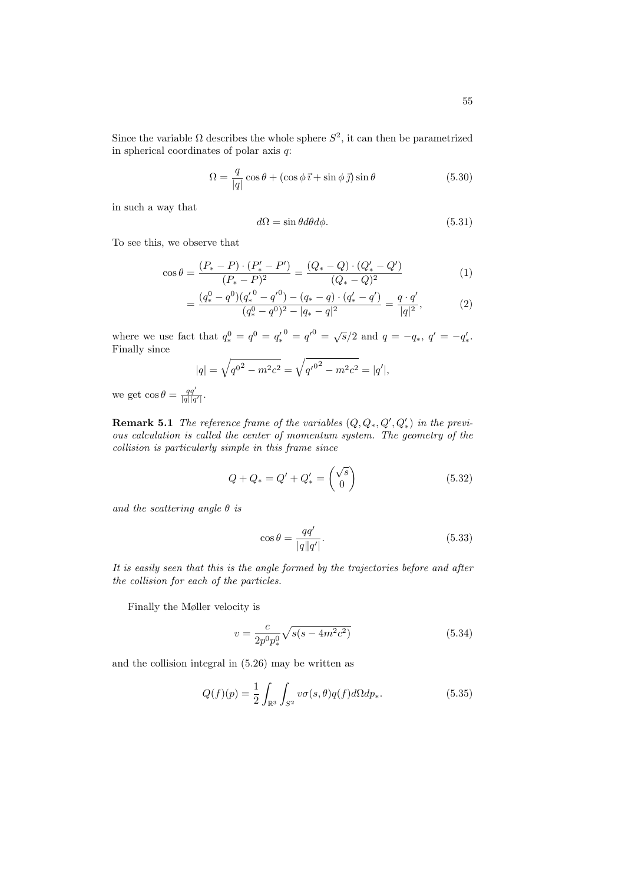Since the variable $\Omega$ describes the whole sphere $S^2$, it can then be parametrized in spherical coordinates of polar axis $q$:

$$\Omega = \frac{q}{|q|}\cos\theta + (\cos\phi\,\vec{\imath} + \sin\phi\,\vec{\jmath})\sin\theta \tag{5.30}$$

in such a way that

$$d\Omega = \sin\theta d\theta d\phi. \tag{5.31}$$

To see this, we observe that

$$\cos\theta = \frac{(P_* - P)\cdot(P'_* - P')}{(P_* - P)^2} = \frac{(Q_* - Q)\cdot(Q'_* - Q')}{(Q_* - Q)^2} \tag{1}$$

$$= \frac{(q^0_* - q^0)({q'_*}^0 - {q'}^0) - (q_* - q)\cdot(q'_* - q')}{(q^0_* - q^0)^2 - |q_* - q|^2} = \frac{q\cdot q'}{|q|^2}, \tag{2}$$

where we use fact that $q^0_* = q^0 = {q'_*}^0 = {q'}^0 = \sqrt{s}/2$ and $q = -q_*$, $q' = -q'_*$. Finally since

$$|q| = \sqrt{{q^0}^2 - m^2c^2} = \sqrt{{q'^0}^2 - m^2c^2} = |q'|,$$

we get $\cos\theta = \frac{qq'}{|q||q'|}$.

**Remark 5.1** *The reference frame of the variables $(Q, Q_*, Q', Q'_*)$ in the previous calculation is called the center of momentum system. The geometry of the collision is particularly simple in this frame since*

$$Q + Q_* = Q' + Q'_* = \begin{pmatrix}\sqrt{s}\\ 0\end{pmatrix} \tag{5.32}$$

*and the scattering angle $\theta$ is*

$$\cos\theta = \frac{qq'}{|q||q'|}. \tag{5.33}$$

*It is easily seen that this is the angle formed by the trajectories before and after the collision for each of the particles.*

Finally the Møller velocity is

$$v = \frac{c}{2p^0p^0_*}\sqrt{s(s - 4m^2c^2)} \tag{5.34}$$

and the collision integral in (5.26) may be written as

$$Q(f)(p) = \frac{1}{2}\int_{\mathbb{R}^3}\int_{S^2} v\sigma(s,\theta)q(f)d\Omega dp_*. \tag{5.35}$$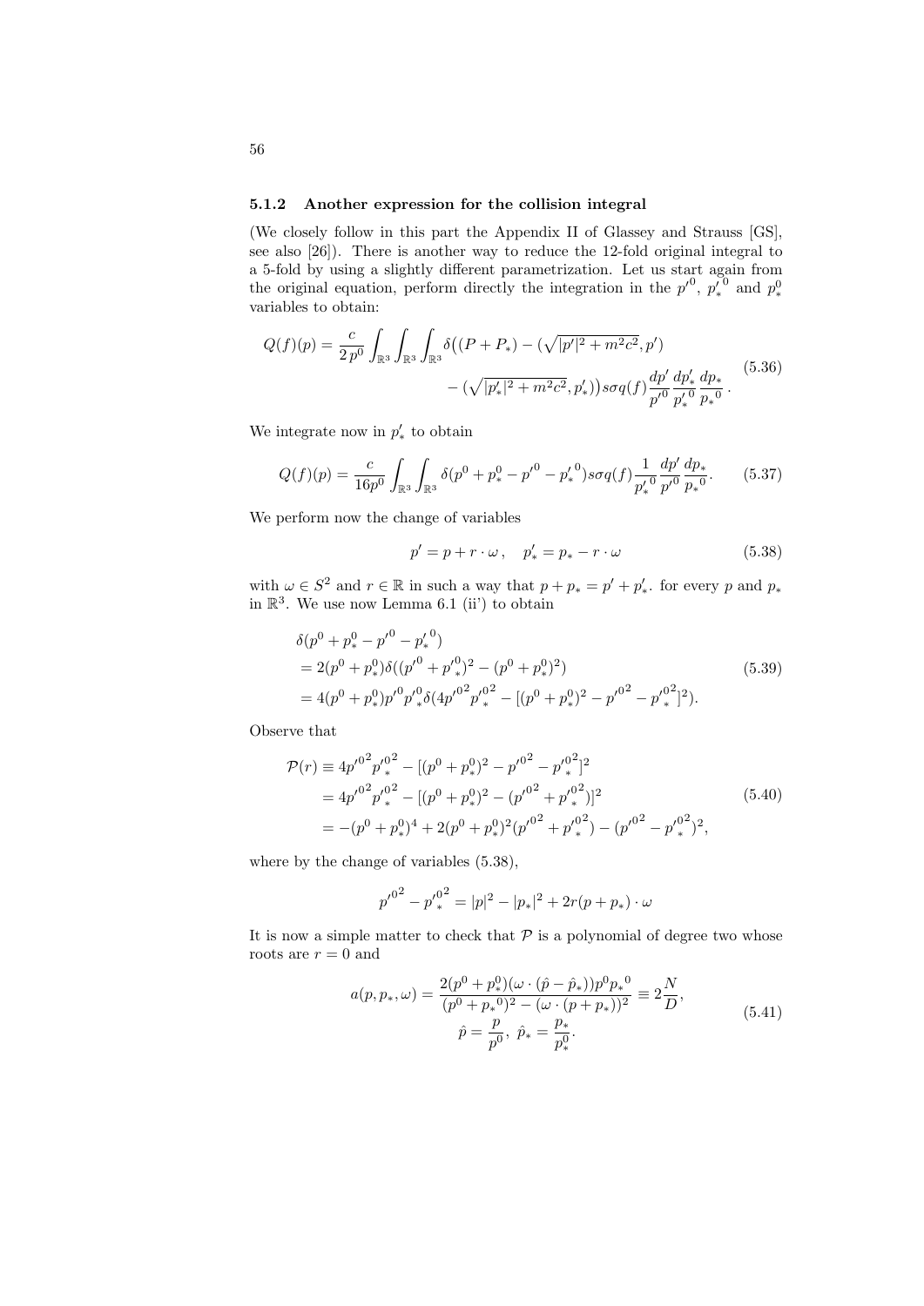### 5.1.2 Another expression for the collision integral

(We closely follow in this part the Appendix II of Glassey and Strauss [GS], see also [26]). There is another way to reduce the 12-fold original integral to a 5-fold by using a slightly different parametrization. Let us start again from the original equation, perform directly the integration in the $p'^0$, ${p'_*}^0$ and $p_*^0$ variables to obtain:

$$
\begin{aligned}
Q(f)(p) = \frac{c}{2\,p^0} \int_{\mathbb{R}^3} \int_{\mathbb{R}^3} \int_{\mathbb{R}^3} \delta\big((P + P_*) - (\sqrt{|p'|^2 + m^2c^2}, p') \\
- (\sqrt{|p'_*|^2 + m^2c^2}, p'_*)\big) s\sigma q(f) \frac{dp'}{p'^0} \frac{dp'_*}{{p'_*}^0} \frac{dp_*}{{p_*}^0}\,.
\end{aligned}
\tag{5.36}
$$

We integrate now in $p'_*$ to obtain

$$
Q(f)(p) = \frac{c}{16 p^0} \int_{\mathbb{R}^3} \int_{\mathbb{R}^3} \delta(p^0 + p_*^0 - p'^0 - {p'_*}^0) s\sigma q(f) \frac{1}{{p'_*}^0} \frac{dp'}{p'^0} \frac{dp_*}{{p_*}^0}. \tag{5.37}
$$

We perform now the change of variables

$$
p' = p + r \cdot \omega\,, \quad p'_* = p_* - r \cdot \omega \tag{5.38}
$$

with $\omega \in S^2$ and $r \in \mathbb{R}$ in such a way that $p + p_* = p' + p'_*$. for every $p$ and $p_*$ in $\mathbb{R}^3$. We use now Lemma 6.1 (ii') to obtain

$$
\begin{aligned}
&\delta(p^0 + p_*^0 - p'^0 - {p'_*}^0) \\
&= 2(p^0 + p_*^0)\delta((p'^0 + {p'}^0_*)^2 - (p^0 + p_*^0)^2) \\
&= 4(p^0 + p_*^0)p'^0 {p'}^0_* \delta(4 {p'^0}^2 {{p'}^0_*}^2 - [(p^0 + p_*^0)^2 - {p'^0}^2 - {{p'}^0_*}^2]^2).
\end{aligned}
\tag{5.39}
$$

Observe that

$$
\begin{aligned}
\mathcal{P}(r) &\equiv 4{p'^0}^2 {{p'}^0_*}^2 - [(p^0 + p_*^0)^2 - {p'^0}^2 - {{p'}^0_*}^2]^2 \\
&= 4{p'^0}^2 {{p'}^0_*}^2 - [(p^0 + p_*^0)^2 - ({p'^0}^2 + {{p'}^0_*}^2)]^2 \\
&= -(p^0 + p_*^0)^4 + 2(p^0 + p_*^0)^2({p'^0}^2 + {{p'}^0_*}^2) - ({p'^0}^2 - {{p'}^0_*}^2)^2,
\end{aligned}
\tag{5.40}
$$

where by the change of variables (5.38),

$$
{p'^0}^2 - {{p'}^0_*}^2 = |p|^2 - |p_*|^2 + 2r(p + p_*) \cdot \omega
$$

It is now a simple matter to check that $\mathcal{P}$ is a polynomial of degree two whose roots are $r = 0$ and

$$
\begin{aligned}
a(p, p_*, \omega) = \frac{2(p^0 + p_*^0)(\omega \cdot (\hat{p} - \hat{p}_*))p^0 {p_*}^0}{(p^0 + {p_*}^0)^2 - (\omega \cdot (p + p_*))^2} \equiv 2\frac{N}{D}, \\
\hat{p} = \frac{p}{p^0},\ \hat{p}_* = \frac{p_*}{p_*^0}.
\end{aligned}
\tag{5.41}
$$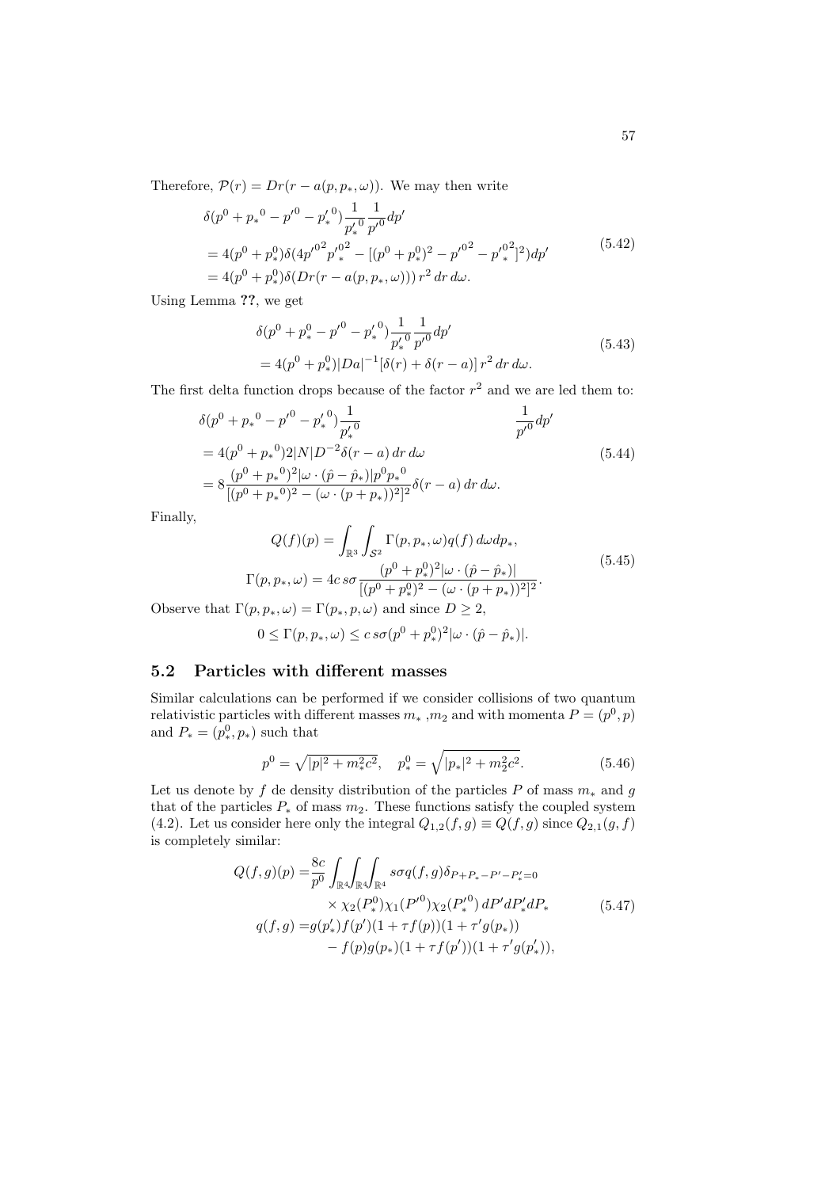Therefore, $\mathcal{P}(r) = Dr(r - a(p, p_*, \omega))$. We may then write

$$
\begin{aligned}
&\delta(p^0 + {p_*}^0 - {p'}^0 - {p'_*}^0)\frac{1}{{p'_*}^0}\frac{1}{{p'}^0}dp' \\
&= 4(p^0 + p^0_*)\delta(4{p'}^{02}{p'}^{02}_* - [(p^0 + p^0_*)^2 - {p'}^{02} - {p'}^{02}_*]^2)dp' \\
&= 4(p^0 + p^0_*)\delta(Dr(r - a(p, p_*, \omega)))\, r^2\, dr\, d\omega.
\end{aligned}
\tag{5.42}
$$

Using Lemma **??**, we get

$$
\begin{aligned}
&\delta(p^0 + p^0_* - {p'}^0 - {p'_*}^0)\frac{1}{{p'_*}^0}\frac{1}{{p'}^0}dp' \\
&= 4(p^0 + p^0_*)|Da|^{-1}[\delta(r) + \delta(r - a)]\, r^2\, dr\, d\omega.
\end{aligned}
\tag{5.43}
$$

The first delta function drops because of the factor $r^2$ and we are led them to:

$$
\begin{aligned}
&\delta(p^0 + {p_*}^0 - {p'}^0 - {p'_*}^0)\frac{1}{{p'_*}^0} \qquad\qquad \frac{1}{{p'}^0}dp' \\
&= 4(p^0 + {p_*}^0)2|N|D^{-2}\delta(r - a)\, dr\, d\omega \\
&= 8\frac{(p^0 + {p_*}^0)^2|\omega \cdot (\hat{p} - \hat{p}_*)|p^0{p_*}^0}{[(p^0 + {p_*}^0)^2 - (\omega \cdot (p + p_*))^2]^2}\delta(r - a)\, dr\, d\omega.
\end{aligned}
\tag{5.44}
$$

Finally,

$$
\begin{aligned}
Q(f)(p) &= \int_{\mathbb{R}^3}\int_{\mathcal{S}^2}\Gamma(p, p_*, \omega)q(f)\, d\omega dp_*, \\
\Gamma(p, p_*, \omega) &= 4c\, s\sigma\frac{(p^0 + p^0_*)^2|\omega \cdot (\hat{p} - \hat{p}_*)|}{[(p^0 + p^0_*)^2 - (\omega \cdot (p + p_*))^2]^2}.
\end{aligned}
\tag{5.45}
$$

Observe that $\Gamma(p, p_*, \omega) = \Gamma(p_*, p, \omega)$ and since $D \geq 2$,

$$
0 \leq \Gamma(p, p_*, \omega) \leq c\, s\sigma(p^0 + p^0_*)^2|\omega \cdot (\hat{p} - \hat{p}_*)|.
$$

## 5.2 Particles with different masses

Similar calculations can be performed if we consider collisions of two quantum relativistic particles with different masses $m_*$ ,$m_2$ and with momenta $P = (p^0, p)$ and $P_* = (p^0_*, p_*)$ such that

$$
p^0 = \sqrt{|p|^2 + m_*^2c^2}, \quad p^0_* = \sqrt{|p_*|^2 + m_2^2c^2}.
\tag{5.46}
$$

Let us denote by $f$ de density distribution of the particles $P$ of mass $m_*$ and $g$ that of the particles $P_*$ of mass $m_2$. These functions satisfy the coupled system (4.2). Let us consider here only the integral $Q_{1,2}(f, g) \equiv Q(f, g)$ since $Q_{2,1}(g, f)$ is completely similar:

$$
\begin{aligned}
Q(f, g)(p) = &\frac{8c}{p^0}\int_{\mathbb{R}^4}\int_{\mathbb{R}^4}\int_{\mathbb{R}^4} s\sigma q(f, g)\delta_{P + P_* - P' - P'_* = 0} \\
&\times \chi_2(P^0_*)\chi_1({P'}^0)\chi_2({P'_*}^0)\, dP' dP'_* dP_* \\
q(f, g) = &g(p'_*)f(p')(1 + \tau f(p))(1 + \tau' g(p_*)) \\
&- f(p)g(p_*)(1 + \tau f(p'))(1 + \tau' g(p'_*)),
\end{aligned}
\tag{5.47}
$$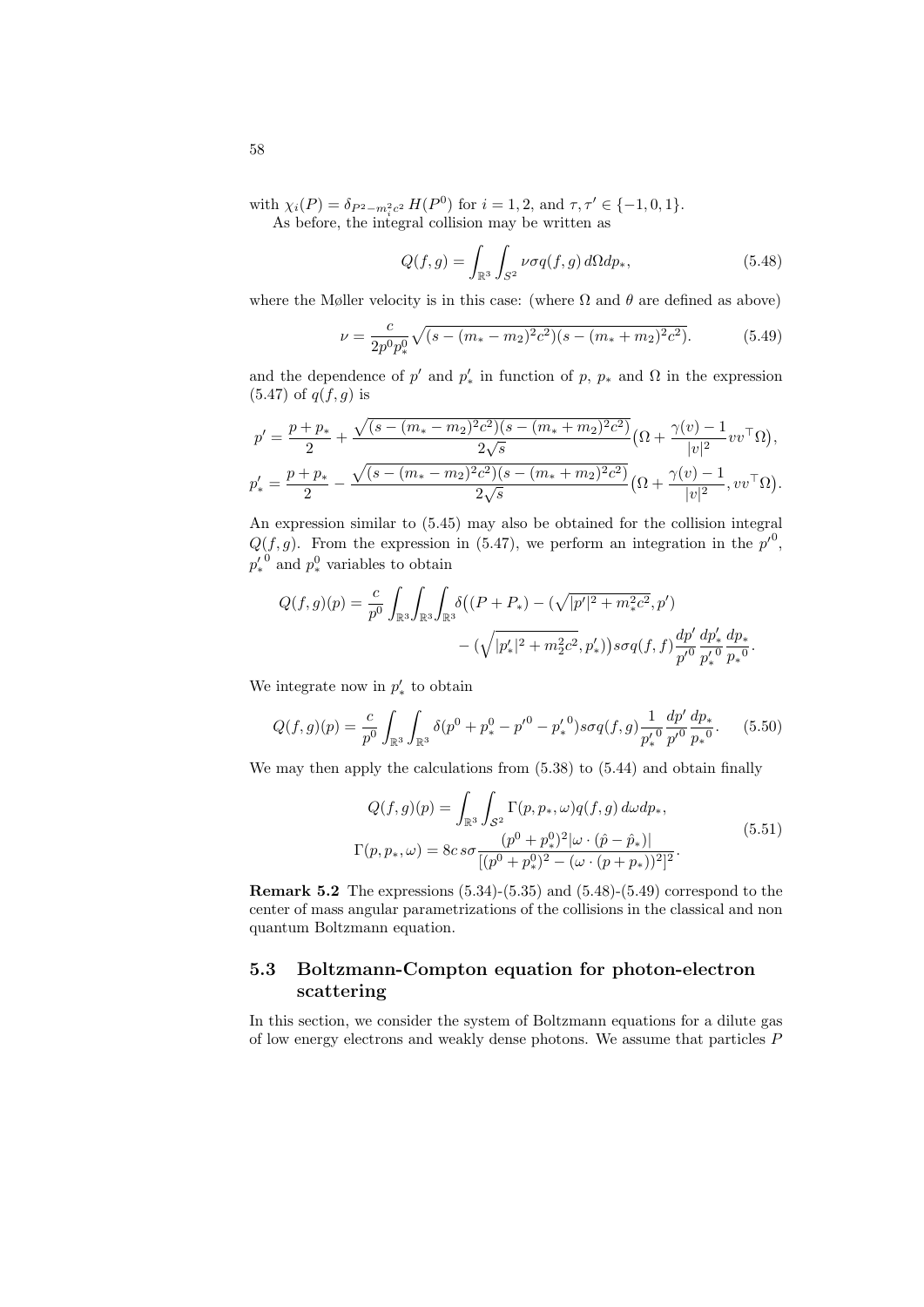with $\chi_i(P) = \delta_{P^2 - m_i^2 c^2} \, H(P^0)$ for $i = 1, 2$, and $\tau, \tau' \in \{-1, 0, 1\}$.

As before, the integral collision may be written as

$$Q(f,g) = \int_{\mathbb{R}^3} \int_{S^2} \nu \sigma q(f,g) \, d\Omega dp_*, \tag{5.48}$$

where the Møller velocity is in this case: (where $\Omega$ and $\theta$ are defined as above)

$$\nu = \frac{c}{2p^0 p^0_*} \sqrt{(s - (m_* - m_2)^2 c^2)(s - (m_* + m_2)^2 c^2)}. \tag{5.49}$$

and the dependence of $p'$ and $p'_*$ in function of $p$, $p_*$ and $\Omega$ in the expression (5.47) of $q(f,g)$ is

$$p' = \frac{p + p_*}{2} + \frac{\sqrt{(s - (m_* - m_2)^2 c^2)(s - (m_* + m_2)^2 c^2)}}{2\sqrt{s}} \big(\Omega + \frac{\gamma(v) - 1}{|v|^2} v v^\top \Omega\big),$$

$$p'_* = \frac{p + p_*}{2} - \frac{\sqrt{(s - (m_* - m_2)^2 c^2)(s - (m_* + m_2)^2 c^2)}}{2\sqrt{s}} \big(\Omega + \frac{\gamma(v) - 1}{|v|^2}, v v^\top \Omega\big).$$

An expression similar to (5.45) may also be obtained for the collision integral $Q(f,g)$. From the expression in (5.47), we perform an integration in the $p'^0$, $p'^0_*$ and $p^0_*$ variables to obtain

$$Q(f,g)(p) = \frac{c}{p^0} \int_{\mathbb{R}^3} \int_{\mathbb{R}^3} \int_{\mathbb{R}^3} \delta\big((P + P_*) - (\sqrt{|p'|^2 + m_*^2 c^2}, p') - (\sqrt{|p'_*|^2 + m_2^2 c^2}, p'_*)\big) s \sigma q(f,f) \frac{dp'}{p'^0} \frac{dp'_*}{p'^0_*} \frac{dp_*}{p_*{}^0}.$$

We integrate now in $p'_*$ to obtain

$$Q(f,g)(p) = \frac{c}{p^0} \int_{\mathbb{R}^3} \int_{\mathbb{R}^3} \delta(p^0 + p^0_* - p'^0 - p'^0_*) s \sigma q(f,g) \frac{1}{p'^0_*} \frac{dp'}{p'^0} \frac{dp_*}{p_*{}^0}. \tag{5.50}$$

We may then apply the calculations from (5.38) to (5.44) and obtain finally

$$\begin{aligned} Q(f,g)(p) &= \int_{\mathbb{R}^3} \int_{\mathcal{S}^2} \Gamma(p, p_*, \omega) q(f,g) \, d\omega dp_*, \\ \Gamma(p, p_*, \omega) &= 8c \, s\sigma \frac{(p^0 + p^0_*)^2 |\omega \cdot (\hat{p} - \hat{p}_*)|}{[(p^0 + p^0_*)^2 - (\omega \cdot (p + p_*))^2]^2}. \end{aligned} \tag{5.51}$$

**Remark 5.2** The expressions (5.34)-(5.35) and (5.48)-(5.49) correspond to the center of mass angular parametrizations of the collisions in the classical and non quantum Boltzmann equation.

## 5.3 Boltzmann-Compton equation for photon-electron scattering

In this section, we consider the system of Boltzmann equations for a dilute gas of low energy electrons and weakly dense photons. We assume that particles $P$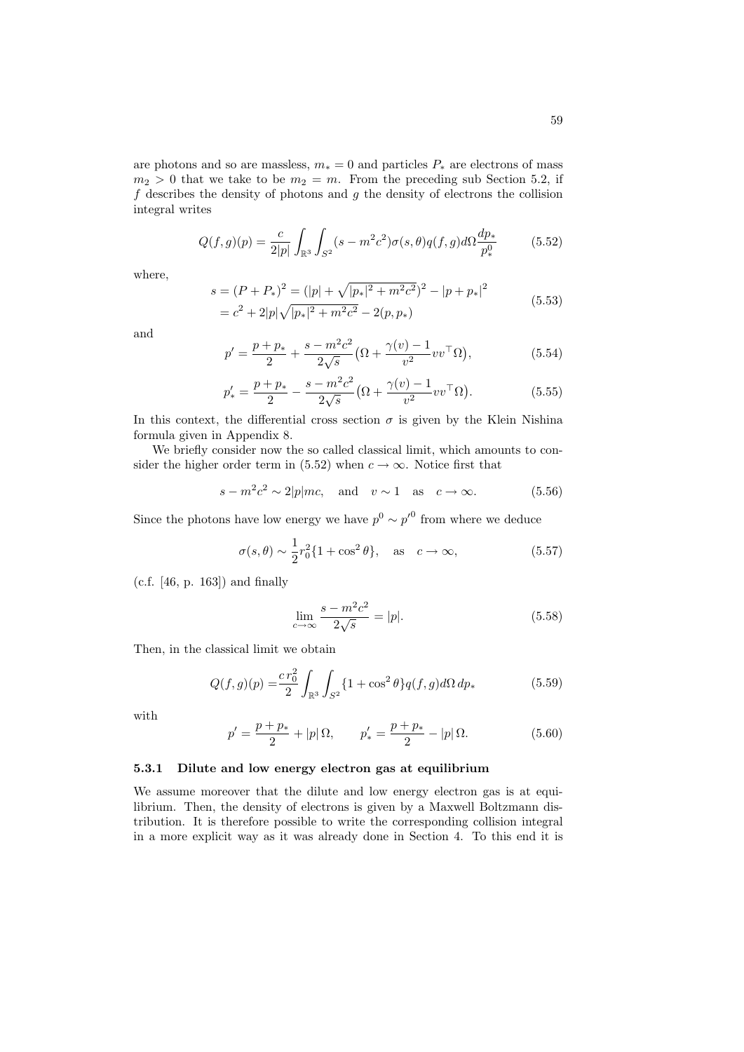are photons and so are massless, $m_* = 0$ and particles $P_*$ are electrons of mass $m_2 > 0$ that we take to be $m_2 = m$. From the preceding sub Section 5.2, if $f$ describes the density of photons and $g$ the density of electrons the collision integral writes

$$Q(f,g)(p) = \frac{c}{2|p|} \int_{\mathbb{R}^3} \int_{S^2} (s - m^2c^2)\sigma(s,\theta) q(f,g) d\Omega \frac{dp_*}{p_*^0} \tag{5.52}$$

where,

$$\begin{aligned} s &= (P + P_*)^2 = (|p| + \sqrt{|p_*|^2 + m^2c^2})^2 - |p + p_*|^2 \\ &= c^2 + 2|p|\sqrt{|p_*|^2 + m^2c^2} - 2(p, p_*) \end{aligned} \tag{5.53}$$

and

$$p' = \frac{p + p_*}{2} + \frac{s - m^2c^2}{2\sqrt{s}} \big(\Omega + \frac{\gamma(v) - 1}{v^2} v v^\top \Omega\big), \tag{5.54}$$

$$p'_* = \frac{p + p_*}{2} - \frac{s - m^2c^2}{2\sqrt{s}} \big(\Omega + \frac{\gamma(v) - 1}{v^2} v v^\top \Omega\big). \tag{5.55}$$

In this context, the differential cross section $\sigma$ is given by the Klein Nishina formula given in Appendix 8.

We briefly consider now the so called classical limit, which amounts to consider the higher order term in (5.52) when $c \to \infty$. Notice first that

$$s - m^2c^2 \sim 2|p|mc, \quad \text{and} \quad v \sim 1 \quad \text{as} \quad c \to \infty. \tag{5.56}$$

Since the photons have low energy we have $p^0 \sim p'^0$ from where we deduce

$$\sigma(s,\theta) \sim \frac{1}{2} r_0^2 \{1 + \cos^2\theta\}, \quad \text{as} \quad c \to \infty, \tag{5.57}$$

(c.f. [46, p. 163]) and finally

$$\lim_{c \to \infty} \frac{s - m^2c^2}{2\sqrt{s}} = |p|. \tag{5.58}$$

Then, in the classical limit we obtain

$$Q(f,g)(p) = \frac{c\, r_0^2}{2} \int_{\mathbb{R}^3} \int_{S^2} \{1 + \cos^2\theta\} q(f,g) d\Omega\, dp_* \tag{5.59}$$

with

$$p' = \frac{p + p_*}{2} + |p|\,\Omega, \qquad p'_* = \frac{p + p_*}{2} - |p|\,\Omega. \tag{5.60}$$

### 5.3.1 Dilute and low energy electron gas at equilibrium

We assume moreover that the dilute and low energy electron gas is at equilibrium. Then, the density of electrons is given by a Maxwell Boltzmann distribution. It is therefore possible to write the corresponding collision integral in a more explicit way as it was already done in Section 4. To this end it is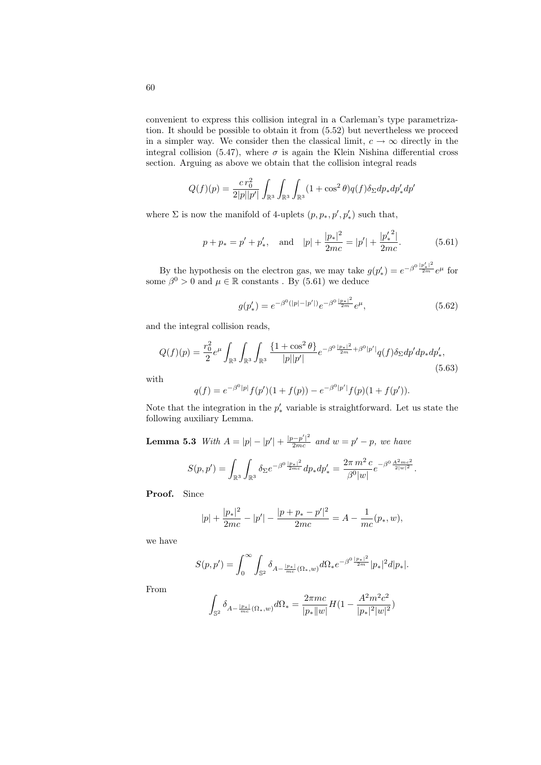convenient to express this collision integral in a Carleman's type parametrization. It should be possible to obtain it from (5.52) but nevertheless we proceed in a simpler way. We consider then the classical limit, $c \to \infty$ directly in the integral collision (5.47), where $\sigma$ is again the Klein Nishina differential cross section. Arguing as above we obtain that the collision integral reads

$$Q(f)(p) = \frac{c\, r_0^2}{2|p||p'|} \int_{\mathbb{R}^3} \int_{\mathbb{R}^3} \int_{\mathbb{R}^3} (1+\cos^2\theta) q(f) \delta_\Sigma dp_* dp'_* dp'$$

where $\Sigma$ is now the manifold of 4-uplets $(p, p_*, p', p'_*)$ such that,

$$p + p_* = p' + p'_*, \quad \text{and} \quad |p| + \frac{|p_*|^2}{2mc} = |p'| + \frac{|{p'_*}^2|}{2mc}. \tag{5.61}$$

By the hypothesis on the electron gas, we may take $g(p'_*) = e^{-\beta^0 \frac{|p'_*|^2}{2m}} e^{\mu}$ for some $\beta^0 > 0$ and $\mu \in \mathbb{R}$ constants . By (5.61) we deduce

$$g(p'_*) = e^{-\beta^0(|p|-|p'|)} e^{-\beta^0 \frac{|p_*|^2}{2m}} e^{\mu}, \tag{5.62}$$

and the integral collision reads,

$$Q(f)(p) = \frac{r_0^2}{2} e^{\mu} \int_{\mathbb{R}^3} \int_{\mathbb{R}^3} \int_{\mathbb{R}^3} \frac{\{1+\cos^2\theta\}}{|p||p'|} e^{-\beta^0 \frac{|p_*|^2}{2m} + \beta^0 |p'|} q(f) \delta_\Sigma dp' dp_* dp'_*, \tag{5.63}$$

with

$$q(f) = e^{-\beta^0 |p|} f(p')(1+f(p)) - e^{-\beta^0 |p'|} f(p)(1+f(p')).$$

Note that the integration in the $p'_*$ variable is straightforward. Let us state the following auxiliary Lemma.

**Lemma 5.3** *With $A = |p| - |p'| + \frac{|p-p'|^2}{2mc}$ and $w = p' - p$, we have*

$$S(p,p') = \int_{\mathbb{R}^3} \int_{\mathbb{R}^3} \delta_\Sigma e^{-\beta^0 \frac{|p_*|^2}{2mc}} dp_* dp'_* = \frac{2\pi\, m^2\, c}{\beta^0 |w|} e^{-\beta^0 \frac{A^2 mc^2}{2|w|^2}}.$$

**Proof.** Since

$$|p| + \frac{|p_*|^2}{2mc} - |p'| - \frac{|p + p_* - p'|^2}{2mc} = A - \frac{1}{mc}(p_*, w),$$

we have

$$S(p,p') = \int_0^\infty \int_{\mathbb{S}^2} \delta_{A - \frac{|p_*|}{mc}(\Omega_*, w)} d\Omega_* e^{-\beta^0 \frac{|p_*|^2}{2m}} |p_*|^2 d|p_*|.$$

From

$$\int_{\mathbb{S}^2} \delta_{A - \frac{|p_*|}{mc}(\Omega_*, w)} d\Omega_* = \frac{2\pi mc}{|p_*\|w|} H(1 - \frac{A^2 m^2 c^2}{|p_*|^2 |w|^2})$$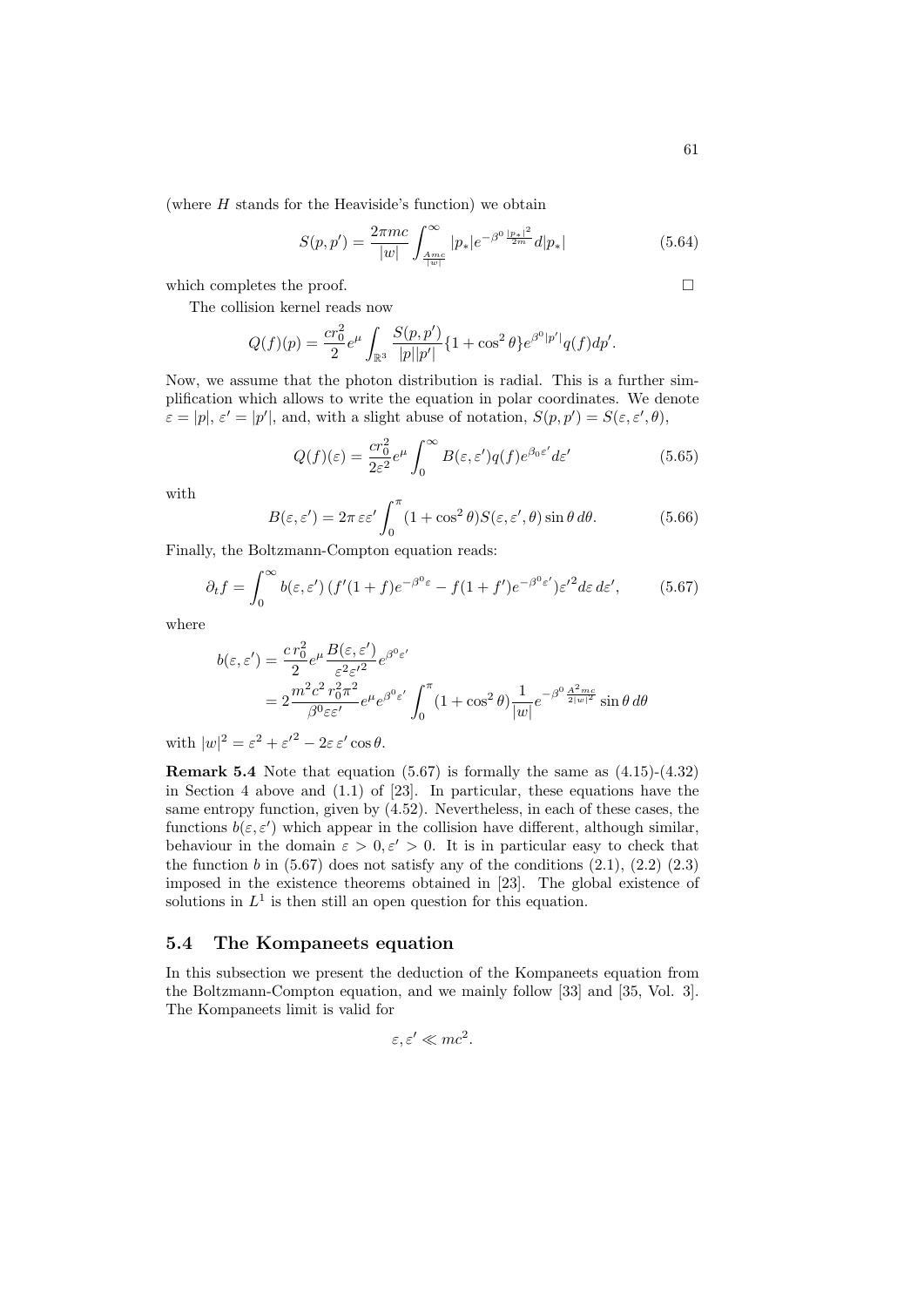(where $H$ stands for the Heaviside's function) we obtain

$$
S(p,p') = \frac{2\pi mc}{|w|}\int_{\frac{Amc}{|w|}}^{\infty} |p_*| e^{-\beta^0 \frac{|p_*|^2}{2m}} d|p_*| \tag{5.64}
$$

which completes the proof. □

The collision kernel reads now

$$
Q(f)(p) = \frac{cr_0^2}{2} e^{\mu} \int_{\mathbb{R}^3} \frac{S(p,p')}{|p||p'|} \{1+\cos^2\theta\} e^{\beta^0 |p'|} q(f) dp'.
$$

Now, we assume that the photon distribution is radial. This is a further simplification which allows to write the equation in polar coordinates. We denote $\varepsilon = |p|$, $\varepsilon' = |p'|$, and, with a slight abuse of notation, $S(p,p') = S(\varepsilon, \varepsilon', \theta)$,

$$
Q(f)(\varepsilon) = \frac{cr_0^2}{2\varepsilon^2} e^{\mu} \int_0^{\infty} B(\varepsilon, \varepsilon') q(f) e^{\beta_0 \varepsilon'} d\varepsilon' \tag{5.65}
$$

with

$$
B(\varepsilon, \varepsilon') = 2\pi\, \varepsilon\varepsilon' \int_0^{\pi} (1+\cos^2\theta) S(\varepsilon, \varepsilon', \theta) \sin\theta \, d\theta. \tag{5.66}
$$

Finally, the Boltzmann-Compton equation reads:

$$
\partial_t f = \int_0^{\infty} b(\varepsilon, \varepsilon') \left( f'(1+f) e^{-\beta^0 \varepsilon} - f(1+f') e^{-\beta^0 \varepsilon'} \right) {\varepsilon'}^2 d\varepsilon \, d\varepsilon', \tag{5.67}
$$

where

$$
\begin{aligned}
b(\varepsilon, \varepsilon') &= \frac{c\, r_0^2}{2} e^{\mu} \frac{B(\varepsilon, \varepsilon')}{\varepsilon^2 {\varepsilon'}^2} e^{\beta^0 \varepsilon'} \\
&= 2 \frac{m^2 c^2\, r_0^2 \pi^2}{\beta^0 \varepsilon\varepsilon'} e^{\mu} e^{\beta^0 \varepsilon'} \int_0^{\pi} (1+\cos^2\theta) \frac{1}{|w|} e^{-\beta^0 \frac{A^2 mc}{2|w|^2}} \sin\theta \, d\theta
\end{aligned}
$$

with $|w|^2 = \varepsilon^2 + {\varepsilon'}^2 - 2\varepsilon\, \varepsilon' \cos\theta$.

**Remark 5.4** Note that equation (5.67) is formally the same as (4.15)-(4.32) in Section 4 above and (1.1) of [23]. In particular, these equations have the same entropy function, given by (4.52). Nevertheless, in each of these cases, the functions $b(\varepsilon, \varepsilon')$ which appear in the collision have different, although similar, behaviour in the domain $\varepsilon > 0, \varepsilon' > 0$. It is in particular easy to check that the function $b$ in (5.67) does not satisfy any of the conditions (2.1), (2.2) (2.3) imposed in the existence theorems obtained in [23]. The global existence of solutions in $L^1$ is then still an open question for this equation.

## 5.4 The Kompaneets equation

In this subsection we present the deduction of the Kompaneets equation from the Boltzmann-Compton equation, and we mainly follow [33] and [35, Vol. 3]. The Kompaneets limit is valid for

$$
\varepsilon, \varepsilon' \ll mc^2.
$$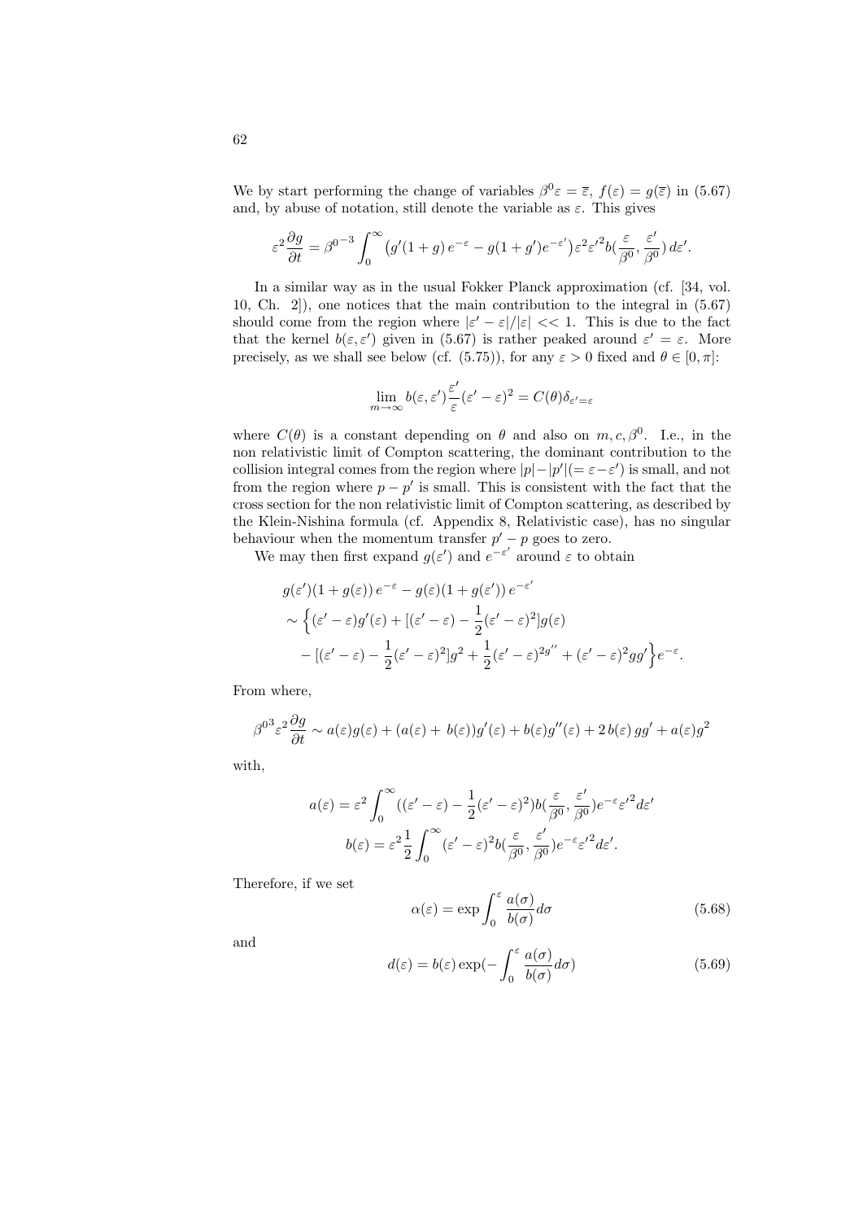We by start performing the change of variables $\beta^0\varepsilon = \overline{\varepsilon}$, $f(\varepsilon) = g(\overline{\varepsilon})$ in (5.67) and, by abuse of notation, still denote the variable as $\varepsilon$. This gives

$$\varepsilon^2 \frac{\partial g}{\partial t} = {\beta^0}^{-3} \int_0^\infty \left( g'(1+g)\, e^{-\varepsilon} - g(1+g')e^{-\varepsilon'} \right) \varepsilon^2 {\varepsilon'}^2 b(\frac{\varepsilon}{\beta^0}, \frac{\varepsilon'}{\beta^0})\, d\varepsilon'.$$

In a similar way as in the usual Fokker Planck approximation (cf. [34, vol. 10, Ch. 2]), one notices that the main contribution to the integral in (5.67) should come from the region where $|\varepsilon' - \varepsilon|/|\varepsilon| << 1$. This is due to the fact that the kernel $b(\varepsilon, \varepsilon')$ given in (5.67) is rather peaked around $\varepsilon' = \varepsilon$. More precisely, as we shall see below (cf. (5.75)), for any $\varepsilon > 0$ fixed and $\theta \in [0, \pi]$:

$$\lim_{m \to \infty} b(\varepsilon, \varepsilon') \frac{\varepsilon'}{\varepsilon} (\varepsilon' - \varepsilon)^2 = C(\theta) \delta_{\varepsilon' = \varepsilon}$$

where $C(\theta)$ is a constant depending on $\theta$ and also on $m, c, \beta^0$. I.e., in the non relativistic limit of Compton scattering, the dominant contribution to the collision integral comes from the region where $|p| - |p'| (= \varepsilon - \varepsilon')$ is small, and not from the region where $p - p'$ is small. This is consistent with the fact that the cross section for the non relativistic limit of Compton scattering, as described by the Klein-Nishina formula (cf. Appendix 8, Relativistic case), has no singular behaviour when the momentum transfer $p' - p$ goes to zero.

We may then first expand $g(\varepsilon')$ and $e^{-\varepsilon'}$ around $\varepsilon$ to obtain

$$\begin{aligned}
& g(\varepsilon')(1 + g(\varepsilon))\, e^{-\varepsilon} - g(\varepsilon)(1 + g(\varepsilon'))\, e^{-\varepsilon'} \\
& \sim \Big\{ (\varepsilon' - \varepsilon) g'(\varepsilon) + [(\varepsilon' - \varepsilon) - \frac{1}{2}(\varepsilon' - \varepsilon)^2] g(\varepsilon) \\
& \quad - [(\varepsilon' - \varepsilon) - \frac{1}{2}(\varepsilon' - \varepsilon)^2] g^2 + \frac{1}{2}(\varepsilon' - \varepsilon)^{2g''} + (\varepsilon' - \varepsilon)^2 g g' \Big\} e^{-\varepsilon}.
\end{aligned}$$

From where,

$${\beta^0}^3 \varepsilon^2 \frac{\partial g}{\partial t} \sim a(\varepsilon) g(\varepsilon) + (a(\varepsilon) + \, b(\varepsilon)) g'(\varepsilon) + b(\varepsilon) g''(\varepsilon) + 2\, b(\varepsilon)\, g g' + a(\varepsilon) g^2$$

with,

$$a(\varepsilon) = \varepsilon^2 \int_0^\infty ((\varepsilon' - \varepsilon) - \frac{1}{2}(\varepsilon' - \varepsilon)^2) b(\frac{\varepsilon}{\beta^0}, \frac{\varepsilon'}{\beta^0}) e^{-\varepsilon} {\varepsilon'}^2 d\varepsilon'$$

$$b(\varepsilon) = \varepsilon^2 \frac{1}{2} \int_0^\infty (\varepsilon' - \varepsilon)^2 b(\frac{\varepsilon}{\beta^0}, \frac{\varepsilon'}{\beta^0}) e^{-\varepsilon} {\varepsilon'}^2 d\varepsilon'.$$

Therefore, if we set

$$\alpha(\varepsilon) = \exp \int_0^\varepsilon \frac{a(\sigma)}{b(\sigma)} d\sigma \tag{5.68}$$

and

$$d(\varepsilon) = b(\varepsilon) \exp(- \int_0^\varepsilon \frac{a(\sigma)}{b(\sigma)} d\sigma) \tag{5.69}$$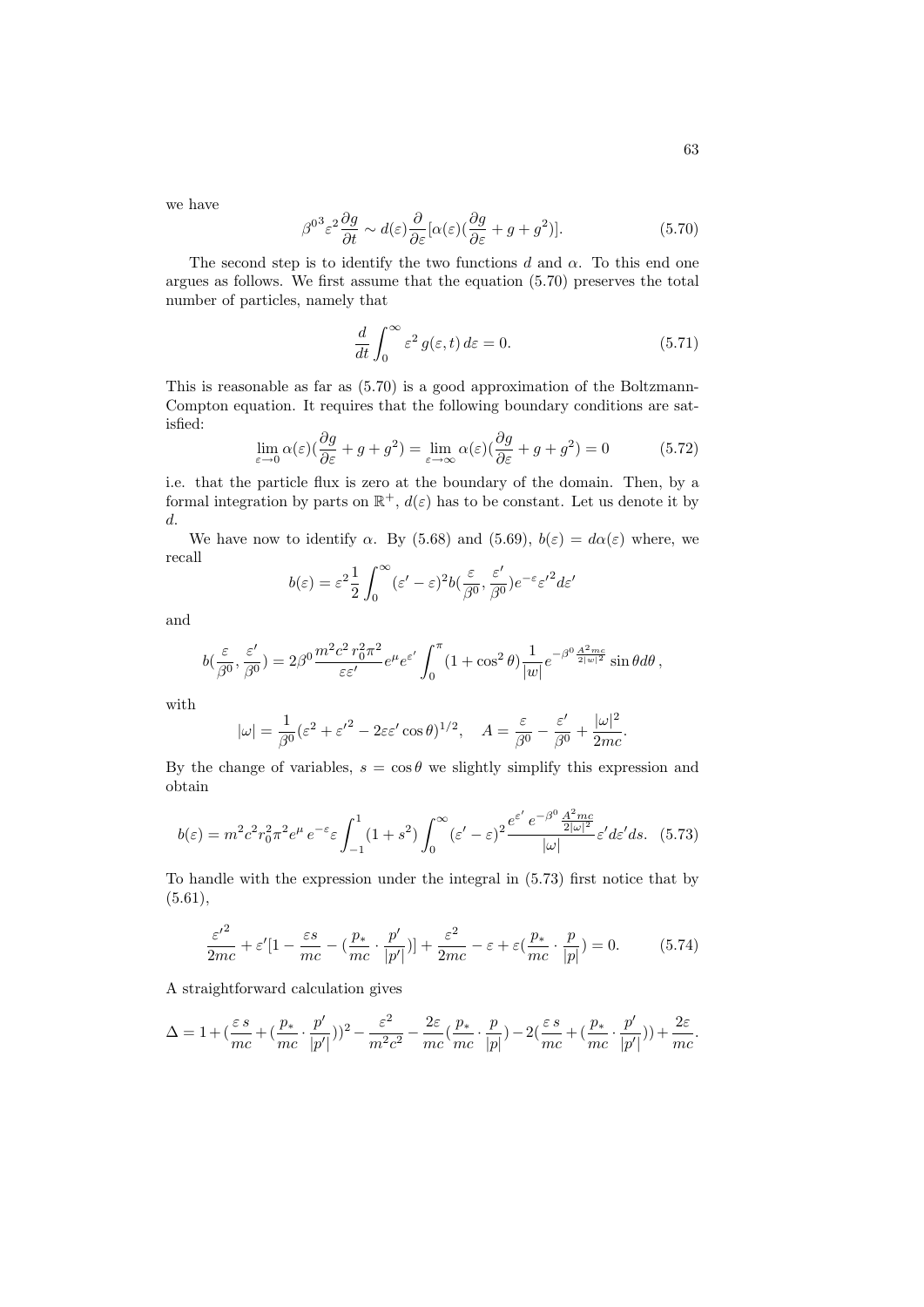we have

$$\beta^{0^3}\varepsilon^2 \frac{\partial g}{\partial t} \sim d(\varepsilon) \frac{\partial}{\partial \varepsilon}[\alpha(\varepsilon)(\frac{\partial g}{\partial \varepsilon} + g + g^2)]. \tag{5.70}$$

The second step is to identify the two functions $d$ and $\alpha$. To this end one argues as follows. We first assume that the equation (5.70) preserves the total number of particles, namely that

$$\frac{d}{dt}\int_0^\infty \varepsilon^2\, g(\varepsilon,t)\, d\varepsilon = 0. \tag{5.71}$$

This is reasonable as far as (5.70) is a good approximation of the Boltzmann-Compton equation. It requires that the following boundary conditions are satisfied:

$$\lim_{\varepsilon\to 0}\alpha(\varepsilon)(\frac{\partial g}{\partial \varepsilon} + g + g^2) = \lim_{\varepsilon\to \infty}\alpha(\varepsilon)(\frac{\partial g}{\partial \varepsilon} + g + g^2) = 0 \tag{5.72}$$

i.e. that the particle flux is zero at the boundary of the domain. Then, by a formal integration by parts on $\mathbb{R}^+$, $d(\varepsilon)$ has to be constant. Let us denote it by $d$.

We have now to identify $\alpha$. By (5.68) and (5.69), $b(\varepsilon) = d\alpha(\varepsilon)$ where, we recall

$$b(\varepsilon) = \varepsilon^2 \frac{1}{2}\int_0^\infty (\varepsilon'-\varepsilon)^2 b(\frac{\varepsilon}{\beta^0}, \frac{\varepsilon'}{\beta^0})e^{-\varepsilon}{\varepsilon'}^2 d\varepsilon'$$

and

$$b(\frac{\varepsilon}{\beta^0}, \frac{\varepsilon'}{\beta^0}) = 2\beta^0 \frac{m^2c^2\, r_0^2\pi^2}{\varepsilon\varepsilon'}e^{\mu}e^{\varepsilon'}\int_0^\pi (1+\cos^2\theta)\frac{1}{|w|}e^{-\beta^0 \frac{A^2 mc}{2|w|^2}}\sin\theta d\theta\,,$$

with

$$|\omega| = \frac{1}{\beta^0}(\varepsilon^2 + {\varepsilon'}^2 - 2\varepsilon\varepsilon'\cos\theta)^{1/2}, \quad A = \frac{\varepsilon}{\beta^0} - \frac{\varepsilon'}{\beta^0} + \frac{|\omega|^2}{2mc}.$$

By the change of variables, $s = \cos\theta$ we slightly simplify this expression and obtain

$$b(\varepsilon) = m^2c^2r_0^2\pi^2 e^{\mu}\, e^{-\varepsilon}\varepsilon\int_{-1}^1 (1+s^2)\int_0^\infty (\varepsilon'-\varepsilon)^2 \frac{e^{\varepsilon'}\, e^{-\beta^0\frac{A^2 mc}{2|\omega|^2}}}{|\omega|}\varepsilon' d\varepsilon' ds. \tag{5.73}$$

To handle with the expression under the integral in (5.73) first notice that by (5.61),

$$\frac{{\varepsilon'}^2}{2mc} + \varepsilon'[1 - \frac{\varepsilon s}{mc} - (\frac{p_*}{mc}\cdot\frac{p'}{|p'|})] + \frac{\varepsilon^2}{2mc} - \varepsilon + \varepsilon(\frac{p_*}{mc}\cdot\frac{p}{|p|}) = 0. \tag{5.74}$$

A straightforward calculation gives

$$\Delta = 1 + (\frac{\varepsilon\, s}{mc} + (\frac{p_*}{mc}\cdot\frac{p'}{|p'|}))^2 - \frac{\varepsilon^2}{m^2c^2} - \frac{2\varepsilon}{mc}(\frac{p_*}{mc}\cdot\frac{p}{|p|}) - 2(\frac{\varepsilon\, s}{mc} + (\frac{p_*}{mc}\cdot\frac{p'}{|p'|})) + \frac{2\varepsilon}{mc}.$$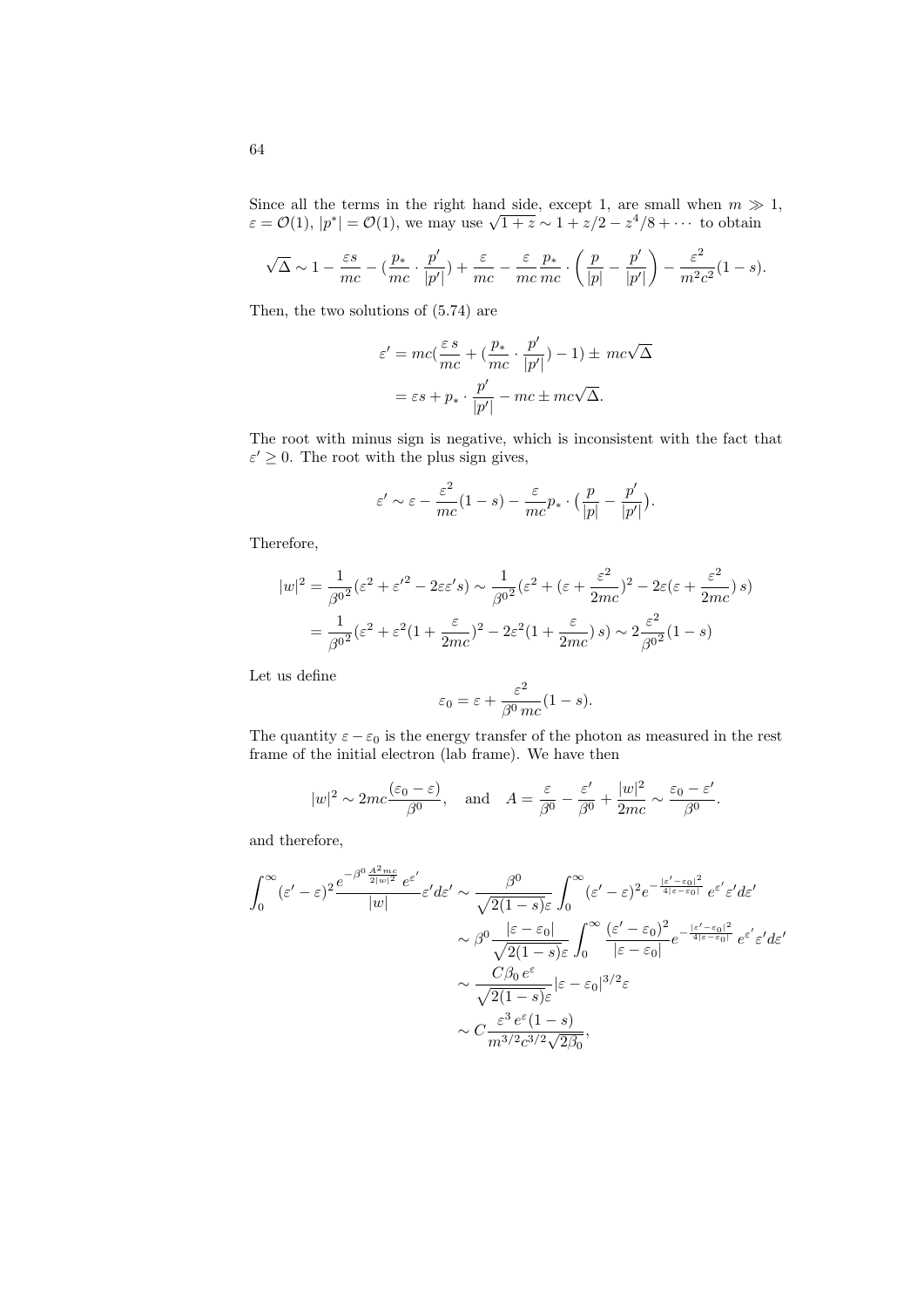Since all the terms in the right hand side, except 1, are small when $m \gg 1$, $\varepsilon = \mathcal{O}(1)$, $|p^*| = \mathcal{O}(1)$, we may use $\sqrt{1+z} \sim 1 + z/2 - z^4/8 + \cdots$ to obtain

$$\sqrt{\Delta} \sim 1 - \frac{\varepsilon s}{mc} - (\frac{p_*}{mc} \cdot \frac{p'}{|p'|}) + \frac{\varepsilon}{mc} - \frac{\varepsilon}{mc}\frac{p_*}{mc} \cdot \left(\frac{p}{|p|} - \frac{p'}{|p'|}\right) - \frac{\varepsilon^2}{m^2c^2}(1-s).$$

Then, the two solutions of (5.74) are

$$\begin{aligned}
\varepsilon' &= mc(\frac{\varepsilon\, s}{mc} + (\frac{p_*}{mc} \cdot \frac{p'}{|p'|}) - 1) \pm\, mc\sqrt{\Delta} \\
&= \varepsilon s + p_* \cdot \frac{p'}{|p'|} - mc \pm mc\sqrt{\Delta}.
\end{aligned}$$

The root with minus sign is negative, which is inconsistent with the fact that $\varepsilon' \geq 0$. The root with the plus sign gives,

$$\varepsilon' \sim \varepsilon - \frac{\varepsilon^2}{mc}(1-s) - \frac{\varepsilon}{mc}p_* \cdot (\frac{p}{|p|} - \frac{p'}{|p'|}).$$

Therefore,

$$\begin{aligned}
|w|^2 &= \frac{1}{\beta^{0^2}}(\varepsilon^2 + {\varepsilon'}^2 - 2\varepsilon\varepsilon' s) \sim \frac{1}{\beta^{0^2}}(\varepsilon^2 + (\varepsilon + \frac{\varepsilon^2}{2mc})^2 - 2\varepsilon(\varepsilon + \frac{\varepsilon^2}{2mc})\, s) \\
&= \frac{1}{\beta^{0^2}}(\varepsilon^2 + \varepsilon^2(1 + \frac{\varepsilon}{2mc})^2 - 2\varepsilon^2(1 + \frac{\varepsilon}{2mc})\, s) \sim 2\frac{\varepsilon^2}{\beta^{0^2}}(1-s)
\end{aligned}$$

Let us define

$$\varepsilon_0 = \varepsilon + \frac{\varepsilon^2}{\beta^0\, mc}(1-s).$$

The quantity $\varepsilon - \varepsilon_0$ is the energy transfer of the photon as measured in the rest frame of the initial electron (lab frame). We have then

$$|w|^2 \sim 2mc\frac{(\varepsilon_0 - \varepsilon)}{\beta^0}, \quad \text{and} \quad A = \frac{\varepsilon}{\beta^0} - \frac{\varepsilon'}{\beta^0} + \frac{|w|^2}{2mc} \sim \frac{\varepsilon_0 - \varepsilon'}{\beta^0}.$$

and therefore,

$$\begin{aligned}
\int_0^\infty (\varepsilon' - \varepsilon)^2 \frac{e^{-\beta^0 \frac{A^2 mc}{2|w|^2}}\, e^{\varepsilon'}}{|w|}\varepsilon' d\varepsilon' &\sim \frac{\beta^0}{\sqrt{2(1-s)}\varepsilon}\int_0^\infty (\varepsilon' - \varepsilon)^2 e^{-\frac{|\varepsilon' - \varepsilon_0|^2}{4|\varepsilon - \varepsilon_0|}}\, e^{\varepsilon'}\, \varepsilon' d\varepsilon' \\
&\sim \beta^0 \frac{|\varepsilon - \varepsilon_0|}{\sqrt{2(1-s)}\varepsilon}\int_0^\infty \frac{(\varepsilon' - \varepsilon_0)^2}{|\varepsilon - \varepsilon_0|} e^{-\frac{|\varepsilon' - \varepsilon_0|^2}{4|\varepsilon - \varepsilon_0|}}\, e^{\varepsilon'}\, \varepsilon' d\varepsilon' \\
&\sim \frac{C\beta_0\, e^{\varepsilon}}{\sqrt{2(1-s)}\varepsilon}|\varepsilon - \varepsilon_0|^{3/2}\varepsilon \\
&\sim C\frac{\varepsilon^3\, e^{\varepsilon}(1-s)}{m^{3/2}c^{3/2}\sqrt{2\beta_0}},
\end{aligned}$$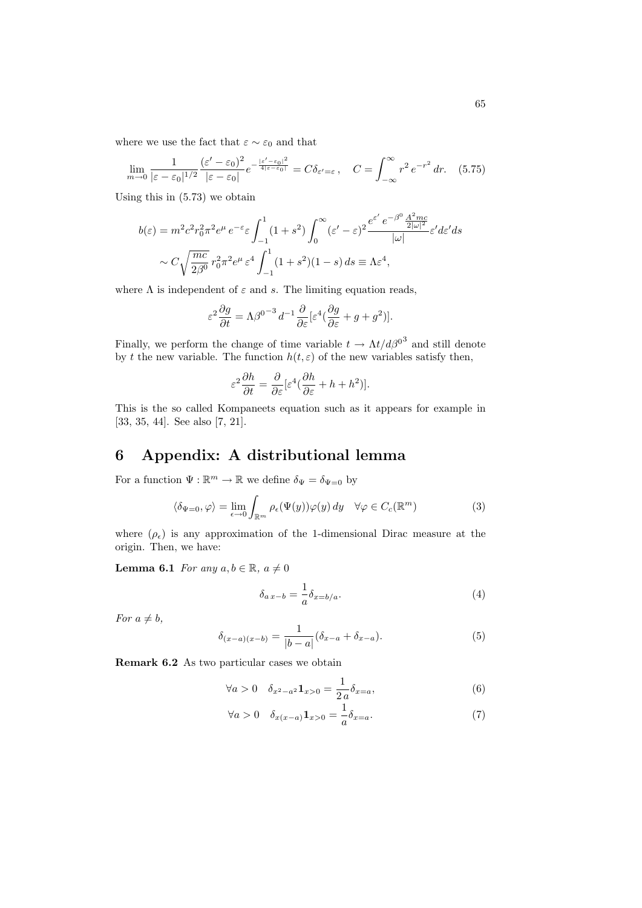where we use the fact that $\varepsilon \sim \varepsilon_0$ and that

$$\lim_{m\to 0} \frac{1}{|\varepsilon-\varepsilon_0|^{1/2}} \frac{(\varepsilon'-\varepsilon_0)^2}{|\varepsilon-\varepsilon_0|} e^{-\frac{|\varepsilon'-\varepsilon_0|^2}{4|\varepsilon-\varepsilon_0|}} = C\delta_{\varepsilon'=\varepsilon}\,, \quad C = \int_{-\infty}^{\infty} r^2\, e^{-r^2}\, dr. \quad (5.75)$$

Using this in (5.73) we obtain

$$\begin{aligned}
b(\varepsilon) &= m^2 c^2 r_0^2 \pi^2 e^{\mu}\, e^{-\varepsilon}\varepsilon \int_{-1}^{1}(1+s^2)\int_0^{\infty}(\varepsilon'-\varepsilon)^2 \frac{e^{\varepsilon'}\, e^{-\beta^0 \frac{A^2 mc}{2|\omega|^2}}}{|\omega|}\varepsilon' d\varepsilon' ds \\
&\sim C\sqrt{\frac{mc}{2\beta^0}}\, r_0^2\pi^2 e^{\mu}\,\varepsilon^4 \int_{-1}^{1}(1+s^2)(1-s)\, ds \equiv \Lambda\varepsilon^4,
\end{aligned}$$

where $\Lambda$ is independent of $\varepsilon$ and $s$. The limiting equation reads,

$$\varepsilon^2 \frac{\partial g}{\partial t} = \Lambda {\beta^0}^{-3}\, d^{-1}\frac{\partial}{\partial \varepsilon}[\varepsilon^4(\frac{\partial g}{\partial \varepsilon} + g + g^2)].$$

Finally, we perform the change of time variable $t \to \Lambda t/d{\beta^0}^3$ and still denote by $t$ the new variable. The function $h(t,\varepsilon)$ of the new variables satisfy then,

$$\varepsilon^2 \frac{\partial h}{\partial t} = \frac{\partial}{\partial \varepsilon}[\varepsilon^4(\frac{\partial h}{\partial \varepsilon} + h + h^2)].$$

This is the so called Kompaneets equation such as it appears for example in [33, 35, 44]. See also [7, 21].

# 6 Appendix: A distributional lemma

For a function $\Psi : \mathbb{R}^m \to \mathbb{R}$ we define $\delta_\Psi = \delta_{\Psi=0}$ by

$$\langle \delta_{\Psi=0}, \varphi\rangle = \lim_{\epsilon\to 0}\int_{\mathbb{R}^m} \rho_\epsilon(\Psi(y))\varphi(y)\, dy \quad \forall \varphi \in C_c(\mathbb{R}^m) \quad (3)$$

where $(\rho_\epsilon)$ is any approximation of the 1-dimensional Dirac measure at the origin. Then, we have:

**Lemma 6.1** *For any $a, b \in \mathbb{R}$, $a \neq 0$*

$$\delta_{a\,x-b} = \frac{1}{a}\delta_{x=b/a}. \quad (4)$$

*For $a \neq b$,*

$$\delta_{(x-a)(x-b)} = \frac{1}{|b-a|}(\delta_{x-a} + \delta_{x-a}). \quad (5)$$

**Remark 6.2** As two particular cases we obtain

$$\forall a > 0 \quad \delta_{x^2-a^2}\mathbf{1}_{x>0} = \frac{1}{2\,a}\delta_{x=a}, \quad (6)$$

$$\forall a > 0 \quad \delta_{x(x-a)}\mathbf{1}_{x>0} = \frac{1}{a}\delta_{x=a}. \quad (7)$$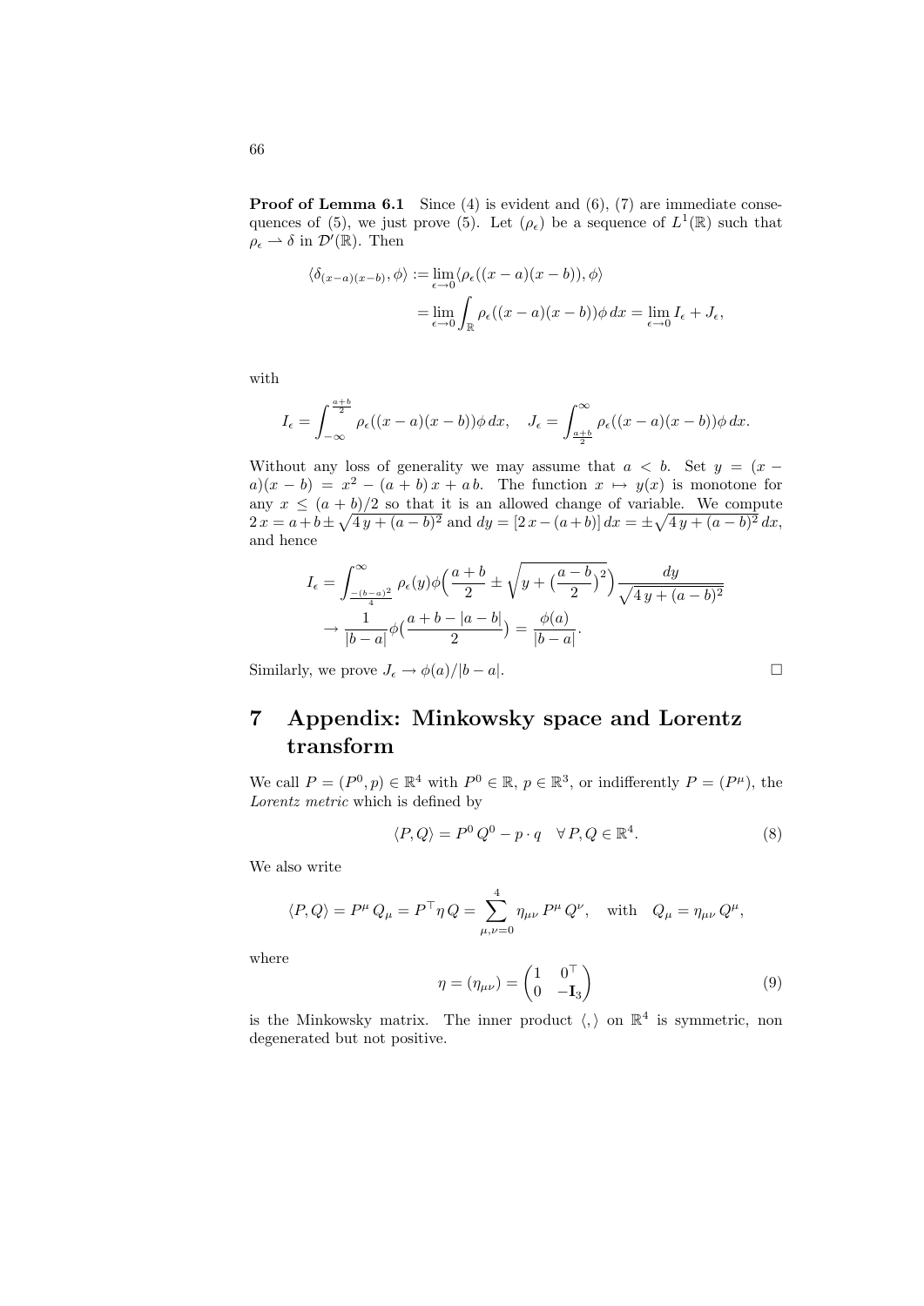**Proof of Lemma 6.1** Since (4) is evident and (6), (7) are immediate consequences of (5), we just prove (5). Let $(\rho_\epsilon)$ be a sequence of $L^1(\mathbb{R})$ such that $\rho_\epsilon \rightharpoonup \delta$ in $\mathcal{D}'(\mathbb{R})$. Then

$$
\begin{aligned}
\langle \delta_{(x-a)(x-b)}, \phi \rangle &:= \lim_{\epsilon \to 0} \langle \rho_\epsilon((x-a)(x-b)), \phi \rangle \\
&= \lim_{\epsilon \to 0} \int_{\mathbb{R}} \rho_\epsilon((x-a)(x-b)) \phi \, dx = \lim_{\epsilon \to 0} I_\epsilon + J_\epsilon,
\end{aligned}
$$

with

$$
I_\epsilon = \int_{-\infty}^{\frac{a+b}{2}} \rho_\epsilon((x-a)(x-b)) \phi \, dx, \quad J_\epsilon = \int_{\frac{a+b}{2}}^{\infty} \rho_\epsilon((x-a)(x-b)) \phi \, dx.
$$

Without any loss of generality we may assume that $a < b$. Set $y = (x-a)(x-b) = x^2 - (a+b)\,x + a\,b$. The function $x \mapsto y(x)$ is monotone for any $x \le (a+b)/2$ so that it is an allowed change of variable. We compute $2\,x = a + b \pm \sqrt{4\,y + (a-b)^2}$ and $dy = [2\,x - (a+b)]\,dx = \pm\sqrt{4\,y + (a-b)^2}\,dx$, and hence

$$
\begin{aligned}
I_\epsilon &= \int_{\frac{-(b-a)^2}{4}}^{\infty} \rho_\epsilon(y) \phi\Big( \frac{a+b}{2} \pm \sqrt{y + \big(\frac{a-b}{2}\big)^2} \Big) \frac{dy}{\sqrt{4\,y + (a-b)^2}} \\
&\to \frac{1}{|b-a|} \phi\big( \frac{a+b-|a-b|}{2} \big) = \frac{\phi(a)}{|b-a|}.
\end{aligned}
$$

Similarly, we prove $J_\epsilon \to \phi(a)/|b-a|$. $\square$

# 7 Appendix: Minkowsky space and Lorentz transform

We call $P = (P^0, p) \in \mathbb{R}^4$ with $P^0 \in \mathbb{R}$, $p \in \mathbb{R}^3$, or indifferently $P = (P^\mu)$, the *Lorentz metric* which is defined by

$$
\langle P, Q \rangle = P^0\, Q^0 - p \cdot q \quad \forall\, P, Q \in \mathbb{R}^4. \tag{8}
$$

We also write

$$
\langle P, Q \rangle = P^\mu\, Q_\mu = P^\top \eta\, Q = \sum_{\mu,\nu=0}^{4} \eta_{\mu\nu}\, P^\mu\, Q^\nu, \quad \text{with} \quad Q_\mu = \eta_{\mu\nu}\, Q^\mu,
$$

where

$$
\eta = (\eta_{\mu\nu}) = \begin{pmatrix} 1 & 0^\top \\ 0 & -\mathbf{I}_3 \end{pmatrix} \tag{9}
$$

is the Minkowsky matrix. The inner product $\langle , \rangle$ on $\mathbb{R}^4$ is symmetric, non degenerated but not positive.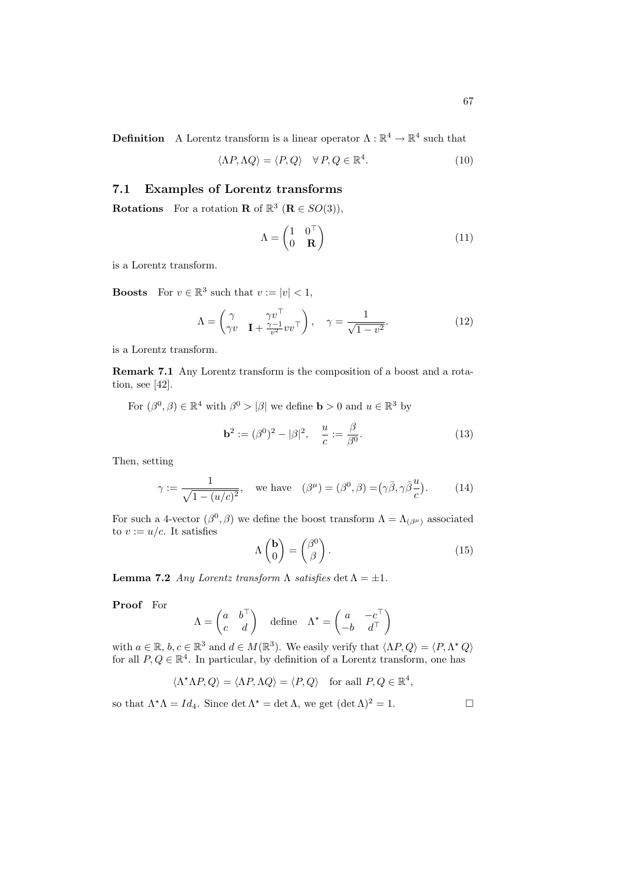**Definition** A Lorentz transform is a linear operator $\Lambda : \mathbb{R}^4 \to \mathbb{R}^4$ such that

$$\langle \Lambda P, \Lambda Q \rangle = \langle P, Q \rangle \quad \forall\, P, Q \in \mathbb{R}^4. \tag{10}$$

## 7.1 Examples of Lorentz transforms

**Rotations** For a rotation $\mathbf{R}$ of $\mathbb{R}^3$ ($\mathbf{R} \in SO(3)$),

$$\Lambda = \begin{pmatrix} 1 & 0^\top \\ 0 & \mathbf{R} \end{pmatrix} \tag{11}$$

is a Lorentz transform.

**Boosts** For $v \in \mathbb{R}^3$ such that $v := |v| < 1$,

$$\Lambda = \begin{pmatrix} \gamma & \gamma v^\top \\ \gamma v & \mathbf{I} + \frac{\gamma - 1}{v^2} v v^\top \end{pmatrix}, \quad \gamma = \frac{1}{\sqrt{1 - v^2}}. \tag{12}$$

is a Lorentz transform.

**Remark 7.1** Any Lorentz transform is the composition of a boost and a rotation, see [42].

For $(\beta^0, \beta) \in \mathbb{R}^4$ with $\beta^0 > |\beta|$ we define $\mathbf{b} > 0$ and $u \in \mathbb{R}^3$ by

$$\mathbf{b}^2 := (\beta^0)^2 - |\beta|^2, \quad \frac{u}{c} := \frac{\beta}{\beta^0}. \tag{13}$$

Then, setting

$$\gamma := \frac{1}{\sqrt{1 - (u/c)^2}}, \quad \text{we have} \quad (\beta^\mu) = (\beta^0, \beta) = \big(\gamma \bar{\beta}, \gamma \bar{\beta} \frac{u}{c}\big). \tag{14}$$

For such a 4-vector $(\beta^0, \beta)$ we define the boost transform $\Lambda = \Lambda_{(\beta^\mu)}$ associated to $v := u/c$. It satisfies

$$\Lambda \begin{pmatrix} \mathbf{b} \\ 0 \end{pmatrix} = \begin{pmatrix} \beta^0 \\ \beta \end{pmatrix}. \tag{15}$$

**Lemma 7.2** *Any Lorentz transform $\Lambda$ satisfies $\det \Lambda = \pm 1$.*

**Proof** For

$$\Lambda = \begin{pmatrix} a & b^\top \\ c & d \end{pmatrix} \quad \text{define} \quad \Lambda^\star = \begin{pmatrix} a & -c^\top \\ -b & d^\top \end{pmatrix}$$

with $a \in \mathbb{R}$, $b, c \in \mathbb{R}^3$ and $d \in M(\mathbb{R}^3)$. We easily verify that $\langle \Lambda P, Q \rangle = \langle P, \Lambda^\star Q \rangle$ for all $P, Q \in \mathbb{R}^4$. In particular, by definition of a Lorentz transform, one has

$$\langle \Lambda^\star \Lambda P, Q \rangle = \langle \Lambda P, \Lambda Q \rangle = \langle P, Q \rangle \quad \text{for aall } P, Q \in \mathbb{R}^4,$$

so that $\Lambda^\star \Lambda = Id_4$. Since $\det \Lambda^\star = \det \Lambda$, we get $(\det \Lambda)^2 = 1$. $\square$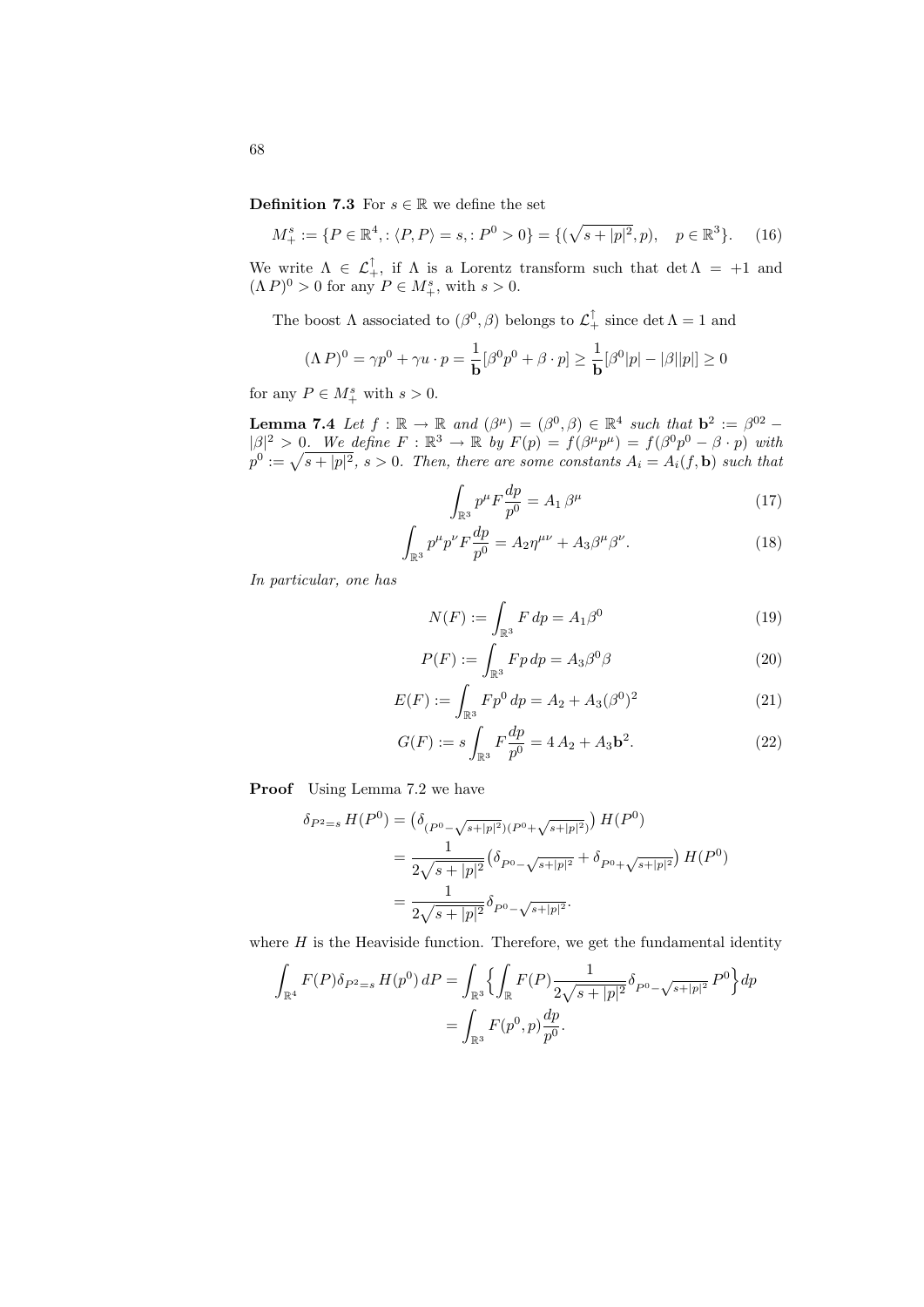**Definition 7.3** For $s \in \mathbb{R}$ we define the set

$$M_+^s := \{P \in \mathbb{R}^4, : \langle P, P \rangle = s, : P^0 > 0\} = \{(\sqrt{s + |p|^2}, p), \quad p \in \mathbb{R}^3\}. \tag{16}$$

We write $\Lambda \in \mathcal{L}_+^\uparrow$, if $\Lambda$ is a Lorentz transform such that $\det \Lambda = +1$ and $(\Lambda\, P)^0 > 0$ for any $P \in M_+^s$, with $s > 0$.

The boost $\Lambda$ associated to $(\beta^0, \beta)$ belongs to $\mathcal{L}_+^\uparrow$ since $\det \Lambda = 1$ and

$$(\Lambda\, P)^0 = \gamma p^0 + \gamma u \cdot p = \frac{1}{\mathbf{b}}[\beta^0 p^0 + \beta \cdot p] \geq \frac{1}{\mathbf{b}}[\beta^0 |p| - |\beta||p|] \geq 0$$

for any $P \in M_+^s$ with $s > 0$.

**Lemma 7.4** *Let $f : \mathbb{R} \to \mathbb{R}$ and $(\beta^\mu) = (\beta^0, \beta) \in \mathbb{R}^4$ such that $\mathbf{b}^2 := \beta^{02} - |\beta|^2 > 0$. We define $F : \mathbb{R}^3 \to \mathbb{R}$ by $F(p) = f(\beta^\mu p^\mu) = f(\beta^0 p^0 - \beta \cdot p)$ with $p^0 := \sqrt{s + |p|^2}$, $s > 0$. Then, there are some constants $A_i = A_i(f, \mathbf{b})$ such that*

$$\int_{\mathbb{R}^3} p^\mu F \frac{dp}{p^0} = A_1\, \beta^\mu \tag{17}$$

$$\int_{\mathbb{R}^3} p^\mu p^\nu F \frac{dp}{p^0} = A_2 \eta^{\mu\nu} + A_3 \beta^\mu \beta^\nu. \tag{18}$$

*In particular, one has*

$$N(F) := \int_{\mathbb{R}^3} F\, dp = A_1 \beta^0 \tag{19}$$

$$P(F) := \int_{\mathbb{R}^3} F p\, dp = A_3 \beta^0 \beta \tag{20}$$

$$E(F) := \int_{\mathbb{R}^3} F p^0\, dp = A_2 + A_3 (\beta^0)^2 \tag{21}$$

$$G(F) := s \int_{\mathbb{R}^3} F \frac{dp}{p^0} = 4\, A_2 + A_3 \mathbf{b}^2. \tag{22}$$

**Proof** Using Lemma 7.2 we have

$$\begin{aligned}
\delta_{P^2 = s}\, H(P^0) &= \left(\delta_{(P^0 - \sqrt{s+|p|^2})(P^0 + \sqrt{s+|p|^2})}\right) H(P^0) \\
&= \frac{1}{2\sqrt{s + |p|^2}} \left(\delta_{P^0 - \sqrt{s+|p|^2}} + \delta_{P^0 + \sqrt{s+|p|^2}}\right) H(P^0) \\
&= \frac{1}{2\sqrt{s + |p|^2}} \delta_{P^0 - \sqrt{s+|p|^2}}.
\end{aligned}$$

where $H$ is the Heaviside function. Therefore, we get the fundamental identity

$$\begin{aligned}
\int_{\mathbb{R}^4} F(P) \delta_{P^2 = s}\, H(p^0)\, dP &= \int_{\mathbb{R}^3} \Big\{ \int_{\mathbb{R}} F(P) \frac{1}{2\sqrt{s + |p|^2}} \delta_{P^0 - \sqrt{s+|p|^2}}\, P^0 \Big\} dp \\
&= \int_{\mathbb{R}^3} F(p^0, p) \frac{dp}{p^0}.
\end{aligned}$$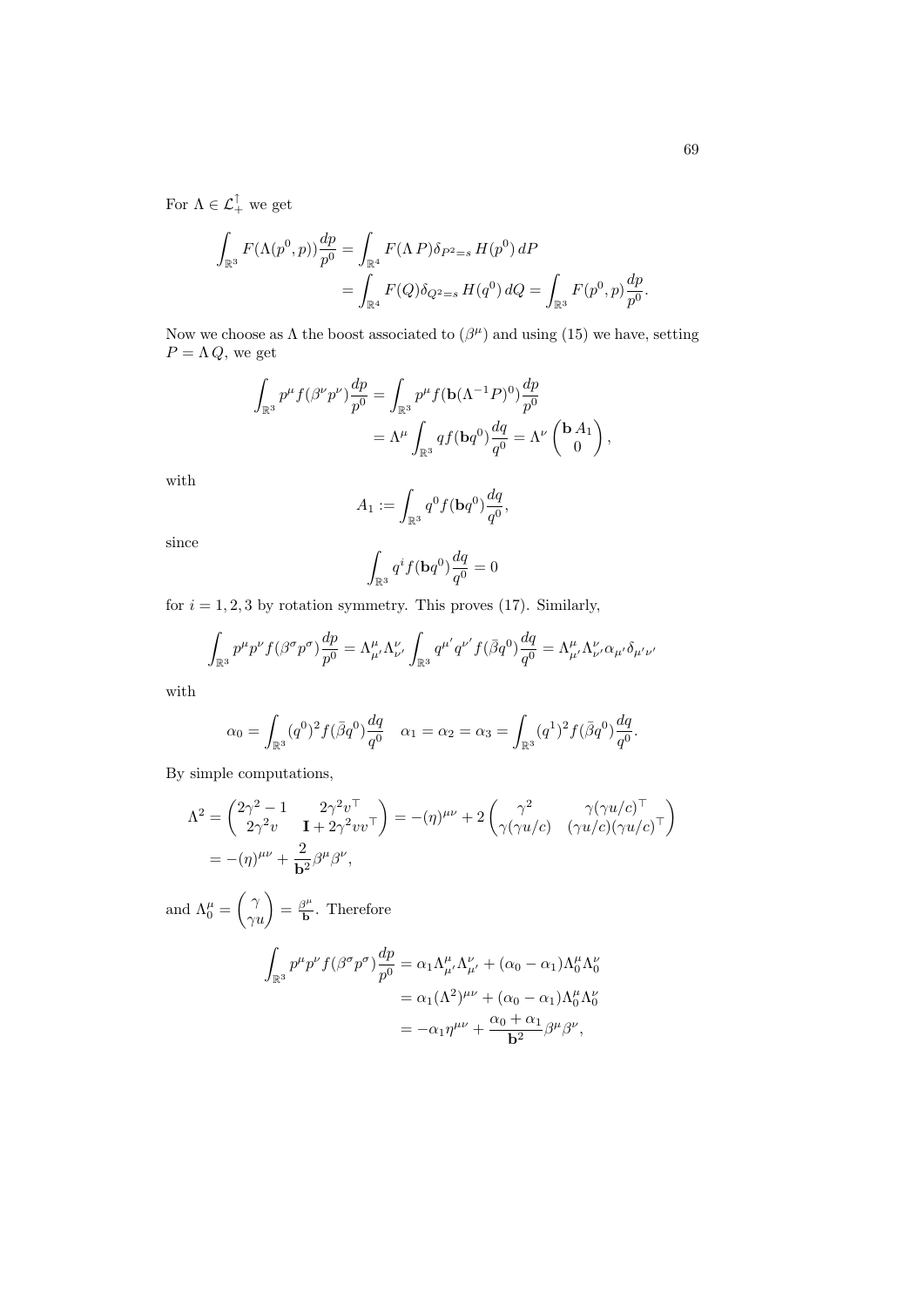For $\Lambda \in \mathcal{L}_+^\uparrow$ we get

$$\int_{\mathbb{R}^3} F(\Lambda(p^0, p))\frac{dp}{p^0} = \int_{\mathbb{R}^4} F(\Lambda\, P)\delta_{P^2=s}\, H(p^0)\, dP$$
$$= \int_{\mathbb{R}^4} F(Q)\delta_{Q^2=s}\, H(q^0)\, dQ = \int_{\mathbb{R}^3} F(p^0, p)\frac{dp}{p^0}.$$

Now we choose as $\Lambda$ the boost associated to $(\beta^\mu)$ and using (15) we have, setting $P = \Lambda\, Q$, we get

$$\int_{\mathbb{R}^3} p^\mu f(\beta^\nu p^\nu)\frac{dp}{p^0} = \int_{\mathbb{R}^3} p^\mu f(\mathbf{b}(\Lambda^{-1}P)^0)\frac{dp}{p^0}$$
$$= \Lambda^\mu \int_{\mathbb{R}^3} q f(\mathbf{b}q^0)\frac{dq}{q^0} = \Lambda^\nu \begin{pmatrix} \mathbf{b}\, A_1 \\ 0 \end{pmatrix},$$

with

$$A_1 := \int_{\mathbb{R}^3} q^0 f(\mathbf{b}q^0)\frac{dq}{q^0},$$

since

$$\int_{\mathbb{R}^3} q^i f(\mathbf{b}q^0)\frac{dq}{q^0} = 0$$

for $i = 1, 2, 3$ by rotation symmetry. This proves (17). Similarly,

$$\int_{\mathbb{R}^3} p^\mu p^\nu f(\beta^\sigma p^\sigma)\frac{dp}{p^0} = \Lambda^\mu_{\mu'}\Lambda^\nu_{\nu'} \int_{\mathbb{R}^3} q^{\mu'} q^{\nu'} f(\bar\beta q^0)\frac{dq}{q^0} = \Lambda^\mu_{\mu'}\Lambda^\nu_{\nu'}\alpha_{\mu'}\delta_{\mu'\nu'}$$

with

$$\alpha_0 = \int_{\mathbb{R}^3} (q^0)^2 f(\bar\beta q^0)\frac{dq}{q^0} \quad \alpha_1 = \alpha_2 = \alpha_3 = \int_{\mathbb{R}^3} (q^1)^2 f(\bar\beta q^0)\frac{dq}{q^0}.$$

By simple computations,

$$\Lambda^2 = \begin{pmatrix} 2\gamma^2 - 1 & 2\gamma^2 v^\top \\ 2\gamma^2 v & \mathbf{I} + 2\gamma^2 v v^\top \end{pmatrix} = -(\eta)^{\mu\nu} + 2\begin{pmatrix} \gamma^2 & \gamma(\gamma u/c)^\top \\ \gamma(\gamma u/c) & (\gamma u/c)(\gamma u/c)^\top \end{pmatrix}$$
$$= -(\eta)^{\mu\nu} + \frac{2}{\mathbf{b}^2}\beta^\mu\beta^\nu,$$

and $\Lambda^\mu_0 = \begin{pmatrix} \gamma \\ \gamma u \end{pmatrix} = \frac{\beta^\mu}{\mathbf{b}}$. Therefore

$$\int_{\mathbb{R}^3} p^\mu p^\nu f(\beta^\sigma p^\sigma)\frac{dp}{p^0} = \alpha_1 \Lambda^\mu_{\mu'}\Lambda^\nu_{\mu'} + (\alpha_0 - \alpha_1)\Lambda^\mu_0\Lambda^\nu_0$$
$$= \alpha_1(\Lambda^2)^{\mu\nu} + (\alpha_0 - \alpha_1)\Lambda^\mu_0\Lambda^\nu_0$$
$$= -\alpha_1\eta^{\mu\nu} + \frac{\alpha_0 + \alpha_1}{\mathbf{b}^2}\beta^\mu\beta^\nu,$$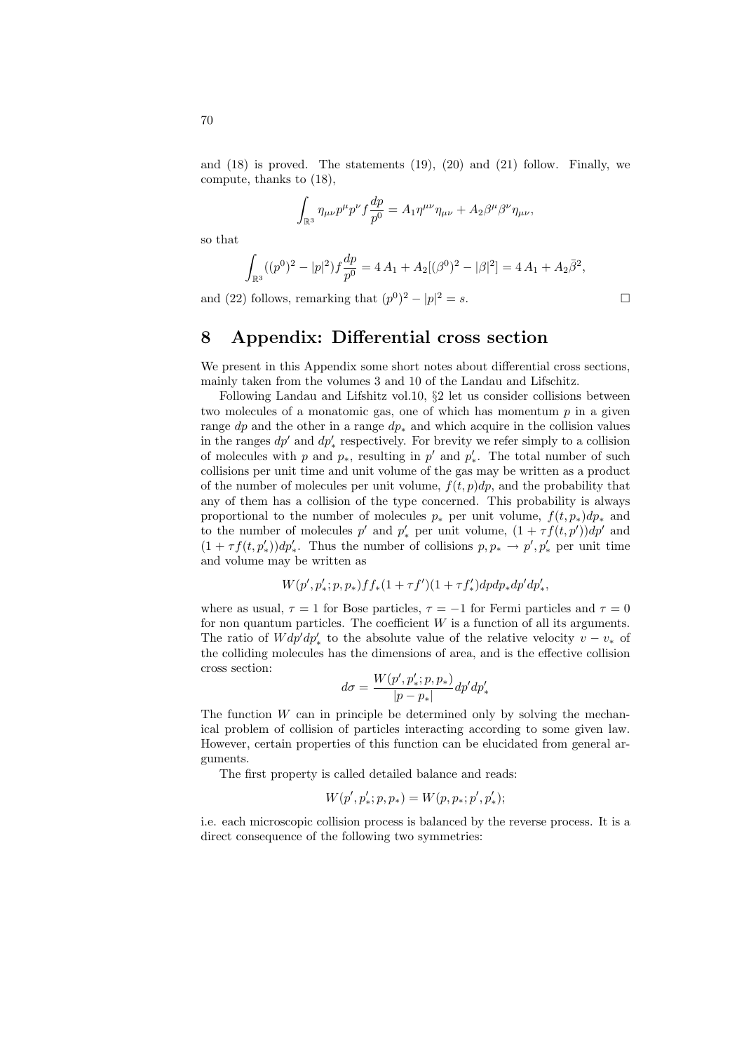and (18) is proved. The statements (19), (20) and (21) follow. Finally, we compute, thanks to (18),

$$\int_{\mathbb{R}^3} \eta_{\mu\nu} p^\mu p^\nu f \frac{dp}{p^0} = A_1 \eta^{\mu\nu}\eta_{\mu\nu} + A_2 \beta^\mu \beta^\nu \eta_{\mu\nu},$$

so that

$$\int_{\mathbb{R}^3} ((p^0)^2 - |p|^2) f \frac{dp}{p^0} = 4\, A_1 + A_2[(\beta^0)^2 - |\beta|^2] = 4\, A_1 + A_2 \bar{\beta}^2,$$

and (22) follows, remarking that $(p^0)^2 - |p|^2 = s$. □

# 8 Appendix: Differential cross section

We present in this Appendix some short notes about differential cross sections, mainly taken from the volumes 3 and 10 of the Landau and Lifschitz.

Following Landau and Lifshitz vol.10, §2 let us consider collisions between two molecules of a monatomic gas, one of which has momentum $p$ in a given range $dp$ and the other in a range $dp_*$ and which acquire in the collision values in the ranges $dp'$ and $dp'_*$ respectively. For brevity we refer simply to a collision of molecules with $p$ and $p_*$, resulting in $p'$ and $p'_*$. The total number of such collisions per unit time and unit volume of the gas may be written as a product of the number of molecules per unit volume, $f(t,p)dp$, and the probability that any of them has a collision of the type concerned. This probability is always proportional to the number of molecules $p_*$ per unit volume, $f(t,p_*)dp_*$ and to the number of molecules $p'$ and $p'_*$ per unit volume, $(1+\tau f(t,p'))dp'$ and $(1+\tau f(t,p'_*))dp'_*$. Thus the number of collisions $p, p_* \to p', p'_*$ per unit time and volume may be written as

$$W(p', p'_*; p, p_*) f f_* (1+\tau f')(1+\tau f'_*) dp dp_* dp' dp'_*,$$

where as usual, $\tau = 1$ for Bose particles, $\tau = -1$ for Fermi particles and $\tau = 0$ for non quantum particles. The coefficient $W$ is a function of all its arguments. The ratio of $W dp' dp'_*$ to the absolute value of the relative velocity $v - v_*$ of the colliding molecules has the dimensions of area, and is the effective collision cross section:

$$d\sigma = \frac{W(p', p'_*; p, p_*)}{|p - p_*|} dp' dp'_*$$

The function $W$ can in principle be determined only by solving the mechanical problem of collision of particles interacting according to some given law. However, certain properties of this function can be elucidated from general arguments.

The first property is called detailed balance and reads:

$$W(p', p'_*; p, p_*) = W(p, p_*; p', p'_*);$$

i.e. each microscopic collision process is balanced by the reverse process. It is a direct consequence of the following two symmetries: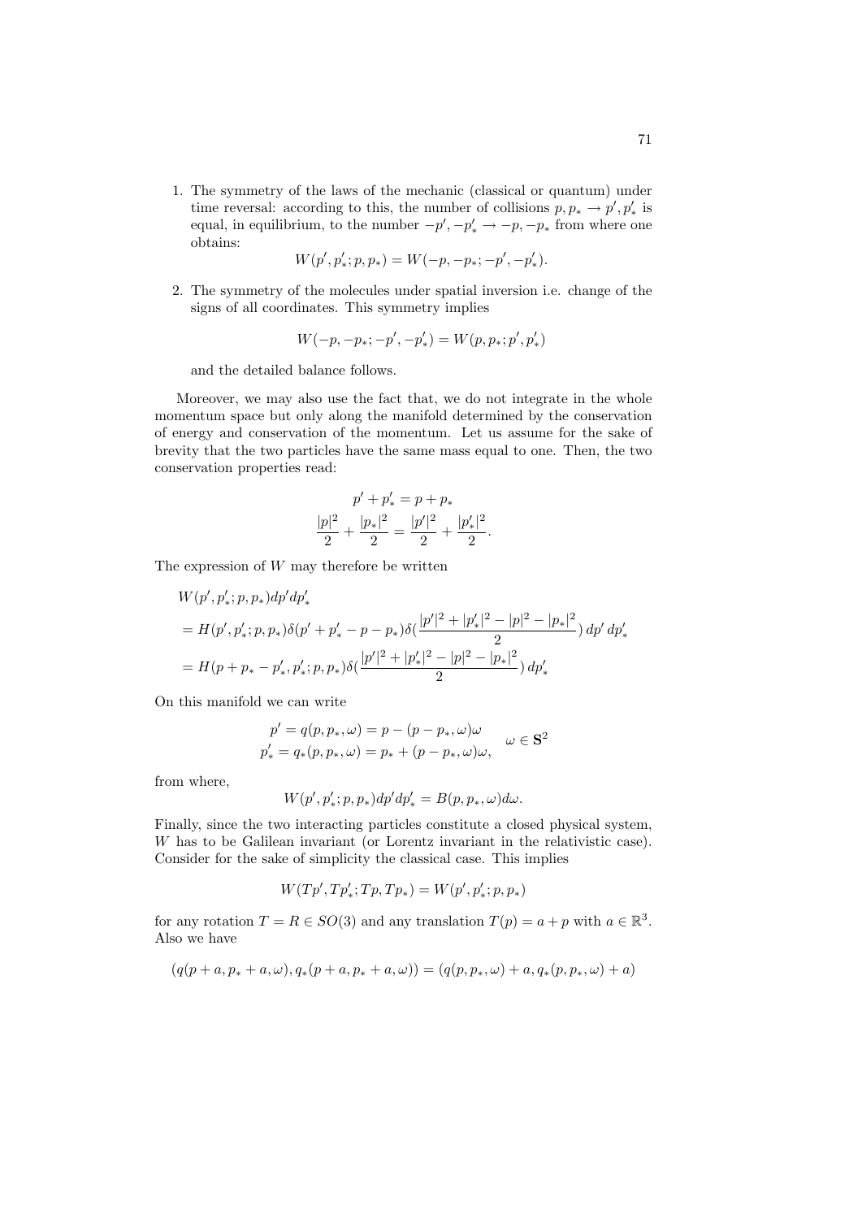1. The symmetry of the laws of the mechanic (classical or quantum) under time reversal: according to this, the number of collisions $p, p_* \to p', p'_*$ is equal, in equilibrium, to the number $-p', -p'_* \to -p, -p_*$ from where one obtains:

$$W(p', p'_*; p, p_*) = W(-p, -p_*; -p', -p'_*).$$

2. The symmetry of the molecules under spatial inversion i.e. change of the signs of all coordinates. This symmetry implies

$$W(-p, -p_*; -p', -p'_*) = W(p, p_*; p', p'_*)$$

and the detailed balance follows.

Moreover, we may also use the fact that, we do not integrate in the whole momentum space but only along the manifold determined by the conservation of energy and conservation of the momentum. Let us assume for the sake of brevity that the two particles have the same mass equal to one. Then, the two conservation properties read:

$$p' + p'_* = p + p_*$$
$$\frac{|p|^2}{2} + \frac{|p_*|^2}{2} = \frac{|p'|^2}{2} + \frac{|p'_*|^2}{2}.$$

The expression of $W$ may therefore be written

$$\begin{aligned}
&W(p', p'_*; p, p_*) dp' dp'_* \\
&= H(p', p'_*; p, p_*) \delta(p' + p'_* - p - p_*) \delta(\frac{|p'|^2 + |p'_*|^2 - |p|^2 - |p_*|^2}{2})\, dp'\, dp'_* \\
&= H(p + p_* - p'_*, p'_*; p, p_*) \delta(\frac{|p'|^2 + |p'_*|^2 - |p|^2 - |p_*|^2}{2})\, dp'_*
\end{aligned}$$

On this manifold we can write

$$\begin{aligned}
p' &= q(p, p_*, \omega) = p - (p - p_*, \omega)\omega \\
p'_* &= q_*(p, p_*, \omega) = p_* + (p - p_*, \omega)\omega,
\end{aligned} \quad \omega \in \mathbf{S}^2$$

from where,

$$W(p', p'_*; p, p_*) dp' dp'_* = B(p, p_*, \omega) d\omega.$$

Finally, since the two interacting particles constitute a closed physical system, $W$ has to be Galilean invariant (or Lorentz invariant in the relativistic case). Consider for the sake of simplicity the classical case. This implies

$$W(Tp', Tp'_*; Tp, Tp_*) = W(p', p'_*; p, p_*)$$

for any rotation $T = R \in SO(3)$ and any translation $T(p) = a + p$ with $a \in \mathbb{R}^3$. Also we have

$$(q(p + a, p_* + a, \omega), q_*(p + a, p_* + a, \omega)) = (q(p, p_*, \omega) + a, q_*(p, p_*, \omega) + a)$$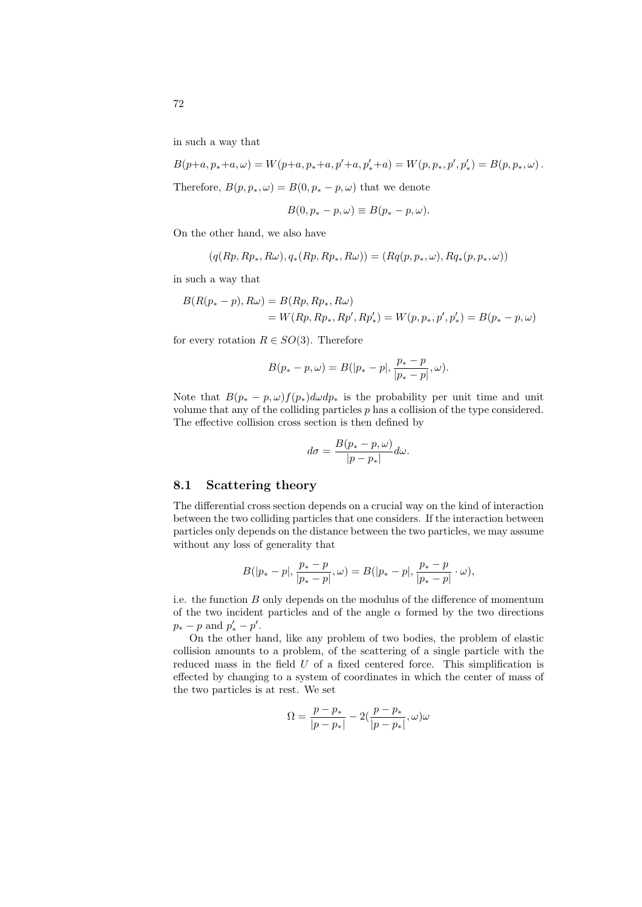in such a way that

$$B(p+a, p_*+a, \omega) = W(p+a, p_*+a, p'+a, p'_*+a) = W(p, p_*, p', p'_*) = B(p, p_*, \omega)\,.$$

Therefore, $B(p, p_*, \omega) = B(0, p_* - p, \omega)$ that we denote

$$B(0, p_* - p, \omega) \equiv B(p_* - p, \omega).$$

On the other hand, we also have

$$(q(Rp, Rp_*, R\omega), q_*(Rp, Rp_*, R\omega)) = (Rq(p, p_*, \omega), Rq_*(p, p_*, \omega))$$

in such a way that

$$\begin{aligned} B(R(p_* - p), R\omega) &= B(Rp, Rp_*, R\omega) \\ &= W(Rp, Rp_*, Rp', Rp'_*) = W(p, p_*, p', p'_*) = B(p_* - p, \omega) \end{aligned}$$

for every rotation $R \in SO(3)$. Therefore

$$B(p_* - p, \omega) = B(|p_* - p|, \frac{p_* - p}{|p_* - p|}, \omega).$$

Note that $B(p_* - p, \omega) f(p_*) d\omega dp_*$ is the probability per unit time and unit volume that any of the colliding particles $p$ has a collision of the type considered. The effective collision cross section is then defined by

$$d\sigma = \frac{B(p_* - p, \omega)}{|p - p_*|} d\omega.$$

## 8.1 Scattering theory

The differential cross section depends on a crucial way on the kind of interaction between the two colliding particles that one considers. If the interaction between particles only depends on the distance between the two particles, we may assume without any loss of generality that

$$B(|p_* - p|, \frac{p_* - p}{|p_* - p|}, \omega) = B(|p_* - p|, \frac{p_* - p}{|p_* - p|} \cdot \omega),$$

i.e. the function $B$ only depends on the modulus of the difference of momentum of the two incident particles and of the angle $\alpha$ formed by the two directions $p_* - p$ and $p'_* - p'$.

On the other hand, like any problem of two bodies, the problem of elastic collision amounts to a problem, of the scattering of a single particle with the reduced mass in the field $U$ of a fixed centered force. This simplification is effected by changing to a system of coordinates in which the center of mass of the two particles is at rest. We set

$$\Omega = \frac{p - p_*}{|p - p_*|} - 2(\frac{p - p_*}{|p - p_*|}, \omega)\omega$$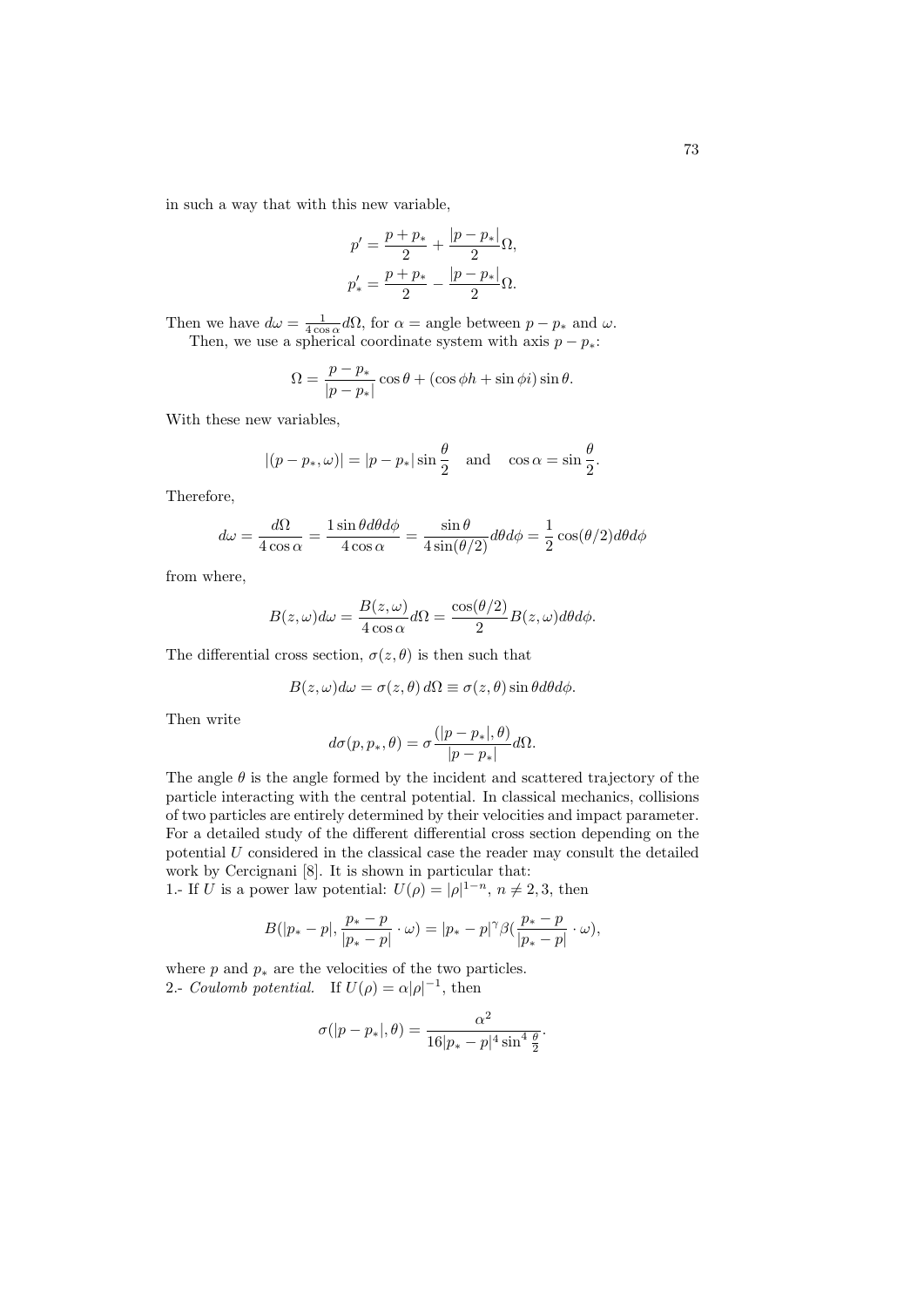in such a way that with this new variable,

$$p' = \frac{p + p_*}{2} + \frac{|p - p_*|}{2}\Omega,$$
$$p'_* = \frac{p + p_*}{2} - \frac{|p - p_*|}{2}\Omega.$$

Then we have $d\omega = \frac{1}{4\cos\alpha}d\Omega$, for $\alpha =$ angle between $p - p_*$ and $\omega$.

Then, we use a spherical coordinate system with axis $p - p_*$:

$$\Omega = \frac{p - p_*}{|p - p_*|}\cos\theta + (\cos\phi h + \sin\phi i)\sin\theta.$$

With these new variables,

$$|(p - p_*, \omega)| = |p - p_*|\sin\frac{\theta}{2} \quad \text{and} \quad \cos\alpha = \sin\frac{\theta}{2}.$$

Therefore,

$$d\omega = \frac{d\Omega}{4\cos\alpha} = \frac{1\sin\theta d\theta d\phi}{4\cos\alpha} = \frac{\sin\theta}{4\sin(\theta/2)}d\theta d\phi = \frac{1}{2}\cos(\theta/2)d\theta d\phi$$

from where,

$$B(z,\omega)d\omega = \frac{B(z,\omega)}{4\cos\alpha}d\Omega = \frac{\cos(\theta/2)}{2}B(z,\omega)d\theta d\phi.$$

The differential cross section, $\sigma(z,\theta)$ is then such that

$$B(z,\omega)d\omega = \sigma(z,\theta)\,d\Omega \equiv \sigma(z,\theta)\sin\theta d\theta d\phi.$$

Then write

$$d\sigma(p,p_*,\theta) = \sigma\frac{(|p - p_*|,\theta)}{|p - p_*|}d\Omega.$$

The angle $\theta$ is the angle formed by the incident and scattered trajectory of the particle interacting with the central potential. In classical mechanics, collisions of two particles are entirely determined by their velocities and impact parameter. For a detailed study of the different differential cross section depending on the potential $U$ considered in the classical case the reader may consult the detailed work by Cercignani [8]. It is shown in particular that:

1.- If $U$ is a power law potential: $U(\rho) = |\rho|^{1-n}$, $n \neq 2, 3$, then

$$B(|p_* - p|, \frac{p_* - p}{|p_* - p|}\cdot\omega) = |p_* - p|^{\gamma}\beta(\frac{p_* - p}{|p_* - p|}\cdot\omega),$$

where $p$ and $p_*$ are the velocities of the two particles.

2.- *Coulomb potential.* If $U(\rho) = \alpha|\rho|^{-1}$, then

$$\sigma(|p - p_*|,\theta) = \frac{\alpha^2}{16|p_* - p|^4\sin^4\frac{\theta}{2}}.$$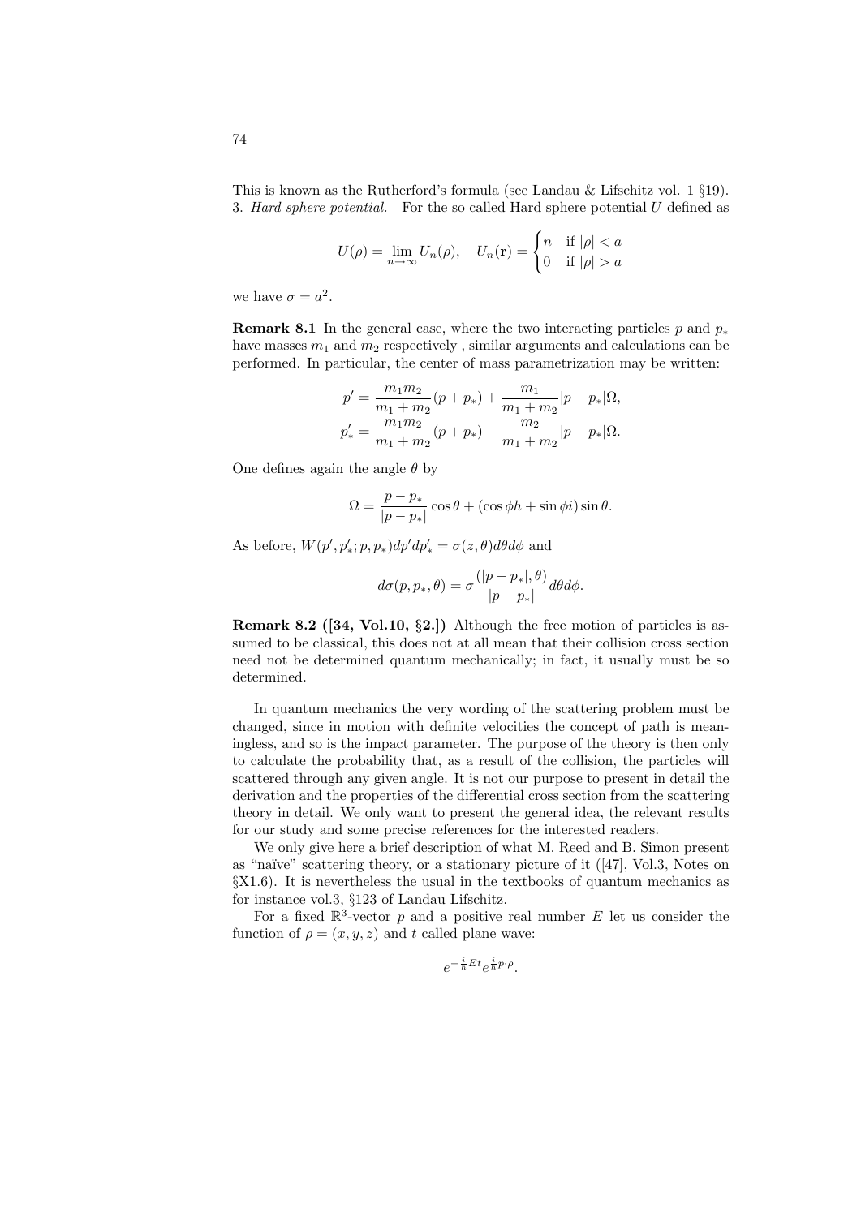This is known as the Rutherford's formula (see Landau & Lifschitz vol. 1 §19).
3. *Hard sphere potential.* For the so called Hard sphere potential $U$ defined as

$$U(\rho) = \lim_{n\to\infty} U_n(\rho), \quad U_n(\mathbf{r}) = \begin{cases} n & \text{if } |\rho| < a \\ 0 & \text{if } |\rho| > a \end{cases}$$

we have $\sigma = a^2$.

**Remark 8.1** In the general case, where the two interacting particles $p$ and $p_*$ have masses $m_1$ and $m_2$ respectively , similar arguments and calculations can be performed. In particular, the center of mass parametrization may be written:

$$p' = \frac{m_1 m_2}{m_1 + m_2}(p + p_*) + \frac{m_1}{m_1 + m_2}|p - p_*|\Omega,$$
$$p'_* = \frac{m_1 m_2}{m_1 + m_2}(p + p_*) - \frac{m_2}{m_1 + m_2}|p - p_*|\Omega.$$

One defines again the angle $\theta$ by

$$\Omega = \frac{p - p_*}{|p - p_*|}\cos\theta + (\cos\phi h + \sin\phi i)\sin\theta.$$

As before, $W(p', p'_*; p, p_*)dp'dp'_* = \sigma(z, \theta)d\theta d\phi$ and

$$d\sigma(p, p_*, \theta) = \sigma\frac{(|p - p_*|, \theta)}{|p - p_*|}d\theta d\phi.$$

**Remark 8.2 ([34, Vol.10, §2.])** Although the free motion of particles is assumed to be classical, this does not at all mean that their collision cross section need not be determined quantum mechanically; in fact, it usually must be so determined.

In quantum mechanics the very wording of the scattering problem must be changed, since in motion with definite velocities the concept of path is meaningless, and so is the impact parameter. The purpose of the theory is then only to calculate the probability that, as a result of the collision, the particles will scattered through any given angle. It is not our purpose to present in detail the derivation and the properties of the differential cross section from the scattering theory in detail. We only want to present the general idea, the relevant results for our study and some precise references for the interested readers.

We only give here a brief description of what M. Reed and B. Simon present as "naïve" scattering theory, or a stationary picture of it ([47], Vol.3, Notes on §X1.6). It is nevertheless the usual in the textbooks of quantum mechanics as for instance vol.3, §123 of Landau Lifschitz.

For a fixed $\mathbb{R}^3$-vector $p$ and a positive real number $E$ let us consider the function of $\rho = (x, y, z)$ and $t$ called plane wave:

$$e^{-\frac{i}{\hbar}Et}e^{\frac{i}{\hbar}p\cdot\rho}.$$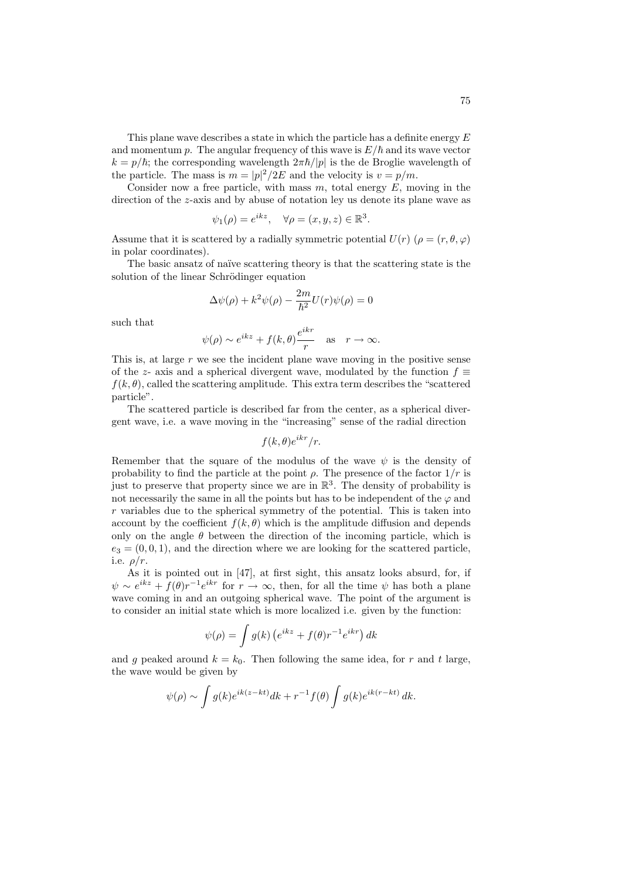This plane wave describes a state in which the particle has a definite energy $E$ and momentum $p$. The angular frequency of this wave is $E/\hbar$ and its wave vector $k = p/\hbar$; the corresponding wavelength $2\pi\hbar/|p|$ is the de Broglie wavelength of the particle. The mass is $m = |p|^2/2E$ and the velocity is $v = p/m$.

Consider now a free particle, with mass $m$, total energy $E$, moving in the direction of the $z$-axis and by abuse of notation ley us denote its plane wave as

$$\psi_1(\rho) = e^{ikz}, \quad \forall \rho = (x, y, z) \in \mathbb{R}^3.$$

Assume that it is scattered by a radially symmetric potential $U(r)$ ($\rho = (r, \theta, \varphi)$ in polar coordinates).

The basic ansatz of naïve scattering theory is that the scattering state is the solution of the linear Schrödinger equation

$$\Delta\psi(\rho) + k^2\psi(\rho) - \frac{2m}{\hbar^2}U(r)\psi(\rho) = 0$$

such that

$$\psi(\rho) \sim e^{ikz} + f(k, \theta)\frac{e^{ikr}}{r} \quad \text{as} \quad r \to \infty.$$

This is, at large $r$ we see the incident plane wave moving in the positive sense of the $z$- axis and a spherical divergent wave, modulated by the function $f \equiv f(k, \theta)$, called the scattering amplitude. This extra term describes the "scattered particle".

The scattered particle is described far from the center, as a spherical divergent wave, i.e. a wave moving in the "increasing" sense of the radial direction

$$f(k, \theta)e^{ikr}/r.$$

Remember that the square of the modulus of the wave $\psi$ is the density of probability to find the particle at the point $\rho$. The presence of the factor $1/r$ is just to preserve that property since we are in $\mathbb{R}^3$. The density of probability is not necessarily the same in all the points but has to be independent of the $\varphi$ and $r$ variables due to the spherical symmetry of the potential. This is taken into account by the coefficient $f(k, \theta)$ which is the amplitude diffusion and depends only on the angle $\theta$ between the direction of the incoming particle, which is $e_3 = (0, 0, 1)$, and the direction where we are looking for the scattered particle, i.e. $\rho/r$.

As it is pointed out in [47], at first sight, this ansatz looks absurd, for, if $\psi \sim e^{ikz} + f(\theta)r^{-1}e^{ikr}$ for $r \to \infty$, then, for all the time $\psi$ has both a plane wave coming in and an outgoing spherical wave. The point of the argument is to consider an initial state which is more localized i.e. given by the function:

$$\psi(\rho) = \int g(k)\left(e^{ikz} + f(\theta)r^{-1}e^{ikr}\right)dk$$

and $g$ peaked around $k = k_0$. Then following the same idea, for $r$ and $t$ large, the wave would be given by

$$\psi(\rho) \sim \int g(k)e^{ik(z-kt)}dk + r^{-1}f(\theta)\int g(k)e^{ik(r-kt)}\,dk.$$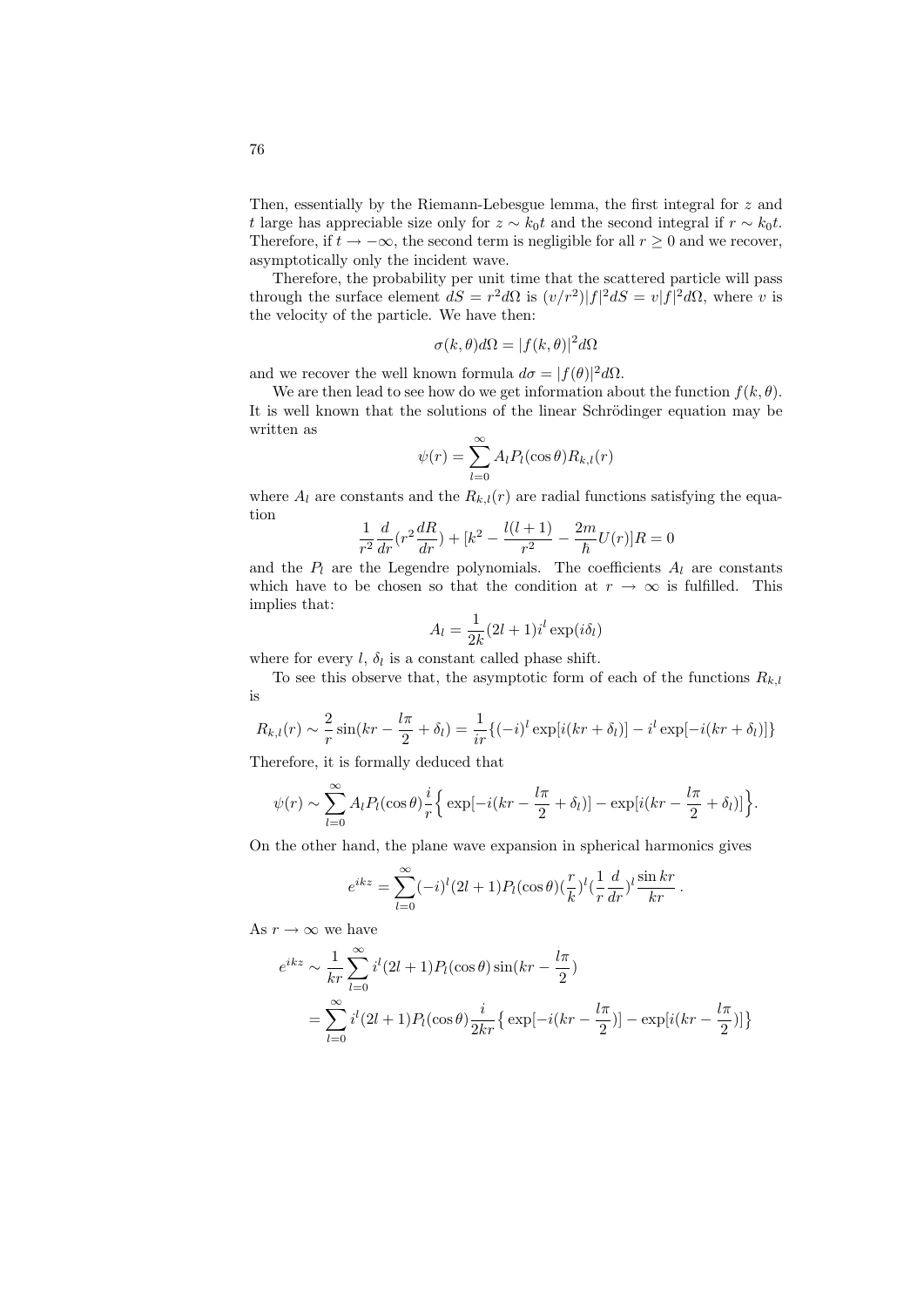Then, essentially by the Riemann-Lebesgue lemma, the first integral for $z$ and $t$ large has appreciable size only for $z \sim k_0 t$ and the second integral if $r \sim k_0 t$. Therefore, if $t \to -\infty$, the second term is negligible for all $r \geq 0$ and we recover, asymptotically only the incident wave.

Therefore, the probability per unit time that the scattered particle will pass through the surface element $dS = r^2 d\Omega$ is $(v/r^2)|f|^2 dS = v|f|^2 d\Omega$, where $v$ is the velocity of the particle. We have then:

$$\sigma(k,\theta)d\Omega = |f(k,\theta)|^2 d\Omega$$

and we recover the well known formula $d\sigma = |f(\theta)|^2 d\Omega$.

We are then lead to see how do we get information about the function $f(k,\theta)$. It is well known that the solutions of the linear Schrödinger equation may be written as

$$\psi(r) = \sum_{l=0}^{\infty} A_l P_l(\cos\theta) R_{k,l}(r)$$

where $A_l$ are constants and the $R_{k,l}(r)$ are radial functions satisfying the equation

$$\frac{1}{r^2}\frac{d}{dr}(r^2 \frac{dR}{dr}) + [k^2 - \frac{l(l+1)}{r^2} - \frac{2m}{\hbar}U(r)]R = 0$$

and the $P_l$ are the Legendre polynomials. The coefficients $A_l$ are constants which have to be chosen so that the condition at $r \to \infty$ is fulfilled. This implies that:

$$A_l = \frac{1}{2k}(2l+1)i^l \exp(i\delta_l)$$

where for every $l$, $\delta_l$ is a constant called phase shift.

To see this observe that, the asymptotic form of each of the functions $R_{k,l}$ is

$$R_{k,l}(r) \sim \frac{2}{r}\sin(kr - \frac{l\pi}{2} + \delta_l) = \frac{1}{ir}\{(-i)^l \exp[i(kr + \delta_l)] - i^l \exp[-i(kr + \delta_l)]\}$$

Therefore, it is formally deduced that

$$\psi(r) \sim \sum_{l=0}^{\infty} A_l P_l(\cos\theta) \frac{i}{r}\Big\{\exp[-i(kr - \frac{l\pi}{2} + \delta_l)] - \exp[i(kr - \frac{l\pi}{2} + \delta_l)]\Big\}.$$

On the other hand, the plane wave expansion in spherical harmonics gives

$$e^{ikz} = \sum_{l=0}^{\infty}(-i)^l(2l+1)P_l(\cos\theta)(\frac{r}{k})^l(\frac{1}{r}\frac{d}{dr})^l \frac{\sin kr}{kr}\,.$$

As $r \to \infty$ we have

$$\begin{aligned} e^{ikz} &\sim \frac{1}{kr}\sum_{l=0}^{\infty} i^l(2l+1)P_l(\cos\theta)\sin(kr - \frac{l\pi}{2}) \\ &= \sum_{l=0}^{\infty} i^l(2l+1)P_l(\cos\theta)\frac{i}{2kr}\big\{\exp[-i(kr - \frac{l\pi}{2})] - \exp[i(kr - \frac{l\pi}{2})]\big\} \end{aligned}$$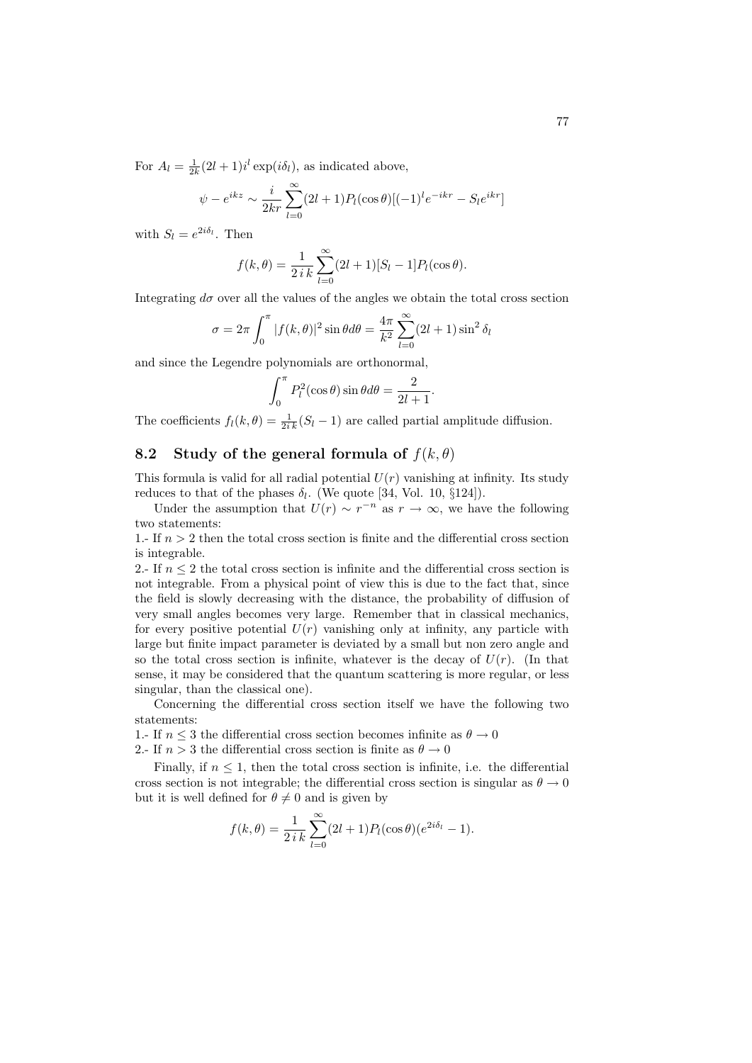For $A_l = \frac{1}{2k}(2l+1)i^l \exp(i\delta_l)$, as indicated above,

$$\psi - e^{ikz} \sim \frac{i}{2kr} \sum_{l=0}^{\infty} (2l+1) P_l(\cos\theta)[(-1)^l e^{-ikr} - S_l e^{ikr}]$$

with $S_l = e^{2i\delta_l}$. Then

$$f(k,\theta) = \frac{1}{2\,i\,k} \sum_{l=0}^{\infty} (2l+1)[S_l - 1] P_l(\cos\theta).$$

Integrating $d\sigma$ over all the values of the angles we obtain the total cross section

$$\sigma = 2\pi \int_0^{\pi} |f(k,\theta)|^2 \sin\theta d\theta = \frac{4\pi}{k^2} \sum_{l=0}^{\infty} (2l+1) \sin^2 \delta_l$$

and since the Legendre polynomials are orthonormal,

$$\int_0^{\pi} P_l^2(\cos\theta) \sin\theta d\theta = \frac{2}{2l+1}.$$

The coefficients $f_l(k,\theta) = \frac{1}{2i\,k}(S_l - 1)$ are called partial amplitude diffusion.

## 8.2 Study of the general formula of $f(k,\theta)$

This formula is valid for all radial potential $U(r)$ vanishing at infinity. Its study reduces to that of the phases $\delta_l$. (We quote [34, Vol. 10, §124]).

Under the assumption that $U(r) \sim r^{-n}$ as $r \to \infty$, we have the following two statements:

1.- If $n > 2$ then the total cross section is finite and the differential cross section is integrable.

2.- If $n \leq 2$ the total cross section is infinite and the differential cross section is not integrable. From a physical point of view this is due to the fact that, since the field is slowly decreasing with the distance, the probability of diffusion of very small angles becomes very large. Remember that in classical mechanics, for every positive potential $U(r)$ vanishing only at infinity, any particle with large but finite impact parameter is deviated by a small but non zero angle and so the total cross section is infinite, whatever is the decay of $U(r)$. (In that sense, it may be considered that the quantum scattering is more regular, or less singular, than the classical one).

Concerning the differential cross section itself we have the following two statements:

1.- If $n \leq 3$ the differential cross section becomes infinite as $\theta \to 0$

2.- If $n > 3$ the differential cross section is finite as $\theta \to 0$

Finally, if $n \leq 1$, then the total cross section is infinite, i.e. the differential cross section is not integrable; the differential cross section is singular as $\theta \to 0$ but it is well defined for $\theta \neq 0$ and is given by

$$f(k,\theta) = \frac{1}{2\,i\,k} \sum_{l=0}^{\infty} (2l+1) P_l(\cos\theta)(e^{2i\delta_l} - 1).$$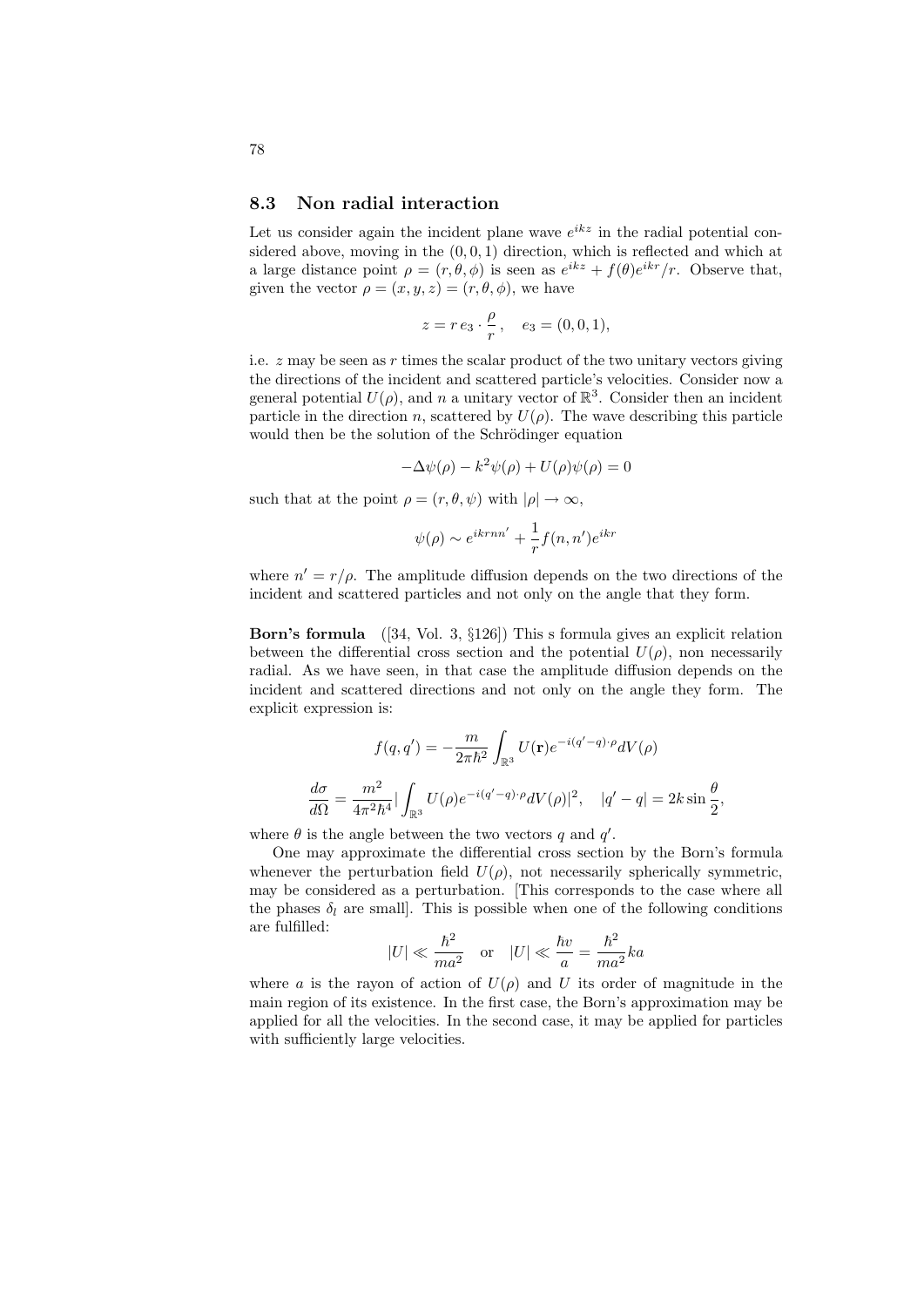## 8.3 Non radial interaction

Let us consider again the incident plane wave $e^{ikz}$ in the radial potential considered above, moving in the $(0,0,1)$ direction, which is reflected and which at a large distance point $\rho = (r, \theta, \phi)$ is seen as $e^{ikz} + f(\theta)e^{ikr}/r$. Observe that, given the vector $\rho = (x, y, z) = (r, \theta, \phi)$, we have

$$z = r\, e_3 \cdot \frac{\rho}{r}, \quad e_3 = (0,0,1),$$

i.e. $z$ may be seen as $r$ times the scalar product of the two unitary vectors giving the directions of the incident and scattered particle's velocities. Consider now a general potential $U(\rho)$, and $n$ a unitary vector of $\mathbb{R}^3$. Consider then an incident particle in the direction $n$, scattered by $U(\rho)$. The wave describing this particle would then be the solution of the Schrödinger equation

$$-\Delta\psi(\rho) - k^2\psi(\rho) + U(\rho)\psi(\rho) = 0$$

such that at the point $\rho = (r, \theta, \psi)$ with $|\rho| \to \infty$,

$$\psi(\rho) \sim e^{ikrnn'} + \frac{1}{r} f(n, n')e^{ikr}$$

where $n' = r/\rho$. The amplitude diffusion depends on the two directions of the incident and scattered particles and not only on the angle that they form.

**Born's formula** ([34, Vol. 3, §126]) This s formula gives an explicit relation between the differential cross section and the potential $U(\rho)$, non necessarily radial. As we have seen, in that case the amplitude diffusion depends on the incident and scattered directions and not only on the angle they form. The explicit expression is:

$$f(q, q') = -\frac{m}{2\pi\hbar^2}\int_{\mathbb{R}^3} U(\mathbf{r})e^{-i(q'-q)\cdot\rho}dV(\rho)$$

$$\frac{d\sigma}{d\Omega} = \frac{m^2}{4\pi^2\hbar^4}|\int_{\mathbb{R}^3} U(\rho)e^{-i(q'-q)\cdot\rho}dV(\rho)|^2, \quad |q'-q| = 2k\sin\frac{\theta}{2},$$

where $\theta$ is the angle between the two vectors $q$ and $q'$.

One may approximate the differential cross section by the Born's formula whenever the perturbation field $U(\rho)$, not necessarily spherically symmetric, may be considered as a perturbation. [This corresponds to the case where all the phases $\delta_l$ are small]. This is possible when one of the following conditions are fulfilled:

$$|U| \ll \frac{\hbar^2}{ma^2} \quad \text{or} \quad |U| \ll \frac{\hbar v}{a} = \frac{\hbar^2}{ma^2}ka$$

where $a$ is the rayon of action of $U(\rho)$ and $U$ its order of magnitude in the main region of its existence. In the first case, the Born's approximation may be applied for all the velocities. In the second case, it may be applied for particles with sufficiently large velocities.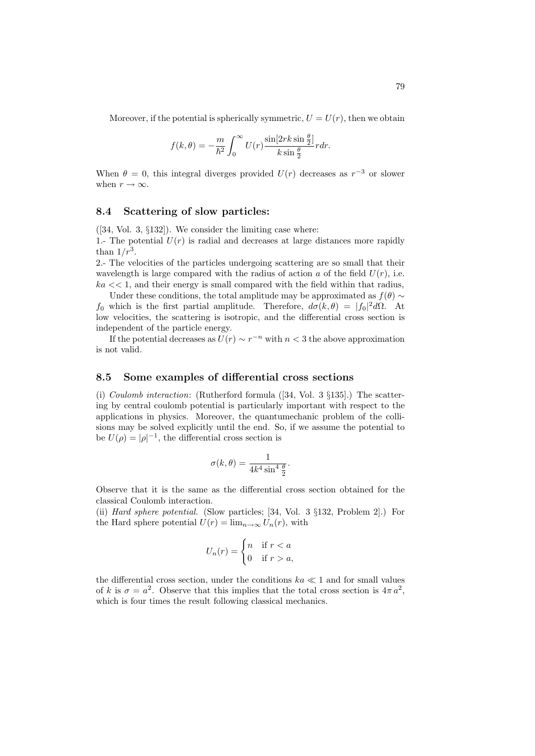Moreover, if the potential is spherically symmetric, $U = U(r)$, then we obtain

$$f(k,\theta) = -\frac{m}{\hbar^2}\int_0^\infty U(r)\frac{\sin[2rk\sin\frac{\theta}{2}]}{k\sin\frac{\theta}{2}}rdr.$$

When $\theta = 0$, this integral diverges provided $U(r)$ decreases as $r^{-3}$ or slower when $r \to \infty$.

## 8.4 Scattering of slow particles:

([34, Vol. 3, §132]). We consider the limiting case where:

1.- The potential $U(r)$ is radial and decreases at large distances more rapidly than $1/r^3$.

2.- The velocities of the particles undergoing scattering are so small that their wavelength is large compared with the radius of action $a$ of the field $U(r)$, i.e. $ka << 1$, and their energy is small compared with the field within that radius,

Under these conditions, the total amplitude may be approximated as $f(\theta) \sim f_0$ which is the first partial amplitude. Therefore, $d\sigma(k,\theta) = |f_0|^2 d\Omega$. At low velocities, the scattering is isotropic, and the differential cross section is independent of the particle energy.

If the potential decreases as $U(r) \sim r^{-n}$ with $n < 3$ the above approximation is not valid.

## 8.5 Some examples of differential cross sections

(i) *Coulomb interaction*: (Rutherford formula ([34, Vol. 3 §135].) The scattering by central coulomb potential is particularly important with respect to the applications in physics. Moreover, the quantumechanic problem of the collisions may be solved explicitly until the end. So, if we assume the potential to be $U(\rho) = |\rho|^{-1}$, the differential cross section is

$$\sigma(k,\theta) = \frac{1}{4k^4\sin^4\frac{\theta}{2}}.$$

Observe that it is the same as the differential cross section obtained for the classical Coulomb interaction.

(ii) *Hard sphere potential.* (Slow particles; [34, Vol. 3 §132, Problem 2].) For the Hard sphere potential $U(r) = \lim_{n\to\infty} U_n(r)$, with

$$U_n(r) = \begin{cases} n & \text{if } r < a \\ 0 & \text{if } r > a, \end{cases}$$

the differential cross section, under the conditions $ka \ll 1$ and for small values of $k$ is $\sigma = a^2$. Observe that this implies that the total cross section is $4\pi a^2$, which is four times the result following classical mechanics.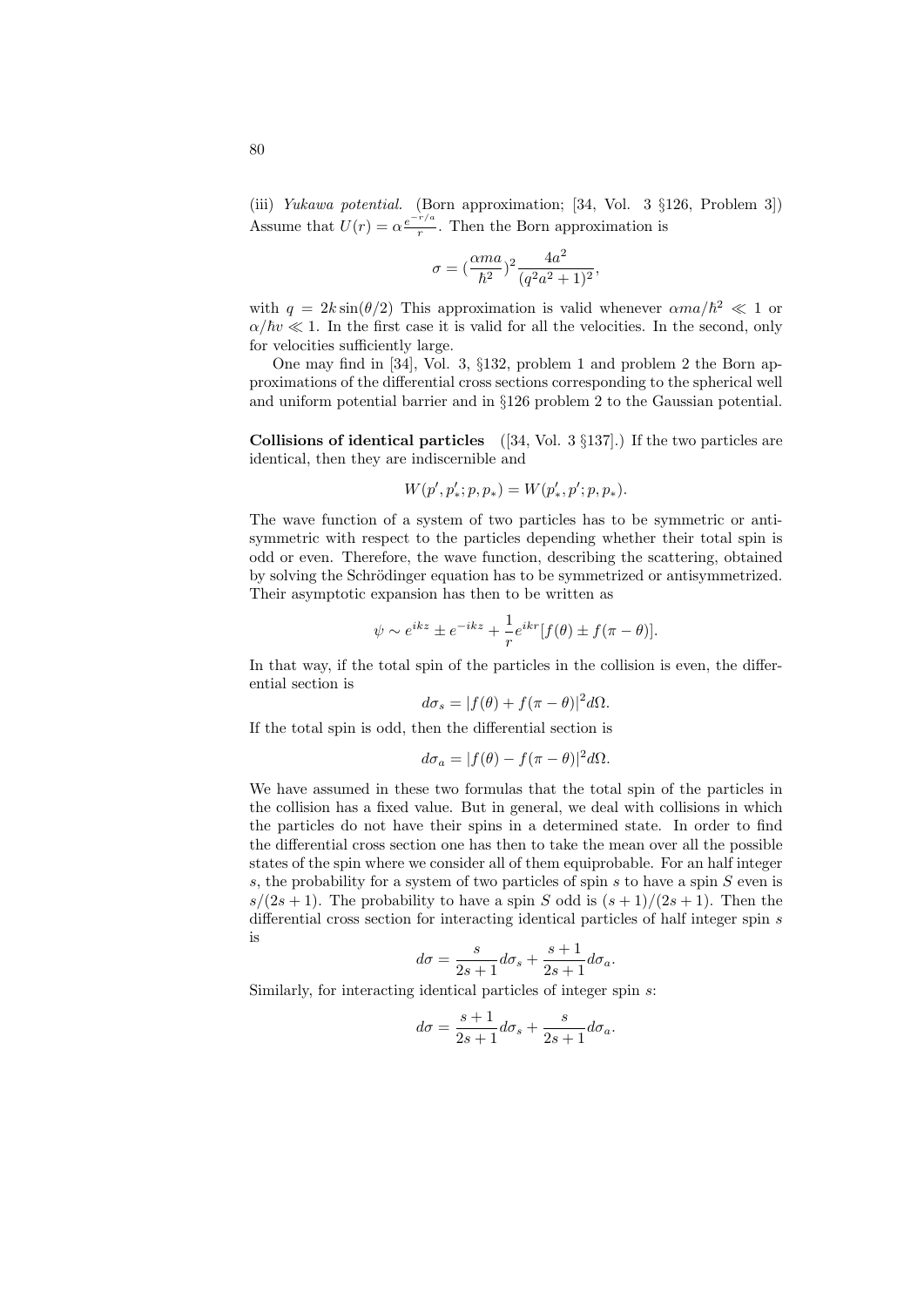(iii) *Yukawa potential.* (Born approximation; [34, Vol. 3 §126, Problem 3]) Assume that $U(r) = \alpha \frac{e^{-r/a}}{r}$. Then the Born approximation is

$$\sigma = (\frac{\alpha m a}{\hbar^2})^2 \frac{4a^2}{(q^2a^2+1)^2},$$

with $q = 2k\sin(\theta/2)$ This approximation is valid whenever $\alpha ma/\hbar^2 \ll 1$ or $\alpha/\hbar v \ll 1$. In the first case it is valid for all the velocities. In the second, only for velocities sufficiently large.

One may find in [34], Vol. 3, §132, problem 1 and problem 2 the Born approximations of the differential cross sections corresponding to the spherical well and uniform potential barrier and in §126 problem 2 to the Gaussian potential.

**Collisions of identical particles** ([34, Vol. 3 §137].) If the two particles are identical, then they are indiscernible and

$$W(p', p'_*; p, p_*) = W(p'_*, p'; p, p_*).$$

The wave function of a system of two particles has to be symmetric or antisymmetric with respect to the particles depending whether their total spin is odd or even. Therefore, the wave function, describing the scattering, obtained by solving the Schrödinger equation has to be symmetrized or antisymmetrized. Their asymptotic expansion has then to be written as

$$\psi \sim e^{ikz} \pm e^{-ikz} + \frac{1}{r}e^{ikr}[f(\theta) \pm f(\pi-\theta)].$$

In that way, if the total spin of the particles in the collision is even, the differential section is

$$d\sigma_s = |f(\theta) + f(\pi - \theta)|^2 d\Omega.$$

If the total spin is odd, then the differential section is

$$d\sigma_a = |f(\theta) - f(\pi - \theta)|^2 d\Omega.$$

We have assumed in these two formulas that the total spin of the particles in the collision has a fixed value. But in general, we deal with collisions in which the particles do not have their spins in a determined state. In order to find the differential cross section one has then to take the mean over all the possible states of the spin where we consider all of them equiprobable. For an half integer $s$, the probability for a system of two particles of spin $s$ to have a spin $S$ even is $s/(2s+1)$. The probability to have a spin $S$ odd is $(s+1)/(2s+1)$. Then the differential cross section for interacting identical particles of half integer spin $s$ is

$$d\sigma = \frac{s}{2s+1}d\sigma_s + \frac{s+1}{2s+1}d\sigma_a.$$

Similarly, for interacting identical particles of integer spin $s$:

$$d\sigma = \frac{s+1}{2s+1}d\sigma_s + \frac{s}{2s+1}d\sigma_a.$$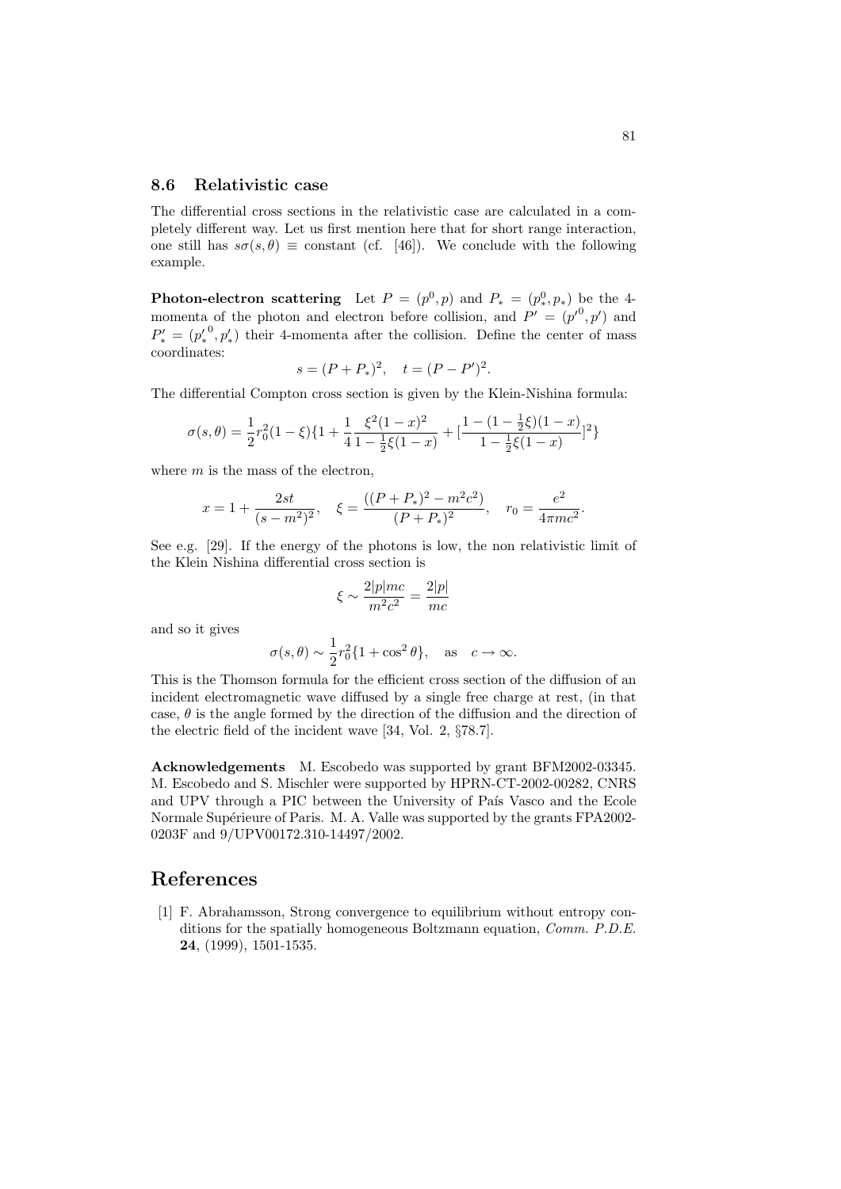### 8.6 Relativistic case

The differential cross sections in the relativistic case are calculated in a completely different way. Let us first mention here that for short range interaction, one still has $s\sigma(s,\theta) \equiv$ constant (cf. [46]). We conclude with the following example.

**Photon-electron scattering** Let $P = (p^0, p)$ and $P_* = (p_*^0, p_*)$ be the 4-momenta of the photon and electron before collision, and $P' = ({p'}^0, p')$ and $P'_* = ({p'_*}^0, p'_*)$ their 4-momenta after the collision. Define the center of mass coordinates:

$$s = (P + P_*)^2, \quad t = (P - P')^2.$$

The differential Compton cross section is given by the Klein-Nishina formula:

$$\sigma(s,\theta) = \frac{1}{2} r_0^2 (1-\xi)\{1 + \frac{1}{4}\frac{\xi^2(1-x)^2}{1-\frac{1}{2}\xi(1-x)} + [\frac{1-(1-\frac{1}{2}\xi)(1-x)}{1-\frac{1}{2}\xi(1-x)}]^2\}$$

where $m$ is the mass of the electron,

$$x = 1 + \frac{2st}{(s-m^2)^2}, \quad \xi = \frac{((P+P_*)^2 - m^2c^2)}{(P+P_*)^2}, \quad r_0 = \frac{e^2}{4\pi mc^2}.$$

See e.g. [29]. If the energy of the photons is low, the non relativistic limit of the Klein Nishina differential cross section is

$$\xi \sim \frac{2|p|mc}{m^2c^2} = \frac{2|p|}{mc}$$

and so it gives

$$\sigma(s,\theta) \sim \frac{1}{2} r_0^2 \{1 + \cos^2\theta\}, \quad \text{as} \quad c \to \infty.$$

This is the Thomson formula for the efficient cross section of the diffusion of an incident electromagnetic wave diffused by a single free charge at rest, (in that case, $\theta$ is the angle formed by the direction of the diffusion and the direction of the electric field of the incident wave [34, Vol. 2, §78.7].

**Acknowledgements** M. Escobedo was supported by grant BFM2002-03345. M. Escobedo and S. Mischler were supported by HPRN-CT-2002-00282, CNRS and UPV through a PIC between the University of País Vasco and the Ecole Normale Supérieure of Paris. M. A. Valle was supported by the grants FPA2002-0203F and 9/UPV00172.310-14497/2002.

# References

[1] F. Abrahamsson, Strong convergence to equilibrium without entropy conditions for the spatially homogeneous Boltzmann equation, *Comm. P.D.E.* **24**, (1999), 1501-1535.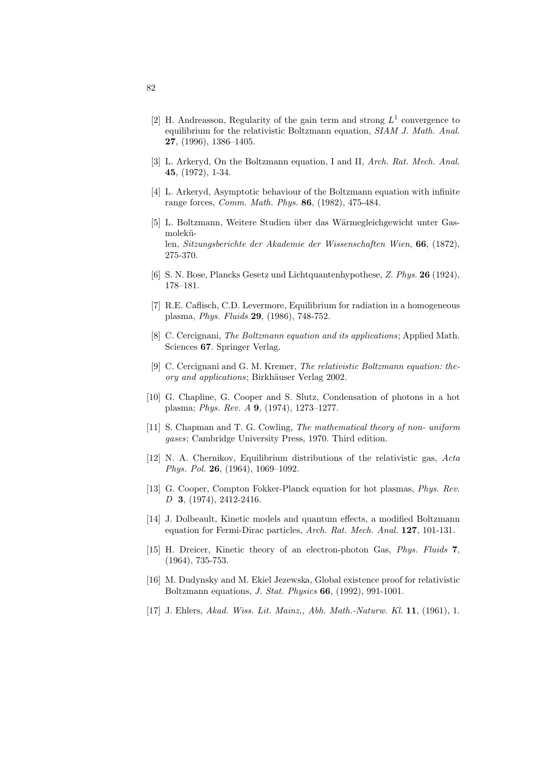[2] H. Andreasson, Regularity of the gain term and strong $L^1$ convergence to equilibrium for the relativistic Boltzmann equation, *SIAM J. Math. Anal.* **27**, (1996), 1386–1405.

[3] L. Arkeryd, On the Boltzmann equation, I and II, *Arch. Rat. Mech. Anal.* **45**, (1972), 1-34.

[4] L. Arkeryd, Asymptotic behaviour of the Boltzmann equation with infinite range forces, *Comm. Math. Phys.* **86**, (1982), 475-484.

[5] L. Boltzmann, Weitere Studien über das Wärmegleichgewicht unter Gasmolekü-
len, *Sitzungsberichte der Akademie der Wissenschaften Wien*, **66**, (1872), 275-370.

[6] S. N. Bose, Plancks Gesetz und Lichtquantenhypothese, *Z. Phys.* **26** (1924), 178–181.

[7] R.E. Caflisch, C.D. Levermore, Equilibrium for radiation in a homogeneous plasma, *Phys. Fluids* **29**, (1986), 748-752.

[8] C. Cercignani, *The Boltzmann equation and its applications*; Applied Math. Sciences **67**. Springer Verlag.

[9] C. Cercignani and G. M. Kremer, *The relativistic Boltzmann equation: theory and applications*; Birkhäuser Verlag 2002.

[10] G. Chapline, G. Cooper and S. Slutz, Condensation of photons in a hot plasma; *Phys. Rev. A* **9**, (1974), 1273–1277.

[11] S. Chapman and T. G. Cowling, *The mathematical theory of non- uniform gases*; Cambridge University Press, 1970. Third edition.

[12] N. A. Chernikov, Equilibrium distributions of the relativistic gas, *Acta Phys. Pol.* **26**, (1964), 1069–1092.

[13] G. Cooper, Compton Fokker-Planck equation for hot plasmas, *Phys. Rev. D* **3**, (1974), 2412-2416.

[14] J. Dolbeault, Kinetic models and quantum effects, a modified Boltzmann equation for Fermi-Dirac particles, *Arch. Rat. Mech. Anal.* **127**, 101-131.

[15] H. Dreicer, Kinetic theory of an electron-photon Gas, *Phys. Fluids* **7**, (1964), 735-753.

[16] M. Dudynsky and M. Ekiel Jezewska, Global existence proof for relativistic Boltzmann equations, *J. Stat. Physics* **66**, (1992), 991-1001.

[17] J. Ehlers, *Akad. Wiss. Lit. Mainz,, Abh. Math.-Naturw. Kl.* **11**, (1961), 1.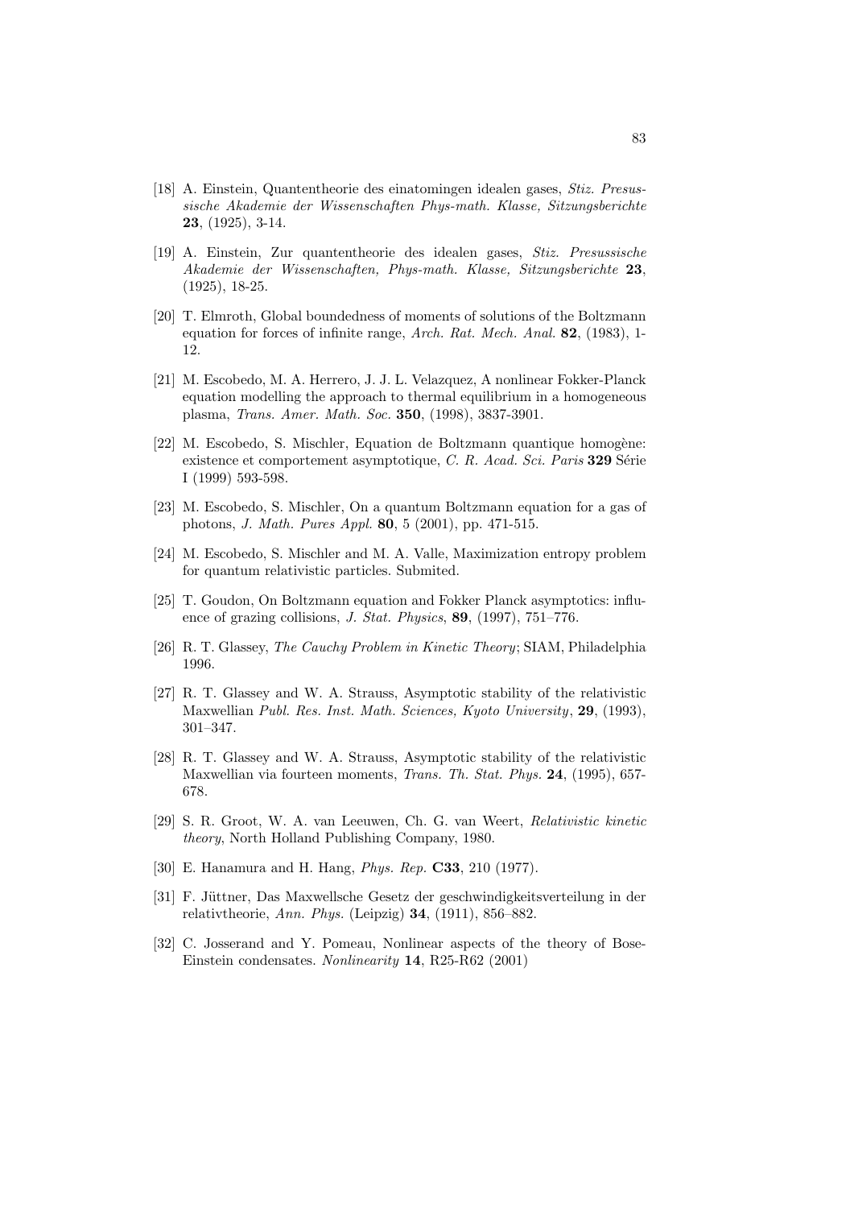[18] A. Einstein, Quantentheorie des einatomingen idealen gases, *Stiz. Presussische Akademie der Wissenschaften Phys-math. Klasse, Sitzungsberichte* **23**, (1925), 3-14.

[19] A. Einstein, Zur quantentheorie des idealen gases, *Stiz. Presussische Akademie der Wissenschaften, Phys-math. Klasse, Sitzungsberichte* **23**, (1925), 18-25.

[20] T. Elmroth, Global boundedness of moments of solutions of the Boltzmann equation for forces of infinite range, *Arch. Rat. Mech. Anal.* **82**, (1983), 1-12.

[21] M. Escobedo, M. A. Herrero, J. J. L. Velazquez, A nonlinear Fokker-Planck equation modelling the approach to thermal equilibrium in a homogeneous plasma, *Trans. Amer. Math. Soc.* **350**, (1998), 3837-3901.

[22] M. Escobedo, S. Mischler, Equation de Boltzmann quantique homogène: existence et comportement asymptotique, *C. R. Acad. Sci. Paris* **329** Série I (1999) 593-598.

[23] M. Escobedo, S. Mischler, On a quantum Boltzmann equation for a gas of photons, *J. Math. Pures Appl.* **80**, 5 (2001), pp. 471-515.

[24] M. Escobedo, S. Mischler and M. A. Valle, Maximization entropy problem for quantum relativistic particles. Submited.

[25] T. Goudon, On Boltzmann equation and Fokker Planck asymptotics: influence of grazing collisions, *J. Stat. Physics*, **89**, (1997), 751–776.

[26] R. T. Glassey, *The Cauchy Problem in Kinetic Theory*; SIAM, Philadelphia 1996.

[27] R. T. Glassey and W. A. Strauss, Asymptotic stability of the relativistic Maxwellian *Publ. Res. Inst. Math. Sciences, Kyoto University*, **29**, (1993), 301–347.

[28] R. T. Glassey and W. A. Strauss, Asymptotic stability of the relativistic Maxwellian via fourteen moments, *Trans. Th. Stat. Phys.* **24**, (1995), 657-678.

[29] S. R. Groot, W. A. van Leeuwen, Ch. G. van Weert, *Relativistic kinetic theory*, North Holland Publishing Company, 1980.

[30] E. Hanamura and H. Hang, *Phys. Rep.* **C33**, 210 (1977).

[31] F. Jüttner, Das Maxwellsche Gesetz der geschwindigkeitsverteilung in der relativtheorie, *Ann. Phys.* (Leipzig) **34**, (1911), 856–882.

[32] C. Josserand and Y. Pomeau, Nonlinear aspects of the theory of Bose-Einstein condensates. *Nonlinearity* **14**, R25-R62 (2001)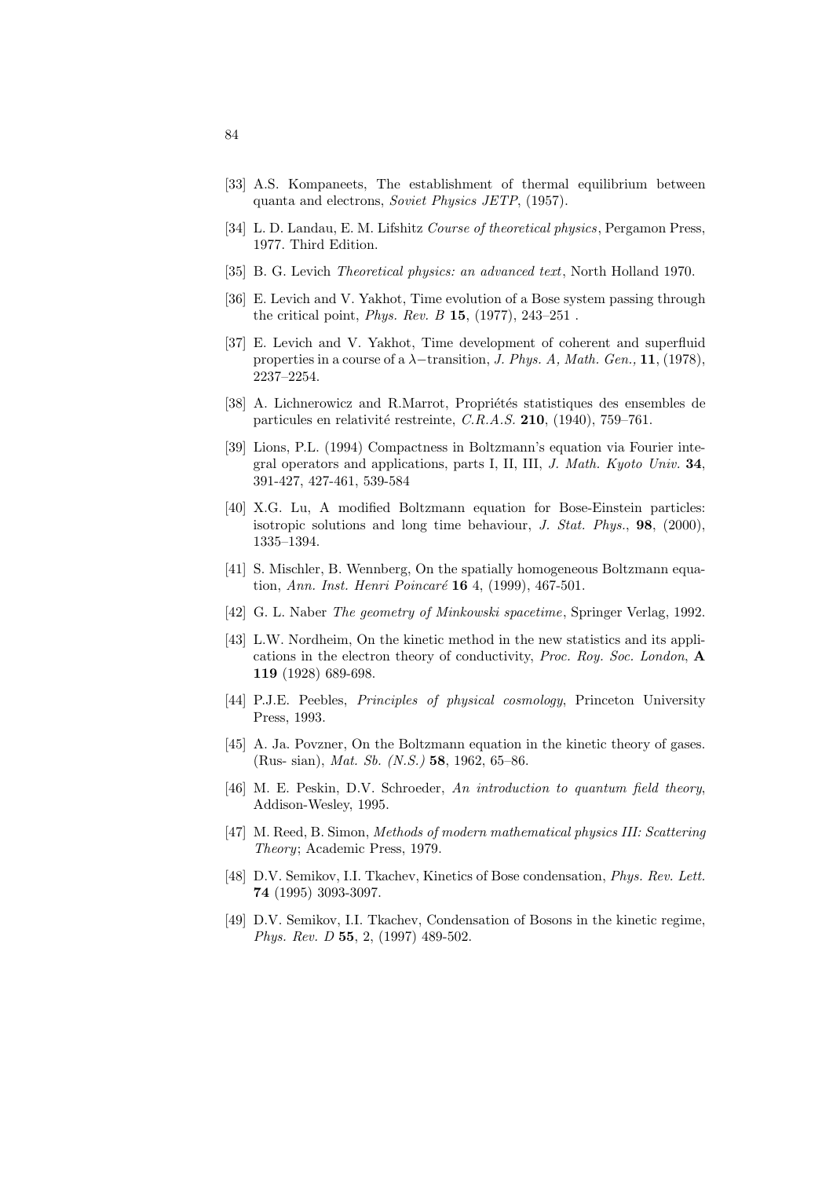[33] A.S. Kompaneets, The establishment of thermal equilibrium between quanta and electrons, *Soviet Physics JETP*, (1957).

[34] L. D. Landau, E. M. Lifshitz *Course of theoretical physics*, Pergamon Press, 1977. Third Edition.

[35] B. G. Levich *Theoretical physics: an advanced text*, North Holland 1970.

[36] E. Levich and V. Yakhot, Time evolution of a Bose system passing through the critical point, *Phys. Rev. B* **15**, (1977), 243–251 .

[37] E. Levich and V. Yakhot, Time development of coherent and superfluid properties in a course of a $\lambda-$transition, *J. Phys. A, Math. Gen.,* **11**, (1978), 2237–2254.

[38] A. Lichnerowicz and R.Marrot, Propriétés statistiques des ensembles de particules en relativité restreinte, *C.R.A.S.* **210**, (1940), 759–761.

[39] Lions, P.L. (1994) Compactness in Boltzmann's equation via Fourier integral operators and applications, parts I, II, III, *J. Math. Kyoto Univ.* **34**, 391-427, 427-461, 539-584

[40] X.G. Lu, A modified Boltzmann equation for Bose-Einstein particles: isotropic solutions and long time behaviour, *J. Stat. Phys.*, **98**, (2000), 1335–1394.

[41] S. Mischler, B. Wennberg, On the spatially homogeneous Boltzmann equation, *Ann. Inst. Henri Poincaré* **16** 4, (1999), 467-501.

[42] G. L. Naber *The geometry of Minkowski spacetime*, Springer Verlag, 1992.

[43] L.W. Nordheim, On the kinetic method in the new statistics and its applications in the electron theory of conductivity, *Proc. Roy. Soc. London*, **A 119** (1928) 689-698.

[44] P.J.E. Peebles, *Principles of physical cosmology*, Princeton University Press, 1993.

[45] A. Ja. Povzner, On the Boltzmann equation in the kinetic theory of gases. (Rus- sian), *Mat. Sb. (N.S.)* **58**, 1962, 65–86.

[46] M. E. Peskin, D.V. Schroeder, *An introduction to quantum field theory*, Addison-Wesley, 1995.

[47] M. Reed, B. Simon, *Methods of modern mathematical physics III: Scattering Theory*; Academic Press, 1979.

[48] D.V. Semikov, I.I. Tkachev, Kinetics of Bose condensation, *Phys. Rev. Lett.* **74** (1995) 3093-3097.

[49] D.V. Semikov, I.I. Tkachev, Condensation of Bosons in the kinetic regime, *Phys. Rev. D* **55**, 2, (1997) 489-502.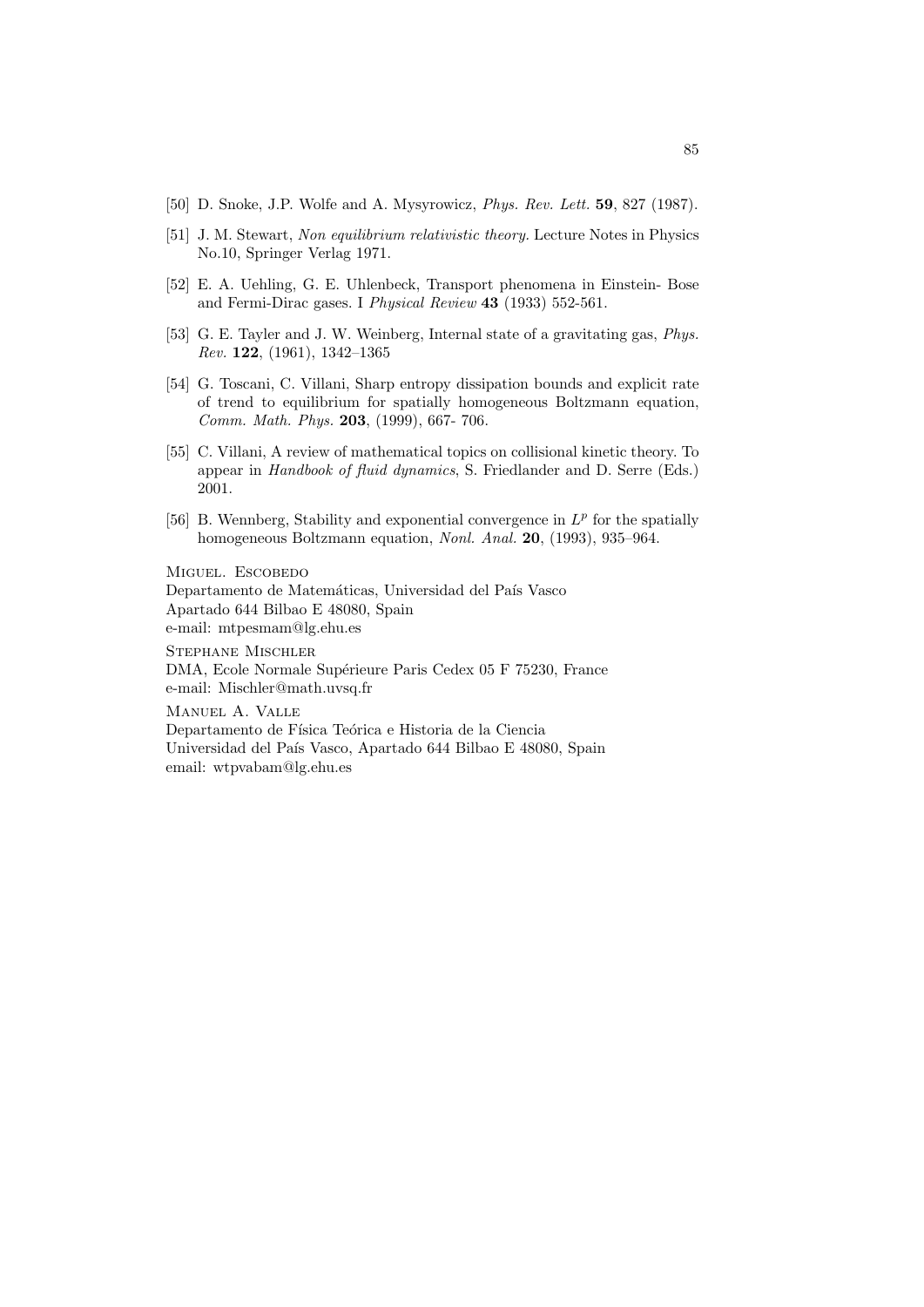[50] D. Snoke, J.P. Wolfe and A. Mysyrowicz, *Phys. Rev. Lett.* **59**, 827 (1987).

[51] J. M. Stewart, *Non equilibrium relativistic theory.* Lecture Notes in Physics No.10, Springer Verlag 1971.

[52] E. A. Uehling, G. E. Uhlenbeck, Transport phenomena in Einstein- Bose and Fermi-Dirac gases. I *Physical Review* **43** (1933) 552-561.

[53] G. E. Tayler and J. W. Weinberg, Internal state of a gravitating gas, *Phys. Rev.* **122**, (1961), 1342–1365

[54] G. Toscani, C. Villani, Sharp entropy dissipation bounds and explicit rate of trend to equilibrium for spatially homogeneous Boltzmann equation, *Comm. Math. Phys.* **203**, (1999), 667- 706.

[55] C. Villani, A review of mathematical topics on collisional kinetic theory. To appear in *Handbook of fluid dynamics*, S. Friedlander and D. Serre (Eds.) 2001.

[56] B. Wennberg, Stability and exponential convergence in $L^p$ for the spatially homogeneous Boltzmann equation, *Nonl. Anal.* **20**, (1993), 935–964.

Miguel. Escobedo
Departamento de Matemáticas, Universidad del País Vasco
Apartado 644 Bilbao E 48080, Spain
e-mail: mtpesmam@lg.ehu.es

Stephane Mischler
DMA, Ecole Normale Supérieure Paris Cedex 05 F 75230, France
e-mail: Mischler@math.uvsq.fr

Manuel A. Valle
Departamento de Física Teórica e Historia de la Ciencia
Universidad del País Vasco, Apartado 644 Bilbao E 48080, Spain
email: wtpvabam@lg.ehu.es